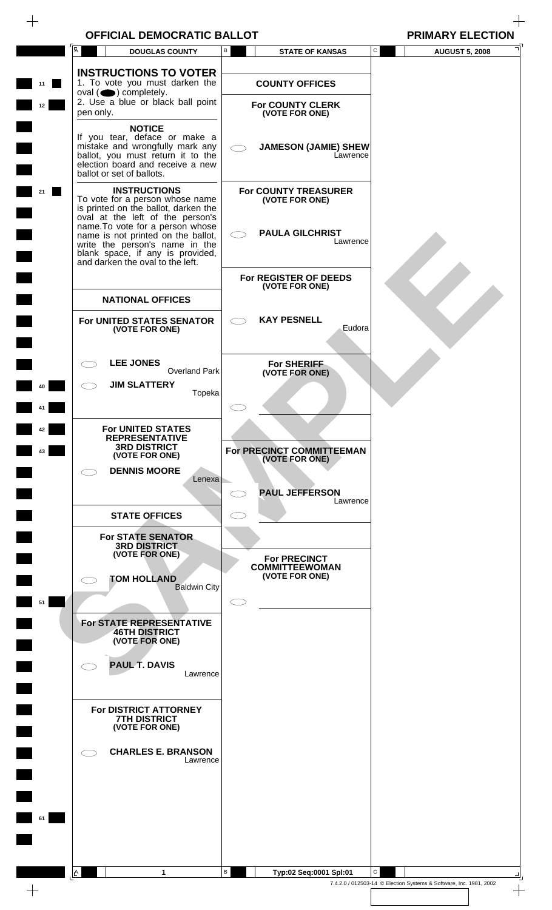# OFFICIAL DEMOCRATIC BALLOT

## PRIMARY ELECTION

DOUGLAS COUNTY | STATE OF KANSAS | AUGUST 5, 2008

**INSTRUCTIONS TO VOTER**
1. To vote you must darken the oval ( ) completely.
2. Use a blue or black ball point pen only.

**NOTICE**
If you tear, deface or make a mistake and wrongfully mark any ballot, you must return it to the election board and receive a new ballot or set of ballots.

**INSTRUCTIONS**
To vote for a person whose name is printed on the ballot, darken the oval at the left of the person's name. To vote for a person whose name is not printed on the ballot, write the person's name in the blank space, if any is provided, and darken the oval to the left.

### NATIONAL OFFICES

**For UNITED STATES SENATOR**
**(VOTE FOR ONE)**

- LEE JONES — Overland Park
- JIM SLATTERY — Topeka
- ______

**For UNITED STATES REPRESENTATIVE 3RD DISTRICT**
**(VOTE FOR ONE)**

- DENNIS MOORE — Lenexa

### STATE OFFICES

**For STATE SENATOR 3RD DISTRICT**
**(VOTE FOR ONE)**

- TOM HOLLAND — Baldwin City

**For STATE REPRESENTATIVE 46TH DISTRICT**
**(VOTE FOR ONE)**

- PAUL T. DAVIS — Lawrence

**For DISTRICT ATTORNEY 7TH DISTRICT**
**(VOTE FOR ONE)**

- CHARLES E. BRANSON — Lawrence

### COUNTY OFFICES

**For COUNTY CLERK**
**(VOTE FOR ONE)**

- JAMESON (JAMIE) SHEW — Lawrence

**For COUNTY TREASURER**
**(VOTE FOR ONE)**

- PAULA GILCHRIST — Lawrence

**For REGISTER OF DEEDS**
**(VOTE FOR ONE)**

- KAY PESNELL — Eudora

**For SHERIFF**
**(VOTE FOR ONE)**

- ______

**For PRECINCT COMMITTEEMAN**
**(VOTE FOR ONE)**

- PAUL JEFFERSON — Lawrence
- ______

**For PRECINCT COMMITTEEWOMAN**
**(VOTE FOR ONE)**

- ______

SAMPLE

1 | Typ:02 Seq:0001 Spl:01

7.4.2.0 / 012503-14 © Election Systems & Software, Inc. 1981, 2002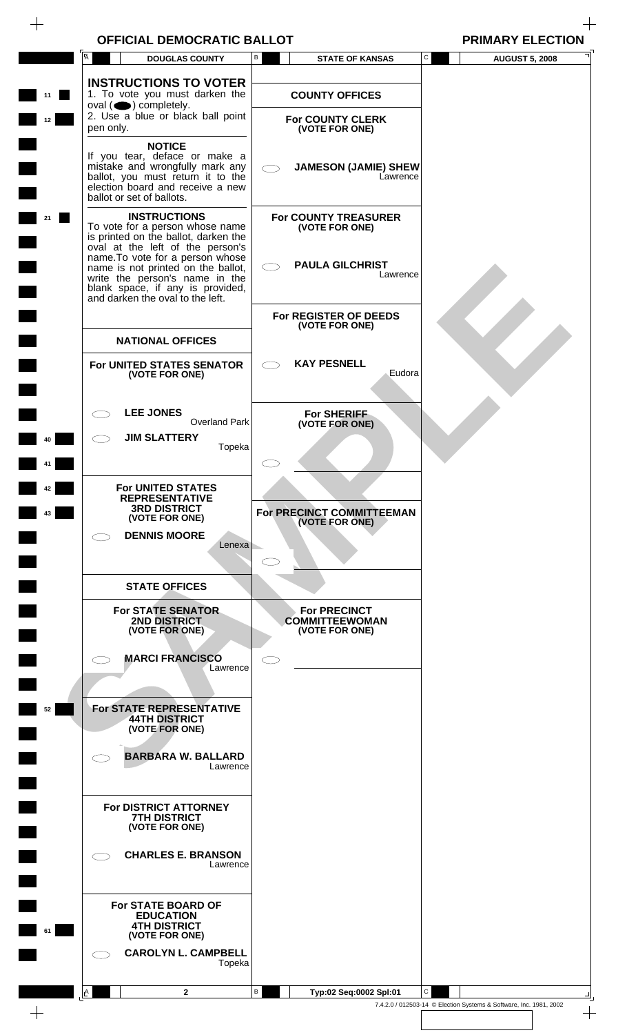# OFFICIAL DEMOCRATIC BALLOT

**PRIMARY ELECTION**

**DOUGLAS COUNTY** — **STATE OF KANSAS** — **AUGUST 5, 2008**

## INSTRUCTIONS TO VOTER

1. To vote you must darken the oval (⬬) completely.
2. Use a blue or black ball point pen only.

**NOTICE**

If you tear, deface or make a mistake and wrongfully mark any ballot, you must return it to the election board and receive a new ballot or set of ballots.

**INSTRUCTIONS**

To vote for a person whose name is printed on the ballot, darken the oval at the left of the person's name. To vote for a person whose name is not printed on the ballot, write the person's name in the blank space, if any is provided, and darken the oval to the left.

## NATIONAL OFFICES

### For UNITED STATES SENATOR
(VOTE FOR ONE)

- ⬭ **LEE JONES** — Overland Park
- ⬭ **JIM SLATTERY** — Topeka

### For UNITED STATES REPRESENTATIVE 3RD DISTRICT
(VOTE FOR ONE)

- ⬭ **DENNIS MOORE** — Lenexa

## STATE OFFICES

### For STATE SENATOR 2ND DISTRICT
(VOTE FOR ONE)

- ⬭ **MARCI FRANCISCO** — Lawrence

### For STATE REPRESENTATIVE 44TH DISTRICT
(VOTE FOR ONE)

- ⬭ **BARBARA W. BALLARD** — Lawrence

### For DISTRICT ATTORNEY 7TH DISTRICT
(VOTE FOR ONE)

- ⬭ **CHARLES E. BRANSON** — Lawrence

### For STATE BOARD OF EDUCATION 4TH DISTRICT
(VOTE FOR ONE)

- ⬭ **CAROLYN L. CAMPBELL** — Topeka

## COUNTY OFFICES

### For COUNTY CLERK
(VOTE FOR ONE)

- ⬭ **JAMESON (JAMIE) SHEW** — Lawrence

### For COUNTY TREASURER
(VOTE FOR ONE)

- ⬭ **PAULA GILCHRIST** — Lawrence

### For REGISTER OF DEEDS
(VOTE FOR ONE)

- ⬭ **KAY PESNELL** — Eudora

### For SHERIFF
(VOTE FOR ONE)

- ⬭ ________________

### For PRECINCT COMMITTEEMAN
(VOTE FOR ONE)

- ⬭ ________________

### For PRECINCT COMMITTEEWOMAN
(VOTE FOR ONE)

- ⬭ ________________

SAMPLE

Typ:02 Seq:0002 Spl:01

7.4.2.0 / 012503-14 © Election Systems & Software, Inc. 1981, 2002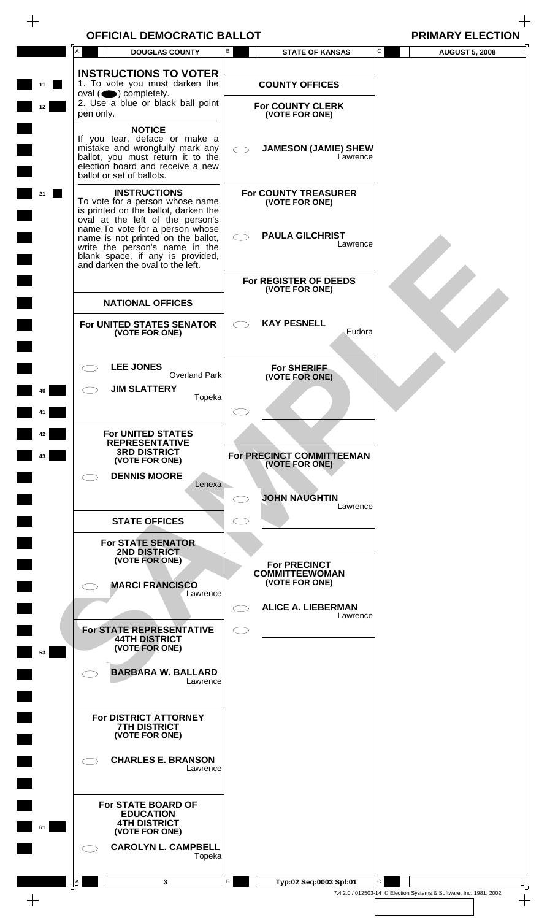# OFFICIAL DEMOCRATIC BALLOT

## PRIMARY ELECTION

DOUGLAS COUNTY — STATE OF KANSAS — AUGUST 5, 2008

### INSTRUCTIONS TO VOTER

1. To vote you must darken the oval ( ⬬ ) completely.
2. Use a blue or black ball point pen only.

### NOTICE

If you tear, deface or make a mistake and wrongfully mark any ballot, you must return it to the election board and receive a new ballot or set of ballots.

### INSTRUCTIONS

To vote for a person whose name is printed on the ballot, darken the oval at the left of the person's name. To vote for a person whose name is not printed on the ballot, write the person's name in the blank space, if any is provided, and darken the oval to the left.

### NATIONAL OFFICES

**For UNITED STATES SENATOR**
**(VOTE FOR ONE)**

- ⬭ **LEE JONES** — Overland Park
- ⬭ **JIM SLATTERY** — Topeka
- ⬭ ________

**For UNITED STATES REPRESENTATIVE 3RD DISTRICT**
**(VOTE FOR ONE)**

- ⬭ **DENNIS MOORE** — Lenexa

### STATE OFFICES

**For STATE SENATOR 2ND DISTRICT**
**(VOTE FOR ONE)**

- ⬭ **MARCI FRANCISCO** — Lawrence

**For STATE REPRESENTATIVE 44TH DISTRICT**
**(VOTE FOR ONE)**

- ⬭ **BARBARA W. BALLARD** — Lawrence

**For DISTRICT ATTORNEY 7TH DISTRICT**
**(VOTE FOR ONE)**

- ⬭ **CHARLES E. BRANSON** — Lawrence

**For STATE BOARD OF EDUCATION 4TH DISTRICT**
**(VOTE FOR ONE)**

- ⬭ **CAROLYN L. CAMPBELL** — Topeka

### COUNTY OFFICES

**For COUNTY CLERK**
**(VOTE FOR ONE)**

- ⬭ **JAMESON (JAMIE) SHEW** — Lawrence

**For COUNTY TREASURER**
**(VOTE FOR ONE)**

- ⬭ **PAULA GILCHRIST** — Lawrence

**For REGISTER OF DEEDS**
**(VOTE FOR ONE)**

- ⬭ **KAY PESNELL** — Eudora

**For SHERIFF**
**(VOTE FOR ONE)**

- ⬭ ________

**For PRECINCT COMMITTEEMAN**
**(VOTE FOR ONE)**

- ⬭ **JOHN NAUGHTIN** — Lawrence
- ⬭ ________

**For PRECINCT COMMITTEEWOMAN**
**(VOTE FOR ONE)**

- ⬭ **ALICE A. LIEBERMAN** — Lawrence
- ⬭ ________

SAMPLE

Typ:02 Seq:0003 Spl:01

7.4.2.0 / 012503-14 © Election Systems & Software, Inc. 1981, 2002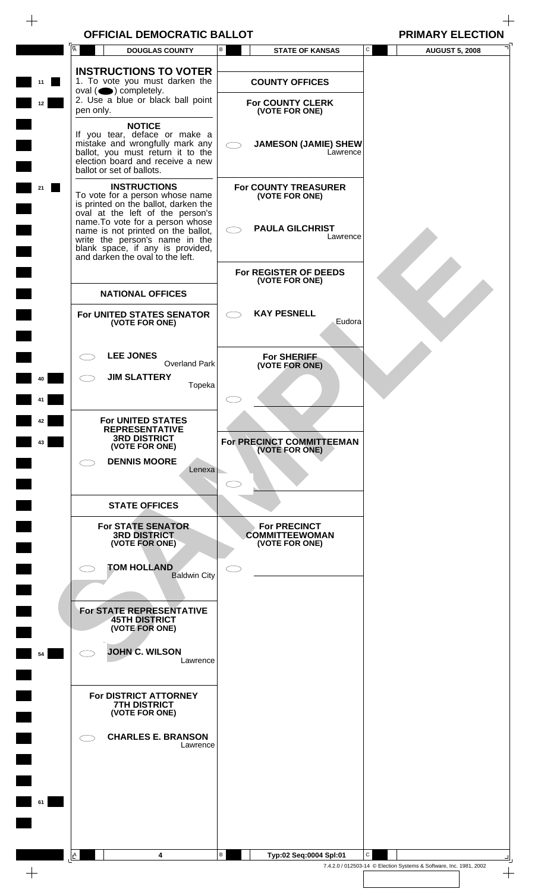# OFFICIAL DEMOCRATIC BALLOT

# PRIMARY ELECTION

DOUGLAS COUNTY | STATE OF KANSAS | AUGUST 5, 2008

**INSTRUCTIONS TO VOTER**
1. To vote you must darken the oval ( ) completely.
2. Use a blue or black ball point pen only.

**NOTICE**
If you tear, deface or make a mistake and wrongfully mark any ballot, you must return it to the election board and receive a new ballot or set of ballots.

**INSTRUCTIONS**
To vote for a person whose name is printed on the ballot, darken the oval at the left of the person's name. To vote for a person whose name is not printed on the ballot, write the person's name in the blank space, if any is provided, and darken the oval to the left.

## NATIONAL OFFICES

**For UNITED STATES SENATOR**
**(VOTE FOR ONE)**

- LEE JONES — Overland Park
- JIM SLATTERY — Topeka
- ____________

**For UNITED STATES REPRESENTATIVE 3RD DISTRICT**
**(VOTE FOR ONE)**

- DENNIS MOORE — Lenexa
- ____________

## STATE OFFICES

**For STATE SENATOR 3RD DISTRICT**
**(VOTE FOR ONE)**

- TOM HOLLAND — Baldwin City
- ____________

**For STATE REPRESENTATIVE 45TH DISTRICT**
**(VOTE FOR ONE)**

- JOHN C. WILSON — Lawrence
- ____________

**For DISTRICT ATTORNEY 7TH DISTRICT**
**(VOTE FOR ONE)**

- CHARLES E. BRANSON — Lawrence
- ____________

## COUNTY OFFICES

**For COUNTY CLERK**
**(VOTE FOR ONE)**

- JAMESON (JAMIE) SHEW — Lawrence
- ____________

**For COUNTY TREASURER**
**(VOTE FOR ONE)**

- PAULA GILCHRIST — Lawrence
- ____________

**For REGISTER OF DEEDS**
**(VOTE FOR ONE)**

- KAY PESNELL — Eudora
- ____________

**For SHERIFF**
**(VOTE FOR ONE)**

- ____________

**For PRECINCT COMMITTEEMAN**
**(VOTE FOR ONE)**

- ____________

**For PRECINCT COMMITTEEWOMAN**
**(VOTE FOR ONE)**

- ____________

SAMPLE

Typ:02 Seq:0004 Spl:01

7.4.2.0 / 012503-14 © Election Systems & Software, Inc. 1981, 2002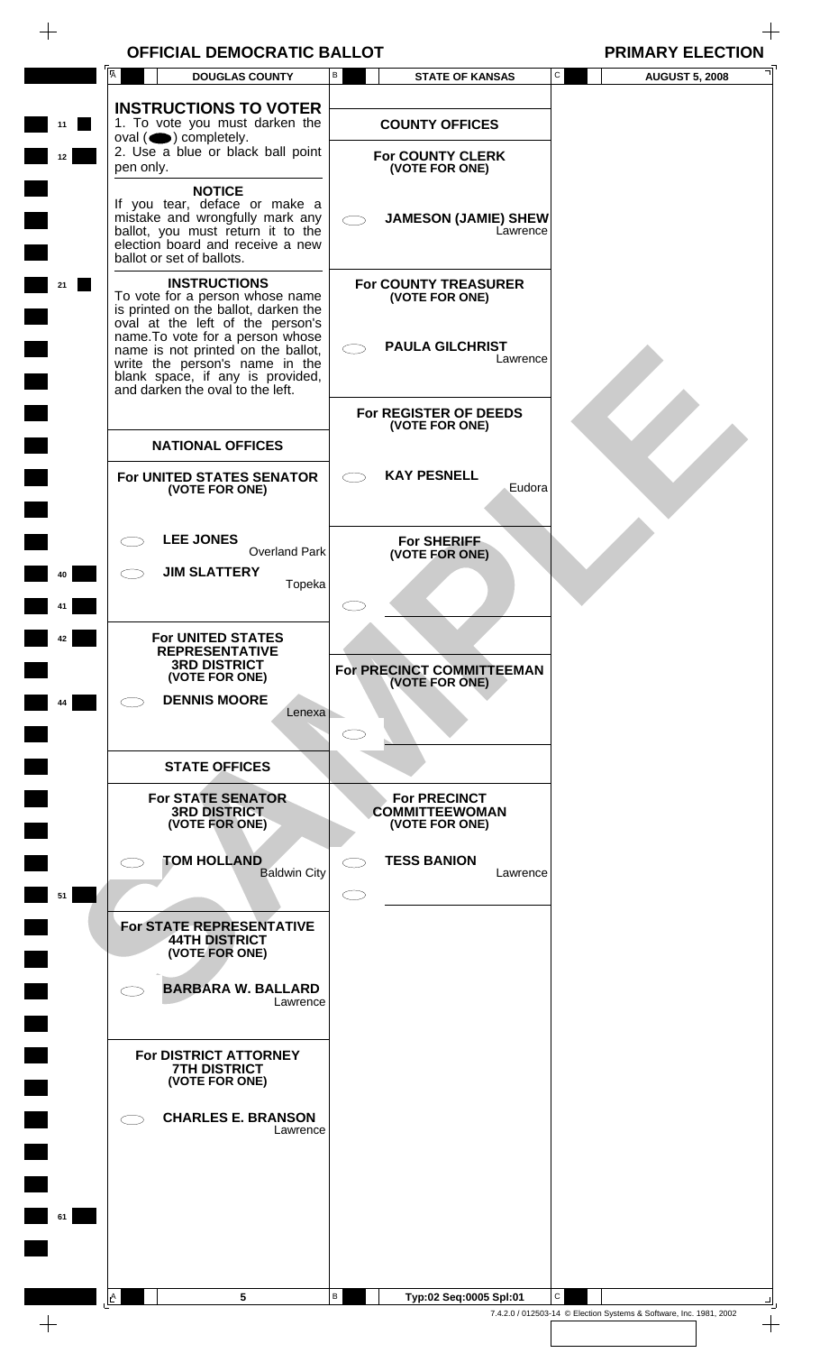# OFFICIAL DEMOCRATIC BALLOT

## PRIMARY ELECTION

DOUGLAS COUNTY | STATE OF KANSAS | AUGUST 5, 2008

**INSTRUCTIONS TO VOTER**
1. To vote you must darken the oval ( ) completely.
2. Use a blue or black ball point pen only.

**NOTICE**
If you tear, deface or make a mistake and wrongfully mark any ballot, you must return it to the election board and receive a new ballot or set of ballots.

**INSTRUCTIONS**
To vote for a person whose name is printed on the ballot, darken the oval at the left of the person's name. To vote for a person whose name is not printed on the ballot, write the person's name in the blank space, if any is provided, and darken the oval to the left.

### NATIONAL OFFICES

**For UNITED STATES SENATOR**
**(VOTE FOR ONE)**

- LEE JONES — Overland Park
- JIM SLATTERY — Topeka
- ____________

**For UNITED STATES REPRESENTATIVE 3RD DISTRICT**
**(VOTE FOR ONE)**

- DENNIS MOORE — Lenexa

### STATE OFFICES

**For STATE SENATOR 3RD DISTRICT**
**(VOTE FOR ONE)**

- TOM HOLLAND — Baldwin City

**For STATE REPRESENTATIVE 44TH DISTRICT**
**(VOTE FOR ONE)**

- BARBARA W. BALLARD — Lawrence

**For DISTRICT ATTORNEY 7TH DISTRICT**
**(VOTE FOR ONE)**

- CHARLES E. BRANSON — Lawrence

### COUNTY OFFICES

**For COUNTY CLERK**
**(VOTE FOR ONE)**

- JAMESON (JAMIE) SHEW — Lawrence

**For COUNTY TREASURER**
**(VOTE FOR ONE)**

- PAULA GILCHRIST — Lawrence

**For REGISTER OF DEEDS**
**(VOTE FOR ONE)**

- KAY PESNELL — Eudora

**For SHERIFF**
**(VOTE FOR ONE)**

- ____________

**For PRECINCT COMMITTEEMAN**
**(VOTE FOR ONE)**

- ____________

**For PRECINCT COMMITTEEWOMAN**
**(VOTE FOR ONE)**

- TESS BANION — Lawrence
- ____________

SAMPLE

Typ:02 Seq:0005 Spl:01

7.4.2.0 / 012503-14 © Election Systems & Software, Inc. 1981, 2002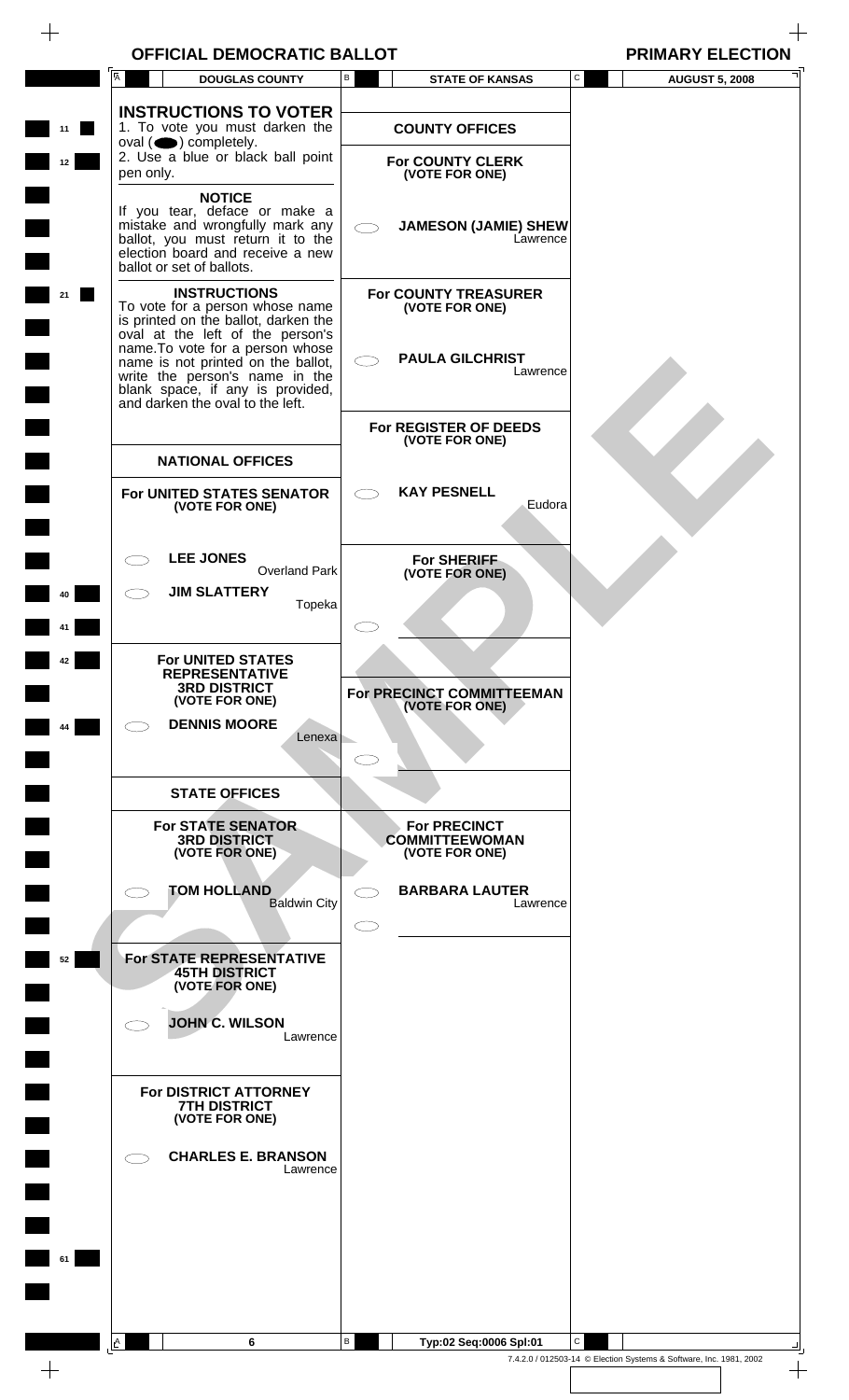# OFFICIAL DEMOCRATIC BALLOT

**PRIMARY ELECTION**

DOUGLAS COUNTY — STATE OF KANSAS — AUGUST 5, 2008

**INSTRUCTIONS TO VOTER**

1. To vote you must darken the oval (⬬) completely.
2. Use a blue or black ball point pen only.

**NOTICE**

If you tear, deface or make a mistake and wrongfully mark any ballot, you must return it to the election board and receive a new ballot or set of ballots.

**INSTRUCTIONS**

To vote for a person whose name is printed on the ballot, darken the oval at the left of the person's name. To vote for a person whose name is not printed on the ballot, write the person's name in the blank space, if any is provided, and darken the oval to the left.

## NATIONAL OFFICES

**For UNITED STATES SENATOR**
(VOTE FOR ONE)

- ⬭ LEE JONES — Overland Park
- ⬭ JIM SLATTERY — Topeka
- ⬭ ____________

**For UNITED STATES REPRESENTATIVE 3RD DISTRICT**
(VOTE FOR ONE)

- ⬭ DENNIS MOORE — Lenexa
- ⬭ ____________

## STATE OFFICES

**For STATE SENATOR 3RD DISTRICT**
(VOTE FOR ONE)

- ⬭ TOM HOLLAND — Baldwin City
- ⬭ ____________

**For STATE REPRESENTATIVE 45TH DISTRICT**
(VOTE FOR ONE)

- ⬭ JOHN C. WILSON — Lawrence
- ⬭ ____________

**For DISTRICT ATTORNEY 7TH DISTRICT**
(VOTE FOR ONE)

- ⬭ CHARLES E. BRANSON — Lawrence
- ⬭ ____________

## COUNTY OFFICES

**For COUNTY CLERK**
(VOTE FOR ONE)

- ⬭ JAMESON (JAMIE) SHEW — Lawrence
- ⬭ ____________

**For COUNTY TREASURER**
(VOTE FOR ONE)

- ⬭ PAULA GILCHRIST — Lawrence
- ⬭ ____________

**For REGISTER OF DEEDS**
(VOTE FOR ONE)

- ⬭ KAY PESNELL — Eudora
- ⬭ ____________

**For SHERIFF**
(VOTE FOR ONE)

- ⬭ ____________

**For PRECINCT COMMITTEEMAN**
(VOTE FOR ONE)

- ⬭ ____________

**For PRECINCT COMMITTEEWOMAN**
(VOTE FOR ONE)

- ⬭ BARBARA LAUTER — Lawrence
- ⬭ ____________

SAMPLE

6 — Typ:02 Seq:0006 Spl:01

7.4.2.0 / 012503-14 © Election Systems & Software, Inc. 1981, 2002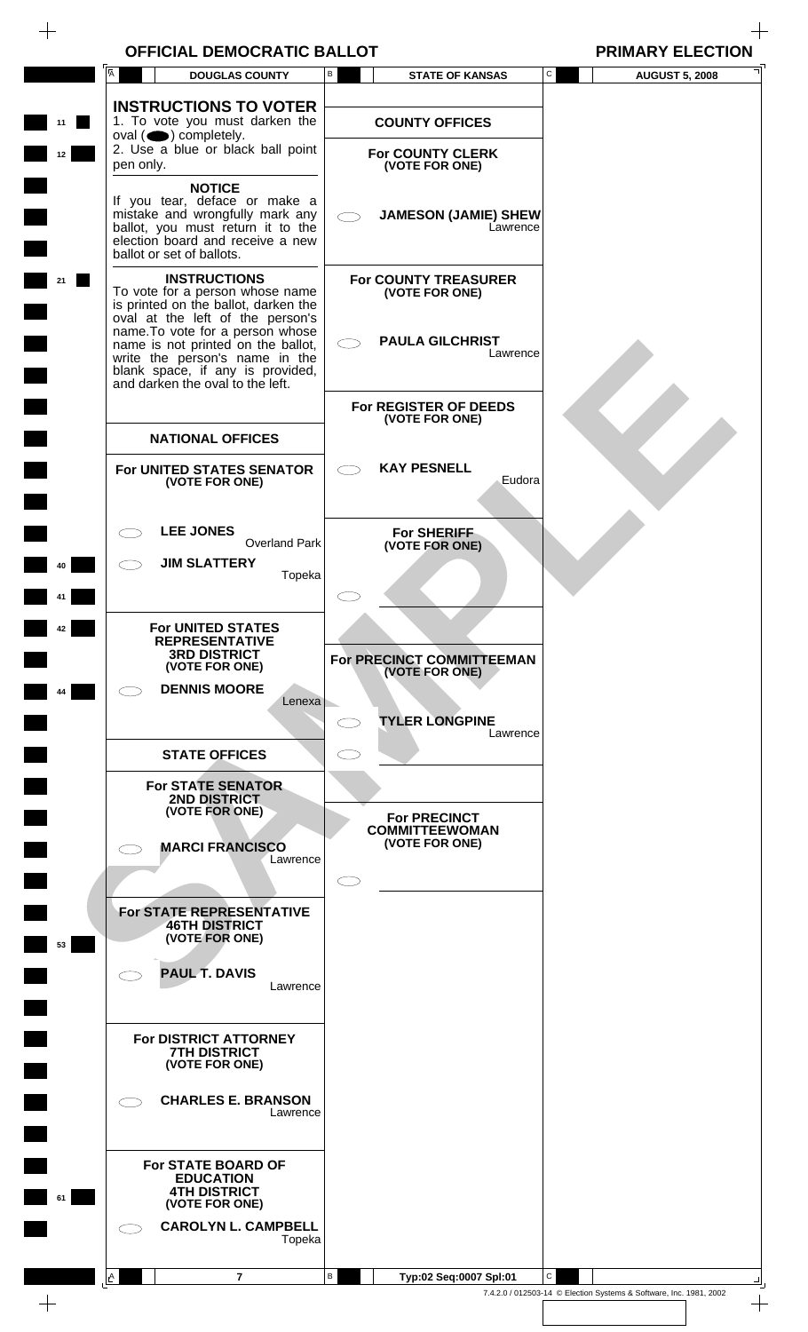# OFFICIAL DEMOCRATIC BALLOT

# PRIMARY ELECTION

DOUGLAS COUNTY | STATE OF KANSAS | AUGUST 5, 2008

## INSTRUCTIONS TO VOTER

1. To vote you must darken the oval ( ) completely.
2. Use a blue or black ball point pen only.

### NOTICE

If you tear, deface or make a mistake and wrongfully mark any ballot, you must return it to the election board and receive a new ballot or set of ballots.

### INSTRUCTIONS

To vote for a person whose name is printed on the ballot, darken the oval at the left of the person's name. To vote for a person whose name is not printed on the ballot, write the person's name in the blank space, if any is provided, and darken the oval to the left.

## NATIONAL OFFICES

**For UNITED STATES SENATOR**
**(VOTE FOR ONE)**

- LEE JONES — Overland Park
- JIM SLATTERY — Topeka
- ______

**For UNITED STATES REPRESENTATIVE 3RD DISTRICT**
**(VOTE FOR ONE)**

- DENNIS MOORE — Lenexa

## STATE OFFICES

**For STATE SENATOR 2ND DISTRICT**
**(VOTE FOR ONE)**

- MARCI FRANCISCO — Lawrence

**For STATE REPRESENTATIVE 46TH DISTRICT**
**(VOTE FOR ONE)**

- PAUL T. DAVIS — Lawrence

**For DISTRICT ATTORNEY 7TH DISTRICT**
**(VOTE FOR ONE)**

- CHARLES E. BRANSON — Lawrence

**For STATE BOARD OF EDUCATION 4TH DISTRICT**
**(VOTE FOR ONE)**

- CAROLYN L. CAMPBELL — Topeka

## COUNTY OFFICES

**For COUNTY CLERK**
**(VOTE FOR ONE)**

- JAMESON (JAMIE) SHEW — Lawrence

**For COUNTY TREASURER**
**(VOTE FOR ONE)**

- PAULA GILCHRIST — Lawrence

**For REGISTER OF DEEDS**
**(VOTE FOR ONE)**

- KAY PESNELL — Eudora

**For SHERIFF**
**(VOTE FOR ONE)**

- ______

**For PRECINCT COMMITTEEMAN**
**(VOTE FOR ONE)**

- TYLER LONGPINE — Lawrence
- ______

**For PRECINCT COMMITTEEWOMAN**
**(VOTE FOR ONE)**

- ______

SAMPLE

7 | Typ:02 Seq:0007 Spl:01

7.4.2.0 / 012503-14 © Election Systems & Software, Inc. 1981, 2002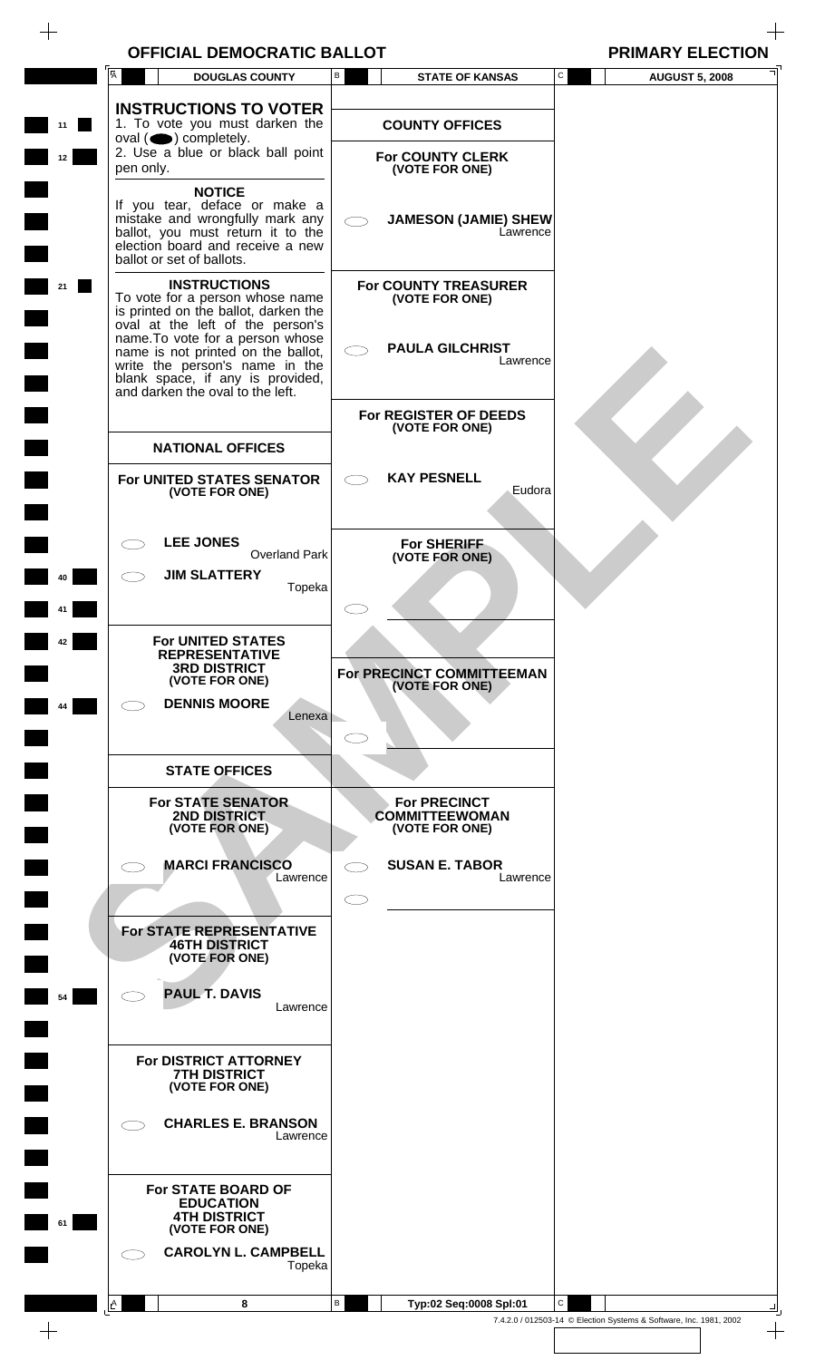# OFFICIAL DEMOCRATIC BALLOT

# PRIMARY ELECTION

DOUGLAS COUNTY | STATE OF KANSAS | AUGUST 5, 2008

## INSTRUCTIONS TO VOTER

1. To vote you must darken the oval ( ) completely.
2. Use a blue or black ball point pen only.

### NOTICE

If you tear, deface or make a mistake and wrongfully mark any ballot, you must return it to the election board and receive a new ballot or set of ballots.

### INSTRUCTIONS

To vote for a person whose name is printed on the ballot, darken the oval at the left of the person's name. To vote for a person whose name is not printed on the ballot, write the person's name in the blank space, if any is provided, and darken the oval to the left.

## NATIONAL OFFICES

**For UNITED STATES SENATOR**
**(VOTE FOR ONE)**

- LEE JONES — Overland Park
- JIM SLATTERY — Topeka
- ______________

**For UNITED STATES REPRESENTATIVE 3RD DISTRICT**
**(VOTE FOR ONE)**

- DENNIS MOORE — Lenexa

## STATE OFFICES

**For STATE SENATOR 2ND DISTRICT**
**(VOTE FOR ONE)**

- MARCI FRANCISCO — Lawrence

**For STATE REPRESENTATIVE 46TH DISTRICT**
**(VOTE FOR ONE)**

- PAUL T. DAVIS — Lawrence

**For DISTRICT ATTORNEY 7TH DISTRICT**
**(VOTE FOR ONE)**

- CHARLES E. BRANSON — Lawrence

**For STATE BOARD OF EDUCATION 4TH DISTRICT**
**(VOTE FOR ONE)**

- CAROLYN L. CAMPBELL — Topeka

## COUNTY OFFICES

**For COUNTY CLERK**
**(VOTE FOR ONE)**

- JAMESON (JAMIE) SHEW — Lawrence

**For COUNTY TREASURER**
**(VOTE FOR ONE)**

- PAULA GILCHRIST — Lawrence

**For REGISTER OF DEEDS**
**(VOTE FOR ONE)**

- KAY PESNELL — Eudora

**For SHERIFF**
**(VOTE FOR ONE)**

- ______________

**For PRECINCT COMMITTEEMAN**
**(VOTE FOR ONE)**

- ______________

**For PRECINCT COMMITTEEWOMAN**
**(VOTE FOR ONE)**

- SUSAN E. TABOR — Lawrence
- ______________

SAMPLE

Typ:02 Seq:0008 Spl:01

7.4.2.0 / 012503-14 © Election Systems & Software, Inc. 1981, 2002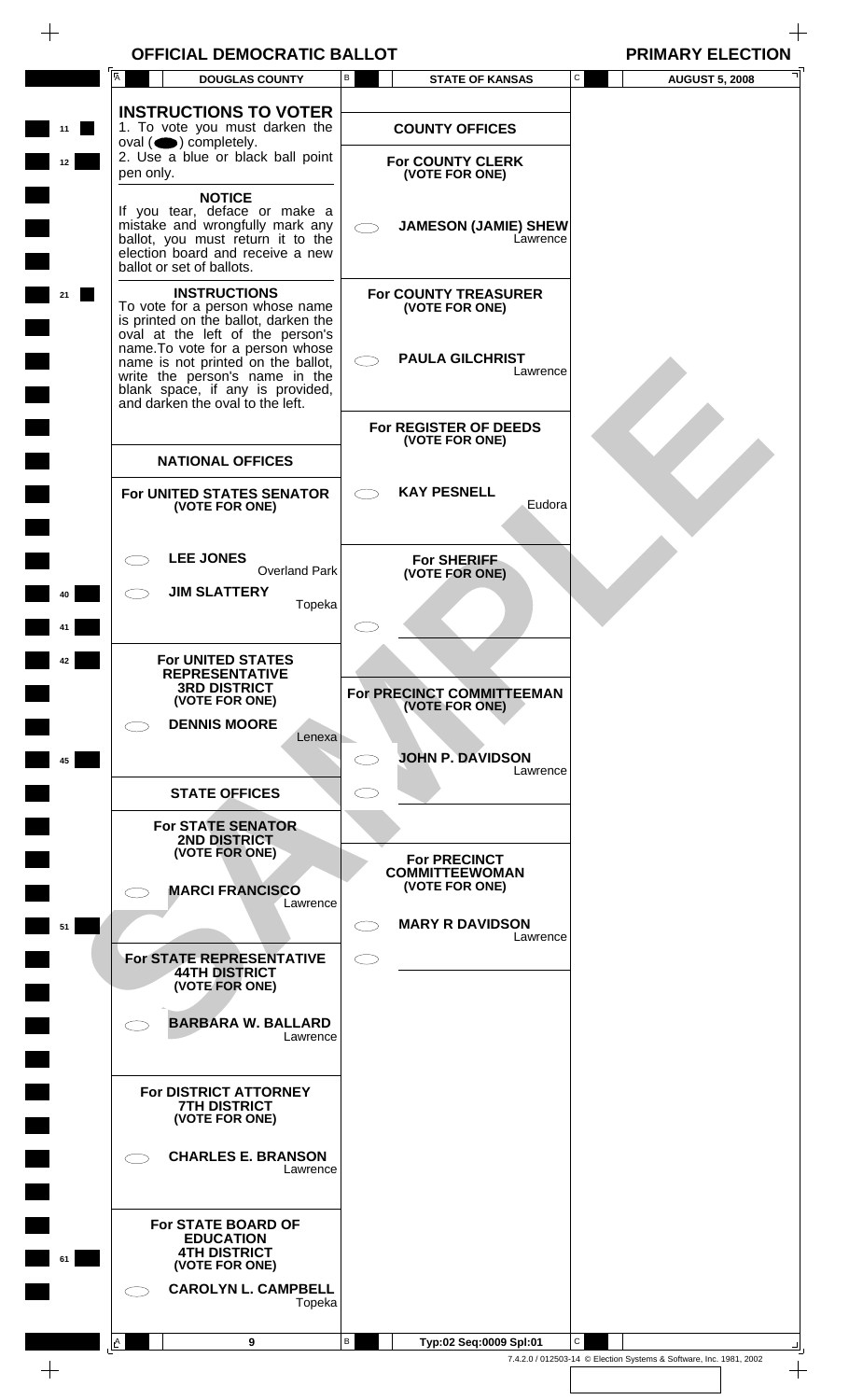# OFFICIAL DEMOCRATIC BALLOT

# PRIMARY ELECTION

DOUGLAS COUNTY | STATE OF KANSAS | AUGUST 5, 2008

## INSTRUCTIONS TO VOTER

1. To vote you must darken the oval ( ) completely.
2. Use a blue or black ball point pen only.

### NOTICE

If you tear, deface or make a mistake and wrongfully mark any ballot, you must return it to the election board and receive a new ballot or set of ballots.

### INSTRUCTIONS

To vote for a person whose name is printed on the ballot, darken the oval at the left of the person's name. To vote for a person whose name is not printed on the ballot, write the person's name in the blank space, if any is provided, and darken the oval to the left.

## NATIONAL OFFICES

**For UNITED STATES SENATOR**
**(VOTE FOR ONE)**

- LEE JONES — Overland Park
- JIM SLATTERY — Topeka
- ______

**For UNITED STATES REPRESENTATIVE 3RD DISTRICT**
**(VOTE FOR ONE)**

- DENNIS MOORE — Lenexa

## STATE OFFICES

**For STATE SENATOR 2ND DISTRICT**
**(VOTE FOR ONE)**

- MARCI FRANCISCO — Lawrence

**For STATE REPRESENTATIVE 44TH DISTRICT**
**(VOTE FOR ONE)**

- BARBARA W. BALLARD — Lawrence

**For DISTRICT ATTORNEY 7TH DISTRICT**
**(VOTE FOR ONE)**

- CHARLES E. BRANSON — Lawrence

**For STATE BOARD OF EDUCATION 4TH DISTRICT**
**(VOTE FOR ONE)**

- CAROLYN L. CAMPBELL — Topeka

## COUNTY OFFICES

**For COUNTY CLERK**
**(VOTE FOR ONE)**

- JAMESON (JAMIE) SHEW — Lawrence

**For COUNTY TREASURER**
**(VOTE FOR ONE)**

- PAULA GILCHRIST — Lawrence

**For REGISTER OF DEEDS**
**(VOTE FOR ONE)**

- KAY PESNELL — Eudora

**For SHERIFF**
**(VOTE FOR ONE)**

- ______

**For PRECINCT COMMITTEEMAN**
**(VOTE FOR ONE)**

- JOHN P. DAVIDSON — Lawrence
- ______

**For PRECINCT COMMITTEEWOMAN**
**(VOTE FOR ONE)**

- MARY R DAVIDSON — Lawrence
- ______

SAMPLE

Typ:02 Seq:0009 Spl:01

7.4.2.0 / 012503-14 © Election Systems & Software, Inc. 1981, 2002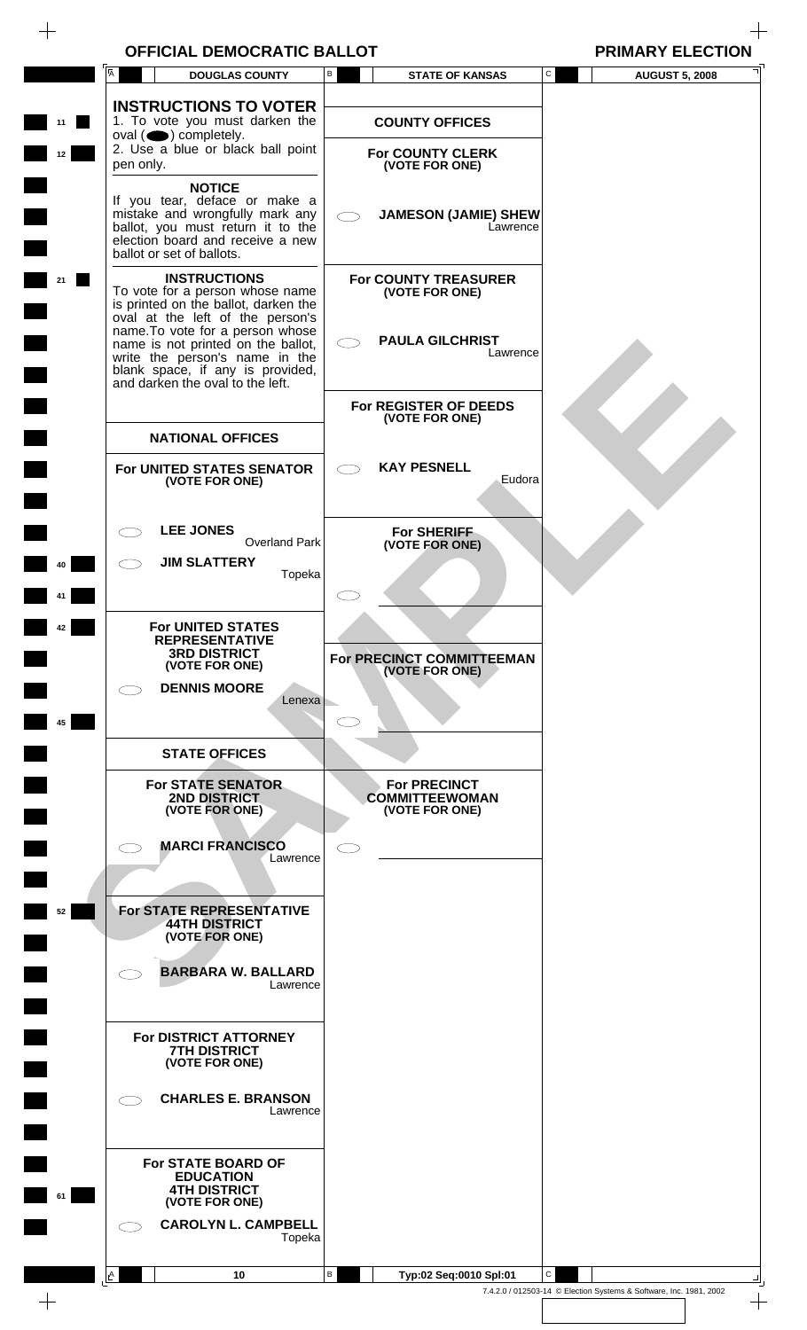# OFFICIAL DEMOCRATIC BALLOT

## PRIMARY ELECTION

DOUGLAS COUNTY | STATE OF KANSAS | AUGUST 5, 2008

### INSTRUCTIONS TO VOTER

1. To vote you must darken the oval ( ⬬ ) completely.
2. Use a blue or black ball point pen only.

**NOTICE**

If you tear, deface or make a mistake and wrongfully mark any ballot, you must return it to the election board and receive a new ballot or set of ballots.

**INSTRUCTIONS**

To vote for a person whose name is printed on the ballot, darken the oval at the left of the person's name. To vote for a person whose name is not printed on the ballot, write the person's name in the blank space, if any is provided, and darken the oval to the left.

### NATIONAL OFFICES

**For UNITED STATES SENATOR**
**(VOTE FOR ONE)**

- ⬭ **LEE JONES** — Overland Park
- ⬭ **JIM SLATTERY** — Topeka

**For UNITED STATES REPRESENTATIVE**
**3RD DISTRICT**
**(VOTE FOR ONE)**

- ⬭ **DENNIS MOORE** — Lenexa

### STATE OFFICES

**For STATE SENATOR**
**2ND DISTRICT**
**(VOTE FOR ONE)**

- ⬭ **MARCI FRANCISCO** — Lawrence

**For STATE REPRESENTATIVE**
**44TH DISTRICT**
**(VOTE FOR ONE)**

- ⬭ **BARBARA W. BALLARD** — Lawrence

**For DISTRICT ATTORNEY**
**7TH DISTRICT**
**(VOTE FOR ONE)**

- ⬭ **CHARLES E. BRANSON** — Lawrence

**For STATE BOARD OF EDUCATION**
**4TH DISTRICT**
**(VOTE FOR ONE)**

- ⬭ **CAROLYN L. CAMPBELL** — Topeka

### COUNTY OFFICES

**For COUNTY CLERK**
**(VOTE FOR ONE)**

- ⬭ **JAMESON (JAMIE) SHEW** — Lawrence

**For COUNTY TREASURER**
**(VOTE FOR ONE)**

- ⬭ **PAULA GILCHRIST** — Lawrence

**For REGISTER OF DEEDS**
**(VOTE FOR ONE)**

- ⬭ **KAY PESNELL** — Eudora

**For SHERIFF**
**(VOTE FOR ONE)**

- ⬭ ________________

**For PRECINCT COMMITTEEMAN**
**(VOTE FOR ONE)**

- ⬭ ________________

**For PRECINCT COMMITTEEWOMAN**
**(VOTE FOR ONE)**

- ⬭ ________________

SAMPLE

10 | Typ:02 Seq:0010 Spl:01

7.4.2.0 / 012503-14 © Election Systems & Software, Inc. 1981, 2002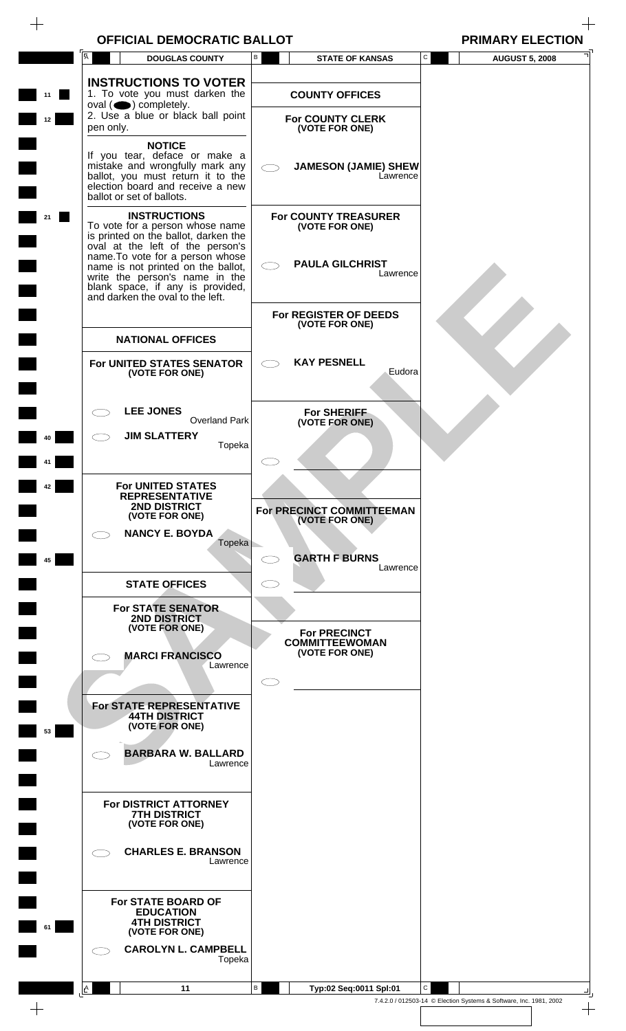# OFFICIAL DEMOCRATIC BALLOT

**PRIMARY ELECTION**

DOUGLAS COUNTY | STATE OF KANSAS | AUGUST 5, 2008

## INSTRUCTIONS TO VOTER

1. To vote you must darken the oval ( ⬬ ) completely.
2. Use a blue or black ball point pen only.

**NOTICE**

If you tear, deface or make a mistake and wrongfully mark any ballot, you must return it to the election board and receive a new ballot or set of ballots.

**INSTRUCTIONS**

To vote for a person whose name is printed on the ballot, darken the oval at the left of the person's name. To vote for a person whose name is not printed on the ballot, write the person's name in the blank space, if any is provided, and darken the oval to the left.

## NATIONAL OFFICES

### For UNITED STATES SENATOR (VOTE FOR ONE)

- ⬭ **LEE JONES** — Overland Park
- ⬭ **JIM SLATTERY** — Topeka

### For UNITED STATES REPRESENTATIVE 2ND DISTRICT (VOTE FOR ONE)

- ⬭ **NANCY E. BOYDA** — Topeka

## STATE OFFICES

### For STATE SENATOR 2ND DISTRICT (VOTE FOR ONE)

- ⬭ **MARCI FRANCISCO** — Lawrence

### For STATE REPRESENTATIVE 44TH DISTRICT (VOTE FOR ONE)

- ⬭ **BARBARA W. BALLARD** — Lawrence

### For DISTRICT ATTORNEY 7TH DISTRICT (VOTE FOR ONE)

- ⬭ **CHARLES E. BRANSON** — Lawrence

### For STATE BOARD OF EDUCATION 4TH DISTRICT (VOTE FOR ONE)

- ⬭ **CAROLYN L. CAMPBELL** — Topeka

## COUNTY OFFICES

### For COUNTY CLERK (VOTE FOR ONE)

- ⬭ **JAMESON (JAMIE) SHEW** — Lawrence

### For COUNTY TREASURER (VOTE FOR ONE)

- ⬭ **PAULA GILCHRIST** — Lawrence

### For REGISTER OF DEEDS (VOTE FOR ONE)

- ⬭ **KAY PESNELL** — Eudora

### For SHERIFF (VOTE FOR ONE)

- ⬭ \_\_\_\_\_\_\_\_\_\_

### For PRECINCT COMMITTEEMAN (VOTE FOR ONE)

- ⬭ **GARTH F BURNS** — Lawrence
- ⬭ \_\_\_\_\_\_\_\_\_\_

### For PRECINCT COMMITTEEWOMAN (VOTE FOR ONE)

- ⬭ \_\_\_\_\_\_\_\_\_\_

SAMPLE

11 | Typ:02 Seq:0011 Spl:01

7.4.2.0 / 012503-14 © Election Systems & Software, Inc. 1981, 2002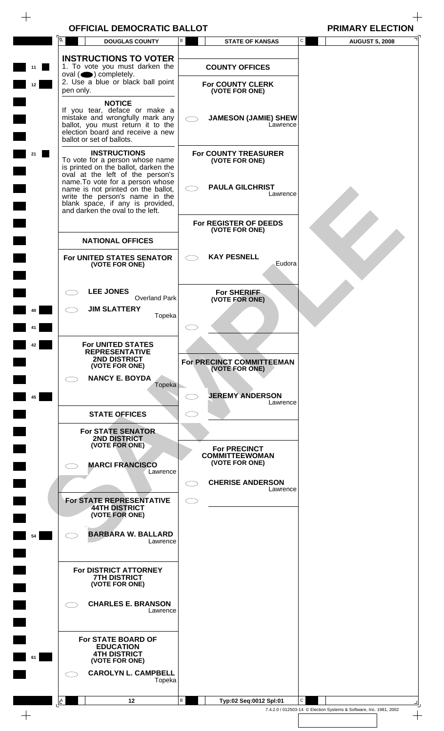# OFFICIAL DEMOCRATIC BALLOT

# PRIMARY ELECTION

DOUGLAS COUNTY | STATE OF KANSAS | AUGUST 5, 2008

## INSTRUCTIONS TO VOTER

1. To vote you must darken the oval ( ) completely.
2. Use a blue or black ball point pen only.

**NOTICE**

If you tear, deface or make a mistake and wrongfully mark any ballot, you must return it to the election board and receive a new ballot or set of ballots.

**INSTRUCTIONS**

To vote for a person whose name is printed on the ballot, darken the oval at the left of the person's name. To vote for a person whose name is not printed on the ballot, write the person's name in the blank space, if any is provided, and darken the oval to the left.

## NATIONAL OFFICES

**For UNITED STATES SENATOR**
(VOTE FOR ONE)

- LEE JONES — Overland Park
- JIM SLATTERY — Topeka

**For UNITED STATES REPRESENTATIVE 2ND DISTRICT**
(VOTE FOR ONE)

- NANCY E. BOYDA — Topeka

## STATE OFFICES

**For STATE SENATOR 2ND DISTRICT**
(VOTE FOR ONE)

- MARCI FRANCISCO — Lawrence

**For STATE REPRESENTATIVE 44TH DISTRICT**
(VOTE FOR ONE)

- BARBARA W. BALLARD — Lawrence

**For DISTRICT ATTORNEY 7TH DISTRICT**
(VOTE FOR ONE)

- CHARLES E. BRANSON — Lawrence

**For STATE BOARD OF EDUCATION 4TH DISTRICT**
(VOTE FOR ONE)

- CAROLYN L. CAMPBELL — Topeka

## COUNTY OFFICES

**For COUNTY CLERK**
(VOTE FOR ONE)

- JAMESON (JAMIE) SHEW — Lawrence

**For COUNTY TREASURER**
(VOTE FOR ONE)

- PAULA GILCHRIST — Lawrence

**For REGISTER OF DEEDS**
(VOTE FOR ONE)

- KAY PESNELL — Eudora

**For SHERIFF**
(VOTE FOR ONE)

- ______

**For PRECINCT COMMITTEEMAN**
(VOTE FOR ONE)

- JEREMY ANDERSON — Lawrence
- ______

**For PRECINCT COMMITTEEWOMAN**
(VOTE FOR ONE)

- CHERISE ANDERSON — Lawrence
- ______

SAMPLE

12 | Typ:02 Seq:0012 Spl:01

7.4.2.0 / 012503-14 © Election Systems & Software, Inc. 1981, 2002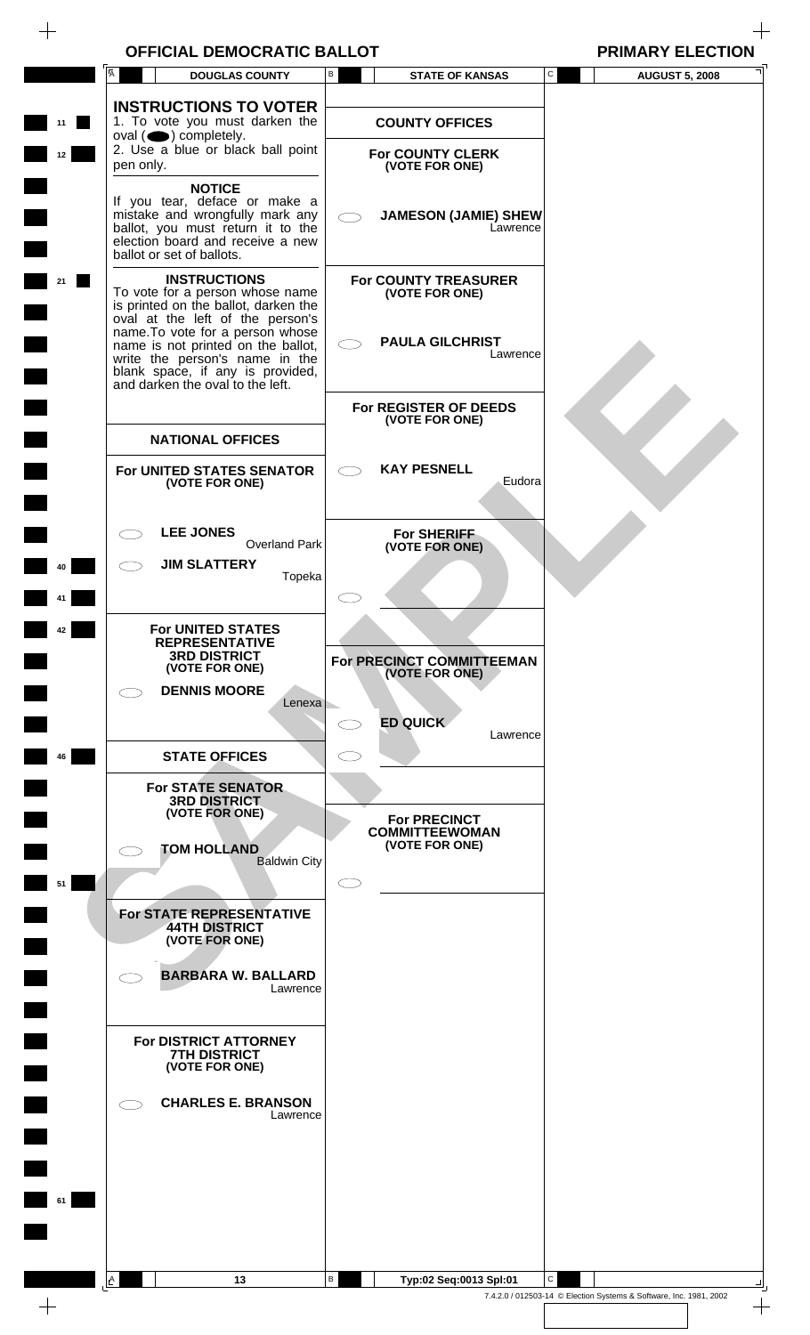# OFFICIAL DEMOCRATIC BALLOT

**PRIMARY ELECTION**

DOUGLAS COUNTY | STATE OF KANSAS | AUGUST 5, 2008

## INSTRUCTIONS TO VOTER

1. To vote you must darken the oval (⬬) completely.
2. Use a blue or black ball point pen only.

**NOTICE**

If you tear, deface or make a mistake and wrongfully mark any ballot, you must return it to the election board and receive a new ballot or set of ballots.

**INSTRUCTIONS**

To vote for a person whose name is printed on the ballot, darken the oval at the left of the person's name. To vote for a person whose name is not printed on the ballot, write the person's name in the blank space, if any is provided, and darken the oval to the left.

## NATIONAL OFFICES

### For UNITED STATES SENATOR (VOTE FOR ONE)

- ⬭ **LEE JONES** — Overland Park
- ⬭ **JIM SLATTERY** — Topeka

### For UNITED STATES REPRESENTATIVE 3RD DISTRICT (VOTE FOR ONE)

- ⬭ **DENNIS MOORE** — Lenexa

## STATE OFFICES

### For STATE SENATOR 3RD DISTRICT (VOTE FOR ONE)

- ⬭ **TOM HOLLAND** — Baldwin City

### For STATE REPRESENTATIVE 44TH DISTRICT (VOTE FOR ONE)

- ⬭ **BARBARA W. BALLARD** — Lawrence

### For DISTRICT ATTORNEY 7TH DISTRICT (VOTE FOR ONE)

- ⬭ **CHARLES E. BRANSON** — Lawrence

## COUNTY OFFICES

### For COUNTY CLERK (VOTE FOR ONE)

- ⬭ **JAMESON (JAMIE) SHEW** — Lawrence

### For COUNTY TREASURER (VOTE FOR ONE)

- ⬭ **PAULA GILCHRIST** — Lawrence

### For REGISTER OF DEEDS (VOTE FOR ONE)

- ⬭ **KAY PESNELL** — Eudora

### For SHERIFF (VOTE FOR ONE)

- ⬭ ________________

### For PRECINCT COMMITTEEMAN (VOTE FOR ONE)

- ⬭ **ED QUICK** — Lawrence
- ⬭ ________________

### For PRECINCT COMMITTEEWOMAN (VOTE FOR ONE)

- ⬭ ________________

SAMPLE

13 | Typ:02 Seq:0013 Spl:01

7.4.2.0 / 012503-14 © Election Systems & Software, Inc. 1981, 2002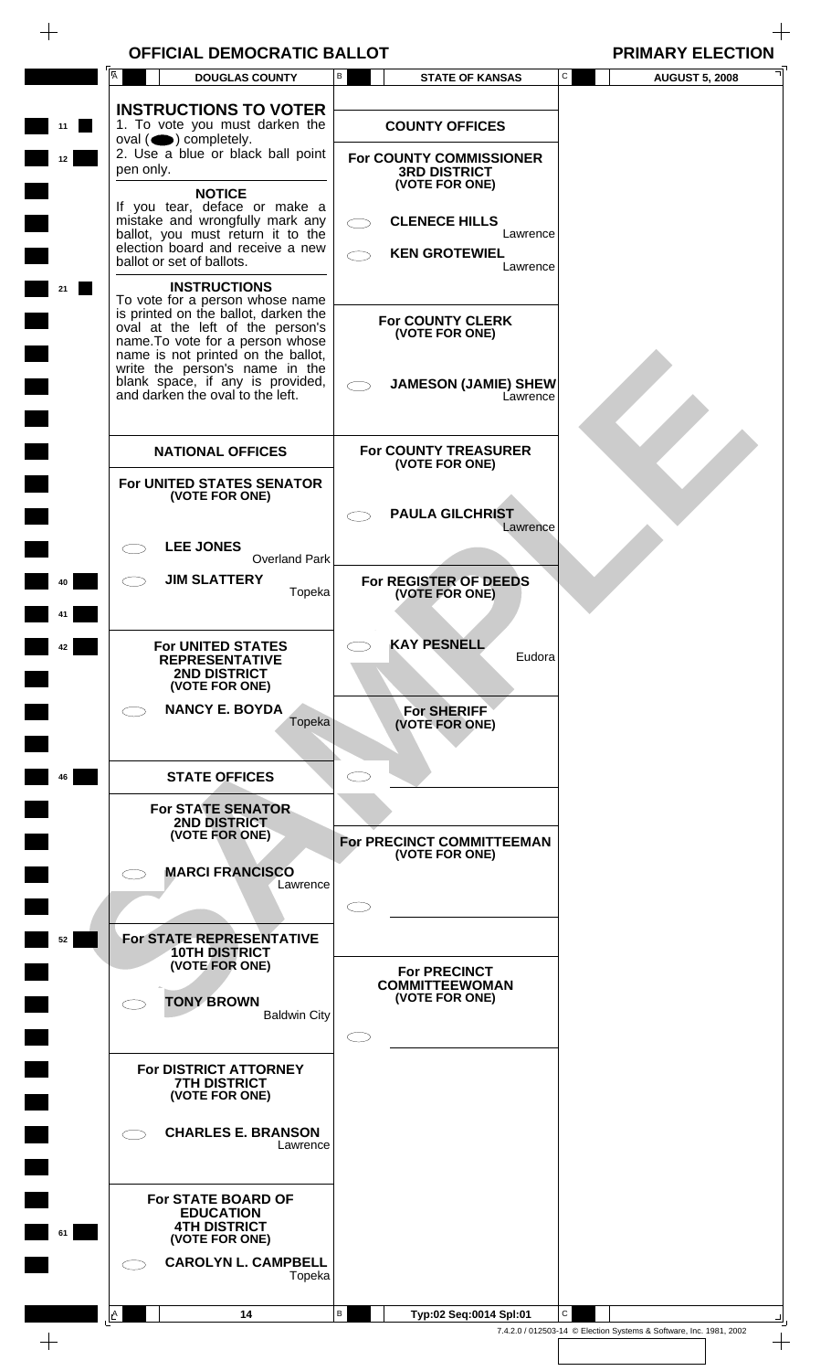# OFFICIAL DEMOCRATIC BALLOT

## PRIMARY ELECTION

DOUGLAS COUNTY | STATE OF KANSAS | AUGUST 5, 2008

**INSTRUCTIONS TO VOTER**
1. To vote you must darken the oval ( ) completely.
2. Use a blue or black ball point pen only.

**NOTICE**
If you tear, deface or make a mistake and wrongfully mark any ballot, you must return it to the election board and receive a new ballot or set of ballots.

**INSTRUCTIONS**
To vote for a person whose name is printed on the ballot, darken the oval at the left of the person's name. To vote for a person whose name is not printed on the ballot, write the person's name in the blank space, if any is provided, and darken the oval to the left.

### NATIONAL OFFICES

**For UNITED STATES SENATOR**
(VOTE FOR ONE)

- LEE JONES — Overland Park
- JIM SLATTERY — Topeka

**For UNITED STATES REPRESENTATIVE 2ND DISTRICT**
(VOTE FOR ONE)

- NANCY E. BOYDA — Topeka

### STATE OFFICES

**For STATE SENATOR 2ND DISTRICT**
(VOTE FOR ONE)

- MARCI FRANCISCO — Lawrence

**For STATE REPRESENTATIVE 10TH DISTRICT**
(VOTE FOR ONE)

- TONY BROWN — Baldwin City

**For DISTRICT ATTORNEY 7TH DISTRICT**
(VOTE FOR ONE)

- CHARLES E. BRANSON — Lawrence

**For STATE BOARD OF EDUCATION 4TH DISTRICT**
(VOTE FOR ONE)

- CAROLYN L. CAMPBELL — Topeka

### COUNTY OFFICES

**For COUNTY COMMISSIONER 3RD DISTRICT**
(VOTE FOR ONE)

- CLENECE HILLS — Lawrence
- KEN GROTEWIEL — Lawrence

**For COUNTY CLERK**
(VOTE FOR ONE)

- JAMESON (JAMIE) SHEW — Lawrence

**For COUNTY TREASURER**
(VOTE FOR ONE)

- PAULA GILCHRIST — Lawrence

**For REGISTER OF DEEDS**
(VOTE FOR ONE)

- KAY PESNELL — Eudora

**For SHERIFF**
(VOTE FOR ONE)

- ____________

**For PRECINCT COMMITTEEMAN**
(VOTE FOR ONE)

- ____________

**For PRECINCT COMMITTEEWOMAN**
(VOTE FOR ONE)

- ____________

SAMPLE

Typ:02 Seq:0014 Spl:01

7.4.2.0 / 012503-14 © Election Systems & Software, Inc. 1981, 2002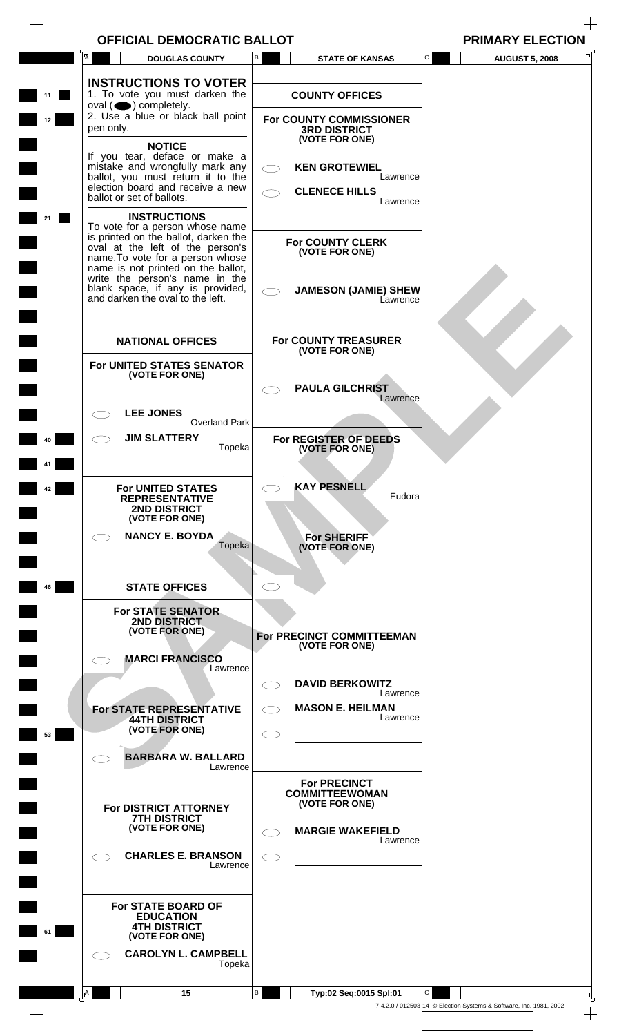# OFFICIAL DEMOCRATIC BALLOT

**PRIMARY ELECTION**

DOUGLAS COUNTY — STATE OF KANSAS — AUGUST 5, 2008

## INSTRUCTIONS TO VOTER

1. To vote you must darken the oval (⬬) completely.
2. Use a blue or black ball point pen only.

**NOTICE**

If you tear, deface or make a mistake and wrongfully mark any ballot, you must return it to the election board and receive a new ballot or set of ballots.

**INSTRUCTIONS**

To vote for a person whose name is printed on the ballot, darken the oval at the left of the person's name. To vote for a person whose name is not printed on the ballot, write the person's name in the blank space, if any is provided, and darken the oval to the left.

## NATIONAL OFFICES

**For UNITED STATES SENATOR**
(VOTE FOR ONE)

- ⬭ **LEE JONES** — Overland Park
- ⬭ **JIM SLATTERY** — Topeka

**For UNITED STATES REPRESENTATIVE 2ND DISTRICT**
(VOTE FOR ONE)

- ⬭ **NANCY E. BOYDA** — Topeka

## STATE OFFICES

**For STATE SENATOR 2ND DISTRICT**
(VOTE FOR ONE)

- ⬭ **MARCI FRANCISCO** — Lawrence

**For STATE REPRESENTATIVE 44TH DISTRICT**
(VOTE FOR ONE)

- ⬭ **BARBARA W. BALLARD** — Lawrence

**For DISTRICT ATTORNEY 7TH DISTRICT**
(VOTE FOR ONE)

- ⬭ **CHARLES E. BRANSON** — Lawrence

**For STATE BOARD OF EDUCATION 4TH DISTRICT**
(VOTE FOR ONE)

- ⬭ **CAROLYN L. CAMPBELL** — Topeka

## COUNTY OFFICES

**For COUNTY COMMISSIONER 3RD DISTRICT**
(VOTE FOR ONE)

- ⬭ **KEN GROTEWIEL** — Lawrence
- ⬭ **CLENECE HILLS** — Lawrence

**For COUNTY CLERK**
(VOTE FOR ONE)

- ⬭ **JAMESON (JAMIE) SHEW** — Lawrence

**For COUNTY TREASURER**
(VOTE FOR ONE)

- ⬭ **PAULA GILCHRIST** — Lawrence

**For REGISTER OF DEEDS**
(VOTE FOR ONE)

- ⬭ **KAY PESNELL** — Eudora

**For SHERIFF**
(VOTE FOR ONE)

- ⬭ ____________________

**For PRECINCT COMMITTEEMAN**
(VOTE FOR ONE)

- ⬭ **DAVID BERKOWITZ** — Lawrence
- ⬭ **MASON E. HEILMAN** — Lawrence
- ⬭ ____________________

**For PRECINCT COMMITTEEWOMAN**
(VOTE FOR ONE)

- ⬭ **MARGIE WAKEFIELD** — Lawrence
- ⬭ ____________________

SAMPLE

15 — Typ:02 Seq:0015 Spl:01

7.4.2.0 / 012503-14 © Election Systems & Software, Inc. 1981, 2002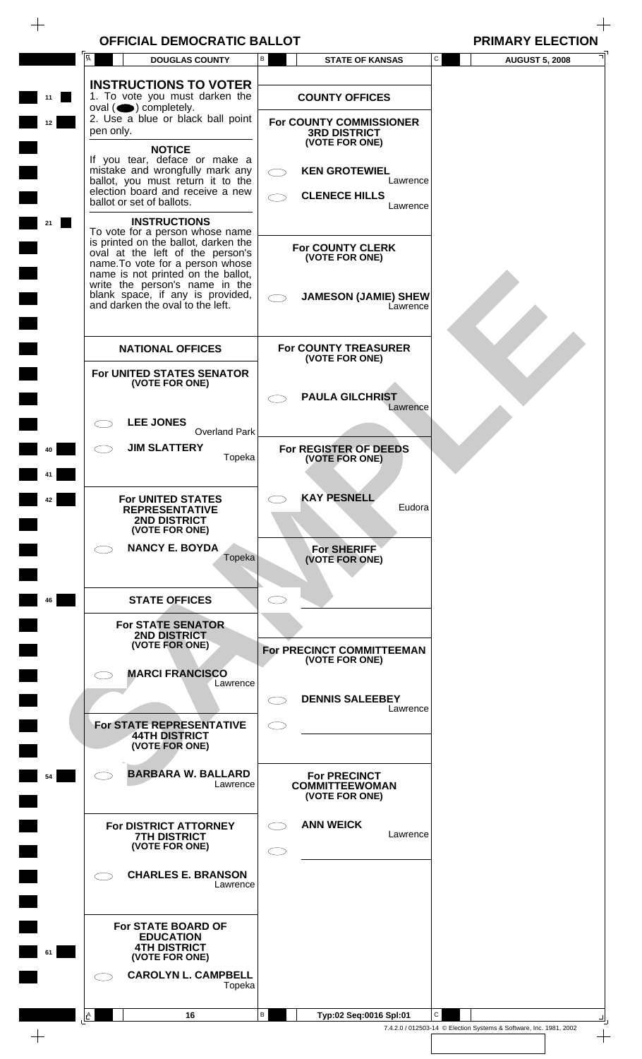# OFFICIAL DEMOCRATIC BALLOT

# PRIMARY ELECTION

DOUGLAS COUNTY | STATE OF KANSAS | AUGUST 5, 2008

## INSTRUCTIONS TO VOTER

1. To vote you must darken the oval ( ) completely.
2. Use a blue or black ball point pen only.

**NOTICE**

If you tear, deface or make a mistake and wrongfully mark any ballot, you must return it to the election board and receive a new ballot or set of ballots.

**INSTRUCTIONS**

To vote for a person whose name is printed on the ballot, darken the oval at the left of the person's name. To vote for a person whose name is not printed on the ballot, write the person's name in the blank space, if any is provided, and darken the oval to the left.

## NATIONAL OFFICES

### For UNITED STATES SENATOR
(VOTE FOR ONE)

- LEE JONES — Overland Park
- JIM SLATTERY — Topeka

### For UNITED STATES REPRESENTATIVE 2ND DISTRICT
(VOTE FOR ONE)

- NANCY E. BOYDA — Topeka

## STATE OFFICES

### For STATE SENATOR 2ND DISTRICT
(VOTE FOR ONE)

- MARCI FRANCISCO — Lawrence

### For STATE REPRESENTATIVE 44TH DISTRICT
(VOTE FOR ONE)

- BARBARA W. BALLARD — Lawrence

### For DISTRICT ATTORNEY 7TH DISTRICT
(VOTE FOR ONE)

- CHARLES E. BRANSON — Lawrence

### For STATE BOARD OF EDUCATION 4TH DISTRICT
(VOTE FOR ONE)

- CAROLYN L. CAMPBELL — Topeka

## COUNTY OFFICES

### For COUNTY COMMISSIONER 3RD DISTRICT
(VOTE FOR ONE)

- KEN GROTEWIEL — Lawrence
- CLENECE HILLS — Lawrence

### For COUNTY CLERK
(VOTE FOR ONE)

- JAMESON (JAMIE) SHEW — Lawrence

### For COUNTY TREASURER
(VOTE FOR ONE)

- PAULA GILCHRIST — Lawrence

### For REGISTER OF DEEDS
(VOTE FOR ONE)

- KAY PESNELL — Eudora

### For SHERIFF
(VOTE FOR ONE)

- ______________________

### For PRECINCT COMMITTEEMAN
(VOTE FOR ONE)

- DENNIS SALEEBEY — Lawrence
- ______________________

### For PRECINCT COMMITTEEWOMAN
(VOTE FOR ONE)

- ANN WEICK — Lawrence
- ______________________

SAMPLE

16 | Typ:02 Seq:0016 Spl:01

7.4.2.0 / 012503-14 © Election Systems & Software, Inc. 1981, 2002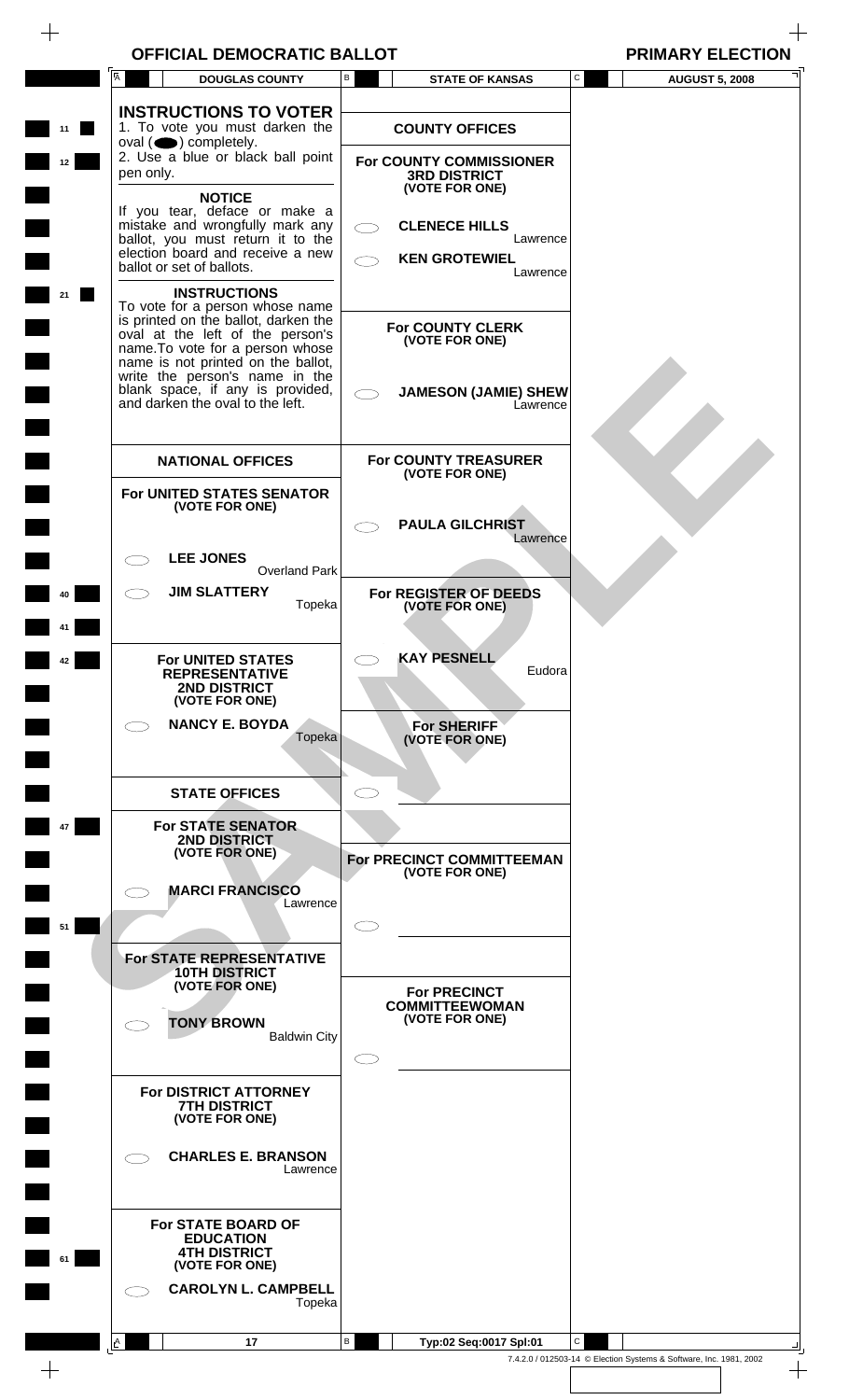# OFFICIAL DEMOCRATIC BALLOT

## PRIMARY ELECTION

DOUGLAS COUNTY | STATE OF KANSAS | AUGUST 5, 2008

**INSTRUCTIONS TO VOTER**

1. To vote you must darken the oval (⬬) completely.
2. Use a blue or black ball point pen only.

**NOTICE**

If you tear, deface or make a mistake and wrongfully mark any ballot, you must return it to the election board and receive a new ballot or set of ballots.

**INSTRUCTIONS**

To vote for a person whose name is printed on the ballot, darken the oval at the left of the person's name. To vote for a person whose name is not printed on the ballot, write the person's name in the blank space, if any is provided, and darken the oval to the left.

### NATIONAL OFFICES

**For UNITED STATES SENATOR**
(VOTE FOR ONE)

- ⬭ **LEE JONES** — Overland Park
- ⬭ **JIM SLATTERY** — Topeka

**For UNITED STATES REPRESENTATIVE 2ND DISTRICT**
(VOTE FOR ONE)

- ⬭ **NANCY E. BOYDA** — Topeka

### STATE OFFICES

**For STATE SENATOR 2ND DISTRICT**
(VOTE FOR ONE)

- ⬭ **MARCI FRANCISCO** — Lawrence

**For STATE REPRESENTATIVE 10TH DISTRICT**
(VOTE FOR ONE)

- ⬭ **TONY BROWN** — Baldwin City

**For DISTRICT ATTORNEY 7TH DISTRICT**
(VOTE FOR ONE)

- ⬭ **CHARLES E. BRANSON** — Lawrence

**For STATE BOARD OF EDUCATION 4TH DISTRICT**
(VOTE FOR ONE)

- ⬭ **CAROLYN L. CAMPBELL** — Topeka

### COUNTY OFFICES

**For COUNTY COMMISSIONER 3RD DISTRICT**
(VOTE FOR ONE)

- ⬭ **CLENECE HILLS** — Lawrence
- ⬭ **KEN GROTEWIEL** — Lawrence

**For COUNTY CLERK**
(VOTE FOR ONE)

- ⬭ **JAMESON (JAMIE) SHEW** — Lawrence

**For COUNTY TREASURER**
(VOTE FOR ONE)

- ⬭ **PAULA GILCHRIST** — Lawrence

**For REGISTER OF DEEDS**
(VOTE FOR ONE)

- ⬭ **KAY PESNELL** — Eudora

**For SHERIFF**
(VOTE FOR ONE)

- ⬭ ____________

**For PRECINCT COMMITTEEMAN**
(VOTE FOR ONE)

- ⬭ ____________

**For PRECINCT COMMITTEEWOMAN**
(VOTE FOR ONE)

- ⬭ ____________

SAMPLE

17 | Typ:02 Seq:0017 Spl:01

7.4.2.0 / 012503-14 © Election Systems & Software, Inc. 1981, 2002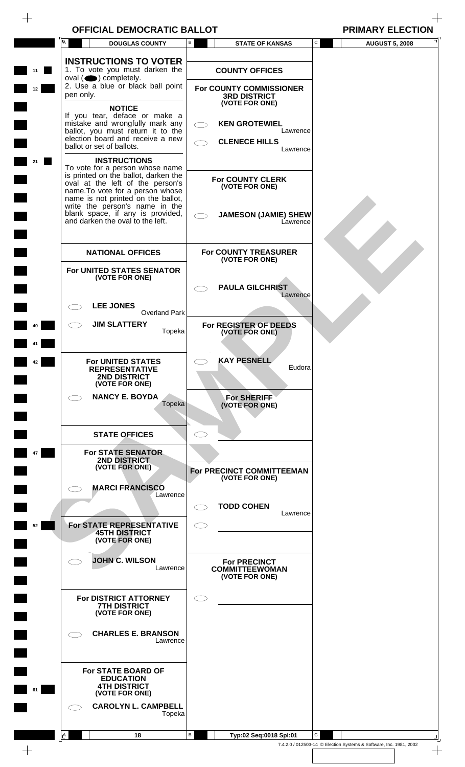# OFFICIAL DEMOCRATIC BALLOT

**PRIMARY ELECTION**

DOUGLAS COUNTY | STATE OF KANSAS | AUGUST 5, 2008

## INSTRUCTIONS TO VOTER

1. To vote you must darken the oval ( ) completely.
2. Use a blue or black ball point pen only.

**NOTICE**

If you tear, deface or make a mistake and wrongfully mark any ballot, you must return it to the election board and receive a new ballot or set of ballots.

**INSTRUCTIONS**

To vote for a person whose name is printed on the ballot, darken the oval at the left of the person's name. To vote for a person whose name is not printed on the ballot, write the person's name in the blank space, if any is provided, and darken the oval to the left.

## NATIONAL OFFICES

**For UNITED STATES SENATOR**
(VOTE FOR ONE)

- LEE JONES — Overland Park
- JIM SLATTERY — Topeka

**For UNITED STATES REPRESENTATIVE 2ND DISTRICT**
(VOTE FOR ONE)

- NANCY E. BOYDA — Topeka

## STATE OFFICES

**For STATE SENATOR 2ND DISTRICT**
(VOTE FOR ONE)

- MARCI FRANCISCO — Lawrence

**For STATE REPRESENTATIVE 45TH DISTRICT**
(VOTE FOR ONE)

- JOHN C. WILSON — Lawrence

**For DISTRICT ATTORNEY 7TH DISTRICT**
(VOTE FOR ONE)

- CHARLES E. BRANSON — Lawrence

**For STATE BOARD OF EDUCATION 4TH DISTRICT**
(VOTE FOR ONE)

- CAROLYN L. CAMPBELL — Topeka

## COUNTY OFFICES

**For COUNTY COMMISSIONER 3RD DISTRICT**
(VOTE FOR ONE)

- KEN GROTEWIEL — Lawrence
- CLENECE HILLS — Lawrence

**For COUNTY CLERK**
(VOTE FOR ONE)

- JAMESON (JAMIE) SHEW — Lawrence

**For COUNTY TREASURER**
(VOTE FOR ONE)

- PAULA GILCHRIST — Lawrence

**For REGISTER OF DEEDS**
(VOTE FOR ONE)

- KAY PESNELL — Eudora

**For SHERIFF**
(VOTE FOR ONE)

- ____________________

**For PRECINCT COMMITTEEMAN**
(VOTE FOR ONE)

- TODD COHEN — Lawrence
- ____________________

**For PRECINCT COMMITTEEWOMAN**
(VOTE FOR ONE)

- ____________________

SAMPLE

18 | Typ:02 Seq:0018 Spl:01

7.4.2.0 / 012503-14 © Election Systems & Software, Inc. 1981, 2002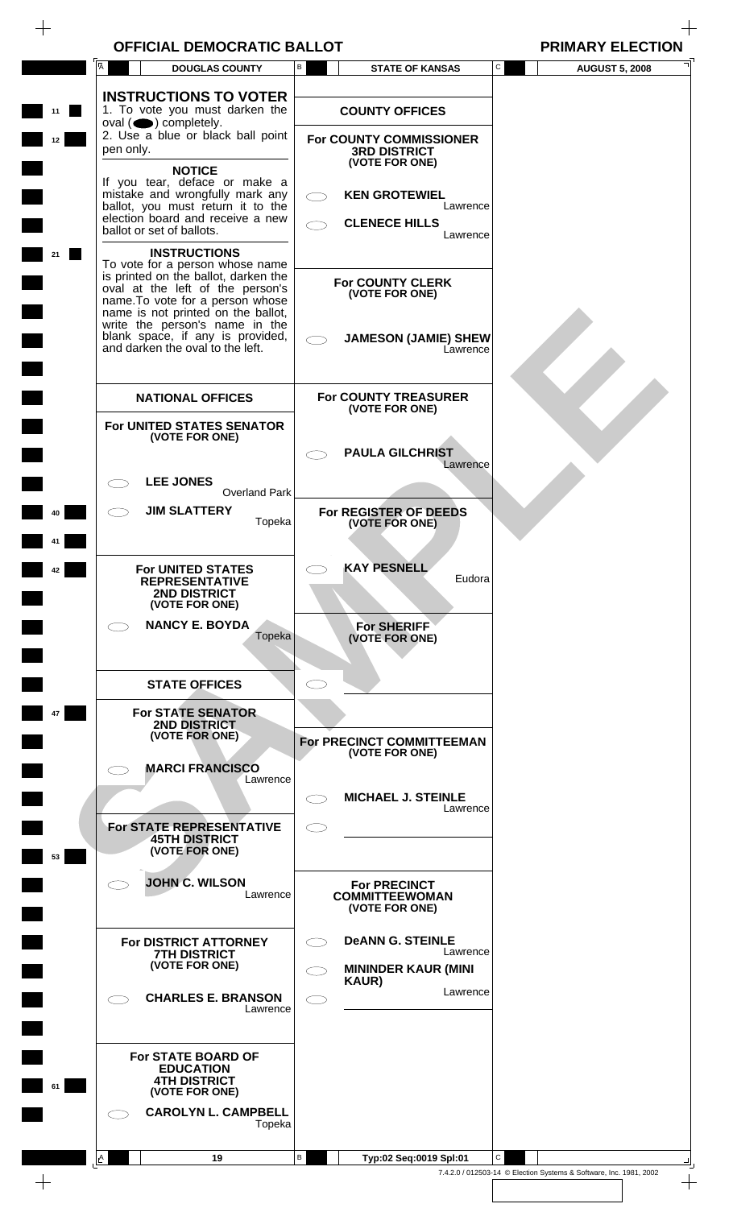# OFFICIAL DEMOCRATIC BALLOT

## PRIMARY ELECTION

DOUGLAS COUNTY — STATE OF KANSAS — AUGUST 5, 2008

**INSTRUCTIONS TO VOTER**
1. To vote you must darken the oval (⬬) completely.
2. Use a blue or black ball point pen only.

**NOTICE**
If you tear, deface or make a mistake and wrongfully mark any ballot, you must return it to the election board and receive a new ballot or set of ballots.

**INSTRUCTIONS**
To vote for a person whose name is printed on the ballot, darken the oval at the left of the person's name. To vote for a person whose name is not printed on the ballot, write the person's name in the blank space, if any is provided, and darken the oval to the left.

### NATIONAL OFFICES

**For UNITED STATES SENATOR**
(VOTE FOR ONE)

- ⬭ **LEE JONES** — Overland Park
- ⬭ **JIM SLATTERY** — Topeka

**For UNITED STATES REPRESENTATIVE 2ND DISTRICT**
(VOTE FOR ONE)

- ⬭ **NANCY E. BOYDA** — Topeka

### STATE OFFICES

**For STATE SENATOR 2ND DISTRICT**
(VOTE FOR ONE)

- ⬭ **MARCI FRANCISCO** — Lawrence

**For STATE REPRESENTATIVE 45TH DISTRICT**
(VOTE FOR ONE)

- ⬭ **JOHN C. WILSON** — Lawrence

**For DISTRICT ATTORNEY 7TH DISTRICT**
(VOTE FOR ONE)

- ⬭ **CHARLES E. BRANSON** — Lawrence

**For STATE BOARD OF EDUCATION 4TH DISTRICT**
(VOTE FOR ONE)

- ⬭ **CAROLYN L. CAMPBELL** — Topeka

### COUNTY OFFICES

**For COUNTY COMMISSIONER 3RD DISTRICT**
(VOTE FOR ONE)

- ⬭ **KEN GROTEWIEL** — Lawrence
- ⬭ **CLENECE HILLS** — Lawrence

**For COUNTY CLERK**
(VOTE FOR ONE)

- ⬭ **JAMESON (JAMIE) SHEW** — Lawrence

**For COUNTY TREASURER**
(VOTE FOR ONE)

- ⬭ **PAULA GILCHRIST** — Lawrence

**For REGISTER OF DEEDS**
(VOTE FOR ONE)

- ⬭ **KAY PESNELL** — Eudora

**For SHERIFF**
(VOTE FOR ONE)

- ⬭ ________________

**For PRECINCT COMMITTEEMAN**
(VOTE FOR ONE)

- ⬭ **MICHAEL J. STEINLE** — Lawrence
- ⬭ ________________

**For PRECINCT COMMITTEEWOMAN**
(VOTE FOR ONE)

- ⬭ **DeANN G. STEINLE** — Lawrence
- ⬭ **MININDER KAUR (MINI KAUR)** — Lawrence
- ⬭ ________________

SAMPLE

19 — Typ:02 Seq:0019 Spl:01

7.4.2.0 / 012503-14 © Election Systems & Software, Inc. 1981, 2002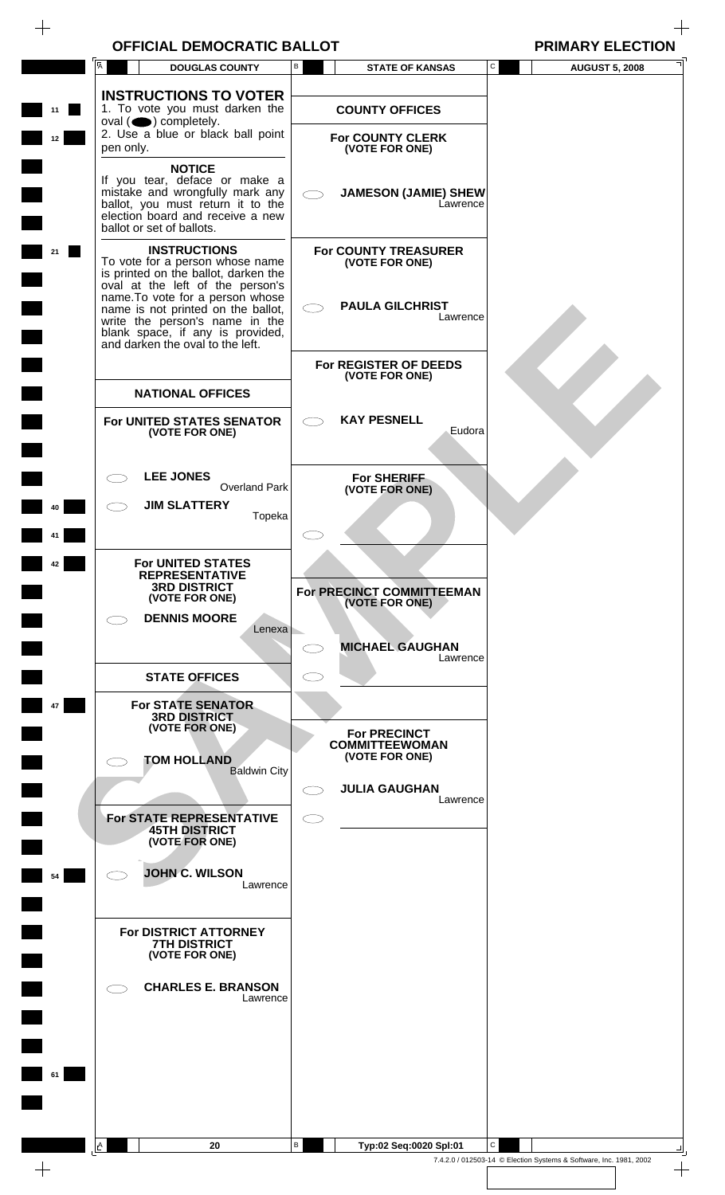# OFFICIAL DEMOCRATIC BALLOT

# PRIMARY ELECTION

DOUGLAS COUNTY | STATE OF KANSAS | AUGUST 5, 2008

## INSTRUCTIONS TO VOTER

1. To vote you must darken the oval ( ) completely.
2. Use a blue or black ball point pen only.

**NOTICE**

If you tear, deface or make a mistake and wrongfully mark any ballot, you must return it to the election board and receive a new ballot or set of ballots.

**INSTRUCTIONS**

To vote for a person whose name is printed on the ballot, darken the oval at the left of the person's name. To vote for a person whose name is not printed on the ballot, write the person's name in the blank space, if any is provided, and darken the oval to the left.

## NATIONAL OFFICES

**For UNITED STATES SENATOR**
**(VOTE FOR ONE)**

- LEE JONES — Overland Park
- JIM SLATTERY — Topeka

**For UNITED STATES REPRESENTATIVE 3RD DISTRICT**
**(VOTE FOR ONE)**

- DENNIS MOORE — Lenexa

## STATE OFFICES

**For STATE SENATOR 3RD DISTRICT**
**(VOTE FOR ONE)**

- TOM HOLLAND — Baldwin City

**For STATE REPRESENTATIVE 45TH DISTRICT**
**(VOTE FOR ONE)**

- JOHN C. WILSON — Lawrence

**For DISTRICT ATTORNEY 7TH DISTRICT**
**(VOTE FOR ONE)**

- CHARLES E. BRANSON — Lawrence

## COUNTY OFFICES

**For COUNTY CLERK**
**(VOTE FOR ONE)**

- JAMESON (JAMIE) SHEW — Lawrence

**For COUNTY TREASURER**
**(VOTE FOR ONE)**

- PAULA GILCHRIST — Lawrence

**For REGISTER OF DEEDS**
**(VOTE FOR ONE)**

- KAY PESNELL — Eudora

**For SHERIFF**
**(VOTE FOR ONE)**

- ______________

**For PRECINCT COMMITTEEMAN**
**(VOTE FOR ONE)**

- MICHAEL GAUGHAN — Lawrence
- ______________

**For PRECINCT COMMITTEEWOMAN**
**(VOTE FOR ONE)**

- JULIA GAUGHAN — Lawrence
- ______________

SAMPLE

20 | Typ:02 Seq:0020 Spl:01

7.4.2.0 / 012503-14 © Election Systems & Software, Inc. 1981, 2002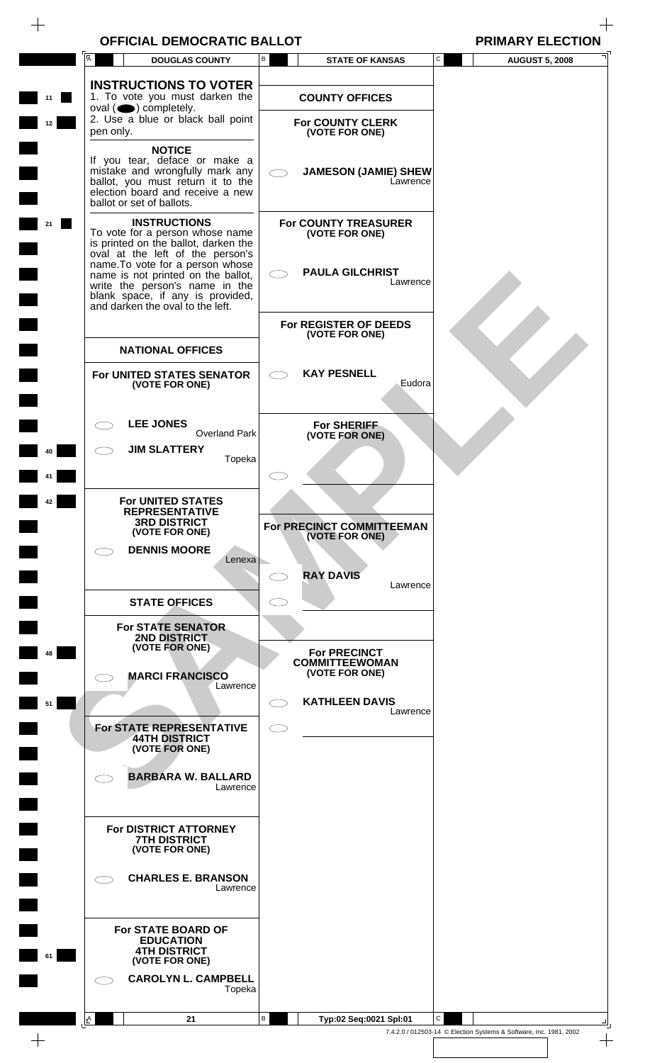# OFFICIAL DEMOCRATIC BALLOT

# PRIMARY ELECTION

DOUGLAS COUNTY | STATE OF KANSAS | AUGUST 5, 2008

## INSTRUCTIONS TO VOTER

1. To vote you must darken the oval ( ) completely.
2. Use a blue or black ball point pen only.

**NOTICE**

If you tear, deface or make a mistake and wrongfully mark any ballot, you must return it to the election board and receive a new ballot or set of ballots.

**INSTRUCTIONS**

To vote for a person whose name is printed on the ballot, darken the oval at the left of the person's name. To vote for a person whose name is not printed on the ballot, write the person's name in the blank space, if any is provided, and darken the oval to the left.

## NATIONAL OFFICES

**For UNITED STATES SENATOR**
(VOTE FOR ONE)

- LEE JONES — Overland Park
- JIM SLATTERY — Topeka
- ______

**For UNITED STATES REPRESENTATIVE 3RD DISTRICT**
(VOTE FOR ONE)

- DENNIS MOORE — Lenexa

## STATE OFFICES

**For STATE SENATOR 2ND DISTRICT**
(VOTE FOR ONE)

- MARCI FRANCISCO — Lawrence

**For STATE REPRESENTATIVE 44TH DISTRICT**
(VOTE FOR ONE)

- BARBARA W. BALLARD — Lawrence

**For DISTRICT ATTORNEY 7TH DISTRICT**
(VOTE FOR ONE)

- CHARLES E. BRANSON — Lawrence

**For STATE BOARD OF EDUCATION 4TH DISTRICT**
(VOTE FOR ONE)

- CAROLYN L. CAMPBELL — Topeka

## COUNTY OFFICES

**For COUNTY CLERK**
(VOTE FOR ONE)

- JAMESON (JAMIE) SHEW — Lawrence

**For COUNTY TREASURER**
(VOTE FOR ONE)

- PAULA GILCHRIST — Lawrence

**For REGISTER OF DEEDS**
(VOTE FOR ONE)

- KAY PESNELL — Eudora

**For SHERIFF**
(VOTE FOR ONE)

- ______

**For PRECINCT COMMITTEEMAN**
(VOTE FOR ONE)

- RAY DAVIS — Lawrence
- ______

**For PRECINCT COMMITTEEWOMAN**
(VOTE FOR ONE)

- KATHLEEN DAVIS — Lawrence
- ______

SAMPLE

21 | Typ:02 Seq:0021 Spl:01

7.4.2.0 / 012503-14 © Election Systems & Software, Inc. 1981, 2002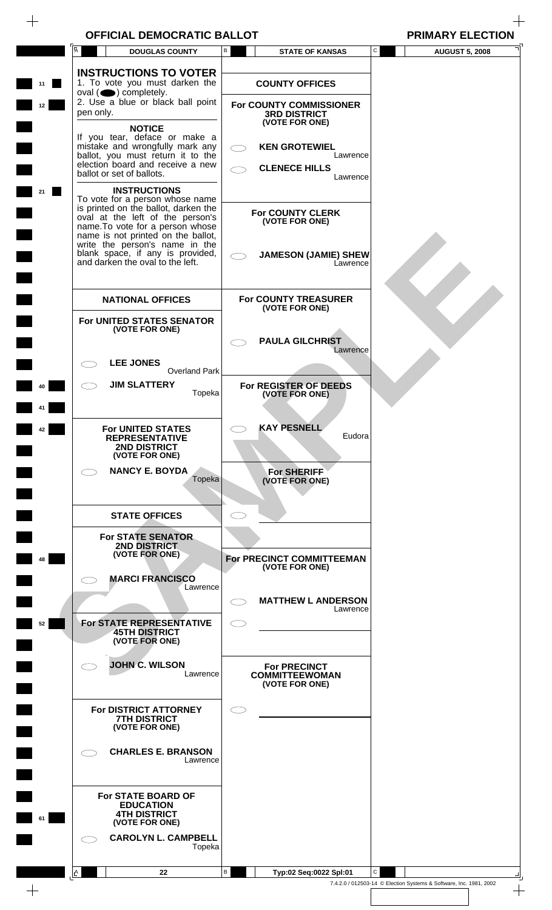# OFFICIAL DEMOCRATIC BALLOT

**PRIMARY ELECTION**

DOUGLAS COUNTY | STATE OF KANSAS | AUGUST 5, 2008

## INSTRUCTIONS TO VOTER

1. To vote you must darken the oval (⬬) completely.
2. Use a blue or black ball point pen only.

**NOTICE**

If you tear, deface or make a mistake and wrongfully mark any ballot, you must return it to the election board and receive a new ballot or set of ballots.

**INSTRUCTIONS**

To vote for a person whose name is printed on the ballot, darken the oval at the left of the person's name. To vote for a person whose name is not printed on the ballot, write the person's name in the blank space, if any is provided, and darken the oval to the left.

## NATIONAL OFFICES

**For UNITED STATES SENATOR**
(VOTE FOR ONE)

- ⬭ **LEE JONES** — Overland Park
- ⬭ **JIM SLATTERY** — Topeka

**For UNITED STATES REPRESENTATIVE 2ND DISTRICT**
(VOTE FOR ONE)

- ⬭ **NANCY E. BOYDA** — Topeka

## STATE OFFICES

**For STATE SENATOR 2ND DISTRICT**
(VOTE FOR ONE)

- ⬭ **MARCI FRANCISCO** — Lawrence

**For STATE REPRESENTATIVE 45TH DISTRICT**
(VOTE FOR ONE)

- ⬭ **JOHN C. WILSON** — Lawrence

**For DISTRICT ATTORNEY 7TH DISTRICT**
(VOTE FOR ONE)

- ⬭ **CHARLES E. BRANSON** — Lawrence

**For STATE BOARD OF EDUCATION 4TH DISTRICT**
(VOTE FOR ONE)

- ⬭ **CAROLYN L. CAMPBELL** — Topeka

## COUNTY OFFICES

**For COUNTY COMMISSIONER 3RD DISTRICT**
(VOTE FOR ONE)

- ⬭ **KEN GROTEWIEL** — Lawrence
- ⬭ **CLENECE HILLS** — Lawrence

**For COUNTY CLERK**
(VOTE FOR ONE)

- ⬭ **JAMESON (JAMIE) SHEW** — Lawrence

**For COUNTY TREASURER**
(VOTE FOR ONE)

- ⬭ **PAULA GILCHRIST** — Lawrence

**For REGISTER OF DEEDS**
(VOTE FOR ONE)

- ⬭ **KAY PESNELL** — Eudora

**For SHERIFF**
(VOTE FOR ONE)

- ⬭ ____________

**For PRECINCT COMMITTEEMAN**
(VOTE FOR ONE)

- ⬭ **MATTHEW L ANDERSON** — Lawrence
- ⬭ ____________

**For PRECINCT COMMITTEEWOMAN**
(VOTE FOR ONE)

- ⬭ ____________

SAMPLE

Typ:02 Seq:0022 Spl:01

7.4.2.0 / 012503-14 © Election Systems & Software, Inc. 1981, 2002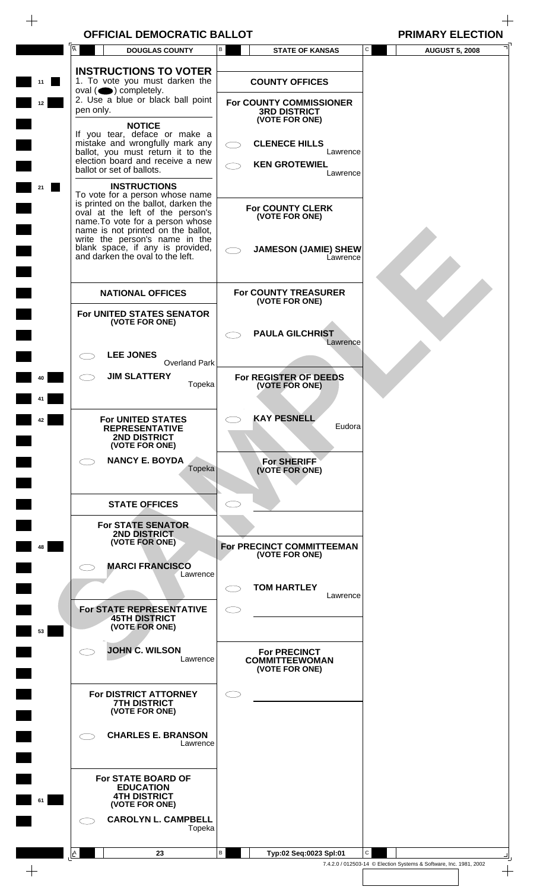# OFFICIAL DEMOCRATIC BALLOT

**PRIMARY ELECTION**

DOUGLAS COUNTY — STATE OF KANSAS — AUGUST 5, 2008

## INSTRUCTIONS TO VOTER

1. To vote you must darken the oval (⬬) completely.
2. Use a blue or black ball point pen only.

**NOTICE**

If you tear, deface or make a mistake and wrongfully mark any ballot, you must return it to the election board and receive a new ballot or set of ballots.

**INSTRUCTIONS**

To vote for a person whose name is printed on the ballot, darken the oval at the left of the person's name. To vote for a person whose name is not printed on the ballot, write the person's name in the blank space, if any is provided, and darken the oval to the left.

## NATIONAL OFFICES

**For UNITED STATES SENATOR**
(VOTE FOR ONE)

- ⬭ **LEE JONES** — Overland Park
- ⬭ **JIM SLATTERY** — Topeka

**For UNITED STATES REPRESENTATIVE 2ND DISTRICT**
(VOTE FOR ONE)

- ⬭ **NANCY E. BOYDA** — Topeka

## STATE OFFICES

**For STATE SENATOR 2ND DISTRICT**
(VOTE FOR ONE)

- ⬭ **MARCI FRANCISCO** — Lawrence

**For STATE REPRESENTATIVE 45TH DISTRICT**
(VOTE FOR ONE)

- ⬭ **JOHN C. WILSON** — Lawrence

**For DISTRICT ATTORNEY 7TH DISTRICT**
(VOTE FOR ONE)

- ⬭ **CHARLES E. BRANSON** — Lawrence

**For STATE BOARD OF EDUCATION 4TH DISTRICT**
(VOTE FOR ONE)

- ⬭ **CAROLYN L. CAMPBELL** — Topeka

## COUNTY OFFICES

**For COUNTY COMMISSIONER 3RD DISTRICT**
(VOTE FOR ONE)

- ⬭ **CLENECE HILLS** — Lawrence
- ⬭ **KEN GROTEWIEL** — Lawrence

**For COUNTY CLERK**
(VOTE FOR ONE)

- ⬭ **JAMESON (JAMIE) SHEW** — Lawrence

**For COUNTY TREASURER**
(VOTE FOR ONE)

- ⬭ **PAULA GILCHRIST** — Lawrence

**For REGISTER OF DEEDS**
(VOTE FOR ONE)

- ⬭ **KAY PESNELL** — Eudora

**For SHERIFF**
(VOTE FOR ONE)

- ⬭ ________________

**For PRECINCT COMMITTEEMAN**
(VOTE FOR ONE)

- ⬭ **TOM HARTLEY** — Lawrence
- ⬭ ________________

**For PRECINCT COMMITTEEWOMAN**
(VOTE FOR ONE)

- ⬭ ________________

SAMPLE

23 — Typ:02 Seq:0023 Spl:01

7.4.2.0 / 012503-14 © Election Systems & Software, Inc. 1981, 2002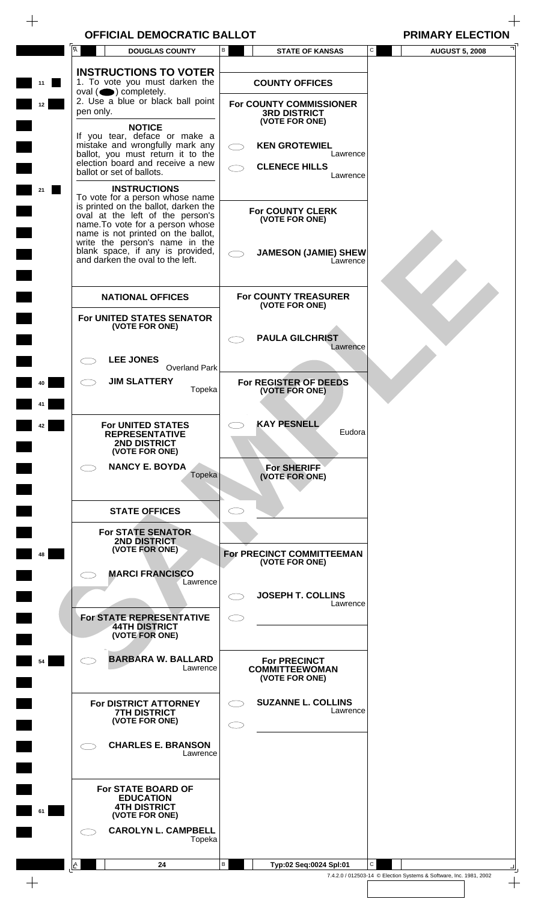# OFFICIAL DEMOCRATIC BALLOT

## PRIMARY ELECTION

DOUGLAS COUNTY — STATE OF KANSAS — AUGUST 5, 2008

### INSTRUCTIONS TO VOTER

1. To vote you must darken the oval (⬬) completely.
2. Use a blue or black ball point pen only.

**NOTICE**

If you tear, deface or make a mistake and wrongfully mark any ballot, you must return it to the election board and receive a new ballot or set of ballots.

**INSTRUCTIONS**

To vote for a person whose name is printed on the ballot, darken the oval at the left of the person's name. To vote for a person whose name is not printed on the ballot, write the person's name in the blank space, if any is provided, and darken the oval to the left.

### NATIONAL OFFICES

**For UNITED STATES SENATOR**
(VOTE FOR ONE)

- ⬭ LEE JONES — Overland Park
- ⬭ JIM SLATTERY — Topeka

**For UNITED STATES REPRESENTATIVE 2ND DISTRICT**
(VOTE FOR ONE)

- ⬭ NANCY E. BOYDA — Topeka

### STATE OFFICES

**For STATE SENATOR 2ND DISTRICT**
(VOTE FOR ONE)

- ⬭ MARCI FRANCISCO — Lawrence

**For STATE REPRESENTATIVE 44TH DISTRICT**
(VOTE FOR ONE)

- ⬭ BARBARA W. BALLARD — Lawrence

**For DISTRICT ATTORNEY 7TH DISTRICT**
(VOTE FOR ONE)

- ⬭ CHARLES E. BRANSON — Lawrence

**For STATE BOARD OF EDUCATION 4TH DISTRICT**
(VOTE FOR ONE)

- ⬭ CAROLYN L. CAMPBELL — Topeka

### COUNTY OFFICES

**For COUNTY COMMISSIONER 3RD DISTRICT**
(VOTE FOR ONE)

- ⬭ KEN GROTEWIEL — Lawrence
- ⬭ CLENECE HILLS — Lawrence

**For COUNTY CLERK**
(VOTE FOR ONE)

- ⬭ JAMESON (JAMIE) SHEW — Lawrence

**For COUNTY TREASURER**
(VOTE FOR ONE)

- ⬭ PAULA GILCHRIST — Lawrence

**For REGISTER OF DEEDS**
(VOTE FOR ONE)

- ⬭ KAY PESNELL — Eudora

**For SHERIFF**
(VOTE FOR ONE)

- ⬭ ________________

**For PRECINCT COMMITTEEMAN**
(VOTE FOR ONE)

- ⬭ JOSEPH T. COLLINS — Lawrence
- ⬭ ________________

**For PRECINCT COMMITTEEWOMAN**
(VOTE FOR ONE)

- ⬭ SUZANNE L. COLLINS — Lawrence
- ⬭ ________________

SAMPLE

24 — Typ:02 Seq:0024 Spl:01

7.4.2.0 / 012503-14 © Election Systems & Software, Inc. 1981, 2002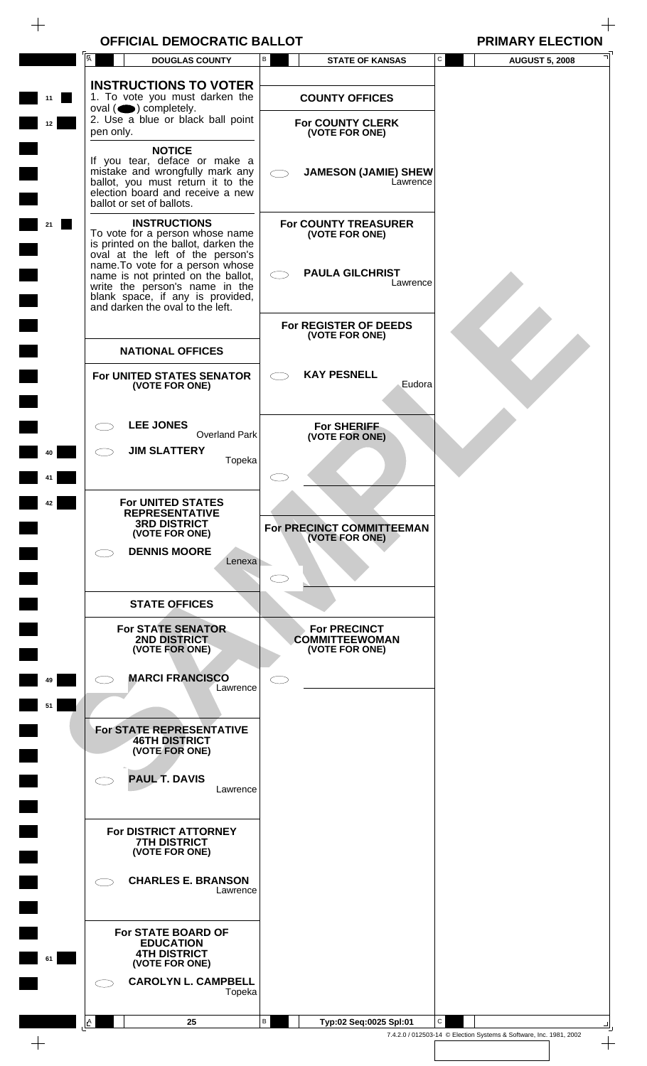# OFFICIAL DEMOCRATIC BALLOT

**PRIMARY ELECTION**

DOUGLAS COUNTY | STATE OF KANSAS | AUGUST 5, 2008

## INSTRUCTIONS TO VOTER

1. To vote you must darken the oval ( ) completely.
2. Use a blue or black ball point pen only.

**NOTICE**

If you tear, deface or make a mistake and wrongfully mark any ballot, you must return it to the election board and receive a new ballot or set of ballots.

**INSTRUCTIONS**

To vote for a person whose name is printed on the ballot, darken the oval at the left of the person's name. To vote for a person whose name is not printed on the ballot, write the person's name in the blank space, if any is provided, and darken the oval to the left.

## NATIONAL OFFICES

**For UNITED STATES SENATOR**
**(VOTE FOR ONE)**

- LEE JONES — Overland Park
- JIM SLATTERY — Topeka
- ______________

**For UNITED STATES REPRESENTATIVE 3RD DISTRICT**
**(VOTE FOR ONE)**

- DENNIS MOORE — Lenexa
- ______________

## STATE OFFICES

**For STATE SENATOR 2ND DISTRICT**
**(VOTE FOR ONE)**

- MARCI FRANCISCO — Lawrence
- ______________

**For STATE REPRESENTATIVE 46TH DISTRICT**
**(VOTE FOR ONE)**

- PAUL T. DAVIS — Lawrence
- ______________

**For DISTRICT ATTORNEY 7TH DISTRICT**
**(VOTE FOR ONE)**

- CHARLES E. BRANSON — Lawrence
- ______________

**For STATE BOARD OF EDUCATION 4TH DISTRICT**
**(VOTE FOR ONE)**

- CAROLYN L. CAMPBELL — Topeka

## COUNTY OFFICES

**For COUNTY CLERK**
**(VOTE FOR ONE)**

- JAMESON (JAMIE) SHEW — Lawrence
- ______________

**For COUNTY TREASURER**
**(VOTE FOR ONE)**

- PAULA GILCHRIST — Lawrence
- ______________

**For REGISTER OF DEEDS**
**(VOTE FOR ONE)**

- KAY PESNELL — Eudora
- ______________

**For SHERIFF**
**(VOTE FOR ONE)**

- ______________

**For PRECINCT COMMITTEEMAN**
**(VOTE FOR ONE)**

- ______________

**For PRECINCT COMMITTEEWOMAN**
**(VOTE FOR ONE)**

- ______________

SAMPLE

Typ:02 Seq:0025 Spl:01

7.4.2.0 / 012503-14 © Election Systems & Software, Inc. 1981, 2002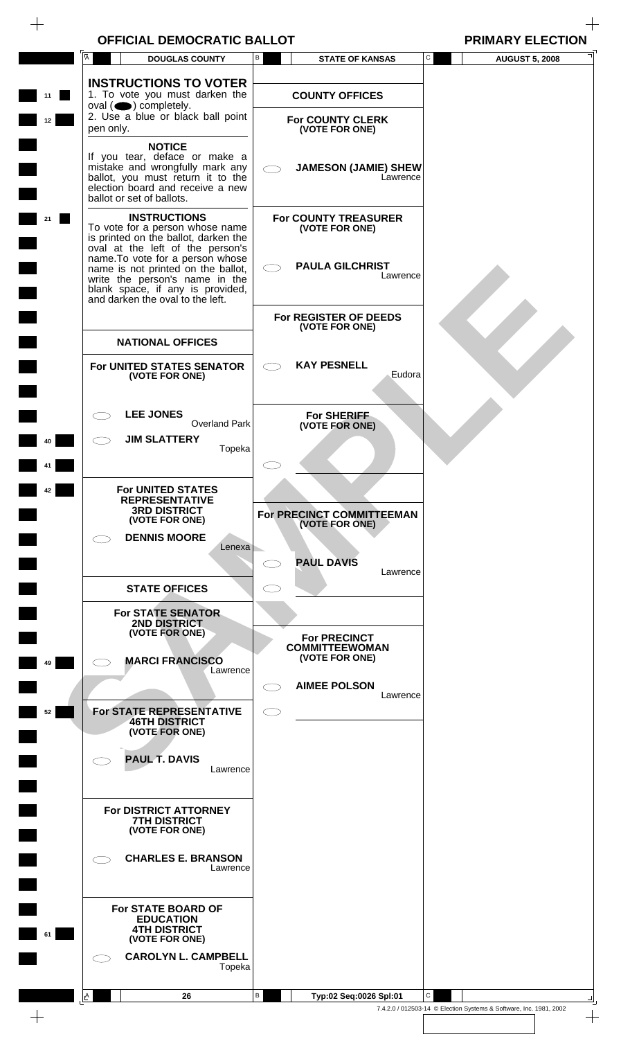# OFFICIAL DEMOCRATIC BALLOT

## PRIMARY ELECTION

DOUGLAS COUNTY | STATE OF KANSAS | AUGUST 5, 2008

**INSTRUCTIONS TO VOTER**
1. To vote you must darken the oval ( ) completely.
2. Use a blue or black ball point pen only.

**NOTICE**
If you tear, deface or make a mistake and wrongfully mark any ballot, you must return it to the election board and receive a new ballot or set of ballots.

**INSTRUCTIONS**
To vote for a person whose name is printed on the ballot, darken the oval at the left of the person's name. To vote for a person whose name is not printed on the ballot, write the person's name in the blank space, if any is provided, and darken the oval to the left.

### NATIONAL OFFICES

**For UNITED STATES SENATOR**
(VOTE FOR ONE)

- LEE JONES — Overland Park
- JIM SLATTERY — Topeka

**For UNITED STATES REPRESENTATIVE 3RD DISTRICT**
(VOTE FOR ONE)

- DENNIS MOORE — Lenexa

### STATE OFFICES

**For STATE SENATOR 2ND DISTRICT**
(VOTE FOR ONE)

- MARCI FRANCISCO — Lawrence

**For STATE REPRESENTATIVE 46TH DISTRICT**
(VOTE FOR ONE)

- PAUL T. DAVIS — Lawrence

**For DISTRICT ATTORNEY 7TH DISTRICT**
(VOTE FOR ONE)

- CHARLES E. BRANSON — Lawrence

**For STATE BOARD OF EDUCATION 4TH DISTRICT**
(VOTE FOR ONE)

- CAROLYN L. CAMPBELL — Topeka

### COUNTY OFFICES

**For COUNTY CLERK**
(VOTE FOR ONE)

- JAMESON (JAMIE) SHEW — Lawrence

**For COUNTY TREASURER**
(VOTE FOR ONE)

- PAULA GILCHRIST — Lawrence

**For REGISTER OF DEEDS**
(VOTE FOR ONE)

- KAY PESNELL — Eudora

**For SHERIFF**
(VOTE FOR ONE)

- ____________________

**For PRECINCT COMMITTEEMAN**
(VOTE FOR ONE)

- PAUL DAVIS — Lawrence
- ____________________

**For PRECINCT COMMITTEEWOMAN**
(VOTE FOR ONE)

- AIMEE POLSON — Lawrence
- ____________________

SAMPLE

26 | Typ:02 Seq:0026 Spl:01

7.4.2.0 / 012503-14 © Election Systems & Software, Inc. 1981, 2002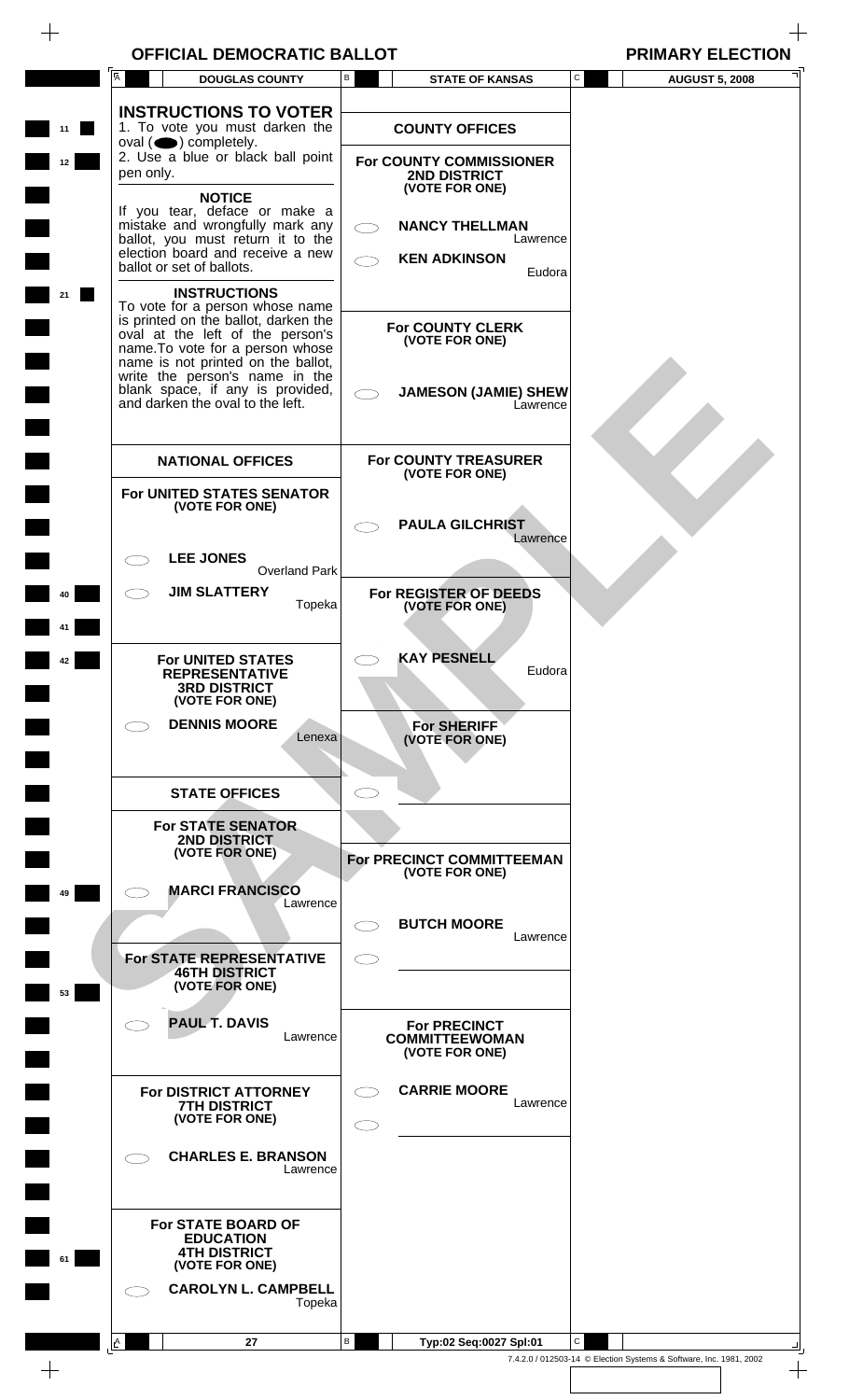# OFFICIAL DEMOCRATIC BALLOT

# PRIMARY ELECTION

DOUGLAS COUNTY | STATE OF KANSAS | AUGUST 5, 2008

## INSTRUCTIONS TO VOTER

1. To vote you must darken the oval ( ) completely.
2. Use a blue or black ball point pen only.

### NOTICE

If you tear, deface or make a mistake and wrongfully mark any ballot, you must return it to the election board and receive a new ballot or set of ballots.

### INSTRUCTIONS

To vote for a person whose name is printed on the ballot, darken the oval at the left of the person's name. To vote for a person whose name is not printed on the ballot, write the person's name in the blank space, if any is provided, and darken the oval to the left.

## NATIONAL OFFICES

**For UNITED STATES SENATOR**
(VOTE FOR ONE)

- LEE JONES — Overland Park
- JIM SLATTERY — Topeka

**For UNITED STATES REPRESENTATIVE 3RD DISTRICT**
(VOTE FOR ONE)

- DENNIS MOORE — Lenexa

## STATE OFFICES

**For STATE SENATOR 2ND DISTRICT**
(VOTE FOR ONE)

- MARCI FRANCISCO — Lawrence

**For STATE REPRESENTATIVE 46TH DISTRICT**
(VOTE FOR ONE)

- PAUL T. DAVIS — Lawrence

**For DISTRICT ATTORNEY 7TH DISTRICT**
(VOTE FOR ONE)

- CHARLES E. BRANSON — Lawrence

**For STATE BOARD OF EDUCATION 4TH DISTRICT**
(VOTE FOR ONE)

- CAROLYN L. CAMPBELL — Topeka

## COUNTY OFFICES

**For COUNTY COMMISSIONER 2ND DISTRICT**
(VOTE FOR ONE)

- NANCY THELLMAN — Lawrence
- KEN ADKINSON — Eudora

**For COUNTY CLERK**
(VOTE FOR ONE)

- JAMESON (JAMIE) SHEW — Lawrence

**For COUNTY TREASURER**
(VOTE FOR ONE)

- PAULA GILCHRIST — Lawrence

**For REGISTER OF DEEDS**
(VOTE FOR ONE)

- KAY PESNELL — Eudora

**For SHERIFF**
(VOTE FOR ONE)

- ____________

**For PRECINCT COMMITTEEMAN**
(VOTE FOR ONE)

- BUTCH MOORE — Lawrence
- ____________

**For PRECINCT COMMITTEEWOMAN**
(VOTE FOR ONE)

- CARRIE MOORE — Lawrence
- ____________

SAMPLE

27 | Typ:02 Seq:0027 Spl:01

7.4.2.0 / 012503-14 © Election Systems & Software, Inc. 1981, 2002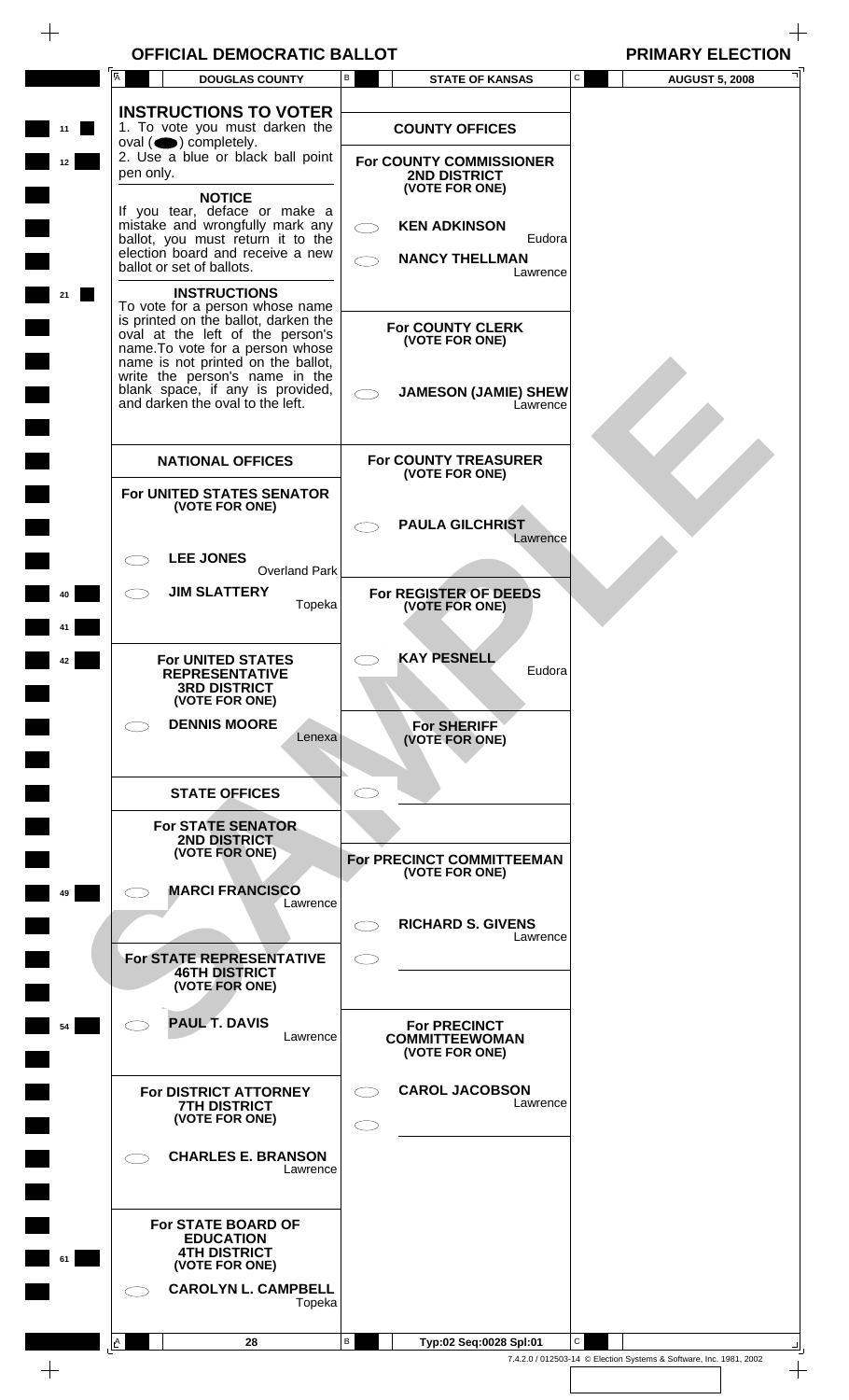# OFFICIAL DEMOCRATIC BALLOT

**PRIMARY ELECTION**

DOUGLAS COUNTY — STATE OF KANSAS — AUGUST 5, 2008

## INSTRUCTIONS TO VOTER

1. To vote you must darken the oval (⬬) completely.
2. Use a blue or black ball point pen only.

**NOTICE**

If you tear, deface or make a mistake and wrongfully mark any ballot, you must return it to the election board and receive a new ballot or set of ballots.

**INSTRUCTIONS**

To vote for a person whose name is printed on the ballot, darken the oval at the left of the person's name. To vote for a person whose name is not printed on the ballot, write the person's name in the blank space, if any is provided, and darken the oval to the left.

## NATIONAL OFFICES

**For UNITED STATES SENATOR**
(VOTE FOR ONE)

- ⬭ **LEE JONES** — Overland Park
- ⬭ **JIM SLATTERY** — Topeka

**For UNITED STATES REPRESENTATIVE 3RD DISTRICT**
(VOTE FOR ONE)

- ⬭ **DENNIS MOORE** — Lenexa

## STATE OFFICES

**For STATE SENATOR 2ND DISTRICT**
(VOTE FOR ONE)

- ⬭ **MARCI FRANCISCO** — Lawrence

**For STATE REPRESENTATIVE 46TH DISTRICT**
(VOTE FOR ONE)

- ⬭ **PAUL T. DAVIS** — Lawrence

**For DISTRICT ATTORNEY 7TH DISTRICT**
(VOTE FOR ONE)

- ⬭ **CHARLES E. BRANSON** — Lawrence

**For STATE BOARD OF EDUCATION 4TH DISTRICT**
(VOTE FOR ONE)

- ⬭ **CAROLYN L. CAMPBELL** — Topeka

## COUNTY OFFICES

**For COUNTY COMMISSIONER 2ND DISTRICT**
(VOTE FOR ONE)

- ⬭ **KEN ADKINSON** — Eudora
- ⬭ **NANCY THELLMAN** — Lawrence

**For COUNTY CLERK**
(VOTE FOR ONE)

- ⬭ **JAMESON (JAMIE) SHEW** — Lawrence

**For COUNTY TREASURER**
(VOTE FOR ONE)

- ⬭ **PAULA GILCHRIST** — Lawrence

**For REGISTER OF DEEDS**
(VOTE FOR ONE)

- ⬭ **KAY PESNELL** — Eudora

**For SHERIFF**
(VOTE FOR ONE)

- ⬭ ________________

**For PRECINCT COMMITTEEMAN**
(VOTE FOR ONE)

- ⬭ **RICHARD S. GIVENS** — Lawrence
- ⬭ ________________

**For PRECINCT COMMITTEEWOMAN**
(VOTE FOR ONE)

- ⬭ **CAROL JACOBSON** — Lawrence
- ⬭ ________________

SAMPLE

28 — Typ:02 Seq:0028 Spl:01

7.4.2.0 / 012503-14 © Election Systems & Software, Inc. 1981, 2002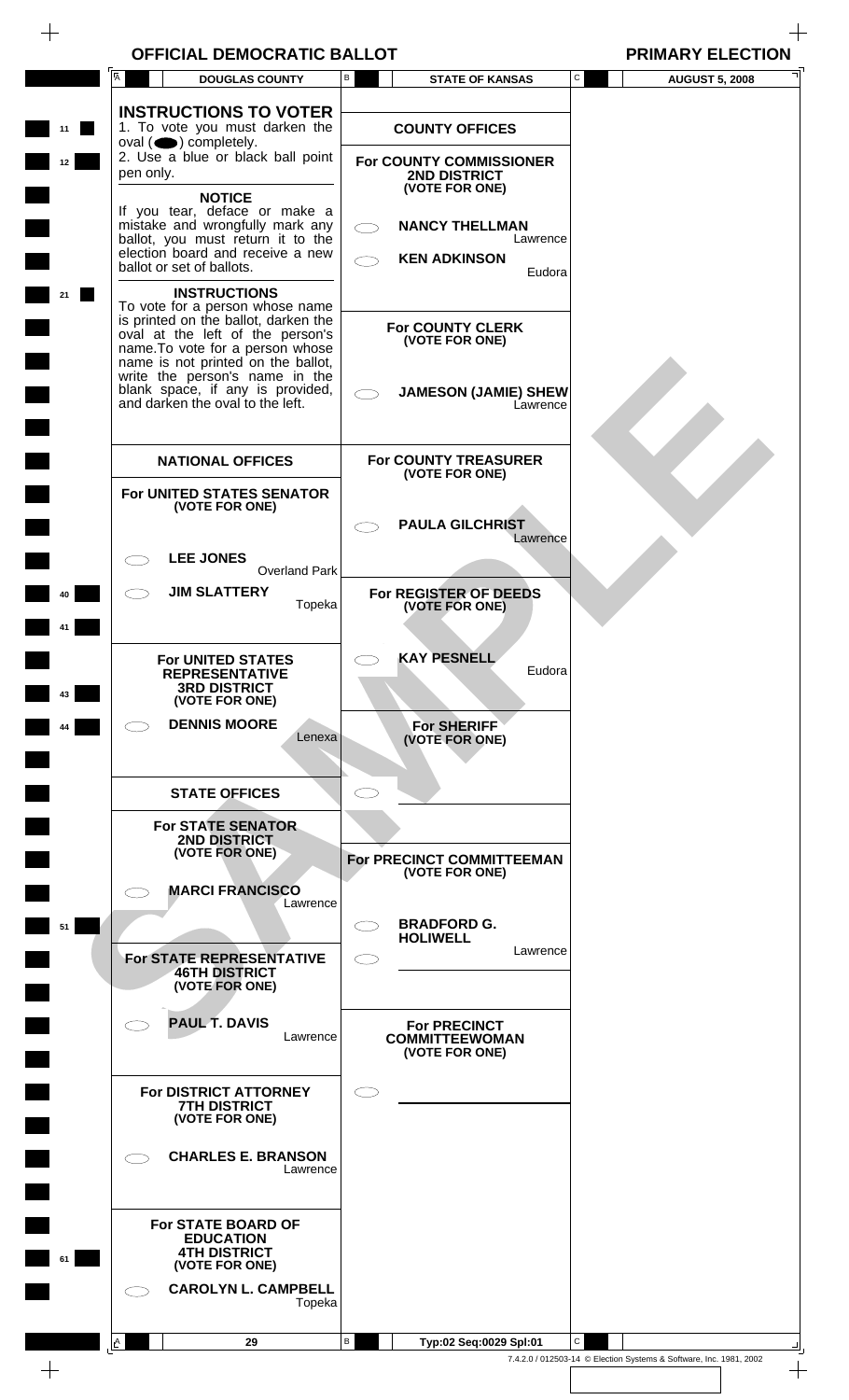# OFFICIAL DEMOCRATIC BALLOT

## PRIMARY ELECTION

DOUGLAS COUNTY | STATE OF KANSAS | AUGUST 5, 2008

**INSTRUCTIONS TO VOTER**
1. To vote you must darken the oval ( ) completely.
2. Use a blue or black ball point pen only.

**NOTICE**
If you tear, deface or make a mistake and wrongfully mark any ballot, you must return it to the election board and receive a new ballot or set of ballots.

**INSTRUCTIONS**
To vote for a person whose name is printed on the ballot, darken the oval at the left of the person's name. To vote for a person whose name is not printed on the ballot, write the person's name in the blank space, if any is provided, and darken the oval to the left.

### NATIONAL OFFICES

**For UNITED STATES SENATOR**
(VOTE FOR ONE)

- LEE JONES — Overland Park
- JIM SLATTERY — Topeka

**For UNITED STATES REPRESENTATIVE 3RD DISTRICT**
(VOTE FOR ONE)

- DENNIS MOORE — Lenexa

### STATE OFFICES

**For STATE SENATOR 2ND DISTRICT**
(VOTE FOR ONE)

- MARCI FRANCISCO — Lawrence

**For STATE REPRESENTATIVE 46TH DISTRICT**
(VOTE FOR ONE)

- PAUL T. DAVIS — Lawrence

**For DISTRICT ATTORNEY 7TH DISTRICT**
(VOTE FOR ONE)

- CHARLES E. BRANSON — Lawrence

**For STATE BOARD OF EDUCATION 4TH DISTRICT**
(VOTE FOR ONE)

- CAROLYN L. CAMPBELL — Topeka

### COUNTY OFFICES

**For COUNTY COMMISSIONER 2ND DISTRICT**
(VOTE FOR ONE)

- NANCY THELLMAN — Lawrence
- KEN ADKINSON — Eudora

**For COUNTY CLERK**
(VOTE FOR ONE)

- JAMESON (JAMIE) SHEW — Lawrence

**For COUNTY TREASURER**
(VOTE FOR ONE)

- PAULA GILCHRIST — Lawrence

**For REGISTER OF DEEDS**
(VOTE FOR ONE)

- KAY PESNELL — Eudora

**For SHERIFF**
(VOTE FOR ONE)

- ______________

**For PRECINCT COMMITTEEMAN**
(VOTE FOR ONE)

- BRADFORD G. HOLIWELL — Lawrence
- ______________

**For PRECINCT COMMITTEEWOMAN**
(VOTE FOR ONE)

- ______________

SAMPLE

29 | Typ:02 Seq:0029 Spl:01

7.4.2.0 / 012503-14 © Election Systems & Software, Inc. 1981, 2002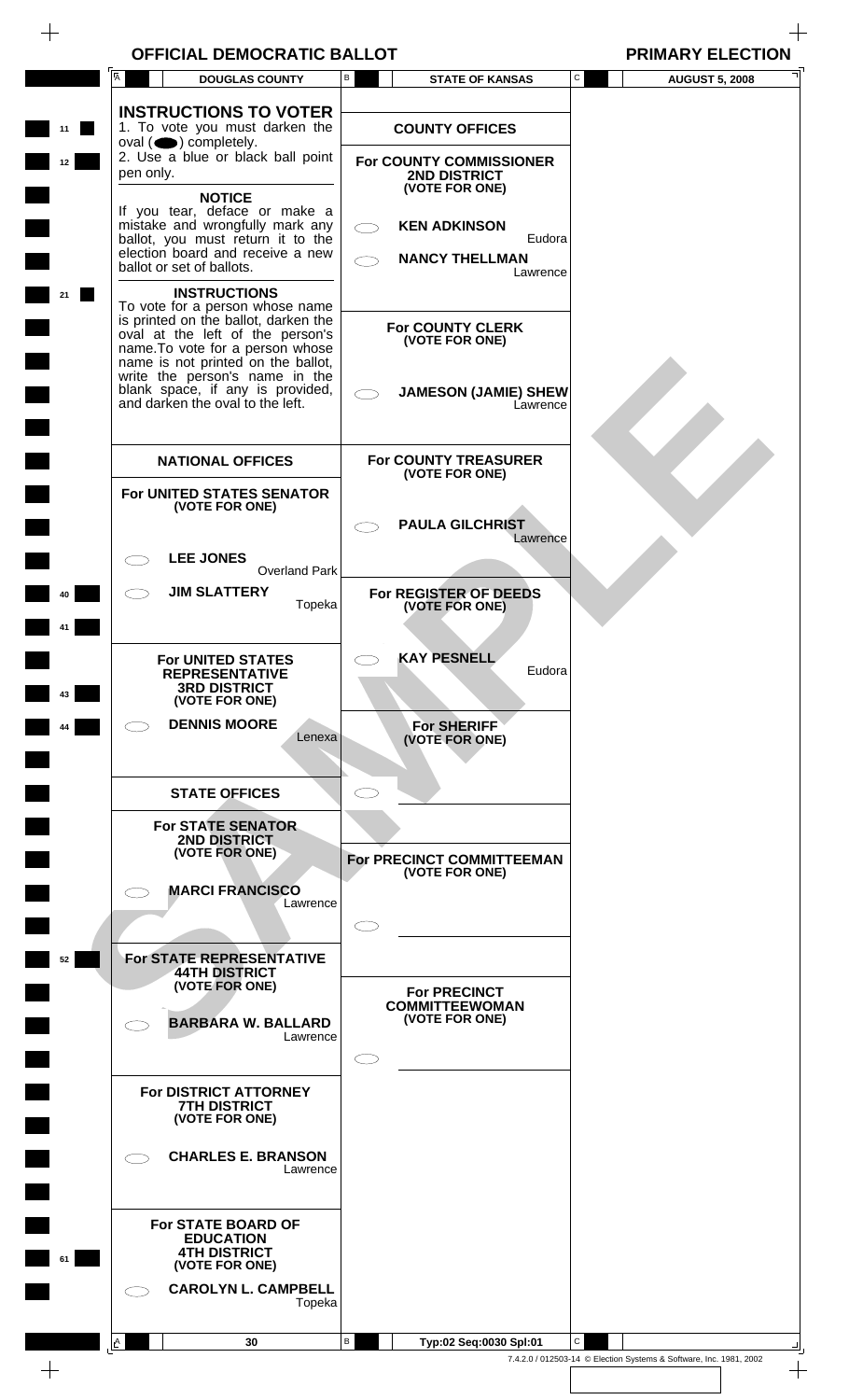# OFFICIAL DEMOCRATIC BALLOT

# PRIMARY ELECTION

DOUGLAS COUNTY — STATE OF KANSAS — AUGUST 5, 2008

## INSTRUCTIONS TO VOTER

1. To vote you must darken the oval ( ) completely.
2. Use a blue or black ball point pen only.

**NOTICE**

If you tear, deface or make a mistake and wrongfully mark any ballot, you must return it to the election board and receive a new ballot or set of ballots.

**INSTRUCTIONS**

To vote for a person whose name is printed on the ballot, darken the oval at the left of the person's name. To vote for a person whose name is not printed on the ballot, write the person's name in the blank space, if any is provided, and darken the oval to the left.

## NATIONAL OFFICES

**For UNITED STATES SENATOR**
(VOTE FOR ONE)

- LEE JONES — Overland Park
- JIM SLATTERY — Topeka

**For UNITED STATES REPRESENTATIVE 3RD DISTRICT**
(VOTE FOR ONE)

- DENNIS MOORE — Lenexa

## STATE OFFICES

**For STATE SENATOR 2ND DISTRICT**
(VOTE FOR ONE)

- MARCI FRANCISCO — Lawrence

**For STATE REPRESENTATIVE 44TH DISTRICT**
(VOTE FOR ONE)

- BARBARA W. BALLARD — Lawrence

**For DISTRICT ATTORNEY 7TH DISTRICT**
(VOTE FOR ONE)

- CHARLES E. BRANSON — Lawrence

**For STATE BOARD OF EDUCATION 4TH DISTRICT**
(VOTE FOR ONE)

- CAROLYN L. CAMPBELL — Topeka

## COUNTY OFFICES

**For COUNTY COMMISSIONER 2ND DISTRICT**
(VOTE FOR ONE)

- KEN ADKINSON — Eudora
- NANCY THELLMAN — Lawrence

**For COUNTY CLERK**
(VOTE FOR ONE)

- JAMESON (JAMIE) SHEW — Lawrence

**For COUNTY TREASURER**
(VOTE FOR ONE)

- PAULA GILCHRIST — Lawrence

**For REGISTER OF DEEDS**
(VOTE FOR ONE)

- KAY PESNELL — Eudora

**For SHERIFF**
(VOTE FOR ONE)

- ____________________

**For PRECINCT COMMITTEEMAN**
(VOTE FOR ONE)

- ____________________

**For PRECINCT COMMITTEEWOMAN**
(VOTE FOR ONE)

- ____________________

SAMPLE

30 — Typ:02 Seq:0030 Spl:01

7.4.2.0 / 012503-14 © Election Systems & Software, Inc. 1981, 2002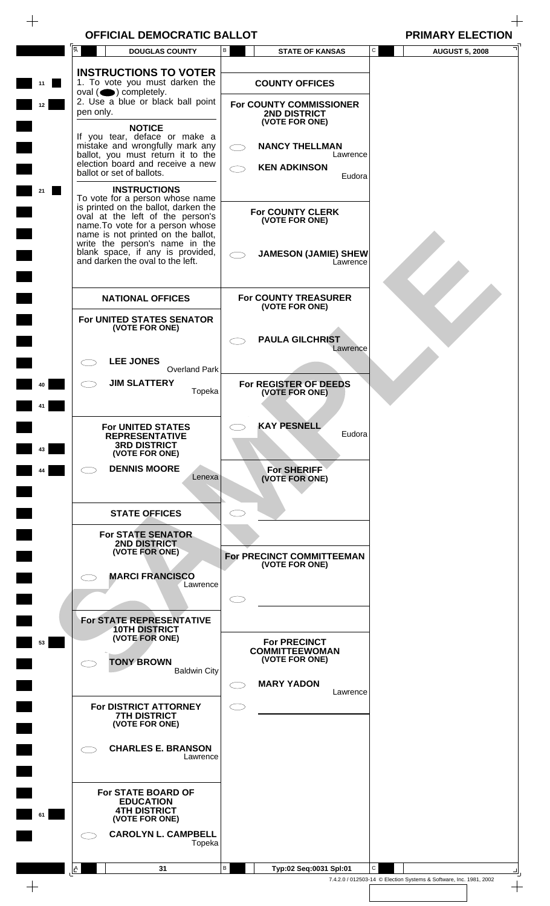# OFFICIAL DEMOCRATIC BALLOT

**PRIMARY ELECTION**

DOUGLAS COUNTY | STATE OF KANSAS | AUGUST 5, 2008

## INSTRUCTIONS TO VOTER

1. To vote you must darken the oval ( ) completely.
2. Use a blue or black ball point pen only.

**NOTICE**

If you tear, deface or make a mistake and wrongfully mark any ballot, you must return it to the election board and receive a new ballot or set of ballots.

**INSTRUCTIONS**

To vote for a person whose name is printed on the ballot, darken the oval at the left of the person's name. To vote for a person whose name is not printed on the ballot, write the person's name in the blank space, if any is provided, and darken the oval to the left.

## NATIONAL OFFICES

**For UNITED STATES SENATOR**
(VOTE FOR ONE)

- LEE JONES — Overland Park
- JIM SLATTERY — Topeka

**For UNITED STATES REPRESENTATIVE 3RD DISTRICT**
(VOTE FOR ONE)

- DENNIS MOORE — Lenexa

## STATE OFFICES

**For STATE SENATOR 2ND DISTRICT**
(VOTE FOR ONE)

- MARCI FRANCISCO — Lawrence

**For STATE REPRESENTATIVE 10TH DISTRICT**
(VOTE FOR ONE)

- TONY BROWN — Baldwin City

**For DISTRICT ATTORNEY 7TH DISTRICT**
(VOTE FOR ONE)

- CHARLES E. BRANSON — Lawrence

**For STATE BOARD OF EDUCATION 4TH DISTRICT**
(VOTE FOR ONE)

- CAROLYN L. CAMPBELL — Topeka

## COUNTY OFFICES

**For COUNTY COMMISSIONER 2ND DISTRICT**
(VOTE FOR ONE)

- NANCY THELLMAN — Lawrence
- KEN ADKINSON — Eudora

**For COUNTY CLERK**
(VOTE FOR ONE)

- JAMESON (JAMIE) SHEW — Lawrence

**For COUNTY TREASURER**
(VOTE FOR ONE)

- PAULA GILCHRIST — Lawrence

**For REGISTER OF DEEDS**
(VOTE FOR ONE)

- KAY PESNELL — Eudora

**For SHERIFF**
(VOTE FOR ONE)

- ______________

**For PRECINCT COMMITTEEMAN**
(VOTE FOR ONE)

- ______________

**For PRECINCT COMMITTEEWOMAN**
(VOTE FOR ONE)

- MARY YADON — Lawrence
- ______________

SAMPLE

31 | Typ:02 Seq:0031 Spl:01

7.4.2.0 / 012503-14 © Election Systems & Software, Inc. 1981, 2002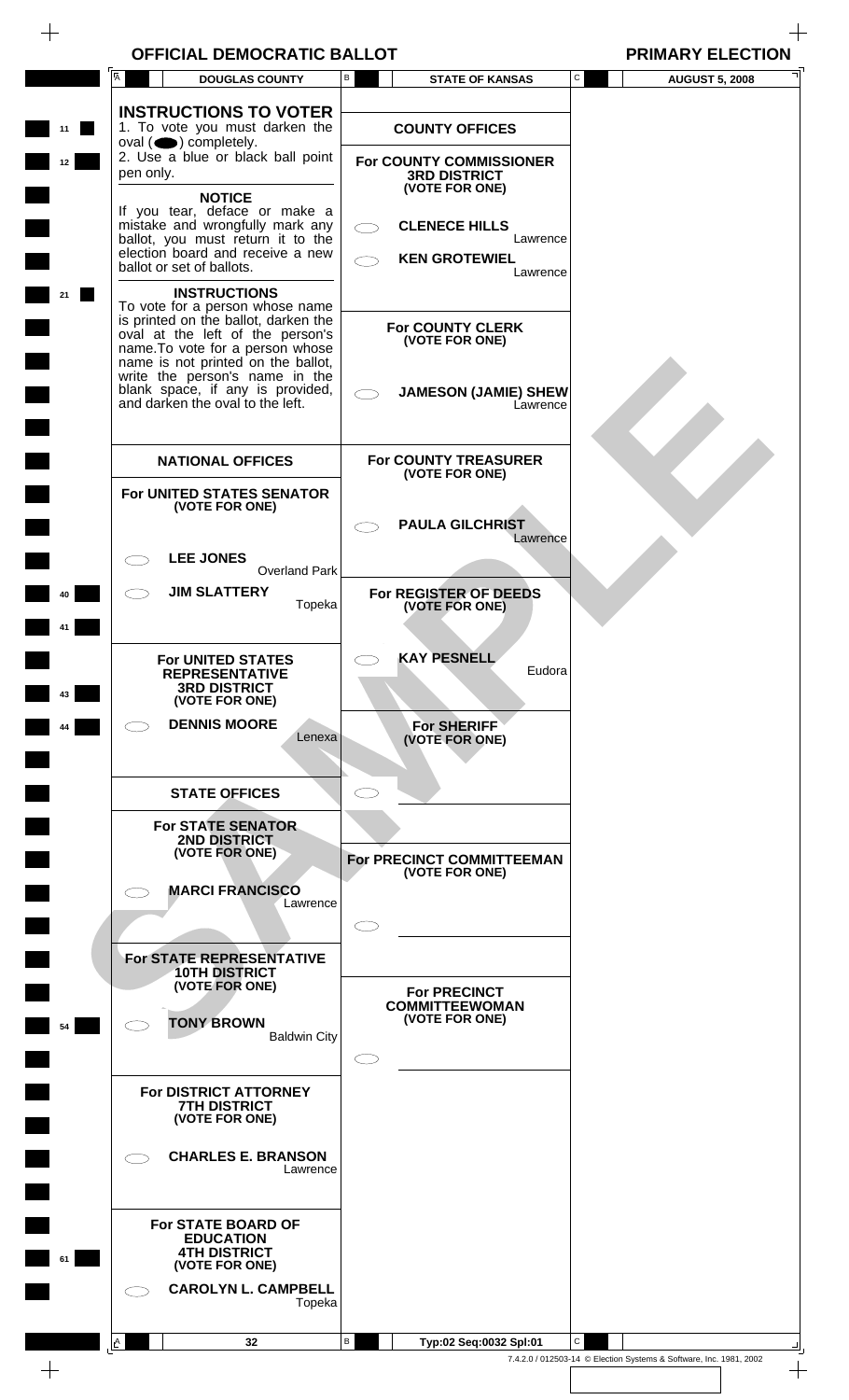# OFFICIAL DEMOCRATIC BALLOT

# PRIMARY ELECTION

DOUGLAS COUNTY | STATE OF KANSAS | AUGUST 5, 2008

## INSTRUCTIONS TO VOTER

1. To vote you must darken the oval ( ) completely.
2. Use a blue or black ball point pen only.

**NOTICE**

If you tear, deface or make a mistake and wrongfully mark any ballot, you must return it to the election board and receive a new ballot or set of ballots.

**INSTRUCTIONS**

To vote for a person whose name is printed on the ballot, darken the oval at the left of the person's name. To vote for a person whose name is not printed on the ballot, write the person's name in the blank space, if any is provided, and darken the oval to the left.

## NATIONAL OFFICES

### For UNITED STATES SENATOR
(VOTE FOR ONE)

- LEE JONES — Overland Park
- JIM SLATTERY — Topeka

### For UNITED STATES REPRESENTATIVE 3RD DISTRICT
(VOTE FOR ONE)

- DENNIS MOORE — Lenexa

## STATE OFFICES

### For STATE SENATOR 2ND DISTRICT
(VOTE FOR ONE)

- MARCI FRANCISCO — Lawrence

### For STATE REPRESENTATIVE 10TH DISTRICT
(VOTE FOR ONE)

- TONY BROWN — Baldwin City

### For DISTRICT ATTORNEY 7TH DISTRICT
(VOTE FOR ONE)

- CHARLES E. BRANSON — Lawrence

### For STATE BOARD OF EDUCATION 4TH DISTRICT
(VOTE FOR ONE)

- CAROLYN L. CAMPBELL — Topeka

## COUNTY OFFICES

### For COUNTY COMMISSIONER 3RD DISTRICT
(VOTE FOR ONE)

- CLENECE HILLS — Lawrence
- KEN GROTEWIEL — Lawrence

### For COUNTY CLERK
(VOTE FOR ONE)

- JAMESON (JAMIE) SHEW — Lawrence

### For COUNTY TREASURER
(VOTE FOR ONE)

- PAULA GILCHRIST — Lawrence

### For REGISTER OF DEEDS
(VOTE FOR ONE)

- KAY PESNELL — Eudora

### For SHERIFF
(VOTE FOR ONE)

- ______________________

### For PRECINCT COMMITTEEMAN
(VOTE FOR ONE)

- ______________________

### For PRECINCT COMMITTEEWOMAN
(VOTE FOR ONE)

- ______________________

SAMPLE

32 | Typ:02 Seq:0032 Spl:01

7.4.2.0 / 012503-14 © Election Systems & Software, Inc. 1981, 2002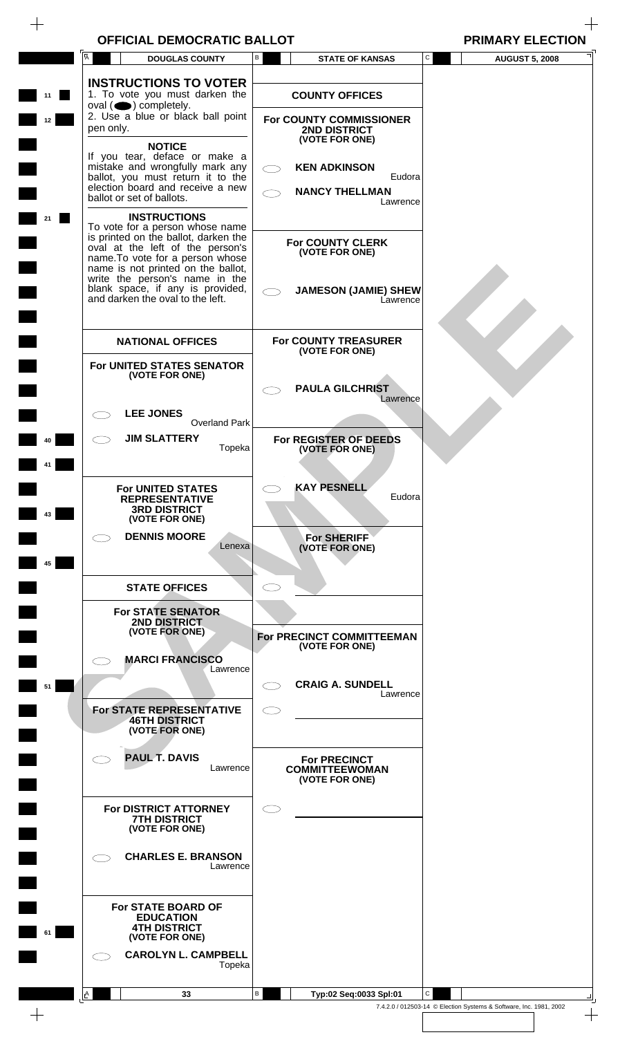# OFFICIAL DEMOCRATIC BALLOT

**PRIMARY ELECTION**

DOUGLAS COUNTY | STATE OF KANSAS | AUGUST 5, 2008

## INSTRUCTIONS TO VOTER

1. To vote you must darken the oval (⬬) completely.
2. Use a blue or black ball point pen only.

**NOTICE**

If you tear, deface or make a mistake and wrongfully mark any ballot, you must return it to the election board and receive a new ballot or set of ballots.

**INSTRUCTIONS**

To vote for a person whose name is printed on the ballot, darken the oval at the left of the person's name. To vote for a person whose name is not printed on the ballot, write the person's name in the blank space, if any is provided, and darken the oval to the left.

## NATIONAL OFFICES

### For UNITED STATES SENATOR
(VOTE FOR ONE)

- ⬭ **LEE JONES** — Overland Park
- ⬭ **JIM SLATTERY** — Topeka

### For UNITED STATES REPRESENTATIVE 3RD DISTRICT
(VOTE FOR ONE)

- ⬭ **DENNIS MOORE** — Lenexa

## STATE OFFICES

### For STATE SENATOR 2ND DISTRICT
(VOTE FOR ONE)

- ⬭ **MARCI FRANCISCO** — Lawrence

### For STATE REPRESENTATIVE 46TH DISTRICT
(VOTE FOR ONE)

- ⬭ **PAUL T. DAVIS** — Lawrence

### For DISTRICT ATTORNEY 7TH DISTRICT
(VOTE FOR ONE)

- ⬭ **CHARLES E. BRANSON** — Lawrence

### For STATE BOARD OF EDUCATION 4TH DISTRICT
(VOTE FOR ONE)

- ⬭ **CAROLYN L. CAMPBELL** — Topeka

## COUNTY OFFICES

### For COUNTY COMMISSIONER 2ND DISTRICT
(VOTE FOR ONE)

- ⬭ **KEN ADKINSON** — Eudora
- ⬭ **NANCY THELLMAN** — Lawrence

### For COUNTY CLERK
(VOTE FOR ONE)

- ⬭ **JAMESON (JAMIE) SHEW** — Lawrence

### For COUNTY TREASURER
(VOTE FOR ONE)

- ⬭ **PAULA GILCHRIST** — Lawrence

### For REGISTER OF DEEDS
(VOTE FOR ONE)

- ⬭ **KAY PESNELL** — Eudora

### For SHERIFF
(VOTE FOR ONE)

- ⬭ ______________________

### For PRECINCT COMMITTEEMAN
(VOTE FOR ONE)

- ⬭ **CRAIG A. SUNDELL** — Lawrence
- ⬭ ______________________

### For PRECINCT COMMITTEEWOMAN
(VOTE FOR ONE)

- ⬭ ______________________

SAMPLE

Typ:02 Seq:0033 Spl:01

7.4.2.0 / 012503-14 © Election Systems & Software, Inc. 1981, 2002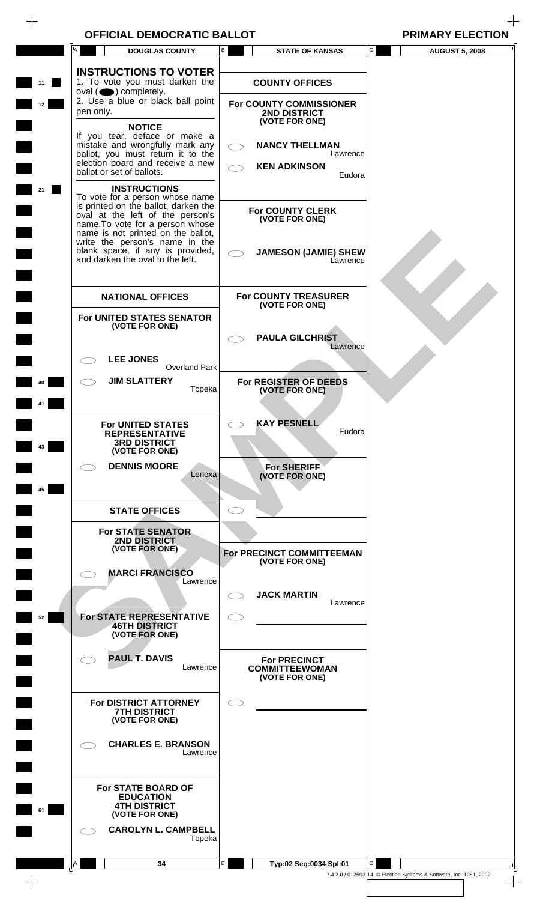# OFFICIAL DEMOCRATIC BALLOT

# PRIMARY ELECTION

DOUGLAS COUNTY | STATE OF KANSAS | AUGUST 5, 2008

## INSTRUCTIONS TO VOTER

1. To vote you must darken the oval ( ) completely.
2. Use a blue or black ball point pen only.

**NOTICE**

If you tear, deface or make a mistake and wrongfully mark any ballot, you must return it to the election board and receive a new ballot or set of ballots.

**INSTRUCTIONS**

To vote for a person whose name is printed on the ballot, darken the oval at the left of the person's name. To vote for a person whose name is not printed on the ballot, write the person's name in the blank space, if any is provided, and darken the oval to the left.

## NATIONAL OFFICES

### For UNITED STATES SENATOR
(VOTE FOR ONE)

- ⬭ **LEE JONES** — Overland Park
- ⬭ **JIM SLATTERY** — Topeka

### For UNITED STATES REPRESENTATIVE 3RD DISTRICT
(VOTE FOR ONE)

- ⬭ **DENNIS MOORE** — Lenexa

## STATE OFFICES

### For STATE SENATOR 2ND DISTRICT
(VOTE FOR ONE)

- ⬭ **MARCI FRANCISCO** — Lawrence

### For STATE REPRESENTATIVE 46TH DISTRICT
(VOTE FOR ONE)

- ⬭ **PAUL T. DAVIS** — Lawrence

### For DISTRICT ATTORNEY 7TH DISTRICT
(VOTE FOR ONE)

- ⬭ **CHARLES E. BRANSON** — Lawrence

### For STATE BOARD OF EDUCATION 4TH DISTRICT
(VOTE FOR ONE)

- ⬭ **CAROLYN L. CAMPBELL** — Topeka

## COUNTY OFFICES

### For COUNTY COMMISSIONER 2ND DISTRICT
(VOTE FOR ONE)

- ⬭ **NANCY THELLMAN** — Lawrence
- ⬭ **KEN ADKINSON** — Eudora

### For COUNTY CLERK
(VOTE FOR ONE)

- ⬭ **JAMESON (JAMIE) SHEW** — Lawrence

### For COUNTY TREASURER
(VOTE FOR ONE)

- ⬭ **PAULA GILCHRIST** — Lawrence

### For REGISTER OF DEEDS
(VOTE FOR ONE)

- ⬭ **KAY PESNELL** — Eudora

### For SHERIFF
(VOTE FOR ONE)

- ⬭ ____________

### For PRECINCT COMMITTEEMAN
(VOTE FOR ONE)

- ⬭ **JACK MARTIN** — Lawrence
- ⬭ ____________

### For PRECINCT COMMITTEEWOMAN
(VOTE FOR ONE)

- ⬭ ____________

SAMPLE

34 | Typ:02 Seq:0034 Spl:01

7.4.2.0 / 012503-14 © Election Systems & Software, Inc. 1981, 2002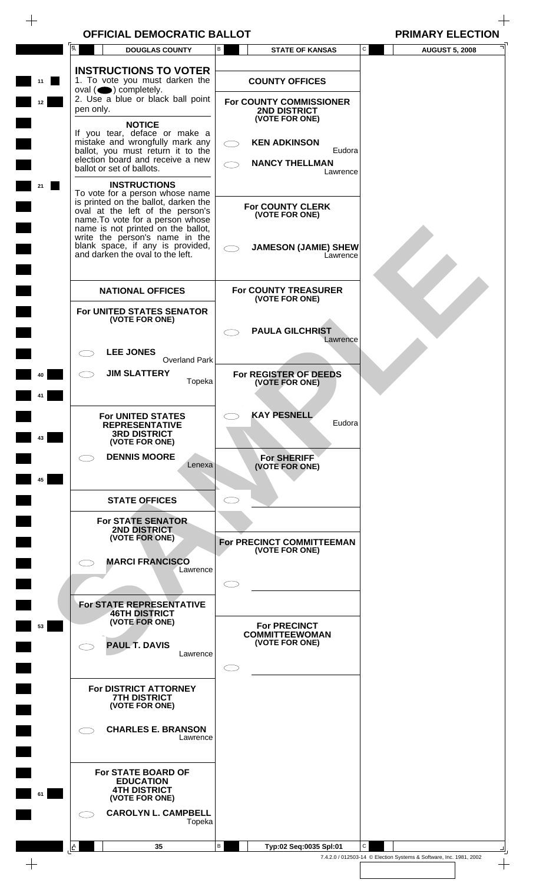# OFFICIAL DEMOCRATIC BALLOT

**PRIMARY ELECTION**

DOUGLAS COUNTY | STATE OF KANSAS | AUGUST 5, 2008

## INSTRUCTIONS TO VOTER

1. To vote you must darken the oval ( ) completely.
2. Use a blue or black ball point pen only.

**NOTICE**

If you tear, deface or make a mistake and wrongfully mark any ballot, you must return it to the election board and receive a new ballot or set of ballots.

**INSTRUCTIONS**

To vote for a person whose name is printed on the ballot, darken the oval at the left of the person's name. To vote for a person whose name is not printed on the ballot, write the person's name in the blank space, if any is provided, and darken the oval to the left.

## NATIONAL OFFICES

**For UNITED STATES SENATOR**
(VOTE FOR ONE)

- LEE JONES — Overland Park
- JIM SLATTERY — Topeka

**For UNITED STATES REPRESENTATIVE 3RD DISTRICT**
(VOTE FOR ONE)

- DENNIS MOORE — Lenexa

## STATE OFFICES

**For STATE SENATOR 2ND DISTRICT**
(VOTE FOR ONE)

- MARCI FRANCISCO — Lawrence

**For STATE REPRESENTATIVE 46TH DISTRICT**
(VOTE FOR ONE)

- PAUL T. DAVIS — Lawrence

**For DISTRICT ATTORNEY 7TH DISTRICT**
(VOTE FOR ONE)

- CHARLES E. BRANSON — Lawrence

**For STATE BOARD OF EDUCATION 4TH DISTRICT**
(VOTE FOR ONE)

- CAROLYN L. CAMPBELL — Topeka

## COUNTY OFFICES

**For COUNTY COMMISSIONER 2ND DISTRICT**
(VOTE FOR ONE)

- KEN ADKINSON — Eudora
- NANCY THELLMAN — Lawrence

**For COUNTY CLERK**
(VOTE FOR ONE)

- JAMESON (JAMIE) SHEW — Lawrence

**For COUNTY TREASURER**
(VOTE FOR ONE)

- PAULA GILCHRIST — Lawrence

**For REGISTER OF DEEDS**
(VOTE FOR ONE)

- KAY PESNELL — Eudora

**For SHERIFF**
(VOTE FOR ONE)

- ____________________

**For PRECINCT COMMITTEEMAN**
(VOTE FOR ONE)

- ____________________

**For PRECINCT COMMITTEEWOMAN**
(VOTE FOR ONE)

- ____________________

SAMPLE

Typ:02 Seq:0035 Spl:01

7.4.2.0 / 012503-14 © Election Systems & Software, Inc. 1981, 2002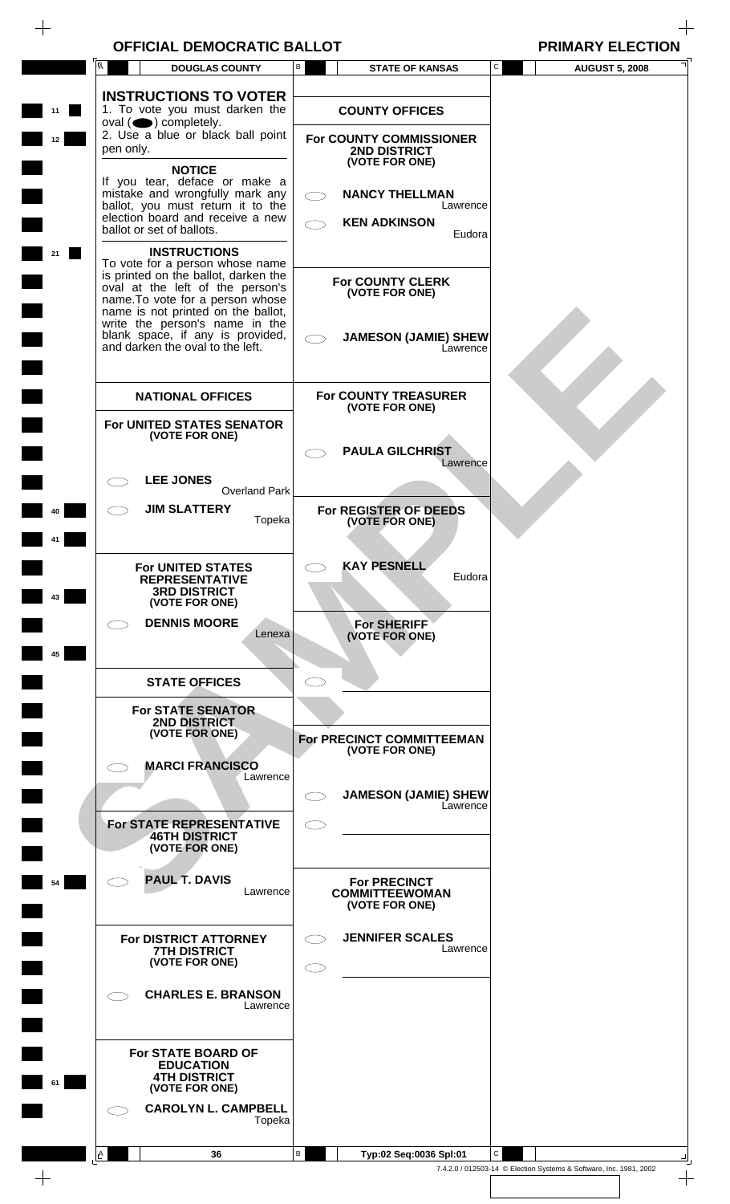# OFFICIAL DEMOCRATIC BALLOT

# PRIMARY ELECTION

DOUGLAS COUNTY | STATE OF KANSAS | AUGUST 5, 2008

## INSTRUCTIONS TO VOTER

1. To vote you must darken the oval ( ) completely.
2. Use a blue or black ball point pen only.

**NOTICE**

If you tear, deface or make a mistake and wrongfully mark any ballot, you must return it to the election board and receive a new ballot or set of ballots.

**INSTRUCTIONS**

To vote for a person whose name is printed on the ballot, darken the oval at the left of the person's name. To vote for a person whose name is not printed on the ballot, write the person's name in the blank space, if any is provided, and darken the oval to the left.

## NATIONAL OFFICES

**For UNITED STATES SENATOR**
(VOTE FOR ONE)

- LEE JONES — Overland Park
- JIM SLATTERY — Topeka

**For UNITED STATES REPRESENTATIVE 3RD DISTRICT**
(VOTE FOR ONE)

- DENNIS MOORE — Lenexa

## STATE OFFICES

**For STATE SENATOR 2ND DISTRICT**
(VOTE FOR ONE)

- MARCI FRANCISCO — Lawrence

**For STATE REPRESENTATIVE 46TH DISTRICT**
(VOTE FOR ONE)

- PAUL T. DAVIS — Lawrence

**For DISTRICT ATTORNEY 7TH DISTRICT**
(VOTE FOR ONE)

- CHARLES E. BRANSON — Lawrence

**For STATE BOARD OF EDUCATION 4TH DISTRICT**
(VOTE FOR ONE)

- CAROLYN L. CAMPBELL — Topeka

## COUNTY OFFICES

**For COUNTY COMMISSIONER 2ND DISTRICT**
(VOTE FOR ONE)

- NANCY THELLMAN — Lawrence
- KEN ADKINSON — Eudora

**For COUNTY CLERK**
(VOTE FOR ONE)

- JAMESON (JAMIE) SHEW — Lawrence

**For COUNTY TREASURER**
(VOTE FOR ONE)

- PAULA GILCHRIST — Lawrence

**For REGISTER OF DEEDS**
(VOTE FOR ONE)

- KAY PESNELL — Eudora

**For SHERIFF**
(VOTE FOR ONE)

- ______________________

**For PRECINCT COMMITTEEMAN**
(VOTE FOR ONE)

- JAMESON (JAMIE) SHEW — Lawrence
- ______________________

**For PRECINCT COMMITTEEWOMAN**
(VOTE FOR ONE)

- JENNIFER SCALES — Lawrence
- ______________________

SAMPLE

36 | Typ:02 Seq:0036 Spl:01

7.4.2.0 / 012503-14 © Election Systems & Software, Inc. 1981, 2002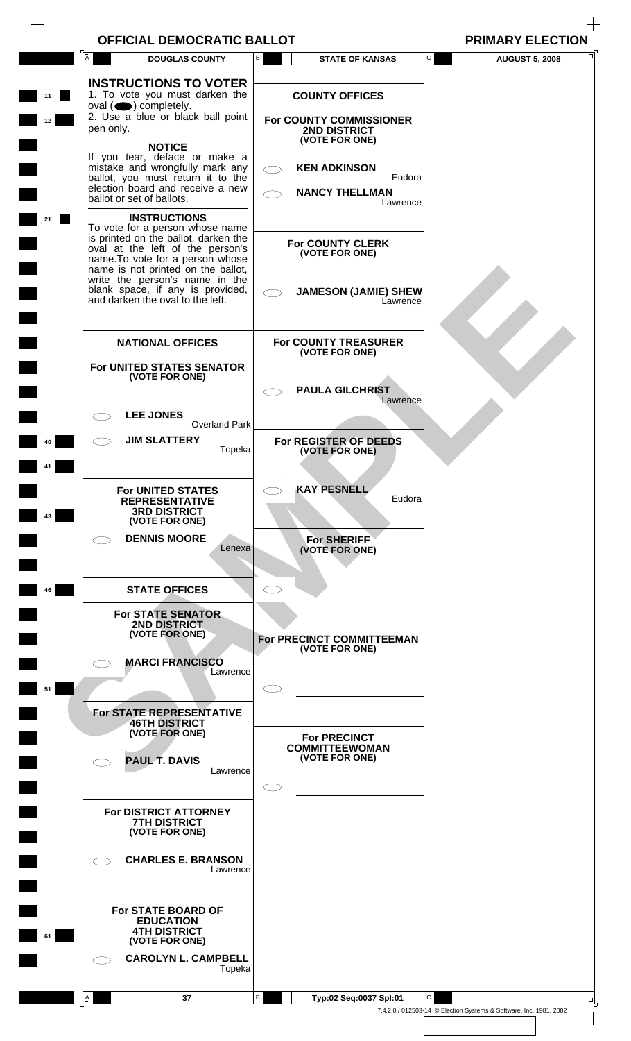# OFFICIAL DEMOCRATIC BALLOT

# PRIMARY ELECTION

DOUGLAS COUNTY | STATE OF KANSAS | AUGUST 5, 2008

## INSTRUCTIONS TO VOTER

1. To vote you must darken the oval ( ) completely.
2. Use a blue or black ball point pen only.

**NOTICE**

If you tear, deface or make a mistake and wrongfully mark any ballot, you must return it to the election board and receive a new ballot or set of ballots.

**INSTRUCTIONS**

To vote for a person whose name is printed on the ballot, darken the oval at the left of the person's name. To vote for a person whose name is not printed on the ballot, write the person's name in the blank space, if any is provided, and darken the oval to the left.

## NATIONAL OFFICES

### For UNITED STATES SENATOR
(VOTE FOR ONE)

- LEE JONES — Overland Park
- JIM SLATTERY — Topeka

### For UNITED STATES REPRESENTATIVE 3RD DISTRICT
(VOTE FOR ONE)

- DENNIS MOORE — Lenexa

## STATE OFFICES

### For STATE SENATOR 2ND DISTRICT
(VOTE FOR ONE)

- MARCI FRANCISCO — Lawrence

### For STATE REPRESENTATIVE 46TH DISTRICT
(VOTE FOR ONE)

- PAUL T. DAVIS — Lawrence

### For DISTRICT ATTORNEY 7TH DISTRICT
(VOTE FOR ONE)

- CHARLES E. BRANSON — Lawrence

### For STATE BOARD OF EDUCATION 4TH DISTRICT
(VOTE FOR ONE)

- CAROLYN L. CAMPBELL — Topeka

## COUNTY OFFICES

### For COUNTY COMMISSIONER 2ND DISTRICT
(VOTE FOR ONE)

- KEN ADKINSON — Eudora
- NANCY THELLMAN — Lawrence

### For COUNTY CLERK
(VOTE FOR ONE)

- JAMESON (JAMIE) SHEW — Lawrence

### For COUNTY TREASURER
(VOTE FOR ONE)

- PAULA GILCHRIST — Lawrence

### For REGISTER OF DEEDS
(VOTE FOR ONE)

- KAY PESNELL — Eudora

### For SHERIFF
(VOTE FOR ONE)

- ______________________

### For PRECINCT COMMITTEEMAN
(VOTE FOR ONE)

- ______________________

### For PRECINCT COMMITTEEWOMAN
(VOTE FOR ONE)

- ______________________

SAMPLE

37 | Typ:02 Seq:0037 Spl:01

7.4.2.0 / 012503-14 © Election Systems & Software, Inc. 1981, 2002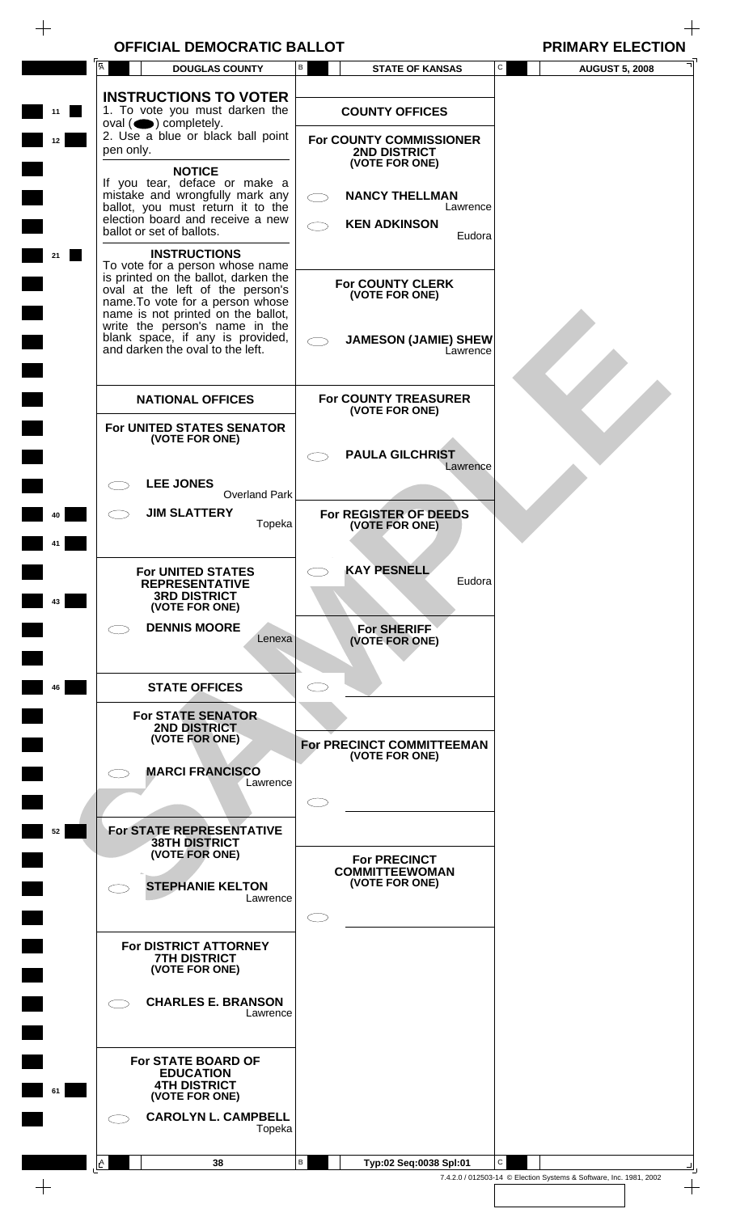# OFFICIAL DEMOCRATIC BALLOT

# PRIMARY ELECTION

DOUGLAS COUNTY | STATE OF KANSAS | AUGUST 5, 2008

## INSTRUCTIONS TO VOTER

1. To vote you must darken the oval (⬬) completely.
2. Use a blue or black ball point pen only.

### NOTICE

If you tear, deface or make a mistake and wrongfully mark any ballot, you must return it to the election board and receive a new ballot or set of ballots.

### INSTRUCTIONS

To vote for a person whose name is printed on the ballot, darken the oval at the left of the person's name.To vote for a person whose name is not printed on the ballot, write the person's name in the blank space, if any is provided, and darken the oval to the left.

## NATIONAL OFFICES

**For UNITED STATES SENATOR**
**(VOTE FOR ONE)**

- ⬭ **LEE JONES** — Overland Park
- ⬭ **JIM SLATTERY** — Topeka

**For UNITED STATES REPRESENTATIVE**
**3RD DISTRICT**
**(VOTE FOR ONE)**

- ⬭ **DENNIS MOORE** — Lenexa

## STATE OFFICES

**For STATE SENATOR**
**2ND DISTRICT**
**(VOTE FOR ONE)**

- ⬭ **MARCI FRANCISCO** — Lawrence

**For STATE REPRESENTATIVE**
**38TH DISTRICT**
**(VOTE FOR ONE)**

- ⬭ **STEPHANIE KELTON** — Lawrence

**For DISTRICT ATTORNEY**
**7TH DISTRICT**
**(VOTE FOR ONE)**

- ⬭ **CHARLES E. BRANSON** — Lawrence

**For STATE BOARD OF EDUCATION**
**4TH DISTRICT**
**(VOTE FOR ONE)**

- ⬭ **CAROLYN L. CAMPBELL** — Topeka

## COUNTY OFFICES

**For COUNTY COMMISSIONER**
**2ND DISTRICT**
**(VOTE FOR ONE)**

- ⬭ **NANCY THELLMAN** — Lawrence
- ⬭ **KEN ADKINSON** — Eudora

**For COUNTY CLERK**
**(VOTE FOR ONE)**

- ⬭ **JAMESON (JAMIE) SHEW** — Lawrence

**For COUNTY TREASURER**
**(VOTE FOR ONE)**

- ⬭ **PAULA GILCHRIST** — Lawrence

**For REGISTER OF DEEDS**
**(VOTE FOR ONE)**

- ⬭ **KAY PESNELL** — Eudora

**For SHERIFF**
**(VOTE FOR ONE)**

- ⬭ ____________________

**For PRECINCT COMMITTEEMAN**
**(VOTE FOR ONE)**

- ⬭ ____________________

**For PRECINCT COMMITTEEWOMAN**
**(VOTE FOR ONE)**

- ⬭ ____________________

SAMPLE

38 | Typ:02 Seq:0038 Spl:01

7.4.2.0 / 012503-14 © Election Systems & Software, Inc. 1981, 2002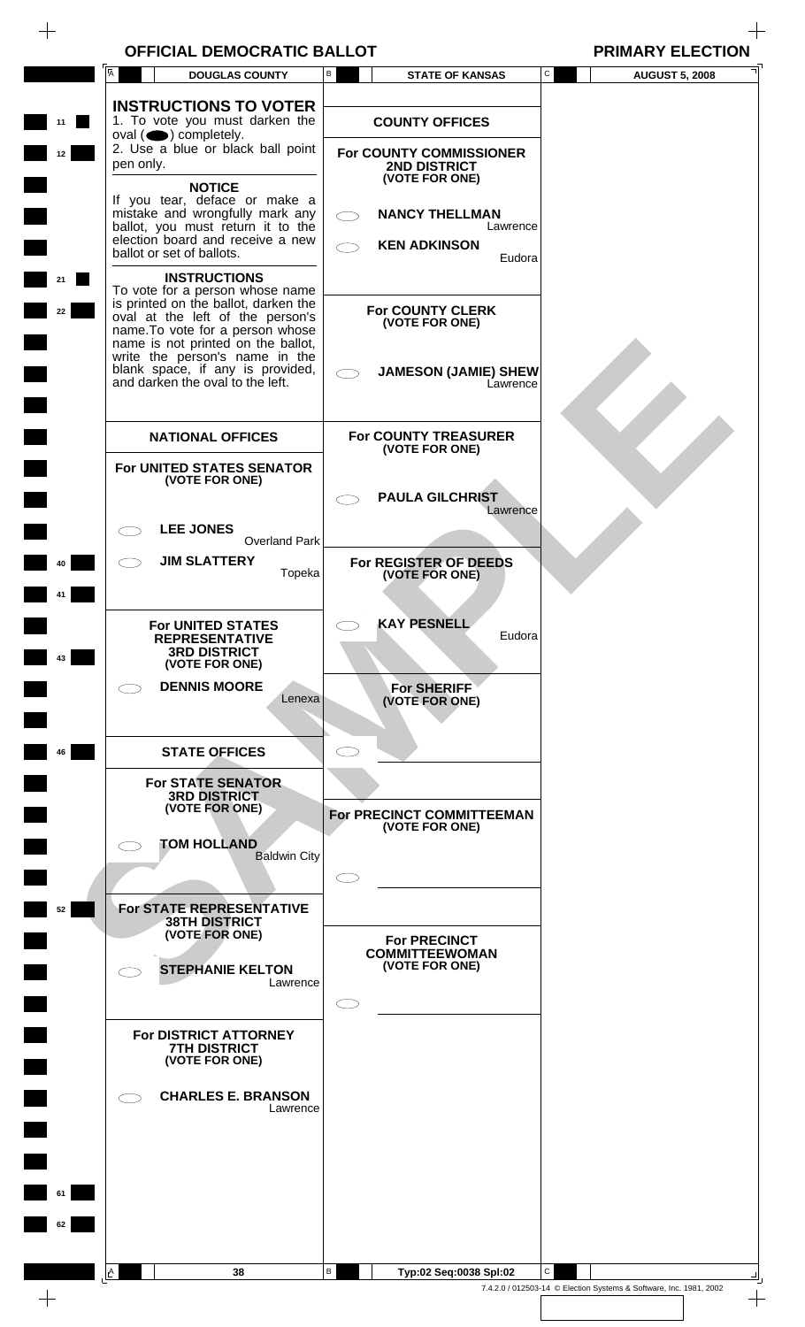# OFFICIAL DEMOCRATIC BALLOT

# PRIMARY ELECTION

DOUGLAS COUNTY | STATE OF KANSAS | AUGUST 5, 2008

## INSTRUCTIONS TO VOTER

1. To vote you must darken the oval ( ) completely.
2. Use a blue or black ball point pen only.

**NOTICE**

If you tear, deface or make a mistake and wrongfully mark any ballot, you must return it to the election board and receive a new ballot or set of ballots.

**INSTRUCTIONS**

To vote for a person whose name is printed on the ballot, darken the oval at the left of the person's name. To vote for a person whose name is not printed on the ballot, write the person's name in the blank space, if any is provided, and darken the oval to the left.

## NATIONAL OFFICES

### For UNITED STATES SENATOR
(VOTE FOR ONE)

- LEE JONES — Overland Park
- JIM SLATTERY — Topeka

### For UNITED STATES REPRESENTATIVE 3RD DISTRICT
(VOTE FOR ONE)

- DENNIS MOORE — Lenexa

## STATE OFFICES

### For STATE SENATOR 3RD DISTRICT
(VOTE FOR ONE)

- TOM HOLLAND — Baldwin City

### For STATE REPRESENTATIVE 38TH DISTRICT
(VOTE FOR ONE)

- STEPHANIE KELTON — Lawrence

### For DISTRICT ATTORNEY 7TH DISTRICT
(VOTE FOR ONE)

- CHARLES E. BRANSON — Lawrence

## COUNTY OFFICES

### For COUNTY COMMISSIONER 2ND DISTRICT
(VOTE FOR ONE)

- NANCY THELLMAN — Lawrence
- KEN ADKINSON — Eudora

### For COUNTY CLERK
(VOTE FOR ONE)

- JAMESON (JAMIE) SHEW — Lawrence

### For COUNTY TREASURER
(VOTE FOR ONE)

- PAULA GILCHRIST — Lawrence

### For REGISTER OF DEEDS
(VOTE FOR ONE)

- KAY PESNELL — Eudora

### For SHERIFF
(VOTE FOR ONE)

- ______________________

### For PRECINCT COMMITTEEMAN
(VOTE FOR ONE)

- ______________________

### For PRECINCT COMMITTEEWOMAN
(VOTE FOR ONE)

- ______________________

SAMPLE

38 | Typ:02 Seq:0038 Spl:02

7.4.2.0 / 012503-14 © Election Systems & Software, Inc. 1981, 2002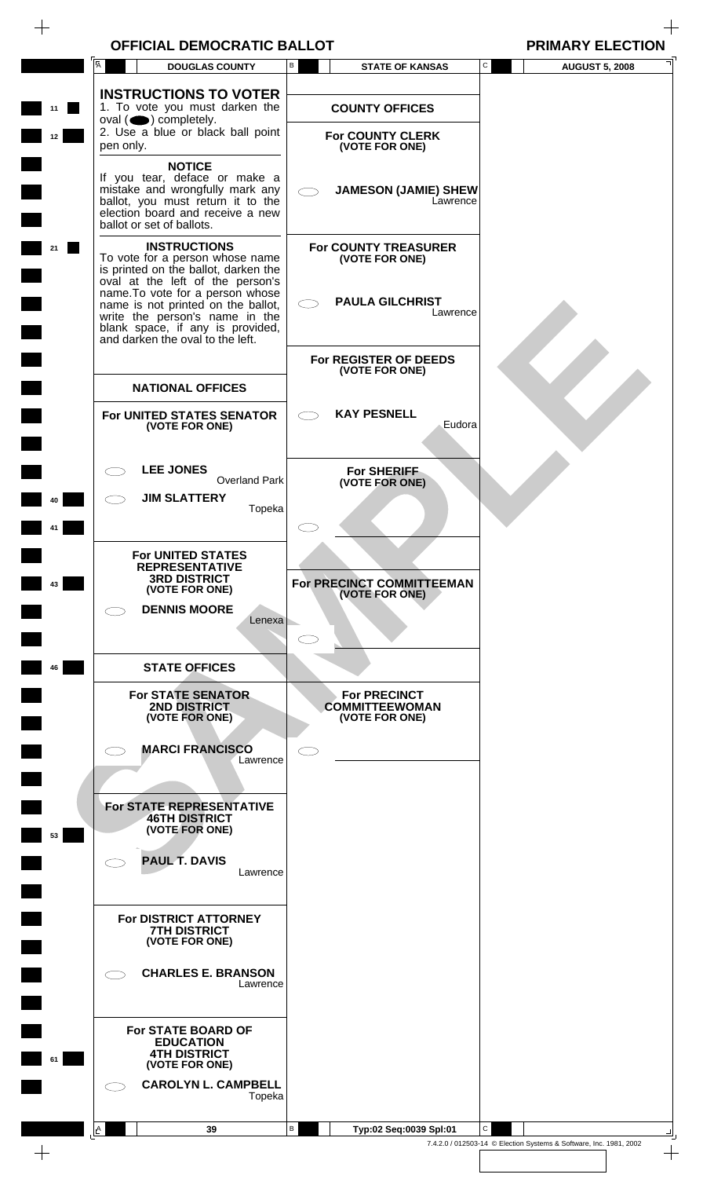# OFFICIAL DEMOCRATIC BALLOT

# PRIMARY ELECTION

DOUGLAS COUNTY | STATE OF KANSAS | AUGUST 5, 2008

## INSTRUCTIONS TO VOTER

1. To vote you must darken the oval ( ) completely.
2. Use a blue or black ball point pen only.

**NOTICE**

If you tear, deface or make a mistake and wrongfully mark any ballot, you must return it to the election board and receive a new ballot or set of ballots.

**INSTRUCTIONS**

To vote for a person whose name is printed on the ballot, darken the oval at the left of the person's name. To vote for a person whose name is not printed on the ballot, write the person's name in the blank space, if any is provided, and darken the oval to the left.

## NATIONAL OFFICES

### For UNITED STATES SENATOR
(VOTE FOR ONE)

- LEE JONES — Overland Park
- JIM SLATTERY — Topeka

### For UNITED STATES REPRESENTATIVE 3RD DISTRICT
(VOTE FOR ONE)

- DENNIS MOORE — Lenexa

## STATE OFFICES

### For STATE SENATOR 2ND DISTRICT
(VOTE FOR ONE)

- MARCI FRANCISCO — Lawrence

### For STATE REPRESENTATIVE 46TH DISTRICT
(VOTE FOR ONE)

- PAUL T. DAVIS — Lawrence

### For DISTRICT ATTORNEY 7TH DISTRICT
(VOTE FOR ONE)

- CHARLES E. BRANSON — Lawrence

### For STATE BOARD OF EDUCATION 4TH DISTRICT
(VOTE FOR ONE)

- CAROLYN L. CAMPBELL — Topeka

## COUNTY OFFICES

### For COUNTY CLERK
(VOTE FOR ONE)

- JAMESON (JAMIE) SHEW — Lawrence

### For COUNTY TREASURER
(VOTE FOR ONE)

- PAULA GILCHRIST — Lawrence

### For REGISTER OF DEEDS
(VOTE FOR ONE)

- KAY PESNELL — Eudora

### For SHERIFF
(VOTE FOR ONE)

- \_\_\_\_\_\_\_\_\_\_

### For PRECINCT COMMITTEEMAN
(VOTE FOR ONE)

- \_\_\_\_\_\_\_\_\_\_

### For PRECINCT COMMITTEEWOMAN
(VOTE FOR ONE)

- \_\_\_\_\_\_\_\_\_\_

SAMPLE

39 | Typ:02 Seq:0039 Spl:01

7.4.2.0 / 012503-14 © Election Systems & Software, Inc. 1981, 2002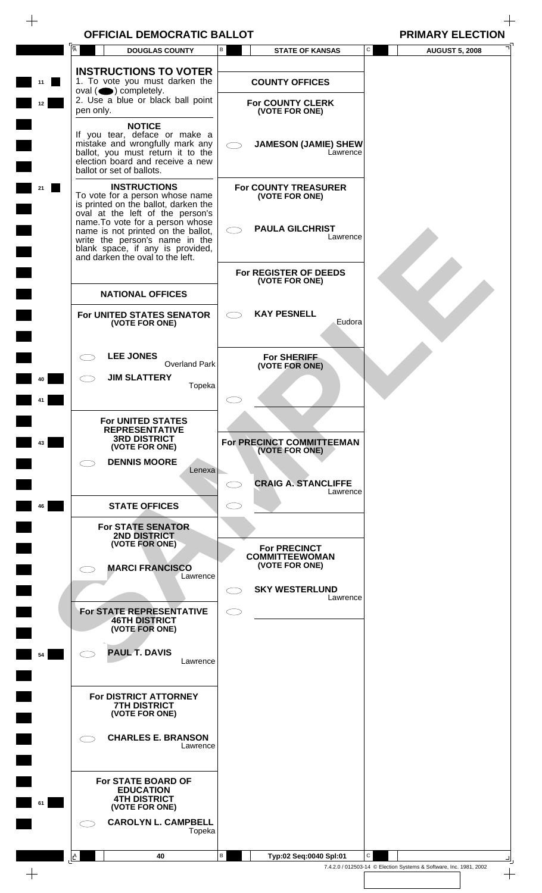# OFFICIAL DEMOCRATIC BALLOT

# PRIMARY ELECTION

DOUGLAS COUNTY | STATE OF KANSAS | AUGUST 5, 2008

**INSTRUCTIONS TO VOTER**
1. To vote you must darken the oval ( ) completely.
2. Use a blue or black ball point pen only.

**NOTICE**
If you tear, deface or make a mistake and wrongfully mark any ballot, you must return it to the election board and receive a new ballot or set of ballots.

**INSTRUCTIONS**
To vote for a person whose name is printed on the ballot, darken the oval at the left of the person's name. To vote for a person whose name is not printed on the ballot, write the person's name in the blank space, if any is provided, and darken the oval to the left.

## NATIONAL OFFICES

**For UNITED STATES SENATOR**
**(VOTE FOR ONE)**

- LEE JONES — Overland Park
- JIM SLATTERY — Topeka

**For UNITED STATES REPRESENTATIVE 3RD DISTRICT**
**(VOTE FOR ONE)**

- DENNIS MOORE — Lenexa

## STATE OFFICES

**For STATE SENATOR 2ND DISTRICT**
**(VOTE FOR ONE)**

- MARCI FRANCISCO — Lawrence

**For STATE REPRESENTATIVE 46TH DISTRICT**
**(VOTE FOR ONE)**

- PAUL T. DAVIS — Lawrence

**For DISTRICT ATTORNEY 7TH DISTRICT**
**(VOTE FOR ONE)**

- CHARLES E. BRANSON — Lawrence

**For STATE BOARD OF EDUCATION 4TH DISTRICT**
**(VOTE FOR ONE)**

- CAROLYN L. CAMPBELL — Topeka

## COUNTY OFFICES

**For COUNTY CLERK**
**(VOTE FOR ONE)**

- JAMESON (JAMIE) SHEW — Lawrence

**For COUNTY TREASURER**
**(VOTE FOR ONE)**

- PAULA GILCHRIST — Lawrence

**For REGISTER OF DEEDS**
**(VOTE FOR ONE)**

- KAY PESNELL — Eudora

**For SHERIFF**
**(VOTE FOR ONE)**

- ______________

**For PRECINCT COMMITTEEMAN**
**(VOTE FOR ONE)**

- CRAIG A. STANCLIFFE — Lawrence
- ______________

**For PRECINCT COMMITTEEWOMAN**
**(VOTE FOR ONE)**

- SKY WESTERLUND — Lawrence
- ______________

SAMPLE

40 | Typ:02 Seq:0040 Spl:01

7.4.2.0 / 012503-14 © Election Systems & Software, Inc. 1981, 2002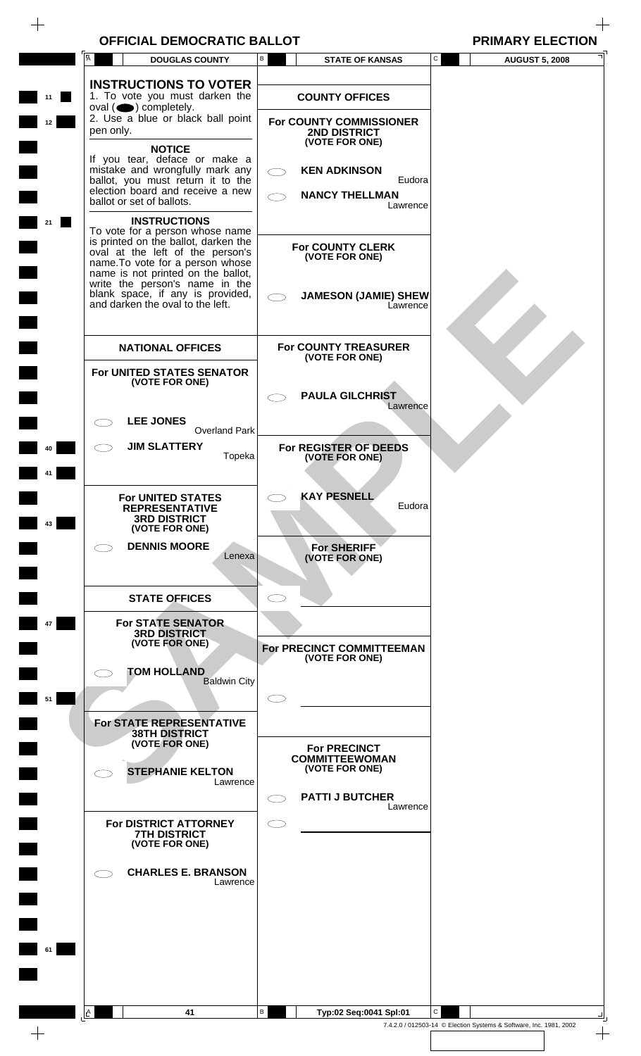# OFFICIAL DEMOCRATIC BALLOT

## PRIMARY ELECTION

DOUGLAS COUNTY | STATE OF KANSAS | AUGUST 5, 2008

**INSTRUCTIONS TO VOTER**
1. To vote you must darken the oval ( ) completely.
2. Use a blue or black ball point pen only.

**NOTICE**
If you tear, deface or make a mistake and wrongfully mark any ballot, you must return it to the election board and receive a new ballot or set of ballots.

**INSTRUCTIONS**
To vote for a person whose name is printed on the ballot, darken the oval at the left of the person's name. To vote for a person whose name is not printed on the ballot, write the person's name in the blank space, if any is provided, and darken the oval to the left.

### NATIONAL OFFICES

**For UNITED STATES SENATOR**
(VOTE FOR ONE)

- LEE JONES — Overland Park
- JIM SLATTERY — Topeka

**For UNITED STATES REPRESENTATIVE 3RD DISTRICT**
(VOTE FOR ONE)

- DENNIS MOORE — Lenexa

### STATE OFFICES

**For STATE SENATOR 3RD DISTRICT**
(VOTE FOR ONE)

- TOM HOLLAND — Baldwin City

**For STATE REPRESENTATIVE 38TH DISTRICT**
(VOTE FOR ONE)

- STEPHANIE KELTON — Lawrence

**For DISTRICT ATTORNEY 7TH DISTRICT**
(VOTE FOR ONE)

- CHARLES E. BRANSON — Lawrence

### COUNTY OFFICES

**For COUNTY COMMISSIONER 2ND DISTRICT**
(VOTE FOR ONE)

- KEN ADKINSON — Eudora
- NANCY THELLMAN — Lawrence

**For COUNTY CLERK**
(VOTE FOR ONE)

- JAMESON (JAMIE) SHEW — Lawrence

**For COUNTY TREASURER**
(VOTE FOR ONE)

- PAULA GILCHRIST — Lawrence

**For REGISTER OF DEEDS**
(VOTE FOR ONE)

- KAY PESNELL — Eudora

**For SHERIFF**
(VOTE FOR ONE)

- ____________

**For PRECINCT COMMITTEEMAN**
(VOTE FOR ONE)

- ____________

**For PRECINCT COMMITTEEWOMAN**
(VOTE FOR ONE)

- PATTI J BUTCHER — Lawrence
- ____________

SAMPLE

41 | Typ:02 Seq:0041 Spl:01

7.4.2.0 / 012503-14 © Election Systems & Software, Inc. 1981, 2002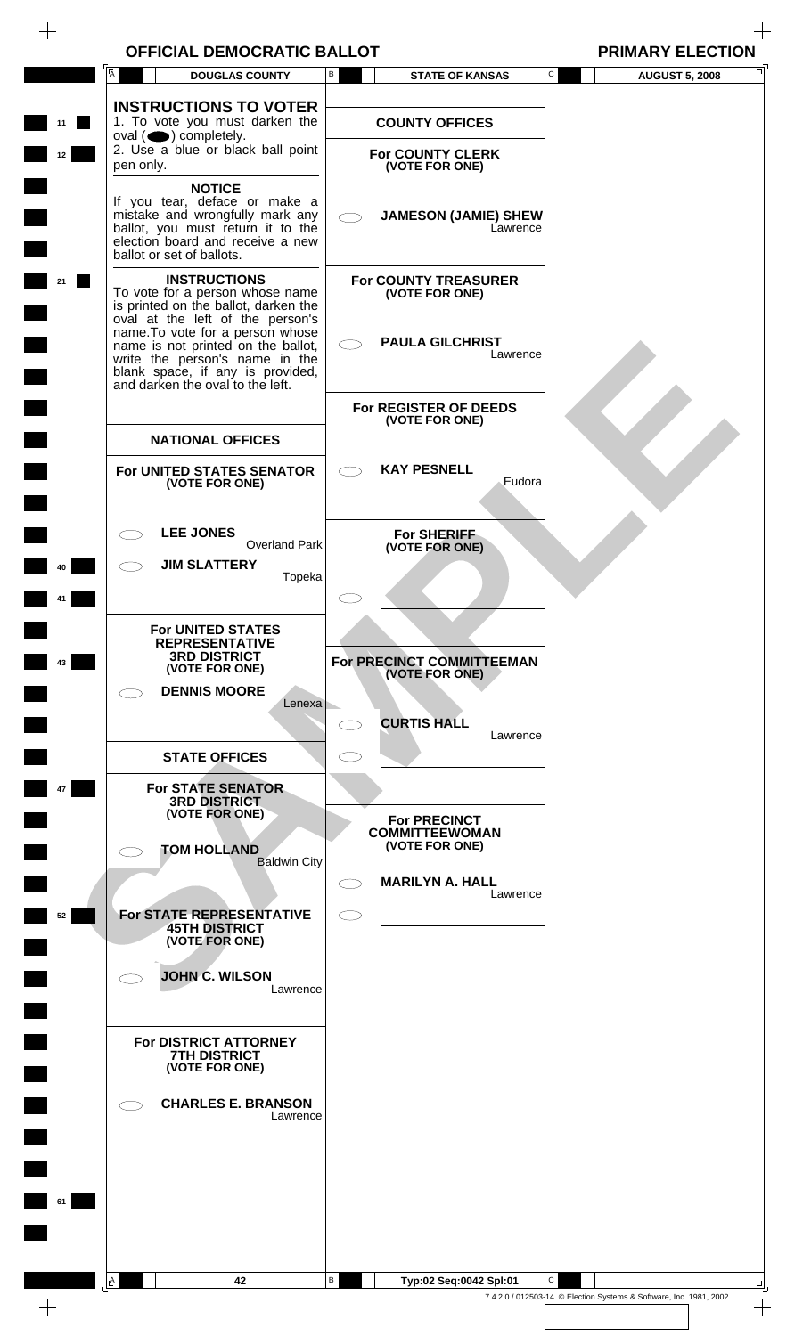# OFFICIAL DEMOCRATIC BALLOT

# PRIMARY ELECTION

DOUGLAS COUNTY | STATE OF KANSAS | AUGUST 5, 2008

## INSTRUCTIONS TO VOTER

1. To vote you must darken the oval ( ) completely.
2. Use a blue or black ball point pen only.

**NOTICE**

If you tear, deface or make a mistake and wrongfully mark any ballot, you must return it to the election board and receive a new ballot or set of ballots.

**INSTRUCTIONS**

To vote for a person whose name is printed on the ballot, darken the oval at the left of the person's name. To vote for a person whose name is not printed on the ballot, write the person's name in the blank space, if any is provided, and darken the oval to the left.

## NATIONAL OFFICES

**For UNITED STATES SENATOR**
**(VOTE FOR ONE)**

- LEE JONES — Overland Park
- JIM SLATTERY — Topeka

**For UNITED STATES REPRESENTATIVE 3RD DISTRICT**
**(VOTE FOR ONE)**

- DENNIS MOORE — Lenexa

## STATE OFFICES

**For STATE SENATOR 3RD DISTRICT**
**(VOTE FOR ONE)**

- TOM HOLLAND — Baldwin City

**For STATE REPRESENTATIVE 45TH DISTRICT**
**(VOTE FOR ONE)**

- JOHN C. WILSON — Lawrence

**For DISTRICT ATTORNEY 7TH DISTRICT**
**(VOTE FOR ONE)**

- CHARLES E. BRANSON — Lawrence

## COUNTY OFFICES

**For COUNTY CLERK**
**(VOTE FOR ONE)**

- JAMESON (JAMIE) SHEW — Lawrence

**For COUNTY TREASURER**
**(VOTE FOR ONE)**

- PAULA GILCHRIST — Lawrence

**For REGISTER OF DEEDS**
**(VOTE FOR ONE)**

- KAY PESNELL — Eudora

**For SHERIFF**
**(VOTE FOR ONE)**

- ______

**For PRECINCT COMMITTEEMAN**
**(VOTE FOR ONE)**

- CURTIS HALL — Lawrence
- ______

**For PRECINCT COMMITTEEWOMAN**
**(VOTE FOR ONE)**

- MARILYN A. HALL — Lawrence
- ______

SAMPLE

42 | Typ:02 Seq:0042 Spl:01

7.4.2.0 / 012503-14 © Election Systems & Software, Inc. 1981, 2002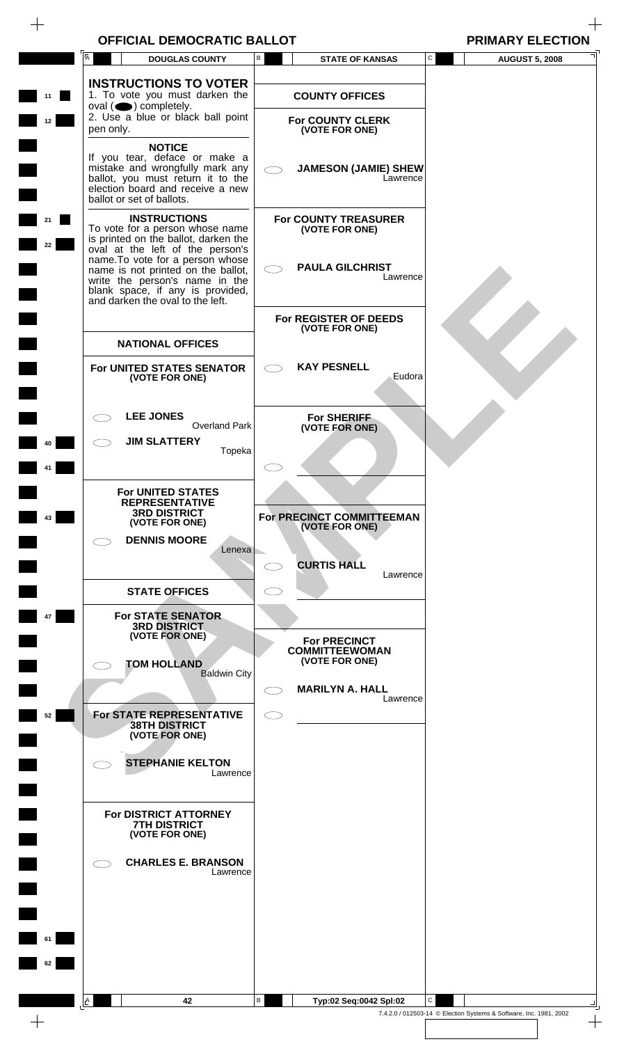# OFFICIAL DEMOCRATIC BALLOT

**PRIMARY ELECTION**

DOUGLAS COUNTY | STATE OF KANSAS | AUGUST 5, 2008

## INSTRUCTIONS TO VOTER

1. To vote you must darken the oval ( ⬬ ) completely.
2. Use a blue or black ball point pen only.

**NOTICE**

If you tear, deface or make a mistake and wrongfully mark any ballot, you must return it to the election board and receive a new ballot or set of ballots.

**INSTRUCTIONS**

To vote for a person whose name is printed on the ballot, darken the oval at the left of the person's name. To vote for a person whose name is not printed on the ballot, write the person's name in the blank space, if any is provided, and darken the oval to the left.

## NATIONAL OFFICES

### For UNITED STATES SENATOR (VOTE FOR ONE)

- ⬭ **LEE JONES** — Overland Park
- ⬭ **JIM SLATTERY** — Topeka

### For UNITED STATES REPRESENTATIVE 3RD DISTRICT (VOTE FOR ONE)

- ⬭ **DENNIS MOORE** — Lenexa

## STATE OFFICES

### For STATE SENATOR 3RD DISTRICT (VOTE FOR ONE)

- ⬭ **TOM HOLLAND** — Baldwin City

### For STATE REPRESENTATIVE 38TH DISTRICT (VOTE FOR ONE)

- ⬭ **STEPHANIE KELTON** — Lawrence

### For DISTRICT ATTORNEY 7TH DISTRICT (VOTE FOR ONE)

- ⬭ **CHARLES E. BRANSON** — Lawrence

## COUNTY OFFICES

### For COUNTY CLERK (VOTE FOR ONE)

- ⬭ **JAMESON (JAMIE) SHEW** — Lawrence

### For COUNTY TREASURER (VOTE FOR ONE)

- ⬭ **PAULA GILCHRIST** — Lawrence

### For REGISTER OF DEEDS (VOTE FOR ONE)

- ⬭ **KAY PESNELL** — Eudora

### For SHERIFF (VOTE FOR ONE)

- ⬭ ____________

### For PRECINCT COMMITTEEMAN (VOTE FOR ONE)

- ⬭ **CURTIS HALL** — Lawrence
- ⬭ ____________

### For PRECINCT COMMITTEEWOMAN (VOTE FOR ONE)

- ⬭ **MARILYN A. HALL** — Lawrence
- ⬭ ____________

SAMPLE

42 | Typ:02 Seq:0042 Spl:02

7.4.2.0 / 012503-14 © Election Systems & Software, Inc. 1981, 2002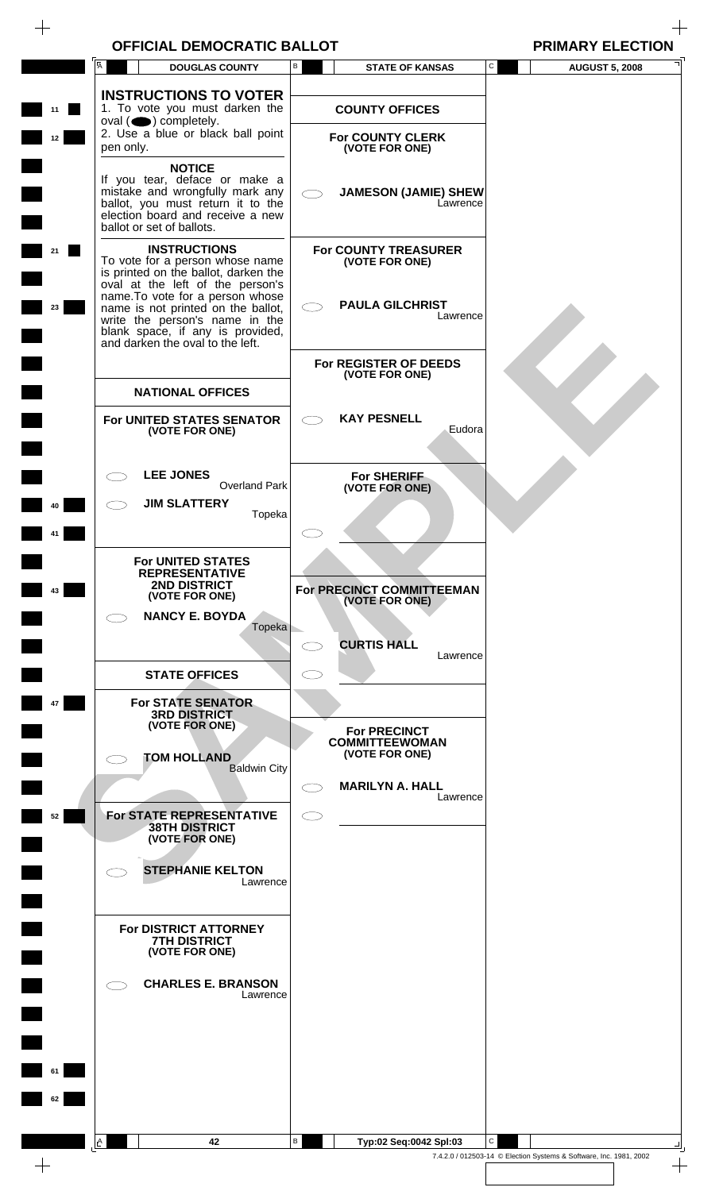# OFFICIAL DEMOCRATIC BALLOT

**PRIMARY ELECTION**

DOUGLAS COUNTY | STATE OF KANSAS | AUGUST 5, 2008

## INSTRUCTIONS TO VOTER

1. To vote you must darken the oval ( ) completely.
2. Use a blue or black ball point pen only.

**NOTICE**

If you tear, deface or make a mistake and wrongfully mark any ballot, you must return it to the election board and receive a new ballot or set of ballots.

**INSTRUCTIONS**

To vote for a person whose name is printed on the ballot, darken the oval at the left of the person's name. To vote for a person whose name is not printed on the ballot, write the person's name in the blank space, if any is provided, and darken the oval to the left.

## NATIONAL OFFICES

### For UNITED STATES SENATOR (VOTE FOR ONE)

- LEE JONES — Overland Park
- JIM SLATTERY — Topeka
- ____________

### For UNITED STATES REPRESENTATIVE 2ND DISTRICT (VOTE FOR ONE)

- NANCY E. BOYDA — Topeka

## STATE OFFICES

### For STATE SENATOR 3RD DISTRICT (VOTE FOR ONE)

- TOM HOLLAND — Baldwin City

### For STATE REPRESENTATIVE 38TH DISTRICT (VOTE FOR ONE)

- STEPHANIE KELTON — Lawrence

### For DISTRICT ATTORNEY 7TH DISTRICT (VOTE FOR ONE)

- CHARLES E. BRANSON — Lawrence

## COUNTY OFFICES

### For COUNTY CLERK (VOTE FOR ONE)

- JAMESON (JAMIE) SHEW — Lawrence

### For COUNTY TREASURER (VOTE FOR ONE)

- PAULA GILCHRIST — Lawrence

### For REGISTER OF DEEDS (VOTE FOR ONE)

- KAY PESNELL — Eudora

### For SHERIFF (VOTE FOR ONE)

- ____________

### For PRECINCT COMMITTEEMAN (VOTE FOR ONE)

- CURTIS HALL — Lawrence
- ____________

### For PRECINCT COMMITTEEWOMAN (VOTE FOR ONE)

- MARILYN A. HALL — Lawrence
- ____________

SAMPLE

42 | Typ:02 Seq:0042 Spl:03

7.4.2.0 / 012503-14 © Election Systems & Software, Inc. 1981, 2002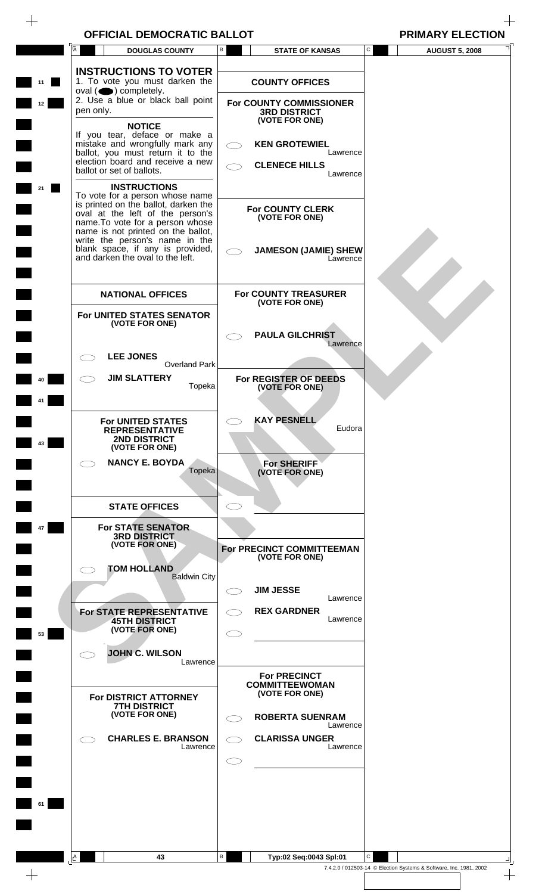# OFFICIAL DEMOCRATIC BALLOT

## PRIMARY ELECTION

DOUGLAS COUNTY — STATE OF KANSAS — AUGUST 5, 2008

**INSTRUCTIONS TO VOTER**

1. To vote you must darken the oval ( ) completely.
2. Use a blue or black ball point pen only.

**NOTICE**

If you tear, deface or make a mistake and wrongfully mark any ballot, you must return it to the election board and receive a new ballot or set of ballots.

**INSTRUCTIONS**

To vote for a person whose name is printed on the ballot, darken the oval at the left of the person's name. To vote for a person whose name is not printed on the ballot, write the person's name in the blank space, if any is provided, and darken the oval to the left.

## NATIONAL OFFICES

**For UNITED STATES SENATOR**
(VOTE FOR ONE)

- LEE JONES — Overland Park
- JIM SLATTERY — Topeka

**For UNITED STATES REPRESENTATIVE 2ND DISTRICT**
(VOTE FOR ONE)

- NANCY E. BOYDA — Topeka

## STATE OFFICES

**For STATE SENATOR 3RD DISTRICT**
(VOTE FOR ONE)

- TOM HOLLAND — Baldwin City

**For STATE REPRESENTATIVE 45TH DISTRICT**
(VOTE FOR ONE)

- JOHN C. WILSON — Lawrence

**For DISTRICT ATTORNEY 7TH DISTRICT**
(VOTE FOR ONE)

- CHARLES E. BRANSON — Lawrence

## COUNTY OFFICES

**For COUNTY COMMISSIONER 3RD DISTRICT**
(VOTE FOR ONE)

- KEN GROTEWIEL — Lawrence
- CLENECE HILLS — Lawrence

**For COUNTY CLERK**
(VOTE FOR ONE)

- JAMESON (JAMIE) SHEW — Lawrence

**For COUNTY TREASURER**
(VOTE FOR ONE)

- PAULA GILCHRIST — Lawrence

**For REGISTER OF DEEDS**
(VOTE FOR ONE)

- KAY PESNELL — Eudora

**For SHERIFF**
(VOTE FOR ONE)

- ____________

**For PRECINCT COMMITTEEMAN**
(VOTE FOR ONE)

- JIM JESSE — Lawrence
- REX GARDNER — Lawrence
- ____________

**For PRECINCT COMMITTEEWOMAN**
(VOTE FOR ONE)

- ROBERTA SUENRAM — Lawrence
- CLARISSA UNGER — Lawrence
- ____________

SAMPLE

43 — Typ:02 Seq:0043 Spl:01

7.4.2.0 / 012503-14 © Election Systems & Software, Inc. 1981, 2002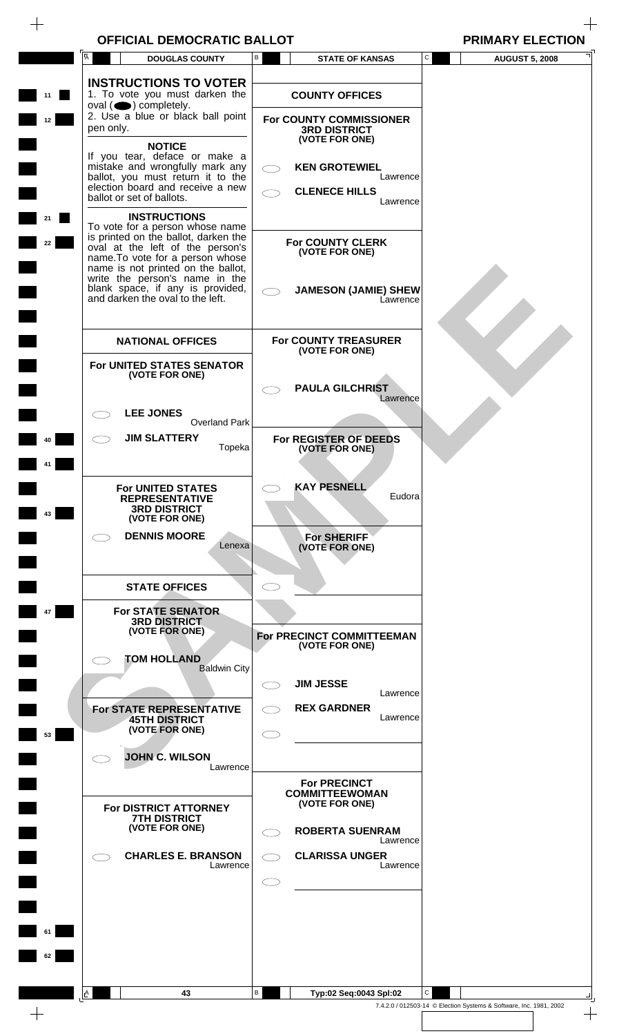# OFFICIAL DEMOCRATIC BALLOT

# PRIMARY ELECTION

DOUGLAS COUNTY | STATE OF KANSAS | AUGUST 5, 2008

## INSTRUCTIONS TO VOTER

1. To vote you must darken the oval ( ) completely.
2. Use a blue or black ball point pen only.

**NOTICE**

If you tear, deface or make a mistake and wrongfully mark any ballot, you must return it to the election board and receive a new ballot or set of ballots.

**INSTRUCTIONS**

To vote for a person whose name is printed on the ballot, darken the oval at the left of the person's name. To vote for a person whose name is not printed on the ballot, write the person's name in the blank space, if any is provided, and darken the oval to the left.

## NATIONAL OFFICES

**For UNITED STATES SENATOR**
(VOTE FOR ONE)

- LEE JONES — Overland Park
- JIM SLATTERY — Topeka

**For UNITED STATES REPRESENTATIVE 3RD DISTRICT**
(VOTE FOR ONE)

- DENNIS MOORE — Lenexa

## STATE OFFICES

**For STATE SENATOR 3RD DISTRICT**
(VOTE FOR ONE)

- TOM HOLLAND — Baldwin City

**For STATE REPRESENTATIVE 45TH DISTRICT**
(VOTE FOR ONE)

- JOHN C. WILSON — Lawrence

**For DISTRICT ATTORNEY 7TH DISTRICT**
(VOTE FOR ONE)

- CHARLES E. BRANSON — Lawrence

## COUNTY OFFICES

**For COUNTY COMMISSIONER 3RD DISTRICT**
(VOTE FOR ONE)

- KEN GROTEWIEL — Lawrence
- CLENECE HILLS — Lawrence

**For COUNTY CLERK**
(VOTE FOR ONE)

- JAMESON (JAMIE) SHEW — Lawrence

**For COUNTY TREASURER**
(VOTE FOR ONE)

- PAULA GILCHRIST — Lawrence

**For REGISTER OF DEEDS**
(VOTE FOR ONE)

- KAY PESNELL — Eudora

**For SHERIFF**
(VOTE FOR ONE)

- ______________

**For PRECINCT COMMITTEEMAN**
(VOTE FOR ONE)

- JIM JESSE — Lawrence
- REX GARDNER — Lawrence
- ______________

**For PRECINCT COMMITTEEWOMAN**
(VOTE FOR ONE)

- ROBERTA SUENRAM — Lawrence
- CLARISSA UNGER — Lawrence
- ______________

SAMPLE

43 | Typ:02 Seq:0043 Spl:02

7.4.2.0 / 012503-14 © Election Systems & Software, Inc. 1981, 2002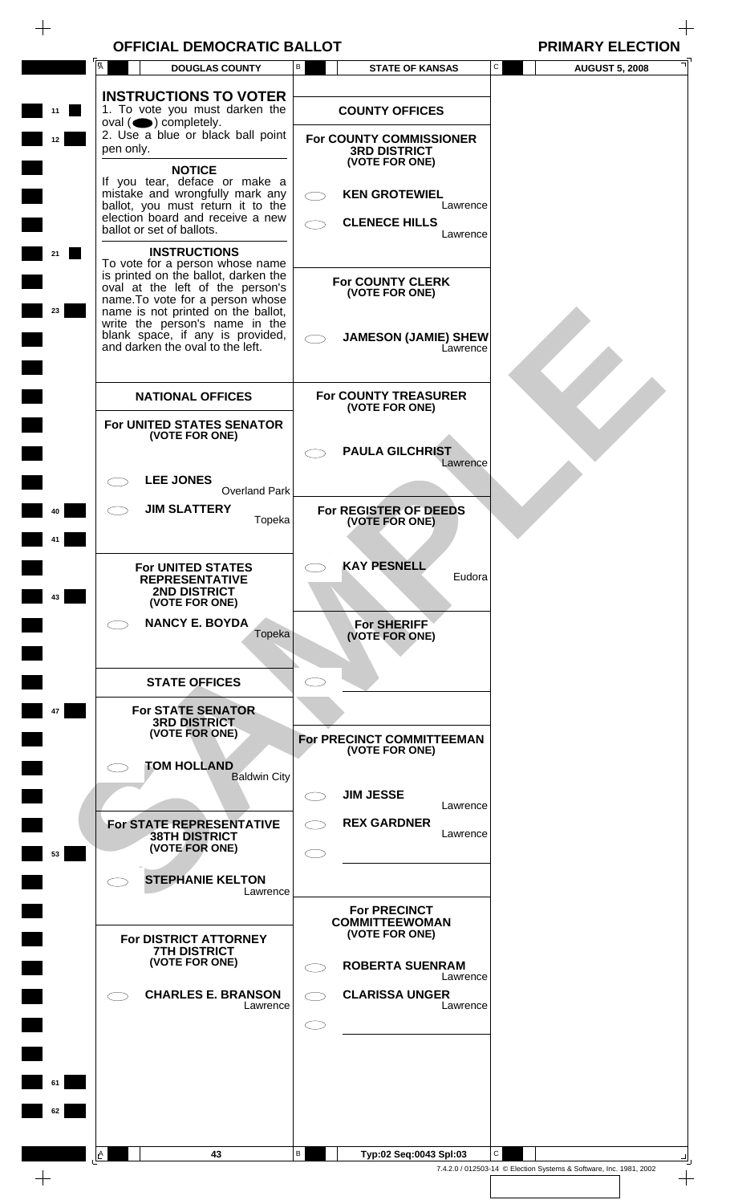# OFFICIAL DEMOCRATIC BALLOT

**PRIMARY ELECTION**

DOUGLAS COUNTY — STATE OF KANSAS — AUGUST 5, 2008

**INSTRUCTIONS TO VOTER**

1. To vote you must darken the oval ( ) completely.
2. Use a blue or black ball point pen only.

**NOTICE**

If you tear, deface or make a mistake and wrongfully mark any ballot, you must return it to the election board and receive a new ballot or set of ballots.

**INSTRUCTIONS**

To vote for a person whose name is printed on the ballot, darken the oval at the left of the person's name. To vote for a person whose name is not printed on the ballot, write the person's name in the blank space, if any is provided, and darken the oval to the left.

## NATIONAL OFFICES

**For UNITED STATES SENATOR**
(VOTE FOR ONE)

- LEE JONES — Overland Park
- JIM SLATTERY — Topeka

**For UNITED STATES REPRESENTATIVE 2ND DISTRICT**
(VOTE FOR ONE)

- NANCY E. BOYDA — Topeka

## STATE OFFICES

**For STATE SENATOR 3RD DISTRICT**
(VOTE FOR ONE)

- TOM HOLLAND — Baldwin City

**For STATE REPRESENTATIVE 38TH DISTRICT**
(VOTE FOR ONE)

- STEPHANIE KELTON — Lawrence

**For DISTRICT ATTORNEY 7TH DISTRICT**
(VOTE FOR ONE)

- CHARLES E. BRANSON — Lawrence

## COUNTY OFFICES

**For COUNTY COMMISSIONER 3RD DISTRICT**
(VOTE FOR ONE)

- KEN GROTEWIEL — Lawrence
- CLENECE HILLS — Lawrence

**For COUNTY CLERK**
(VOTE FOR ONE)

- JAMESON (JAMIE) SHEW — Lawrence

**For COUNTY TREASURER**
(VOTE FOR ONE)

- PAULA GILCHRIST — Lawrence

**For REGISTER OF DEEDS**
(VOTE FOR ONE)

- KAY PESNELL — Eudora

**For SHERIFF**
(VOTE FOR ONE)

- ____________

**For PRECINCT COMMITTEEMAN**
(VOTE FOR ONE)

- JIM JESSE — Lawrence
- REX GARDNER — Lawrence
- ____________

**For PRECINCT COMMITTEEWOMAN**
(VOTE FOR ONE)

- ROBERTA SUENRAM — Lawrence
- CLARISSA UNGER — Lawrence
- ____________

SAMPLE

43 — Typ:02 Seq:0043 Spl:03

7.4.2.0 / 012503-14 © Election Systems & Software, Inc. 1981, 2002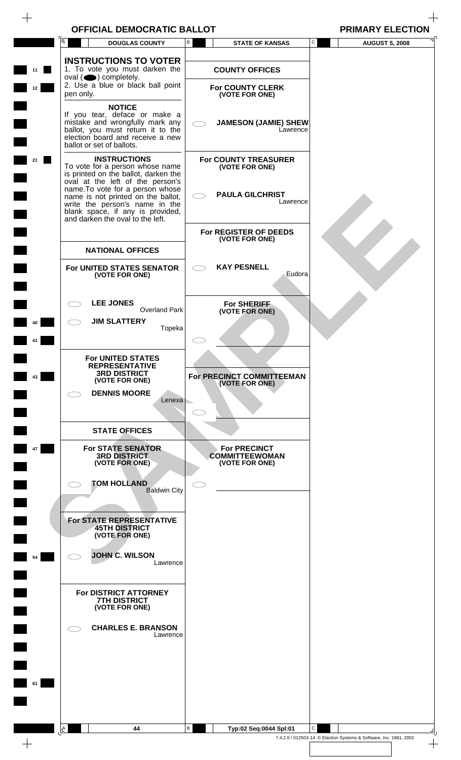**OFFICIAL DEMOCRATIC BALLOT** **PRIMARY ELECTION**

**DOUGLAS COUNTY** **STATE OF KANSAS** **AUGUST 5, 2008**

## INSTRUCTIONS TO VOTER

1. To vote you must darken the oval ( ) completely.
2. Use a blue or black ball point pen only.

**NOTICE**

If you tear, deface or make a mistake and wrongfully mark any ballot, you must return it to the election board and receive a new ballot or set of ballots.

**INSTRUCTIONS**

To vote for a person whose name is printed on the ballot, darken the oval at the left of the person's name. To vote for a person whose name is not printed on the ballot, write the person's name in the blank space, if any is provided, and darken the oval to the left.

### NATIONAL OFFICES

**For UNITED STATES SENATOR (VOTE FOR ONE)**

- LEE JONES — Overland Park
- JIM SLATTERY — Topeka
- ______

**For UNITED STATES REPRESENTATIVE 3RD DISTRICT (VOTE FOR ONE)**

- DENNIS MOORE — Lenexa

### STATE OFFICES

**For STATE SENATOR 3RD DISTRICT (VOTE FOR ONE)**

- TOM HOLLAND — Baldwin City

**For STATE REPRESENTATIVE 45TH DISTRICT (VOTE FOR ONE)**

- JOHN C. WILSON — Lawrence

**For DISTRICT ATTORNEY 7TH DISTRICT (VOTE FOR ONE)**

- CHARLES E. BRANSON — Lawrence

### COUNTY OFFICES

**For COUNTY CLERK (VOTE FOR ONE)**

- JAMESON (JAMIE) SHEW — Lawrence

**For COUNTY TREASURER (VOTE FOR ONE)**

- PAULA GILCHRIST — Lawrence

**For REGISTER OF DEEDS (VOTE FOR ONE)**

- KAY PESNELL — Eudora

**For SHERIFF (VOTE FOR ONE)**

- ______

**For PRECINCT COMMITTEEMAN (VOTE FOR ONE)**

- ______

**For PRECINCT COMMITTEEWOMAN (VOTE FOR ONE)**

- ______

SAMPLE

44 Typ:02 Seq:0044 Spl:01

7.4.2.0 / 012503-14 © Election Systems & Software, Inc. 1981, 2002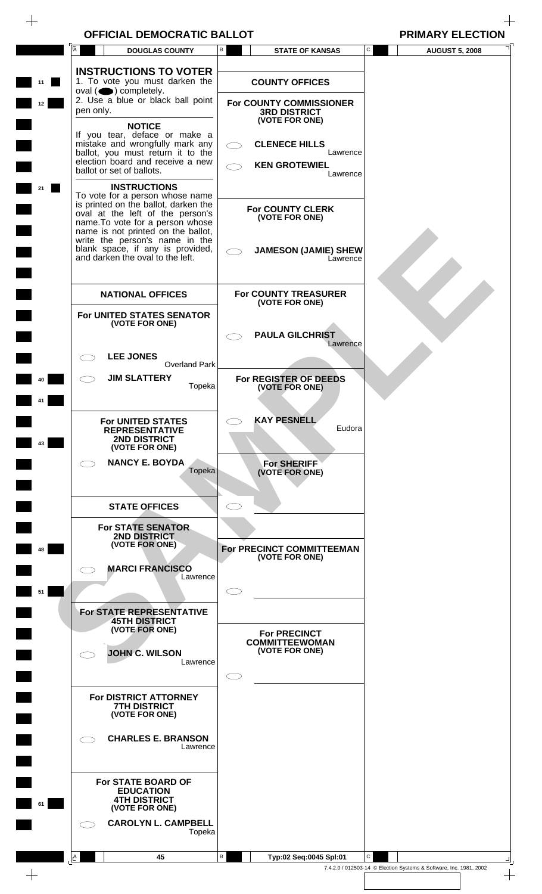# OFFICIAL DEMOCRATIC BALLOT

**PRIMARY ELECTION**

DOUGLAS COUNTY | STATE OF KANSAS | AUGUST 5, 2008

## INSTRUCTIONS TO VOTER

1. To vote you must darken the oval ( ) completely.
2. Use a blue or black ball point pen only.

**NOTICE**

If you tear, deface or make a mistake and wrongfully mark any ballot, you must return it to the election board and receive a new ballot or set of ballots.

**INSTRUCTIONS**

To vote for a person whose name is printed on the ballot, darken the oval at the left of the person's name. To vote for a person whose name is not printed on the ballot, write the person's name in the blank space, if any is provided, and darken the oval to the left.

## NATIONAL OFFICES

**For UNITED STATES SENATOR**
(VOTE FOR ONE)

- LEE JONES — Overland Park
- JIM SLATTERY — Topeka

**For UNITED STATES REPRESENTATIVE 2ND DISTRICT**
(VOTE FOR ONE)

- NANCY E. BOYDA — Topeka

## STATE OFFICES

**For STATE SENATOR 2ND DISTRICT**
(VOTE FOR ONE)

- MARCI FRANCISCO — Lawrence

**For STATE REPRESENTATIVE 45TH DISTRICT**
(VOTE FOR ONE)

- JOHN C. WILSON — Lawrence

**For DISTRICT ATTORNEY 7TH DISTRICT**
(VOTE FOR ONE)

- CHARLES E. BRANSON — Lawrence

**For STATE BOARD OF EDUCATION 4TH DISTRICT**
(VOTE FOR ONE)

- CAROLYN L. CAMPBELL — Topeka

## COUNTY OFFICES

**For COUNTY COMMISSIONER 3RD DISTRICT**
(VOTE FOR ONE)

- CLENECE HILLS — Lawrence
- KEN GROTEWIEL — Lawrence

**For COUNTY CLERK**
(VOTE FOR ONE)

- JAMESON (JAMIE) SHEW — Lawrence

**For COUNTY TREASURER**
(VOTE FOR ONE)

- PAULA GILCHRIST — Lawrence

**For REGISTER OF DEEDS**
(VOTE FOR ONE)

- KAY PESNELL — Eudora

**For SHERIFF**
(VOTE FOR ONE)

- ______________

**For PRECINCT COMMITTEEMAN**
(VOTE FOR ONE)

- ______________

**For PRECINCT COMMITTEEWOMAN**
(VOTE FOR ONE)

- ______________

SAMPLE

45 | Typ:02 Seq:0045 Spl:01

7.4.2.0 / 012503-14 © Election Systems & Software, Inc. 1981, 2002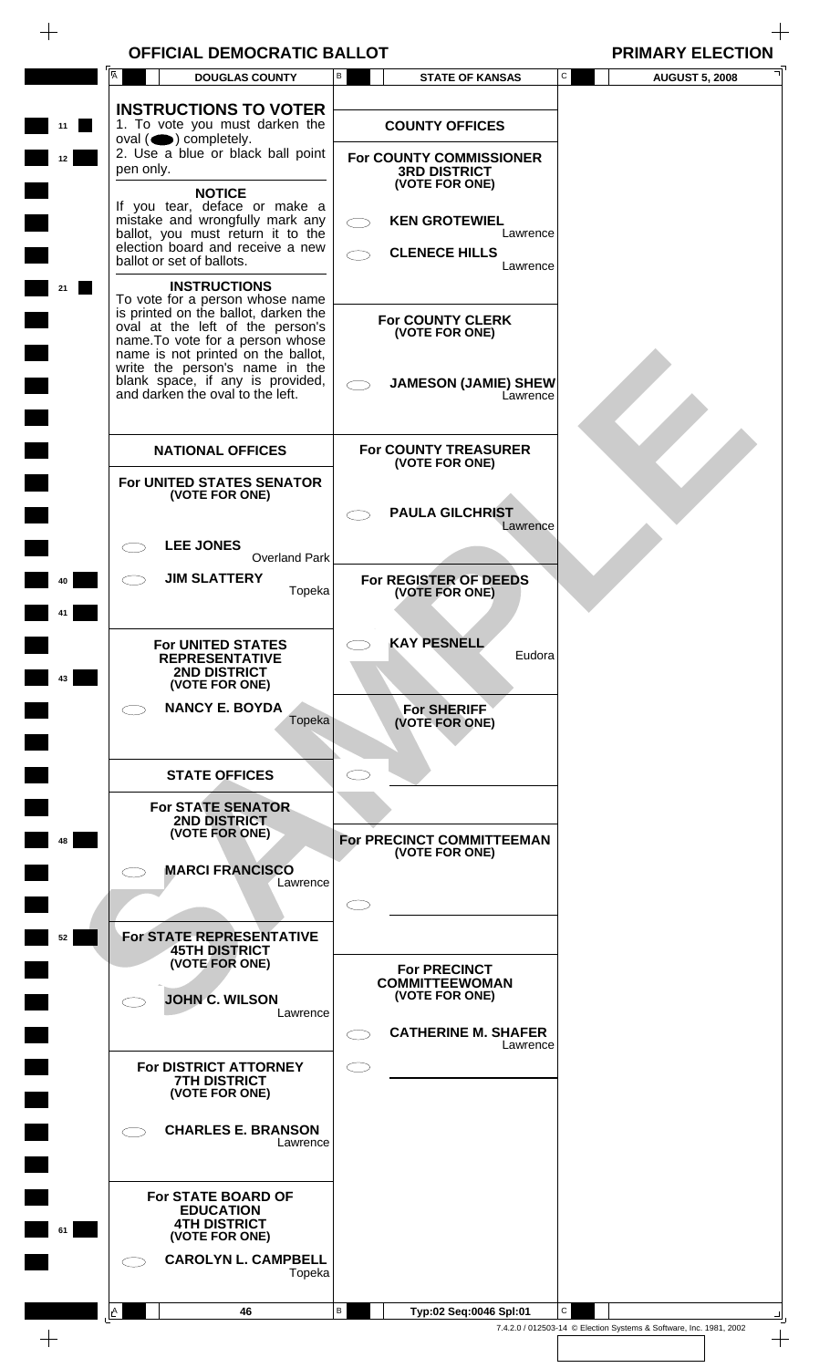# OFFICIAL DEMOCRATIC BALLOT

# PRIMARY ELECTION

DOUGLAS COUNTY | STATE OF KANSAS | AUGUST 5, 2008

## INSTRUCTIONS TO VOTER

1. To vote you must darken the oval ( ) completely.
2. Use a blue or black ball point pen only.

**NOTICE**
If you tear, deface or make a mistake and wrongfully mark any ballot, you must return it to the election board and receive a new ballot or set of ballots.

**INSTRUCTIONS**
To vote for a person whose name is printed on the ballot, darken the oval at the left of the person's name. To vote for a person whose name is not printed on the ballot, write the person's name in the blank space, if any is provided, and darken the oval to the left.

## NATIONAL OFFICES

### For UNITED STATES SENATOR
(VOTE FOR ONE)

- LEE JONES — Overland Park
- JIM SLATTERY — Topeka

### For UNITED STATES REPRESENTATIVE 2ND DISTRICT
(VOTE FOR ONE)

- NANCY E. BOYDA — Topeka

## STATE OFFICES

### For STATE SENATOR 2ND DISTRICT
(VOTE FOR ONE)

- MARCI FRANCISCO — Lawrence

### For STATE REPRESENTATIVE 45TH DISTRICT
(VOTE FOR ONE)

- JOHN C. WILSON — Lawrence

### For DISTRICT ATTORNEY 7TH DISTRICT
(VOTE FOR ONE)

- CHARLES E. BRANSON — Lawrence

### For STATE BOARD OF EDUCATION 4TH DISTRICT
(VOTE FOR ONE)

- CAROLYN L. CAMPBELL — Topeka

## COUNTY OFFICES

### For COUNTY COMMISSIONER 3RD DISTRICT
(VOTE FOR ONE)

- KEN GROTEWIEL — Lawrence
- CLENECE HILLS — Lawrence

### For COUNTY CLERK
(VOTE FOR ONE)

- JAMESON (JAMIE) SHEW — Lawrence

### For COUNTY TREASURER
(VOTE FOR ONE)

- PAULA GILCHRIST — Lawrence

### For REGISTER OF DEEDS
(VOTE FOR ONE)

- KAY PESNELL — Eudora

### For SHERIFF
(VOTE FOR ONE)

- \_\_\_\_\_\_\_\_\_\_

### For PRECINCT COMMITTEEMAN
(VOTE FOR ONE)

- \_\_\_\_\_\_\_\_\_\_

### For PRECINCT COMMITTEEWOMAN
(VOTE FOR ONE)

- CATHERINE M. SHAFER — Lawrence
- \_\_\_\_\_\_\_\_\_\_

SAMPLE

46 | Typ:02 Seq:0046 Spl:01

7.4.2.0 / 012503-14 © Election Systems & Software, Inc. 1981, 2002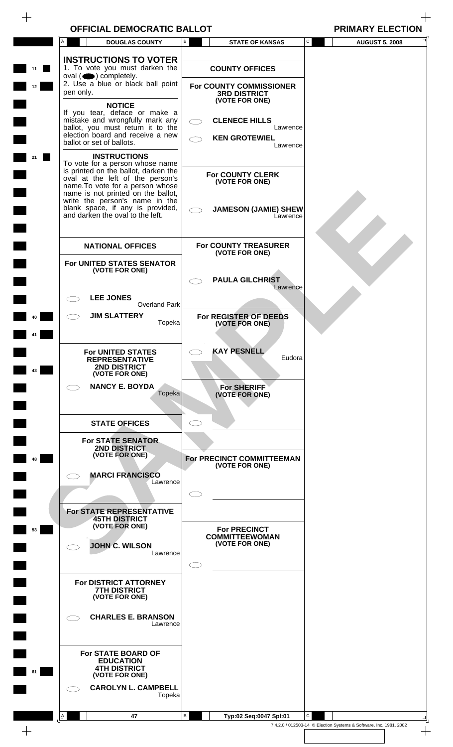# OFFICIAL DEMOCRATIC BALLOT

# PRIMARY ELECTION

DOUGLAS COUNTY — STATE OF KANSAS — AUGUST 5, 2008

## INSTRUCTIONS TO VOTER

1. To vote you must darken the oval ( ) completely.
2. Use a blue or black ball point pen only.

**NOTICE**

If you tear, deface or make a mistake and wrongfully mark any ballot, you must return it to the election board and receive a new ballot or set of ballots.

**INSTRUCTIONS**

To vote for a person whose name is printed on the ballot, darken the oval at the left of the person's name.To vote for a person whose name is not printed on the ballot, write the person's name in the blank space, if any is provided, and darken the oval to the left.

## NATIONAL OFFICES

**For UNITED STATES SENATOR**
(VOTE FOR ONE)

- LEE JONES — Overland Park
- JIM SLATTERY — Topeka

**For UNITED STATES REPRESENTATIVE 2ND DISTRICT**
(VOTE FOR ONE)

- NANCY E. BOYDA — Topeka

## STATE OFFICES

**For STATE SENATOR 2ND DISTRICT**
(VOTE FOR ONE)

- MARCI FRANCISCO — Lawrence

**For STATE REPRESENTATIVE 45TH DISTRICT**
(VOTE FOR ONE)

- JOHN C. WILSON — Lawrence

**For DISTRICT ATTORNEY 7TH DISTRICT**
(VOTE FOR ONE)

- CHARLES E. BRANSON — Lawrence

**For STATE BOARD OF EDUCATION 4TH DISTRICT**
(VOTE FOR ONE)

- CAROLYN L. CAMPBELL — Topeka

## COUNTY OFFICES

**For COUNTY COMMISSIONER 3RD DISTRICT**
(VOTE FOR ONE)

- CLENECE HILLS — Lawrence
- KEN GROTEWIEL — Lawrence

**For COUNTY CLERK**
(VOTE FOR ONE)

- JAMESON (JAMIE) SHEW — Lawrence

**For COUNTY TREASURER**
(VOTE FOR ONE)

- PAULA GILCHRIST — Lawrence

**For REGISTER OF DEEDS**
(VOTE FOR ONE)

- KAY PESNELL — Eudora

**For SHERIFF**
(VOTE FOR ONE)

- ____________________

**For PRECINCT COMMITTEEMAN**
(VOTE FOR ONE)

- ____________________

**For PRECINCT COMMITTEEWOMAN**
(VOTE FOR ONE)

- ____________________

SAMPLE

47 — Typ:02 Seq:0047 Spl:01

7.4.2.0 / 012503-14 © Election Systems & Software, Inc. 1981, 2002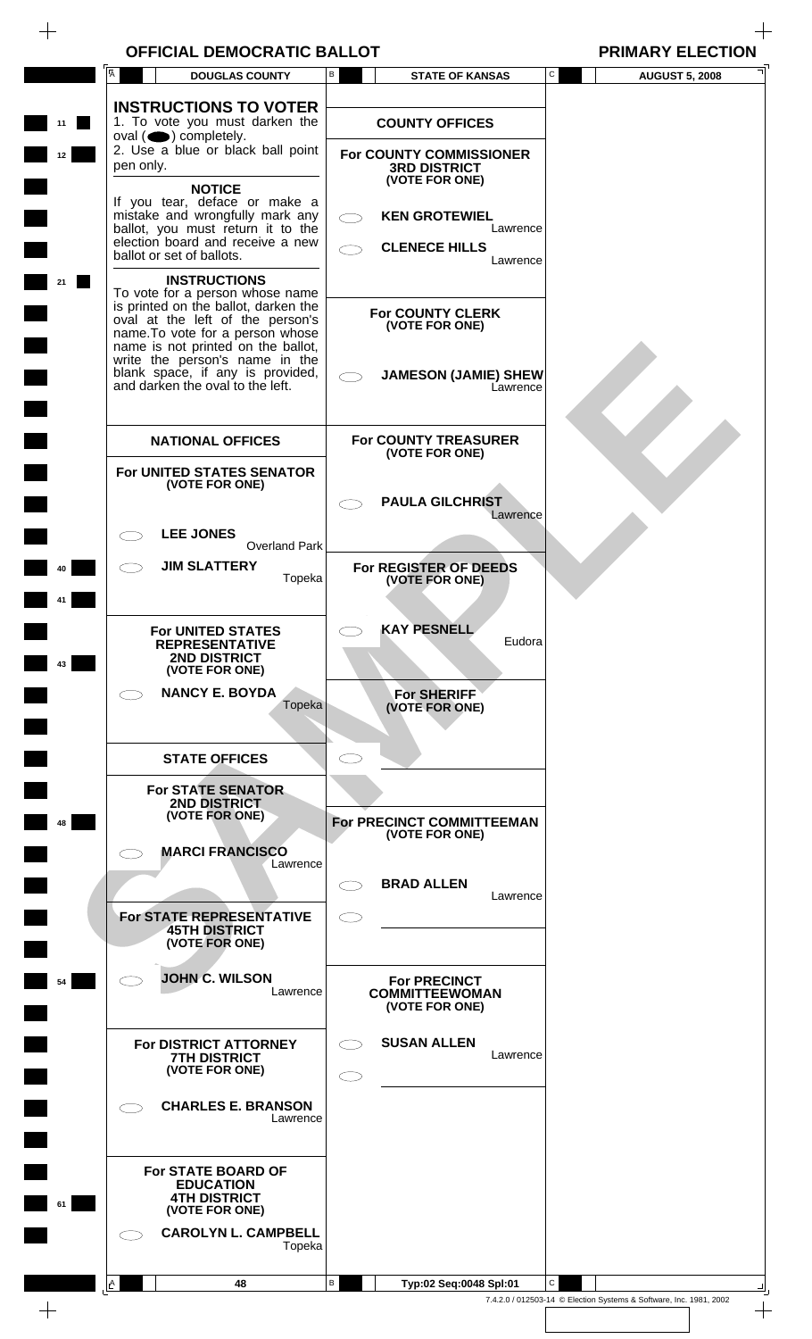# OFFICIAL DEMOCRATIC BALLOT

# PRIMARY ELECTION

DOUGLAS COUNTY | STATE OF KANSAS | AUGUST 5, 2008

## INSTRUCTIONS TO VOTER

1. To vote you must darken the oval ( ) completely.
2. Use a blue or black ball point pen only.

**NOTICE**

If you tear, deface or make a mistake and wrongfully mark any ballot, you must return it to the election board and receive a new ballot or set of ballots.

**INSTRUCTIONS**

To vote for a person whose name is printed on the ballot, darken the oval at the left of the person's name. To vote for a person whose name is not printed on the ballot, write the person's name in the blank space, if any is provided, and darken the oval to the left.

## NATIONAL OFFICES

**For UNITED STATES SENATOR**
(VOTE FOR ONE)

- LEE JONES — Overland Park
- JIM SLATTERY — Topeka

**For UNITED STATES REPRESENTATIVE 2ND DISTRICT**
(VOTE FOR ONE)

- NANCY E. BOYDA — Topeka

## STATE OFFICES

**For STATE SENATOR 2ND DISTRICT**
(VOTE FOR ONE)

- MARCI FRANCISCO — Lawrence

**For STATE REPRESENTATIVE 45TH DISTRICT**
(VOTE FOR ONE)

- JOHN C. WILSON — Lawrence

**For DISTRICT ATTORNEY 7TH DISTRICT**
(VOTE FOR ONE)

- CHARLES E. BRANSON — Lawrence

**For STATE BOARD OF EDUCATION 4TH DISTRICT**
(VOTE FOR ONE)

- CAROLYN L. CAMPBELL — Topeka

## COUNTY OFFICES

**For COUNTY COMMISSIONER 3RD DISTRICT**
(VOTE FOR ONE)

- KEN GROTEWIEL — Lawrence
- CLENECE HILLS — Lawrence

**For COUNTY CLERK**
(VOTE FOR ONE)

- JAMESON (JAMIE) SHEW — Lawrence

**For COUNTY TREASURER**
(VOTE FOR ONE)

- PAULA GILCHRIST — Lawrence

**For REGISTER OF DEEDS**
(VOTE FOR ONE)

- KAY PESNELL — Eudora

**For SHERIFF**
(VOTE FOR ONE)

- ______________________

**For PRECINCT COMMITTEEMAN**
(VOTE FOR ONE)

- BRAD ALLEN — Lawrence
- ______________________

**For PRECINCT COMMITTEEWOMAN**
(VOTE FOR ONE)

- SUSAN ALLEN — Lawrence
- ______________________

SAMPLE

48 | Typ:02 Seq:0048 Spl:01

7.4.2.0 / 012503-14 © Election Systems & Software, Inc. 1981, 2002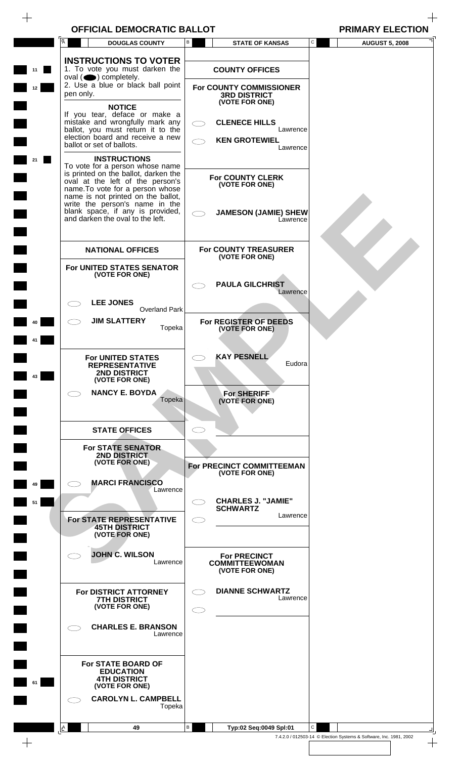# OFFICIAL DEMOCRATIC BALLOT

**PRIMARY ELECTION**

DOUGLAS COUNTY — STATE OF KANSAS — AUGUST 5, 2008

**INSTRUCTIONS TO VOTER**

1. To vote you must darken the oval ( ) completely.
2. Use a blue or black ball point pen only.

**NOTICE**

If you tear, deface or make a mistake and wrongfully mark any ballot, you must return it to the election board and receive a new ballot or set of ballots.

**INSTRUCTIONS**

To vote for a person whose name is printed on the ballot, darken the oval at the left of the person's name. To vote for a person whose name is not printed on the ballot, write the person's name in the blank space, if any is provided, and darken the oval to the left.

## NATIONAL OFFICES

**For UNITED STATES SENATOR**
(VOTE FOR ONE)

- ◯ **LEE JONES** — Overland Park
- ◯ **JIM SLATTERY** — Topeka

**For UNITED STATES REPRESENTATIVE 2ND DISTRICT**
(VOTE FOR ONE)

- ◯ **NANCY E. BOYDA** — Topeka

## STATE OFFICES

**For STATE SENATOR 2ND DISTRICT**
(VOTE FOR ONE)

- ◯ **MARCI FRANCISCO** — Lawrence

**For STATE REPRESENTATIVE 45TH DISTRICT**
(VOTE FOR ONE)

- ◯ **JOHN C. WILSON** — Lawrence

**For DISTRICT ATTORNEY 7TH DISTRICT**
(VOTE FOR ONE)

- ◯ **CHARLES E. BRANSON** — Lawrence

**For STATE BOARD OF EDUCATION 4TH DISTRICT**
(VOTE FOR ONE)

- ◯ **CAROLYN L. CAMPBELL** — Topeka

## COUNTY OFFICES

**For COUNTY COMMISSIONER 3RD DISTRICT**
(VOTE FOR ONE)

- ◯ **CLENECE HILLS** — Lawrence
- ◯ **KEN GROTEWIEL** — Lawrence

**For COUNTY CLERK**
(VOTE FOR ONE)

- ◯ **JAMESON (JAMIE) SHEW** — Lawrence

**For COUNTY TREASURER**
(VOTE FOR ONE)

- ◯ **PAULA GILCHRIST** — Lawrence

**For REGISTER OF DEEDS**
(VOTE FOR ONE)

- ◯ **KAY PESNELL** — Eudora

**For SHERIFF**
(VOTE FOR ONE)

- ◯ ______________________

**For PRECINCT COMMITTEEMAN**
(VOTE FOR ONE)

- ◯ **CHARLES J. "JAMIE" SCHWARTZ** — Lawrence
- ◯ ______________________

**For PRECINCT COMMITTEEWOMAN**
(VOTE FOR ONE)

- ◯ **DIANNE SCHWARTZ** — Lawrence
- ◯ ______________________

SAMPLE

49 — Typ:02 Seq:0049 Spl:01

7.4.2.0 / 012503-14 © Election Systems & Software, Inc. 1981, 2002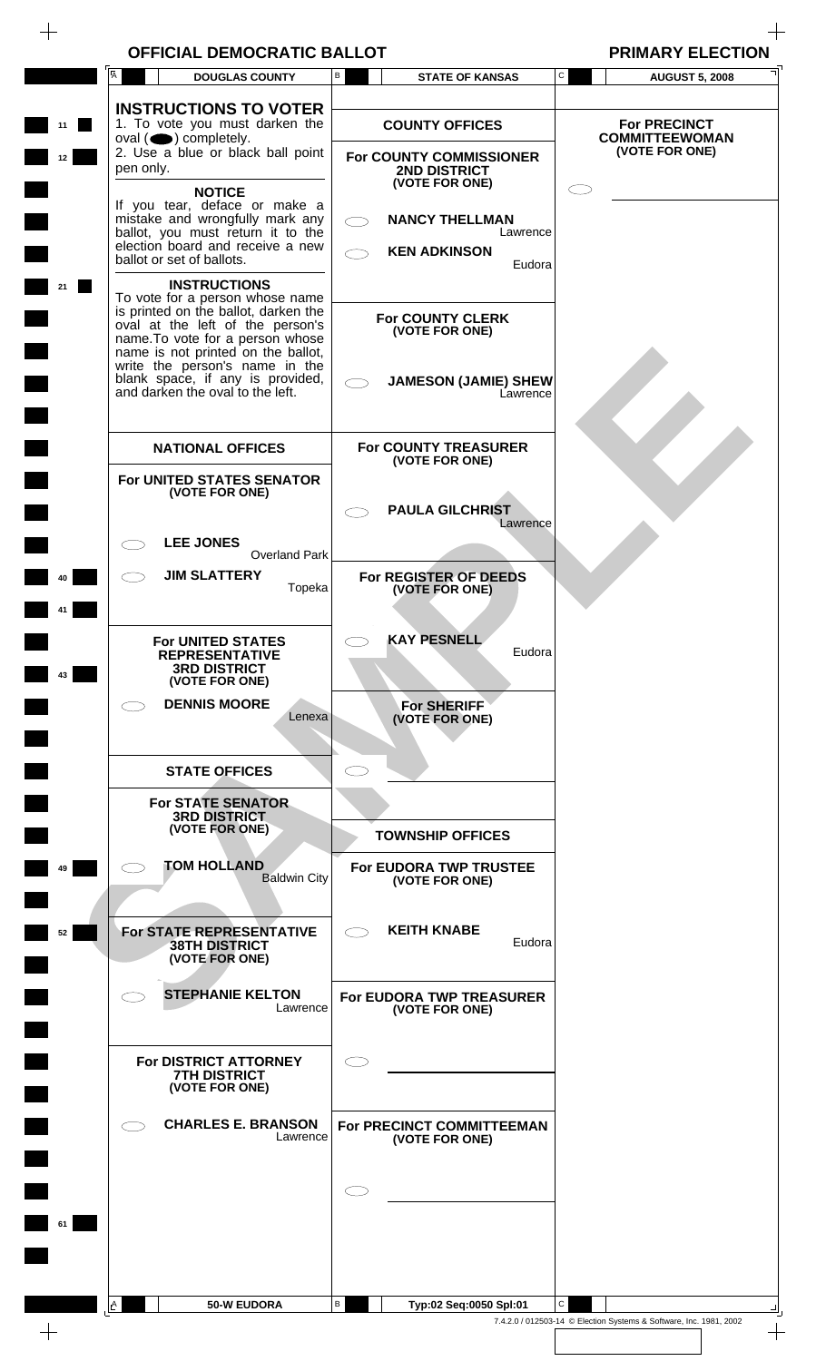# OFFICIAL DEMOCRATIC BALLOT

# PRIMARY ELECTION

DOUGLAS COUNTY | STATE OF KANSAS | AUGUST 5, 2008

## INSTRUCTIONS TO VOTER

1. To vote you must darken the oval ( ) completely.
2. Use a blue or black ball point pen only.

**NOTICE**

If you tear, deface or make a mistake and wrongfully mark any ballot, you must return it to the election board and receive a new ballot or set of ballots.

**INSTRUCTIONS**

To vote for a person whose name is printed on the ballot, darken the oval at the left of the person's name. To vote for a person whose name is not printed on the ballot, write the person's name in the blank space, if any is provided, and darken the oval to the left.

## NATIONAL OFFICES

**For UNITED STATES SENATOR**
(VOTE FOR ONE)

- LEE JONES — Overland Park
- JIM SLATTERY — Topeka

**For UNITED STATES REPRESENTATIVE 3RD DISTRICT**
(VOTE FOR ONE)

- DENNIS MOORE — Lenexa

## STATE OFFICES

**For STATE SENATOR 3RD DISTRICT**
(VOTE FOR ONE)

- TOM HOLLAND — Baldwin City

**For STATE REPRESENTATIVE 38TH DISTRICT**
(VOTE FOR ONE)

- STEPHANIE KELTON — Lawrence

**For DISTRICT ATTORNEY 7TH DISTRICT**
(VOTE FOR ONE)

- CHARLES E. BRANSON — Lawrence

## COUNTY OFFICES

**For COUNTY COMMISSIONER 2ND DISTRICT**
(VOTE FOR ONE)

- NANCY THELLMAN — Lawrence
- KEN ADKINSON — Eudora

**For COUNTY CLERK**
(VOTE FOR ONE)

- JAMESON (JAMIE) SHEW — Lawrence

**For COUNTY TREASURER**
(VOTE FOR ONE)

- PAULA GILCHRIST — Lawrence

**For REGISTER OF DEEDS**
(VOTE FOR ONE)

- KAY PESNELL — Eudora

**For SHERIFF**
(VOTE FOR ONE)

- ______________

## TOWNSHIP OFFICES

**For EUDORA TWP TRUSTEE**
(VOTE FOR ONE)

- KEITH KNABE — Eudora

**For EUDORA TWP TREASURER**
(VOTE FOR ONE)

- ______________

**For PRECINCT COMMITTEEMAN**
(VOTE FOR ONE)

- ______________

**For PRECINCT COMMITTEEWOMAN**
(VOTE FOR ONE)

- ______________

SAMPLE

50-W EUDORA | Typ:02 Seq:0050 Spl:01

7.4.2.0 / 012503-14 © Election Systems & Software, Inc. 1981, 2002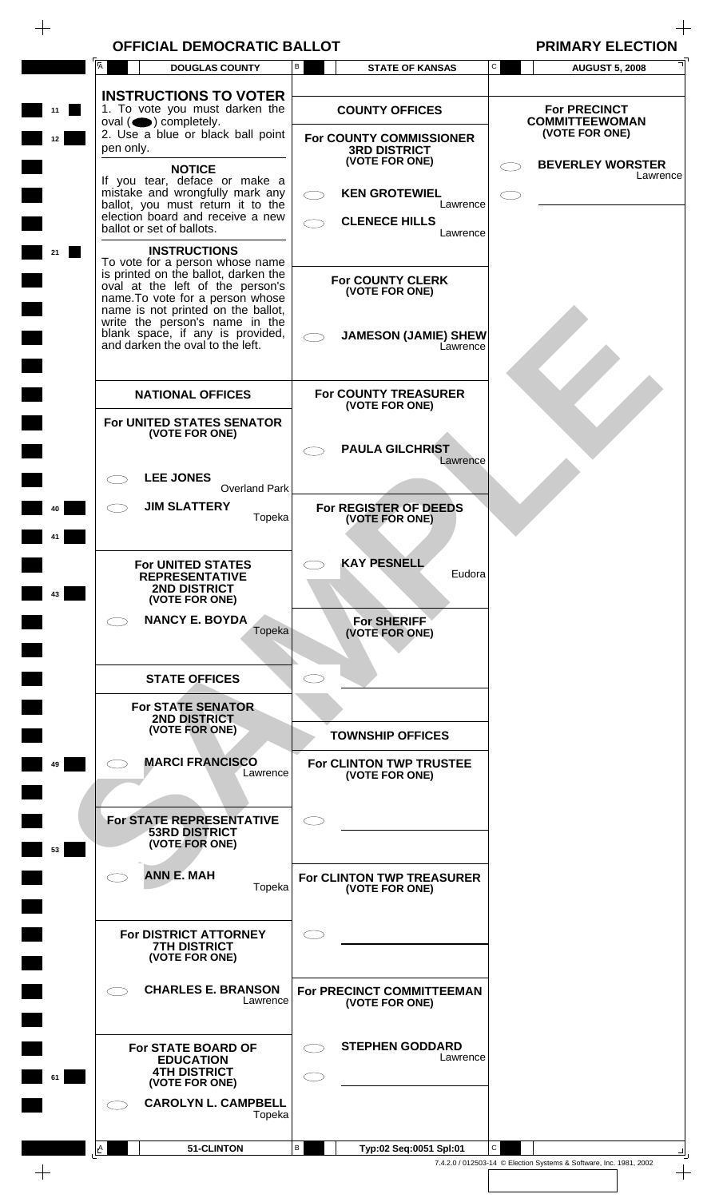# OFFICIAL DEMOCRATIC BALLOT

# PRIMARY ELECTION

| DOUGLAS COUNTY | STATE OF KANSAS | AUGUST 5, 2008 |
|---|---|---|

## INSTRUCTIONS TO VOTER

1. To vote you must darken the oval (⬬) completely.
2. Use a blue or black ball point pen only.

**NOTICE**

If you tear, deface or make a mistake and wrongfully mark any ballot, you must return it to the election board and receive a new ballot or set of ballots.

**INSTRUCTIONS**

To vote for a person whose name is printed on the ballot, darken the oval at the left of the person's name. To vote for a person whose name is not printed on the ballot, write the person's name in the blank space, if any is provided, and darken the oval to the left.

## NATIONAL OFFICES

**For UNITED STATES SENATOR**
(VOTE FOR ONE)

- ⬭ **LEE JONES** — Overland Park
- ⬭ **JIM SLATTERY** — Topeka

**For UNITED STATES REPRESENTATIVE 2ND DISTRICT**
(VOTE FOR ONE)

- ⬭ **NANCY E. BOYDA** — Topeka

## STATE OFFICES

**For STATE SENATOR 2ND DISTRICT**
(VOTE FOR ONE)

- ⬭ **MARCI FRANCISCO** — Lawrence

**For STATE REPRESENTATIVE 53RD DISTRICT**
(VOTE FOR ONE)

- ⬭ **ANN E. MAH** — Topeka

**For DISTRICT ATTORNEY 7TH DISTRICT**
(VOTE FOR ONE)

- ⬭ **CHARLES E. BRANSON** — Lawrence

**For STATE BOARD OF EDUCATION 4TH DISTRICT**
(VOTE FOR ONE)

- ⬭ **CAROLYN L. CAMPBELL** — Topeka

## COUNTY OFFICES

**For COUNTY COMMISSIONER 3RD DISTRICT**
(VOTE FOR ONE)

- ⬭ **KEN GROTEWIEL** — Lawrence
- ⬭ **CLENECE HILLS** — Lawrence

**For COUNTY CLERK**
(VOTE FOR ONE)

- ⬭ **JAMESON (JAMIE) SHEW** — Lawrence

**For COUNTY TREASURER**
(VOTE FOR ONE)

- ⬭ **PAULA GILCHRIST** — Lawrence

**For REGISTER OF DEEDS**
(VOTE FOR ONE)

- ⬭ **KAY PESNELL** — Eudora

**For SHERIFF**
(VOTE FOR ONE)

- ⬭ ____________________

## TOWNSHIP OFFICES

**For CLINTON TWP TRUSTEE**
(VOTE FOR ONE)

- ⬭ ____________________

**For CLINTON TWP TREASURER**
(VOTE FOR ONE)

- ⬭ ____________________

**For PRECINCT COMMITTEEMAN**
(VOTE FOR ONE)

- ⬭ **STEPHEN GODDARD** — Lawrence
- ⬭ ____________________

**For PRECINCT COMMITTEEWOMAN**
(VOTE FOR ONE)

- ⬭ **BEVERLEY WORSTER** — Lawrence
- ⬭ ____________________

SAMPLE

| 51-CLINTON | Typ:02 Seq:0051 Spl:01 | |
|---|---|---|

7.4.2.0 / 012503-14 © Election Systems & Software, Inc. 1981, 2002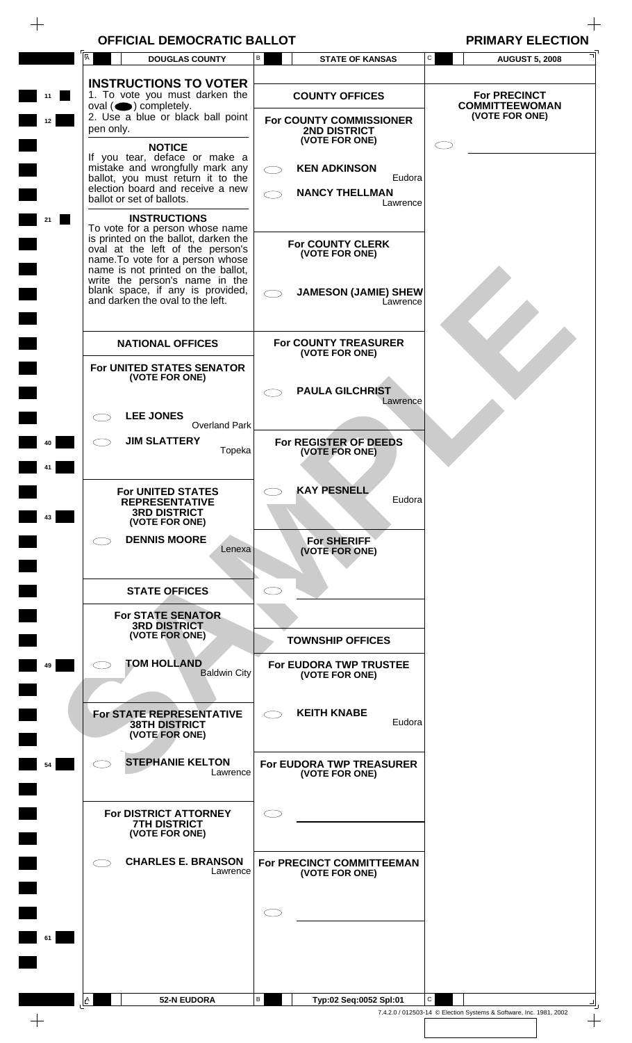# OFFICIAL DEMOCRATIC BALLOT

## PRIMARY ELECTION

DOUGLAS COUNTY | STATE OF KANSAS | AUGUST 5, 2008

### INSTRUCTIONS TO VOTER

1. To vote you must darken the oval ( ) completely.
2. Use a blue or black ball point pen only.

**NOTICE**

If you tear, deface or make a mistake and wrongfully mark any ballot, you must return it to the election board and receive a new ballot or set of ballots.

**INSTRUCTIONS**

To vote for a person whose name is printed on the ballot, darken the oval at the left of the person's name. To vote for a person whose name is not printed on the ballot, write the person's name in the blank space, if any is provided, and darken the oval to the left.

### NATIONAL OFFICES

**For UNITED STATES SENATOR**
(VOTE FOR ONE)

- LEE JONES — Overland Park
- JIM SLATTERY — Topeka

**For UNITED STATES REPRESENTATIVE 3RD DISTRICT**
(VOTE FOR ONE)

- DENNIS MOORE — Lenexa

### STATE OFFICES

**For STATE SENATOR 3RD DISTRICT**
(VOTE FOR ONE)

- TOM HOLLAND — Baldwin City

**For STATE REPRESENTATIVE 38TH DISTRICT**
(VOTE FOR ONE)

- STEPHANIE KELTON — Lawrence

**For DISTRICT ATTORNEY 7TH DISTRICT**
(VOTE FOR ONE)

- CHARLES E. BRANSON — Lawrence

### COUNTY OFFICES

**For COUNTY COMMISSIONER 2ND DISTRICT**
(VOTE FOR ONE)

- KEN ADKINSON — Eudora
- NANCY THELLMAN — Lawrence

**For COUNTY CLERK**
(VOTE FOR ONE)

- JAMESON (JAMIE) SHEW — Lawrence

**For COUNTY TREASURER**
(VOTE FOR ONE)

- PAULA GILCHRIST — Lawrence

**For REGISTER OF DEEDS**
(VOTE FOR ONE)

- KAY PESNELL — Eudora

**For SHERIFF**
(VOTE FOR ONE)

- ______________________

### TOWNSHIP OFFICES

**For EUDORA TWP TRUSTEE**
(VOTE FOR ONE)

- KEITH KNABE — Eudora

**For EUDORA TWP TREASURER**
(VOTE FOR ONE)

- ______________________

**For PRECINCT COMMITTEEMAN**
(VOTE FOR ONE)

- ______________________

**For PRECINCT COMMITTEEWOMAN**
(VOTE FOR ONE)

- ______________________

SAMPLE

52-N EUDORA | Typ:02 Seq:0052 Spl:01

7.4.2.0 / 012503-14 © Election Systems & Software, Inc. 1981, 2002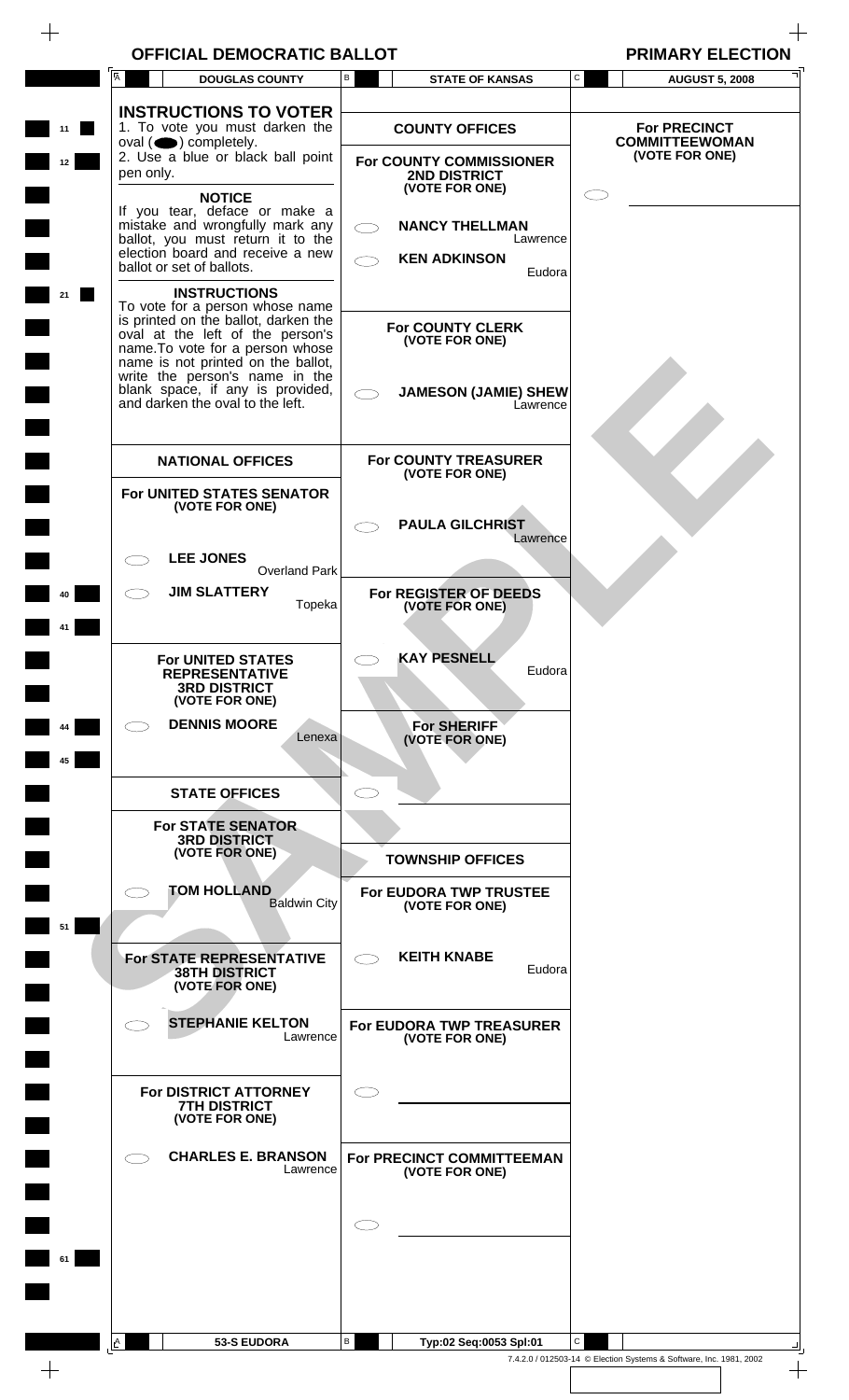# OFFICIAL DEMOCRATIC BALLOT

# PRIMARY ELECTION

DOUGLAS COUNTY | STATE OF KANSAS | AUGUST 5, 2008

## INSTRUCTIONS TO VOTER

1. To vote you must darken the oval ( ) completely.
2. Use a blue or black ball point pen only.

**NOTICE**

If you tear, deface or make a mistake and wrongfully mark any ballot, you must return it to the election board and receive a new ballot or set of ballots.

**INSTRUCTIONS**

To vote for a person whose name is printed on the ballot, darken the oval at the left of the person's name. To vote for a person whose name is not printed on the ballot, write the person's name in the blank space, if any is provided, and darken the oval to the left.

## NATIONAL OFFICES

**For UNITED STATES SENATOR**
(VOTE FOR ONE)

- LEE JONES — Overland Park
- JIM SLATTERY — Topeka

**For UNITED STATES REPRESENTATIVE 3RD DISTRICT**
(VOTE FOR ONE)

- DENNIS MOORE — Lenexa

## STATE OFFICES

**For STATE SENATOR 3RD DISTRICT**
(VOTE FOR ONE)

- TOM HOLLAND — Baldwin City

**For STATE REPRESENTATIVE 38TH DISTRICT**
(VOTE FOR ONE)

- STEPHANIE KELTON — Lawrence

**For DISTRICT ATTORNEY 7TH DISTRICT**
(VOTE FOR ONE)

- CHARLES E. BRANSON — Lawrence

## COUNTY OFFICES

**For COUNTY COMMISSIONER 2ND DISTRICT**
(VOTE FOR ONE)

- NANCY THELLMAN — Lawrence
- KEN ADKINSON — Eudora

**For COUNTY CLERK**
(VOTE FOR ONE)

- JAMESON (JAMIE) SHEW — Lawrence

**For COUNTY TREASURER**
(VOTE FOR ONE)

- PAULA GILCHRIST — Lawrence

**For REGISTER OF DEEDS**
(VOTE FOR ONE)

- KAY PESNELL — Eudora

**For SHERIFF**
(VOTE FOR ONE)

- ____________

## TOWNSHIP OFFICES

**For EUDORA TWP TRUSTEE**
(VOTE FOR ONE)

- KEITH KNABE — Eudora

**For EUDORA TWP TREASURER**
(VOTE FOR ONE)

- ____________

**For PRECINCT COMMITTEEMAN**
(VOTE FOR ONE)

- ____________

**For PRECINCT COMMITTEEWOMAN**
(VOTE FOR ONE)

- ____________

SAMPLE

53-S EUDORA | Typ:02 Seq:0053 Spl:01

7.4.2.0 / 012503-14 © Election Systems & Software, Inc. 1981, 2002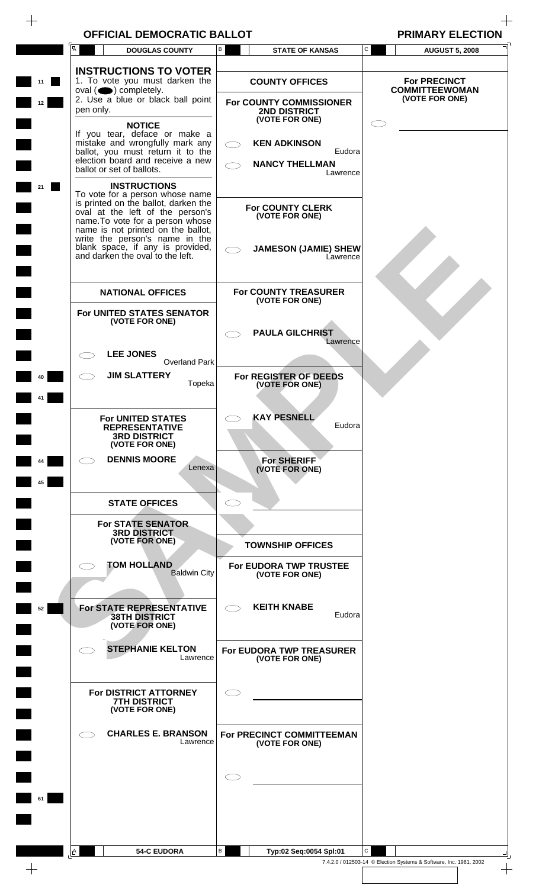# OFFICIAL DEMOCRATIC BALLOT

## PRIMARY ELECTION

DOUGLAS COUNTY | STATE OF KANSAS | AUGUST 5, 2008

## INSTRUCTIONS TO VOTER

1. To vote you must darken the oval ( ) completely.
2. Use a blue or black ball point pen only.

**NOTICE**

If you tear, deface or make a mistake and wrongfully mark any ballot, you must return it to the election board and receive a new ballot or set of ballots.

**INSTRUCTIONS**

To vote for a person whose name is printed on the ballot, darken the oval at the left of the person's name. To vote for a person whose name is not printed on the ballot, write the person's name in the blank space, if any is provided, and darken the oval to the left.

## NATIONAL OFFICES

**For UNITED STATES SENATOR**
(VOTE FOR ONE)

- LEE JONES — Overland Park
- JIM SLATTERY — Topeka

**For UNITED STATES REPRESENTATIVE 3RD DISTRICT**
(VOTE FOR ONE)

- DENNIS MOORE — Lenexa

## STATE OFFICES

**For STATE SENATOR 3RD DISTRICT**
(VOTE FOR ONE)

- TOM HOLLAND — Baldwin City

**For STATE REPRESENTATIVE 38TH DISTRICT**
(VOTE FOR ONE)

- STEPHANIE KELTON — Lawrence

**For DISTRICT ATTORNEY 7TH DISTRICT**
(VOTE FOR ONE)

- CHARLES E. BRANSON — Lawrence

## COUNTY OFFICES

**For COUNTY COMMISSIONER 2ND DISTRICT**
(VOTE FOR ONE)

- KEN ADKINSON — Eudora
- NANCY THELLMAN — Lawrence

**For COUNTY CLERK**
(VOTE FOR ONE)

- JAMESON (JAMIE) SHEW — Lawrence

**For COUNTY TREASURER**
(VOTE FOR ONE)

- PAULA GILCHRIST — Lawrence

**For REGISTER OF DEEDS**
(VOTE FOR ONE)

- KAY PESNELL — Eudora

**For SHERIFF**
(VOTE FOR ONE)

- ______________________

## TOWNSHIP OFFICES

**For EUDORA TWP TRUSTEE**
(VOTE FOR ONE)

- KEITH KNABE — Eudora

**For EUDORA TWP TREASURER**
(VOTE FOR ONE)

- ______________________

**For PRECINCT COMMITTEEMAN**
(VOTE FOR ONE)

- ______________________

**For PRECINCT COMMITTEEWOMAN**
(VOTE FOR ONE)

- ______________________

SAMPLE

54-C EUDORA | Typ:02 Seq:0054 Spl:01

7.4.2.0 / 012503-14 © Election Systems & Software, Inc. 1981, 2002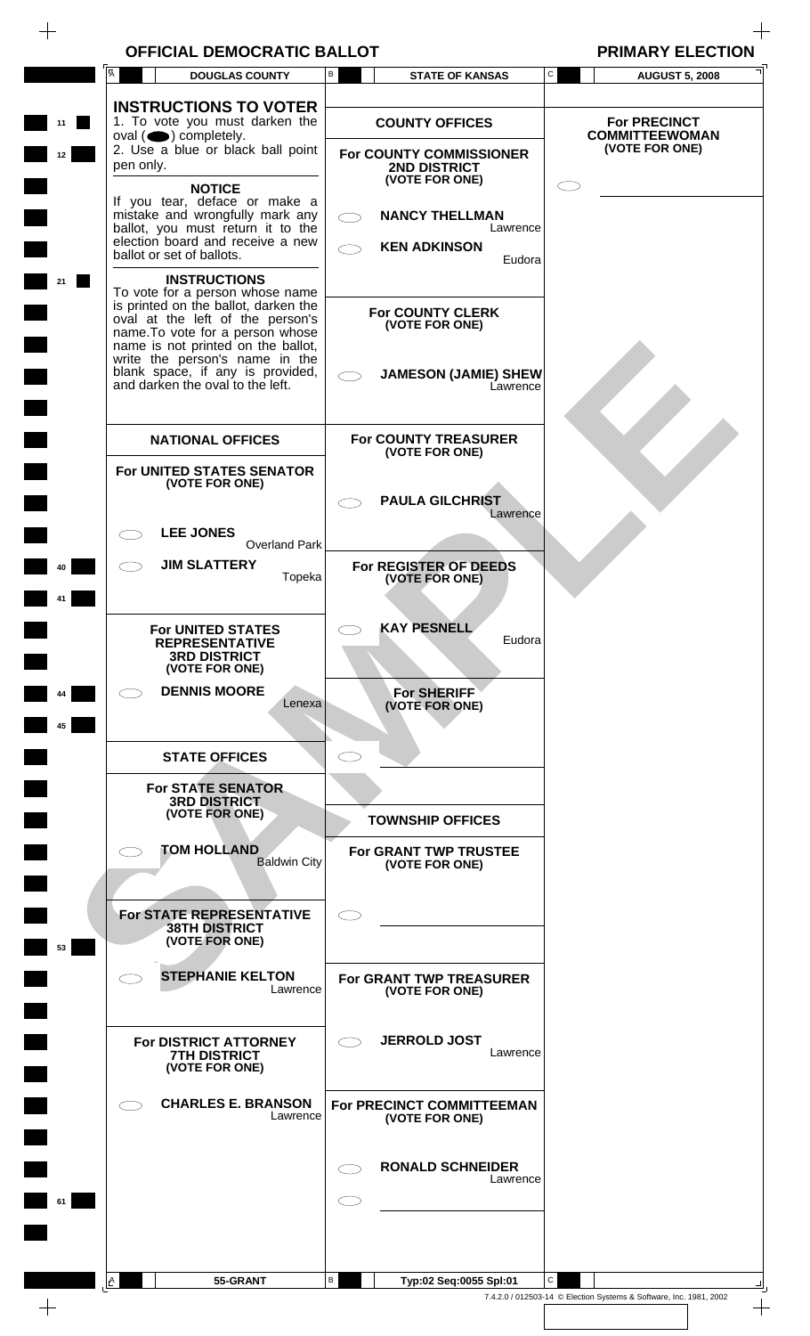# OFFICIAL DEMOCRATIC BALLOT

# PRIMARY ELECTION

DOUGLAS COUNTY | STATE OF KANSAS | AUGUST 5, 2008

## INSTRUCTIONS TO VOTER

1. To vote you must darken the oval ( ) completely.
2. Use a blue or black ball point pen only.

**NOTICE**

If you tear, deface or make a mistake and wrongfully mark any ballot, you must return it to the election board and receive a new ballot or set of ballots.

**INSTRUCTIONS**

To vote for a person whose name is printed on the ballot, darken the oval at the left of the person's name. To vote for a person whose name is not printed on the ballot, write the person's name in the blank space, if any is provided, and darken the oval to the left.

## NATIONAL OFFICES

**For UNITED STATES SENATOR**
(VOTE FOR ONE)

- LEE JONES — Overland Park
- JIM SLATTERY — Topeka

**For UNITED STATES REPRESENTATIVE 3RD DISTRICT**
(VOTE FOR ONE)

- DENNIS MOORE — Lenexa

## STATE OFFICES

**For STATE SENATOR 3RD DISTRICT**
(VOTE FOR ONE)

- TOM HOLLAND — Baldwin City

**For STATE REPRESENTATIVE 38TH DISTRICT**
(VOTE FOR ONE)

- STEPHANIE KELTON — Lawrence

**For DISTRICT ATTORNEY 7TH DISTRICT**
(VOTE FOR ONE)

- CHARLES E. BRANSON — Lawrence

## COUNTY OFFICES

**For COUNTY COMMISSIONER 2ND DISTRICT**
(VOTE FOR ONE)

- NANCY THELLMAN — Lawrence
- KEN ADKINSON — Eudora

**For COUNTY CLERK**
(VOTE FOR ONE)

- JAMESON (JAMIE) SHEW — Lawrence

**For COUNTY TREASURER**
(VOTE FOR ONE)

- PAULA GILCHRIST — Lawrence

**For REGISTER OF DEEDS**
(VOTE FOR ONE)

- KAY PESNELL — Eudora

**For SHERIFF**
(VOTE FOR ONE)

- ________

## TOWNSHIP OFFICES

**For GRANT TWP TRUSTEE**
(VOTE FOR ONE)

- ________

**For GRANT TWP TREASURER**
(VOTE FOR ONE)

- JERROLD JOST — Lawrence

**For PRECINCT COMMITTEEMAN**
(VOTE FOR ONE)

- RONALD SCHNEIDER — Lawrence
- ________

**For PRECINCT COMMITTEEWOMAN**
(VOTE FOR ONE)

- ________

SAMPLE

55-GRANT | Typ:02 Seq:0055 Spl:01

7.4.2.0 / 012503-14 © Election Systems & Software, Inc. 1981, 2002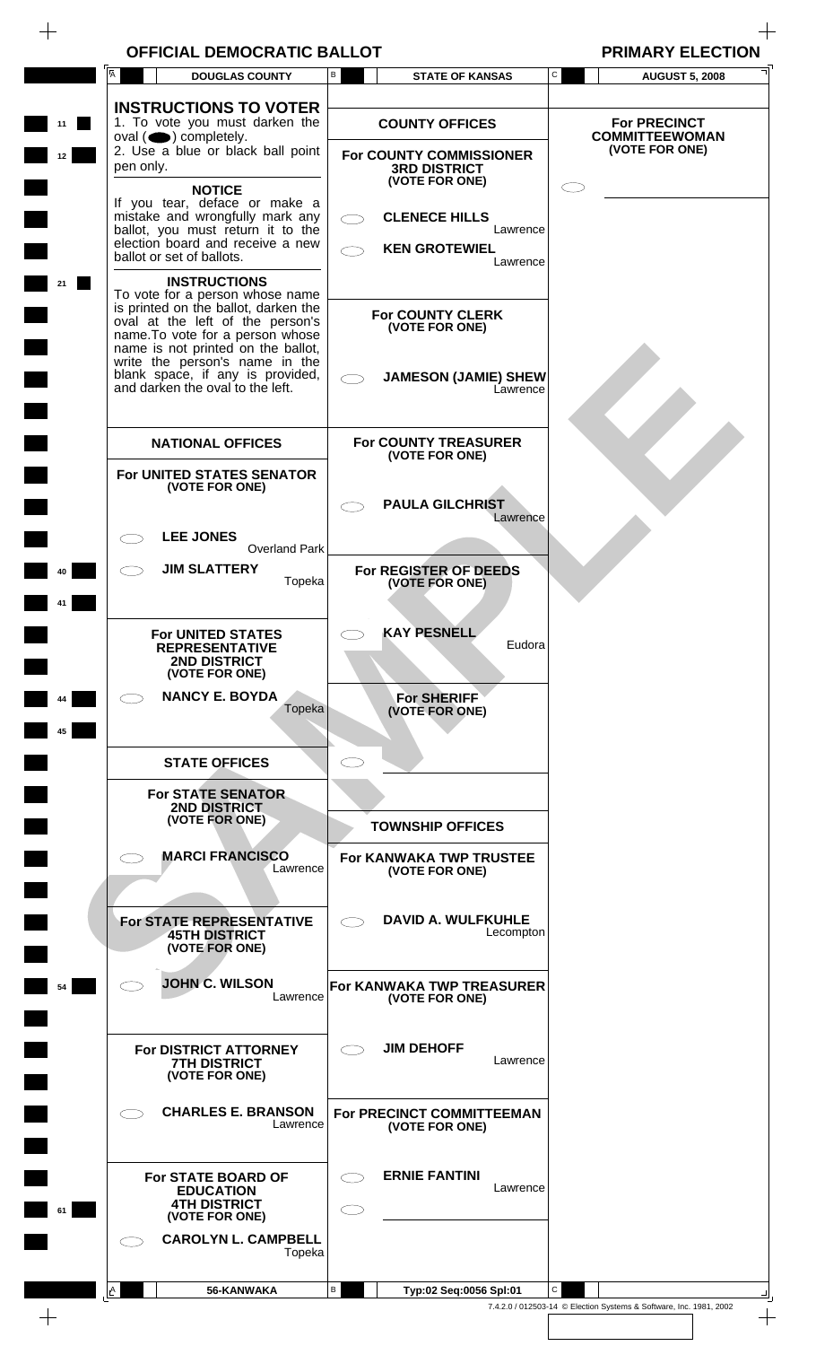# OFFICIAL DEMOCRATIC BALLOT

# PRIMARY ELECTION

DOUGLAS COUNTY | STATE OF KANSAS | AUGUST 5, 2008

## INSTRUCTIONS TO VOTER

1. To vote you must darken the oval ( ) completely.
2. Use a blue or black ball point pen only.

**NOTICE**

If you tear, deface or make a mistake and wrongfully mark any ballot, you must return it to the election board and receive a new ballot or set of ballots.

**INSTRUCTIONS**

To vote for a person whose name is printed on the ballot, darken the oval at the left of the person's name. To vote for a person whose name is not printed on the ballot, write the person's name in the blank space, if any is provided, and darken the oval to the left.

## NATIONAL OFFICES

**For UNITED STATES SENATOR**
(VOTE FOR ONE)

- LEE JONES — Overland Park
- JIM SLATTERY — Topeka

**For UNITED STATES REPRESENTATIVE 2ND DISTRICT**
(VOTE FOR ONE)

- NANCY E. BOYDA — Topeka

## STATE OFFICES

**For STATE SENATOR 2ND DISTRICT**
(VOTE FOR ONE)

- MARCI FRANCISCO — Lawrence

**For STATE REPRESENTATIVE 45TH DISTRICT**
(VOTE FOR ONE)

- JOHN C. WILSON — Lawrence

**For DISTRICT ATTORNEY 7TH DISTRICT**
(VOTE FOR ONE)

- CHARLES E. BRANSON — Lawrence

**For STATE BOARD OF EDUCATION 4TH DISTRICT**
(VOTE FOR ONE)

- CAROLYN L. CAMPBELL — Topeka

## COUNTY OFFICES

**For COUNTY COMMISSIONER 3RD DISTRICT**
(VOTE FOR ONE)

- CLENECE HILLS — Lawrence
- KEN GROTEWIEL — Lawrence

**For COUNTY CLERK**
(VOTE FOR ONE)

- JAMESON (JAMIE) SHEW — Lawrence

**For COUNTY TREASURER**
(VOTE FOR ONE)

- PAULA GILCHRIST — Lawrence

**For REGISTER OF DEEDS**
(VOTE FOR ONE)

- KAY PESNELL — Eudora

**For SHERIFF**
(VOTE FOR ONE)

- ____________________

## TOWNSHIP OFFICES

**For KANWAKA TWP TRUSTEE**
(VOTE FOR ONE)

- DAVID A. WULFKUHLE — Lecompton

**For KANWAKA TWP TREASURER**
(VOTE FOR ONE)

- JIM DEHOFF — Lawrence

**For PRECINCT COMMITTEEMAN**
(VOTE FOR ONE)

- ERNIE FANTINI — Lawrence
- ____________________

**For PRECINCT COMMITTEEWOMAN**
(VOTE FOR ONE)

- ____________________

SAMPLE

56-KANWAKA | Typ:02 Seq:0056 Spl:01

7.4.2.0 / 012503-14 © Election Systems & Software, Inc. 1981, 2002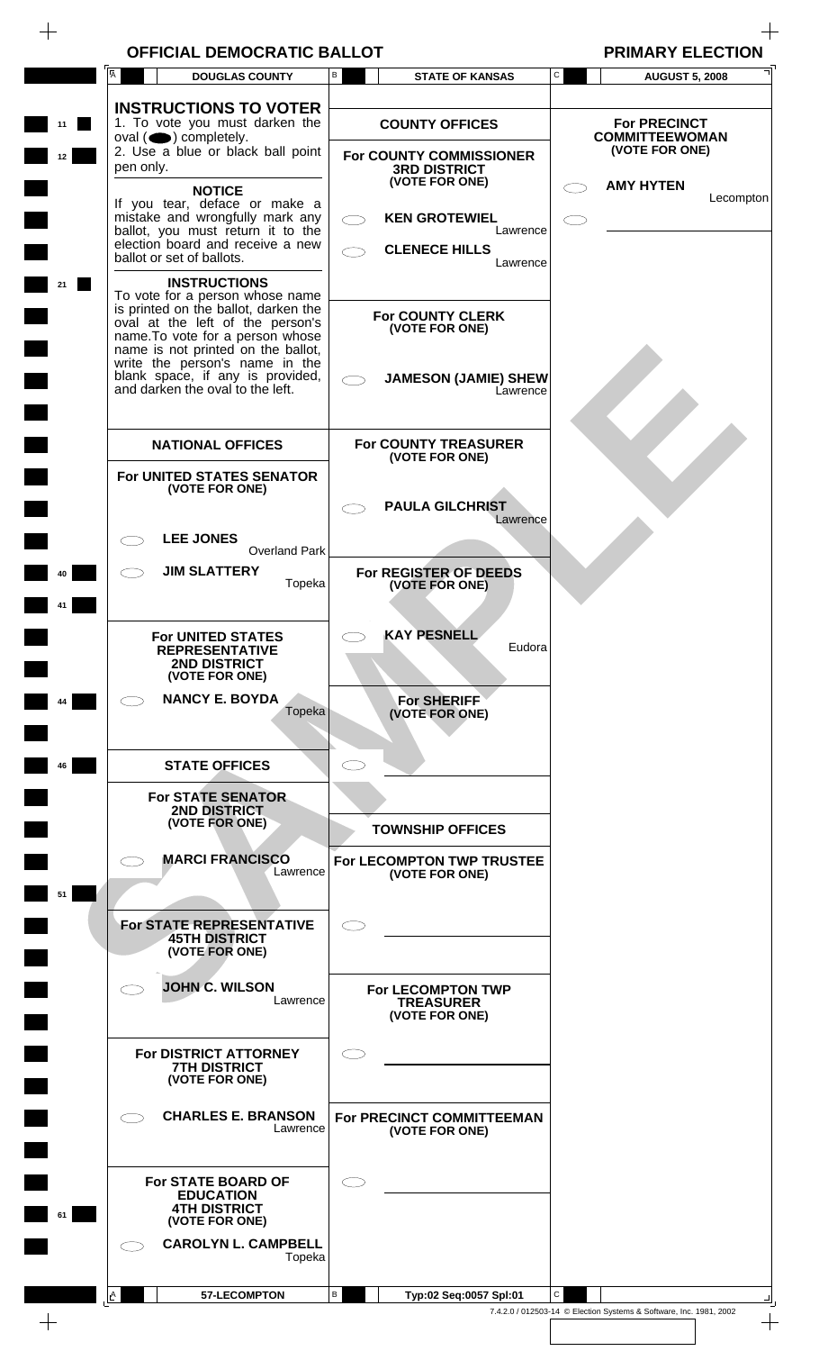# OFFICIAL DEMOCRATIC BALLOT

# PRIMARY ELECTION

DOUGLAS COUNTY | STATE OF KANSAS | AUGUST 5, 2008

## INSTRUCTIONS TO VOTER

1. To vote you must darken the oval ( ) completely.
2. Use a blue or black ball point pen only.

**NOTICE**

If you tear, deface or make a mistake and wrongfully mark any ballot, you must return it to the election board and receive a new ballot or set of ballots.

**INSTRUCTIONS**

To vote for a person whose name is printed on the ballot, darken the oval at the left of the person's name. To vote for a person whose name is not printed on the ballot, write the person's name in the blank space, if any is provided, and darken the oval to the left.

## NATIONAL OFFICES

**For UNITED STATES SENATOR**
(VOTE FOR ONE)

- LEE JONES — Overland Park
- JIM SLATTERY — Topeka

**For UNITED STATES REPRESENTATIVE 2ND DISTRICT**
(VOTE FOR ONE)

- NANCY E. BOYDA — Topeka

## STATE OFFICES

**For STATE SENATOR 2ND DISTRICT**
(VOTE FOR ONE)

- MARCI FRANCISCO — Lawrence

**For STATE REPRESENTATIVE 45TH DISTRICT**
(VOTE FOR ONE)

- JOHN C. WILSON — Lawrence

**For DISTRICT ATTORNEY 7TH DISTRICT**
(VOTE FOR ONE)

- CHARLES E. BRANSON — Lawrence

**For STATE BOARD OF EDUCATION 4TH DISTRICT**
(VOTE FOR ONE)

- CAROLYN L. CAMPBELL — Topeka

## COUNTY OFFICES

**For COUNTY COMMISSIONER 3RD DISTRICT**
(VOTE FOR ONE)

- KEN GROTEWIEL — Lawrence
- CLENECE HILLS — Lawrence

**For COUNTY CLERK**
(VOTE FOR ONE)

- JAMESON (JAMIE) SHEW — Lawrence

**For COUNTY TREASURER**
(VOTE FOR ONE)

- PAULA GILCHRIST — Lawrence

**For REGISTER OF DEEDS**
(VOTE FOR ONE)

- KAY PESNELL — Eudora

**For SHERIFF**
(VOTE FOR ONE)

- ______________

## TOWNSHIP OFFICES

**For LECOMPTON TWP TRUSTEE**
(VOTE FOR ONE)

- ______________

**For LECOMPTON TWP TREASURER**
(VOTE FOR ONE)

- ______________

**For PRECINCT COMMITTEEMAN**
(VOTE FOR ONE)

- ______________

**For PRECINCT COMMITTEEWOMAN**
(VOTE FOR ONE)

- AMY HYTEN — Lecompton
- ______________

SAMPLE

57-LECOMPTON | Typ:02 Seq:0057 Spl:01

7.4.2.0 / 012503-14 © Election Systems & Software, Inc. 1981, 2002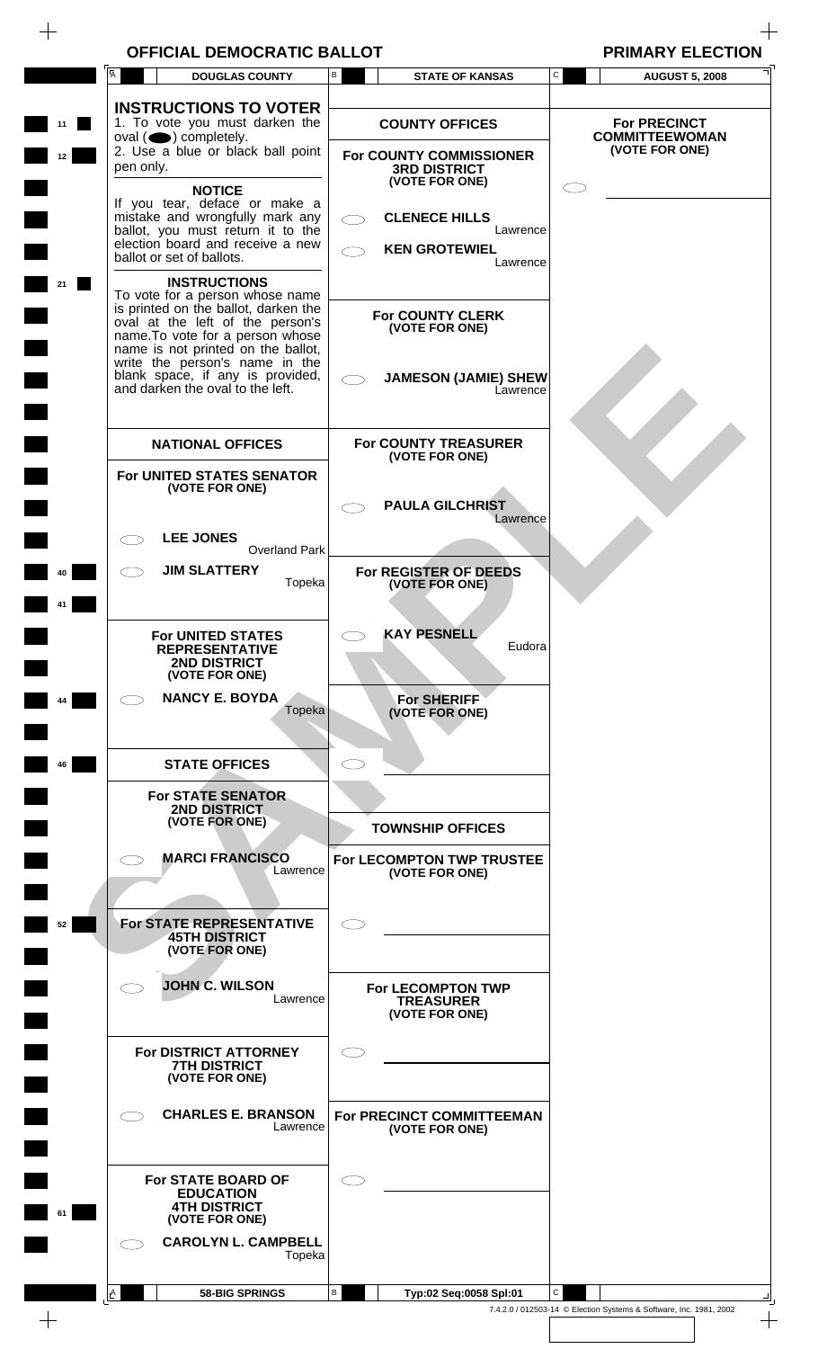# OFFICIAL DEMOCRATIC BALLOT

# PRIMARY ELECTION

DOUGLAS COUNTY — STATE OF KANSAS — AUGUST 5, 2008

## INSTRUCTIONS TO VOTER

1. To vote you must darken the oval (⬬) completely.
2. Use a blue or black ball point pen only.

**NOTICE**

If you tear, deface or make a mistake and wrongfully mark any ballot, you must return it to the election board and receive a new ballot or set of ballots.

**INSTRUCTIONS**

To vote for a person whose name is printed on the ballot, darken the oval at the left of the person's name. To vote for a person whose name is not printed on the ballot, write the person's name in the blank space, if any is provided, and darken the oval to the left.

## NATIONAL OFFICES

**For UNITED STATES SENATOR**
(VOTE FOR ONE)

- ⬭ **LEE JONES** — Overland Park
- ⬭ **JIM SLATTERY** — Topeka

**For UNITED STATES REPRESENTATIVE 2ND DISTRICT**
(VOTE FOR ONE)

- ⬭ **NANCY E. BOYDA** — Topeka

## STATE OFFICES

**For STATE SENATOR 2ND DISTRICT**
(VOTE FOR ONE)

- ⬭ **MARCI FRANCISCO** — Lawrence

**For STATE REPRESENTATIVE 45TH DISTRICT**
(VOTE FOR ONE)

- ⬭ **JOHN C. WILSON** — Lawrence

**For DISTRICT ATTORNEY 7TH DISTRICT**
(VOTE FOR ONE)

- ⬭ **CHARLES E. BRANSON** — Lawrence

**For STATE BOARD OF EDUCATION 4TH DISTRICT**
(VOTE FOR ONE)

- ⬭ **CAROLYN L. CAMPBELL** — Topeka

## COUNTY OFFICES

**For COUNTY COMMISSIONER 3RD DISTRICT**
(VOTE FOR ONE)

- ⬭ **CLENECE HILLS** — Lawrence
- ⬭ **KEN GROTEWIEL** — Lawrence

**For COUNTY CLERK**
(VOTE FOR ONE)

- ⬭ **JAMESON (JAMIE) SHEW** — Lawrence

**For COUNTY TREASURER**
(VOTE FOR ONE)

- ⬭ **PAULA GILCHRIST** — Lawrence

**For REGISTER OF DEEDS**
(VOTE FOR ONE)

- ⬭ **KAY PESNELL** — Eudora

**For SHERIFF**
(VOTE FOR ONE)

- ⬭ ____________

## TOWNSHIP OFFICES

**For LECOMPTON TWP TRUSTEE**
(VOTE FOR ONE)

- ⬭ ____________

**For LECOMPTON TWP TREASURER**
(VOTE FOR ONE)

- ⬭ ____________

**For PRECINCT COMMITTEEMAN**
(VOTE FOR ONE)

- ⬭ ____________

**For PRECINCT COMMITTEEWOMAN**
(VOTE FOR ONE)

- ⬭ ____________

SAMPLE

58-BIG SPRINGS — Typ:02 Seq:0058 Spl:01

7.4.2.0 / 012503-14 © Election Systems & Software, Inc. 1981, 2002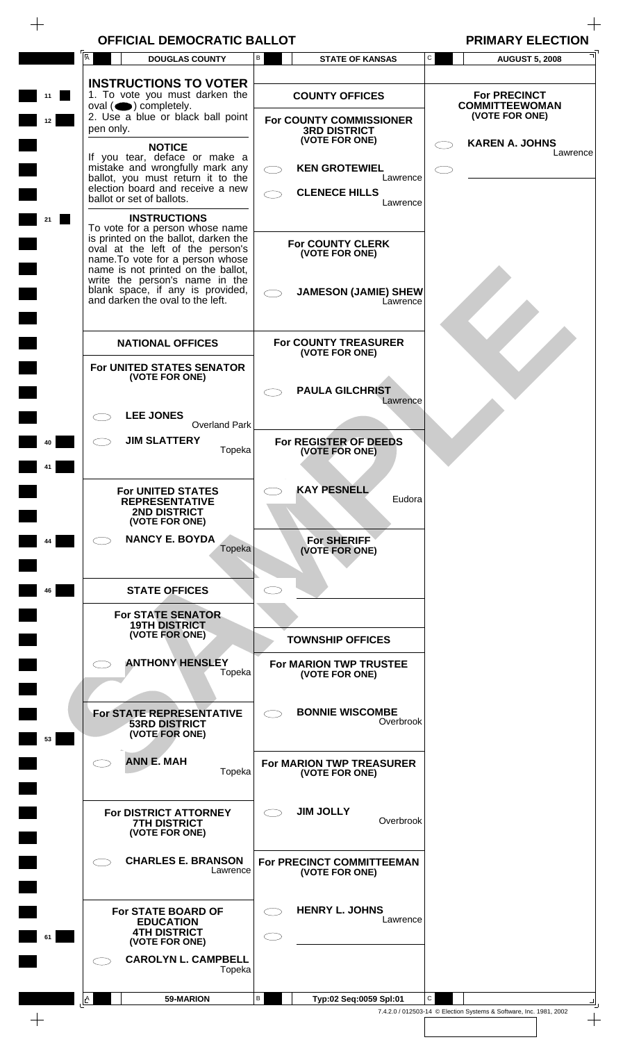# OFFICIAL DEMOCRATIC BALLOT

## PRIMARY ELECTION

DOUGLAS COUNTY | STATE OF KANSAS | AUGUST 5, 2008

### INSTRUCTIONS TO VOTER

1. To vote you must darken the oval ( ) completely.
2. Use a blue or black ball point pen only.

**NOTICE**

If you tear, deface or make a mistake and wrongfully mark any ballot, you must return it to the election board and receive a new ballot or set of ballots.

**INSTRUCTIONS**

To vote for a person whose name is printed on the ballot, darken the oval at the left of the person's name. To vote for a person whose name is not printed on the ballot, write the person's name in the blank space, if any is provided, and darken the oval to the left.

### NATIONAL OFFICES

**For UNITED STATES SENATOR**
(VOTE FOR ONE)

- LEE JONES — Overland Park
- JIM SLATTERY — Topeka

**For UNITED STATES REPRESENTATIVE 2ND DISTRICT**
(VOTE FOR ONE)

- NANCY E. BOYDA — Topeka

### STATE OFFICES

**For STATE SENATOR 19TH DISTRICT**
(VOTE FOR ONE)

- ANTHONY HENSLEY — Topeka

**For STATE REPRESENTATIVE 53RD DISTRICT**
(VOTE FOR ONE)

- ANN E. MAH — Topeka

**For DISTRICT ATTORNEY 7TH DISTRICT**
(VOTE FOR ONE)

- CHARLES E. BRANSON — Lawrence

**For STATE BOARD OF EDUCATION 4TH DISTRICT**
(VOTE FOR ONE)

- CAROLYN L. CAMPBELL — Topeka

### COUNTY OFFICES

**For COUNTY COMMISSIONER 3RD DISTRICT**
(VOTE FOR ONE)

- KEN GROTEWIEL — Lawrence
- CLENECE HILLS — Lawrence

**For COUNTY CLERK**
(VOTE FOR ONE)

- JAMESON (JAMIE) SHEW — Lawrence

**For COUNTY TREASURER**
(VOTE FOR ONE)

- PAULA GILCHRIST — Lawrence

**For REGISTER OF DEEDS**
(VOTE FOR ONE)

- KAY PESNELL — Eudora

**For SHERIFF**
(VOTE FOR ONE)

- ______________

### TOWNSHIP OFFICES

**For MARION TWP TRUSTEE**
(VOTE FOR ONE)

- BONNIE WISCOMBE — Overbrook

**For MARION TWP TREASURER**
(VOTE FOR ONE)

- JIM JOLLY — Overbrook

**For PRECINCT COMMITTEEMAN**
(VOTE FOR ONE)

- HENRY L. JOHNS — Lawrence
- ______________

**For PRECINCT COMMITTEEWOMAN**
(VOTE FOR ONE)

- KAREN A. JOHNS — Lawrence
- ______________

SAMPLE

59-MARION | Typ:02 Seq:0059 Spl:01

7.4.2.0 / 012503-14 © Election Systems & Software, Inc. 1981, 2002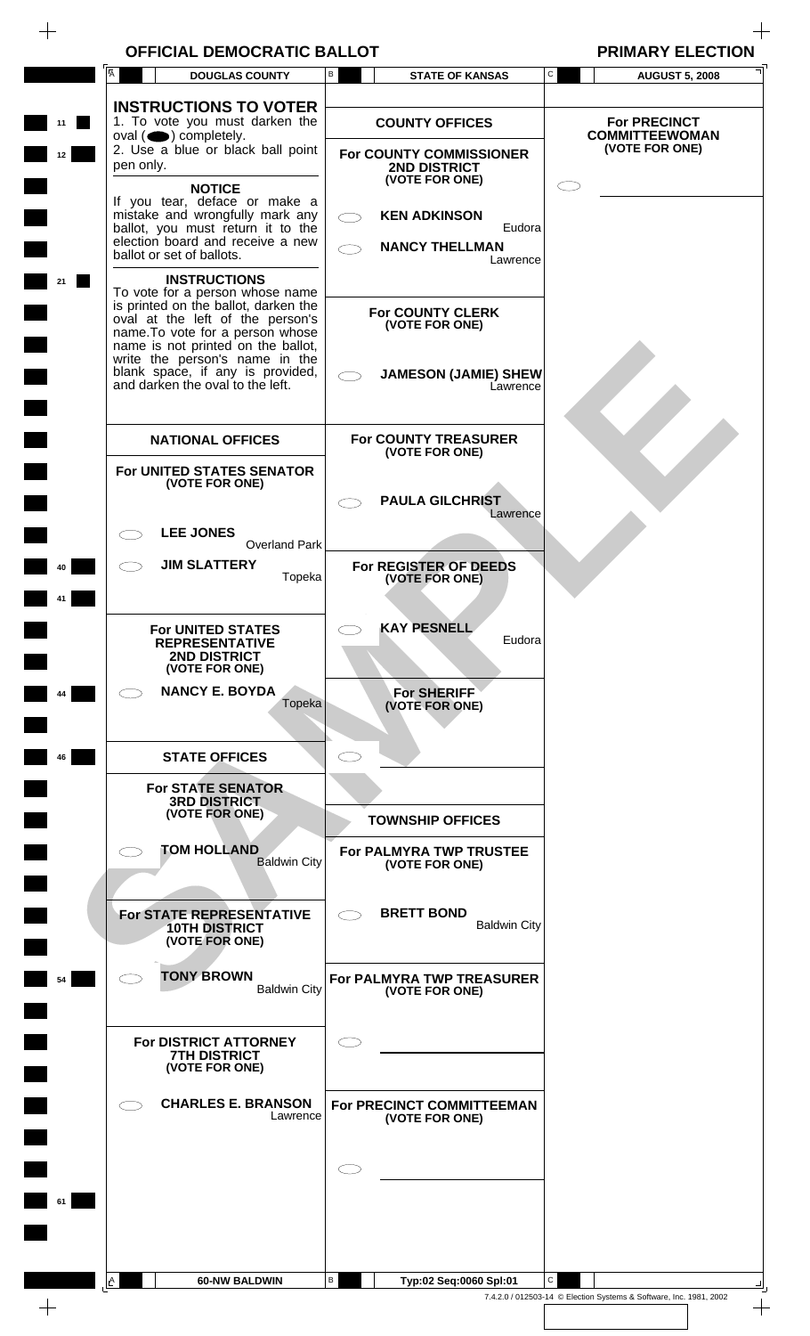# OFFICIAL DEMOCRATIC BALLOT

**PRIMARY ELECTION**

DOUGLAS COUNTY | STATE OF KANSAS | AUGUST 5, 2008

## INSTRUCTIONS TO VOTER

1. To vote you must darken the oval ( ) completely.
2. Use a blue or black ball point pen only.

**NOTICE**

If you tear, deface or make a mistake and wrongfully mark any ballot, you must return it to the election board and receive a new ballot or set of ballots.

**INSTRUCTIONS**

To vote for a person whose name is printed on the ballot, darken the oval at the left of the person's name. To vote for a person whose name is not printed on the ballot, write the person's name in the blank space, if any is provided, and darken the oval to the left.

## NATIONAL OFFICES

**For UNITED STATES SENATOR**
(VOTE FOR ONE)

- LEE JONES — Overland Park
- JIM SLATTERY — Topeka

**For UNITED STATES REPRESENTATIVE 2ND DISTRICT**
(VOTE FOR ONE)

- NANCY E. BOYDA — Topeka

## STATE OFFICES

**For STATE SENATOR 3RD DISTRICT**
(VOTE FOR ONE)

- TOM HOLLAND — Baldwin City

**For STATE REPRESENTATIVE 10TH DISTRICT**
(VOTE FOR ONE)

- TONY BROWN — Baldwin City

**For DISTRICT ATTORNEY 7TH DISTRICT**
(VOTE FOR ONE)

- CHARLES E. BRANSON — Lawrence

## COUNTY OFFICES

**For COUNTY COMMISSIONER 2ND DISTRICT**
(VOTE FOR ONE)

- KEN ADKINSON — Eudora
- NANCY THELLMAN — Lawrence

**For COUNTY CLERK**
(VOTE FOR ONE)

- JAMESON (JAMIE) SHEW — Lawrence

**For COUNTY TREASURER**
(VOTE FOR ONE)

- PAULA GILCHRIST — Lawrence

**For REGISTER OF DEEDS**
(VOTE FOR ONE)

- KAY PESNELL — Eudora

**For SHERIFF**
(VOTE FOR ONE)

- \_\_\_\_\_\_\_\_\_\_\_\_

## TOWNSHIP OFFICES

**For PALMYRA TWP TRUSTEE**
(VOTE FOR ONE)

- BRETT BOND — Baldwin City

**For PALMYRA TWP TREASURER**
(VOTE FOR ONE)

- \_\_\_\_\_\_\_\_\_\_\_\_

**For PRECINCT COMMITTEEMAN**
(VOTE FOR ONE)

- \_\_\_\_\_\_\_\_\_\_\_\_

**For PRECINCT COMMITTEEWOMAN**
(VOTE FOR ONE)

- \_\_\_\_\_\_\_\_\_\_\_\_

SAMPLE

60-NW BALDWIN | Typ:02 Seq:0060 Spl:01

7.4.2.0 / 012503-14 © Election Systems & Software, Inc. 1981, 2002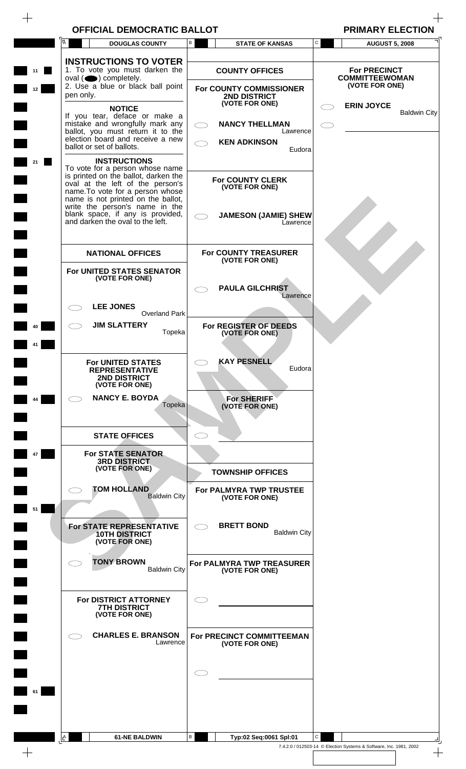**OFFICIAL DEMOCRATIC BALLOT** — **PRIMARY ELECTION**

A **DOUGLAS COUNTY** | B **STATE OF KANSAS** | C **AUGUST 5, 2008**

## INSTRUCTIONS TO VOTER

1. To vote you must darken the oval ( ) completely.
2. Use a blue or black ball point pen only.

**NOTICE**
If you tear, deface or make a mistake and wrongfully mark any ballot, you must return it to the election board and receive a new ballot or set of ballots.

**INSTRUCTIONS**
To vote for a person whose name is printed on the ballot, darken the oval at the left of the person's name. To vote for a person whose name is not printed on the ballot, write the person's name in the blank space, if any is provided, and darken the oval to the left.

## NATIONAL OFFICES

**For UNITED STATES SENATOR**
(VOTE FOR ONE)

- LEE JONES — Overland Park
- JIM SLATTERY — Topeka

**For UNITED STATES REPRESENTATIVE 2ND DISTRICT**
(VOTE FOR ONE)

- NANCY E. BOYDA — Topeka

## STATE OFFICES

**For STATE SENATOR 3RD DISTRICT**
(VOTE FOR ONE)

- TOM HOLLAND — Baldwin City

**For STATE REPRESENTATIVE 10TH DISTRICT**
(VOTE FOR ONE)

- TONY BROWN — Baldwin City

**For DISTRICT ATTORNEY 7TH DISTRICT**
(VOTE FOR ONE)

- CHARLES E. BRANSON — Lawrence

## COUNTY OFFICES

**For COUNTY COMMISSIONER 2ND DISTRICT**
(VOTE FOR ONE)

- NANCY THELLMAN — Lawrence
- KEN ADKINSON — Eudora

**For COUNTY CLERK**
(VOTE FOR ONE)

- JAMESON (JAMIE) SHEW — Lawrence

**For COUNTY TREASURER**
(VOTE FOR ONE)

- PAULA GILCHRIST — Lawrence

**For REGISTER OF DEEDS**
(VOTE FOR ONE)

- KAY PESNELL — Eudora

**For SHERIFF**
(VOTE FOR ONE)

- ________________

## TOWNSHIP OFFICES

**For PALMYRA TWP TRUSTEE**
(VOTE FOR ONE)

- BRETT BOND — Baldwin City

**For PALMYRA TWP TREASURER**
(VOTE FOR ONE)

- ________________

**For PRECINCT COMMITTEEMAN**
(VOTE FOR ONE)

- ________________

**For PRECINCT COMMITTEEWOMAN**
(VOTE FOR ONE)

- ERIN JOYCE — Baldwin City
- ________________

SAMPLE

A **61-NE BALDWIN** | B **Typ:02 Seq:0061 Spl:01** | C

7.4.2.0 / 012503-14 © Election Systems & Software, Inc. 1981, 2002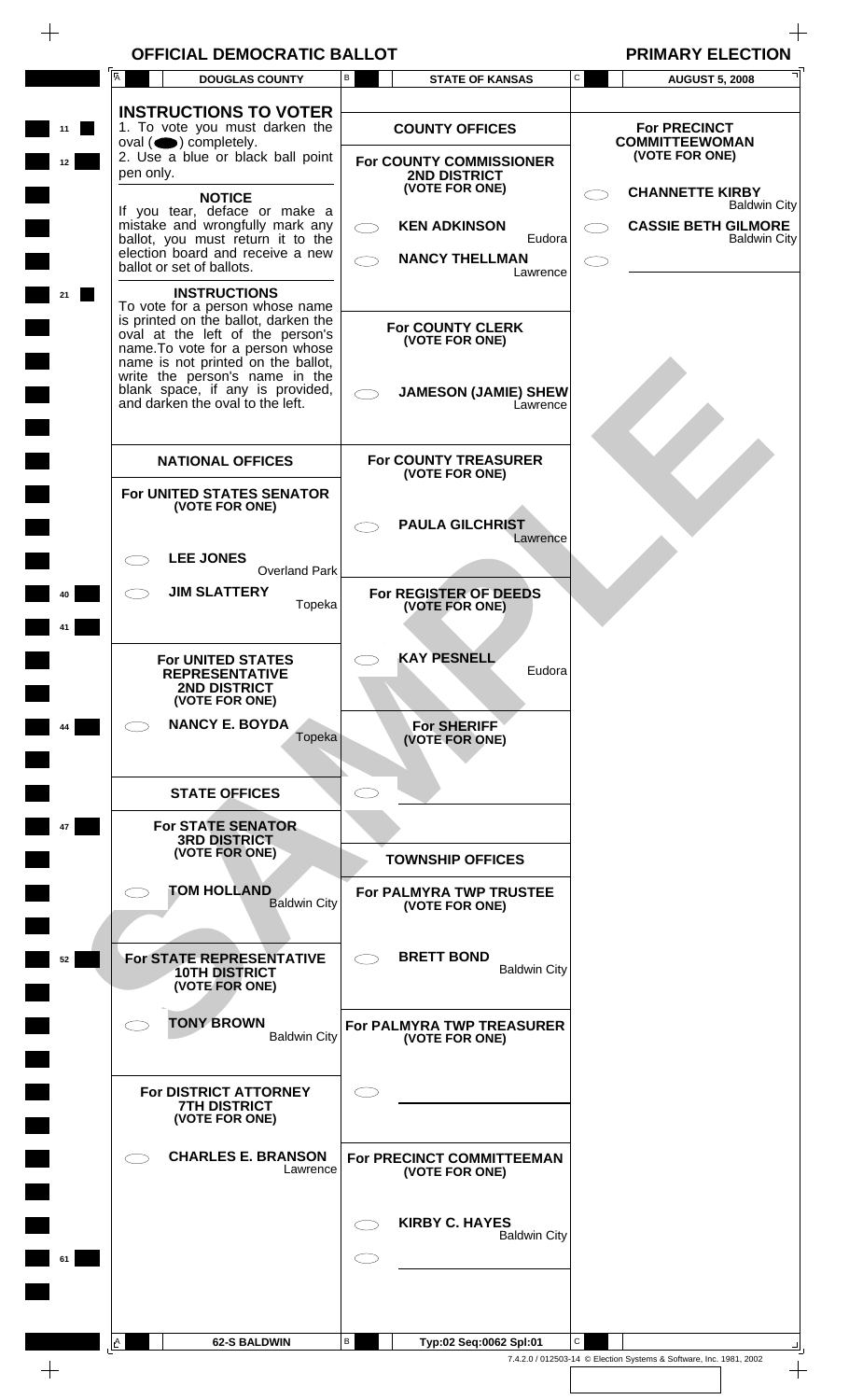# OFFICIAL DEMOCRATIC BALLOT

# PRIMARY ELECTION

DOUGLAS COUNTY | STATE OF KANSAS | AUGUST 5, 2008

## INSTRUCTIONS TO VOTER

1. To vote you must darken the oval ( ) completely.
2. Use a blue or black ball point pen only.

**NOTICE**

If you tear, deface or make a mistake and wrongfully mark any ballot, you must return it to the election board and receive a new ballot or set of ballots.

**INSTRUCTIONS**

To vote for a person whose name is printed on the ballot, darken the oval at the left of the person's name.To vote for a person whose name is not printed on the ballot, write the person's name in the blank space, if any is provided, and darken the oval to the left.

## NATIONAL OFFICES

**For UNITED STATES SENATOR**
(VOTE FOR ONE)

- LEE JONES — Overland Park
- JIM SLATTERY — Topeka

**For UNITED STATES REPRESENTATIVE 2ND DISTRICT**
(VOTE FOR ONE)

- NANCY E. BOYDA — Topeka

## STATE OFFICES

**For STATE SENATOR 3RD DISTRICT**
(VOTE FOR ONE)

- TOM HOLLAND — Baldwin City

**For STATE REPRESENTATIVE 10TH DISTRICT**
(VOTE FOR ONE)

- TONY BROWN — Baldwin City

**For DISTRICT ATTORNEY 7TH DISTRICT**
(VOTE FOR ONE)

- CHARLES E. BRANSON — Lawrence

## COUNTY OFFICES

**For COUNTY COMMISSIONER 2ND DISTRICT**
(VOTE FOR ONE)

- KEN ADKINSON — Eudora
- NANCY THELLMAN — Lawrence

**For COUNTY CLERK**
(VOTE FOR ONE)

- JAMESON (JAMIE) SHEW — Lawrence

**For COUNTY TREASURER**
(VOTE FOR ONE)

- PAULA GILCHRIST — Lawrence

**For REGISTER OF DEEDS**
(VOTE FOR ONE)

- KAY PESNELL — Eudora

**For SHERIFF**
(VOTE FOR ONE)

- ______________________

## TOWNSHIP OFFICES

**For PALMYRA TWP TRUSTEE**
(VOTE FOR ONE)

- BRETT BOND — Baldwin City

**For PALMYRA TWP TREASURER**
(VOTE FOR ONE)

- ______________________

**For PRECINCT COMMITTEEMAN**
(VOTE FOR ONE)

- KIRBY C. HAYES — Baldwin City
- ______________________

**For PRECINCT COMMITTEEWOMAN**
(VOTE FOR ONE)

- CHANNETTE KIRBY — Baldwin City
- CASSIE BETH GILMORE — Baldwin City
- ______________________

SAMPLE

62-S BALDWIN | Typ:02 Seq:0062 Spl:01

7.4.2.0 / 012503-14 © Election Systems & Software, Inc. 1981, 2002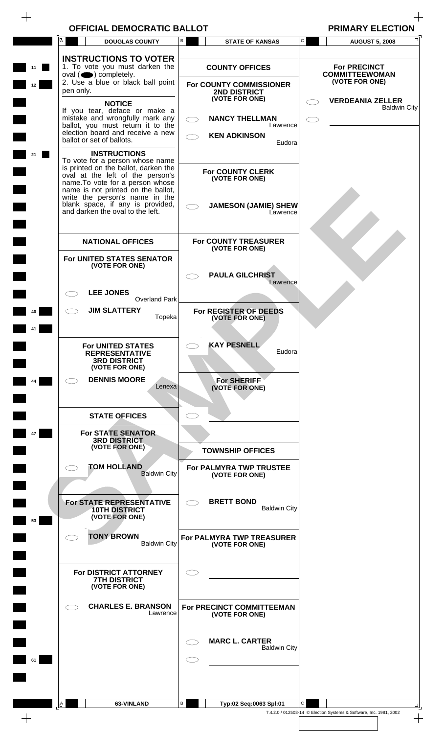# OFFICIAL DEMOCRATIC BALLOT

# PRIMARY ELECTION

DOUGLAS COUNTY | STATE OF KANSAS | AUGUST 5, 2008

## INSTRUCTIONS TO VOTER

1. To vote you must darken the oval ( ) completely.
2. Use a blue or black ball point pen only.

**NOTICE**

If you tear, deface or make a mistake and wrongfully mark any ballot, you must return it to the election board and receive a new ballot or set of ballots.

**INSTRUCTIONS**

To vote for a person whose name is printed on the ballot, darken the oval at the left of the person's name. To vote for a person whose name is not printed on the ballot, write the person's name in the blank space, if any is provided, and darken the oval to the left.

## NATIONAL OFFICES

**For UNITED STATES SENATOR (VOTE FOR ONE)**

- LEE JONES — Overland Park
- JIM SLATTERY — Topeka

**For UNITED STATES REPRESENTATIVE 3RD DISTRICT (VOTE FOR ONE)**

- DENNIS MOORE — Lenexa

## STATE OFFICES

**For STATE SENATOR 3RD DISTRICT (VOTE FOR ONE)**

- TOM HOLLAND — Baldwin City

**For STATE REPRESENTATIVE 10TH DISTRICT (VOTE FOR ONE)**

- TONY BROWN — Baldwin City

**For DISTRICT ATTORNEY 7TH DISTRICT (VOTE FOR ONE)**

- CHARLES E. BRANSON — Lawrence

## COUNTY OFFICES

**For COUNTY COMMISSIONER 2ND DISTRICT (VOTE FOR ONE)**

- NANCY THELLMAN — Lawrence
- KEN ADKINSON — Eudora

**For COUNTY CLERK (VOTE FOR ONE)**

- JAMESON (JAMIE) SHEW — Lawrence

**For COUNTY TREASURER (VOTE FOR ONE)**

- PAULA GILCHRIST — Lawrence

**For REGISTER OF DEEDS (VOTE FOR ONE)**

- KAY PESNELL — Eudora

**For SHERIFF (VOTE FOR ONE)**

- ________

## TOWNSHIP OFFICES

**For PALMYRA TWP TRUSTEE (VOTE FOR ONE)**

- BRETT BOND — Baldwin City

**For PALMYRA TWP TREASURER (VOTE FOR ONE)**

- ________

**For PRECINCT COMMITTEEMAN (VOTE FOR ONE)**

- MARC L. CARTER — Baldwin City
- ________

**For PRECINCT COMMITTEEWOMAN (VOTE FOR ONE)**

- VERDEANIA ZELLER — Baldwin City
- ________

SAMPLE

63-VINLAND | Typ:02 Seq:0063 Spl:01

7.4.2.0 / 012503-14 © Election Systems & Software, Inc. 1981, 2002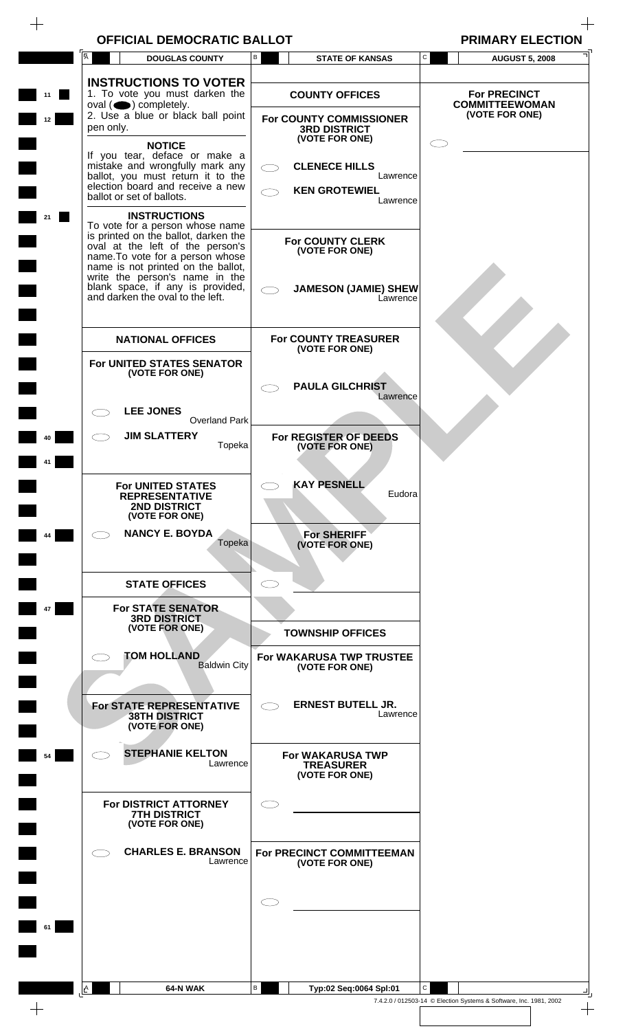# OFFICIAL DEMOCRATIC BALLOT

# PRIMARY ELECTION

DOUGLAS COUNTY | STATE OF KANSAS | AUGUST 5, 2008

## INSTRUCTIONS TO VOTER

1. To vote you must darken the oval ( ) completely.
2. Use a blue or black ball point pen only.

**NOTICE**

If you tear, deface or make a mistake and wrongfully mark any ballot, you must return it to the election board and receive a new ballot or set of ballots.

**INSTRUCTIONS**

To vote for a person whose name is printed on the ballot, darken the oval at the left of the person's name. To vote for a person whose name is not printed on the ballot, write the person's name in the blank space, if any is provided, and darken the oval to the left.

## NATIONAL OFFICES

**For UNITED STATES SENATOR**
(VOTE FOR ONE)

- LEE JONES — Overland Park
- JIM SLATTERY — Topeka

**For UNITED STATES REPRESENTATIVE 2ND DISTRICT**
(VOTE FOR ONE)

- NANCY E. BOYDA — Topeka

## STATE OFFICES

**For STATE SENATOR 3RD DISTRICT**
(VOTE FOR ONE)

- TOM HOLLAND — Baldwin City

**For STATE REPRESENTATIVE 38TH DISTRICT**
(VOTE FOR ONE)

- STEPHANIE KELTON — Lawrence

**For DISTRICT ATTORNEY 7TH DISTRICT**
(VOTE FOR ONE)

- CHARLES E. BRANSON — Lawrence

## COUNTY OFFICES

**For COUNTY COMMISSIONER 3RD DISTRICT**
(VOTE FOR ONE)

- CLENECE HILLS — Lawrence
- KEN GROTEWIEL — Lawrence

**For COUNTY CLERK**
(VOTE FOR ONE)

- JAMESON (JAMIE) SHEW — Lawrence

**For COUNTY TREASURER**
(VOTE FOR ONE)

- PAULA GILCHRIST — Lawrence

**For REGISTER OF DEEDS**
(VOTE FOR ONE)

- KAY PESNELL — Eudora

**For SHERIFF**
(VOTE FOR ONE)

- ____________

## TOWNSHIP OFFICES

**For WAKARUSA TWP TRUSTEE**
(VOTE FOR ONE)

- ERNEST BUTELL JR. — Lawrence

**For WAKARUSA TWP TREASURER**
(VOTE FOR ONE)

- ____________

**For PRECINCT COMMITTEEMAN**
(VOTE FOR ONE)

- ____________

**For PRECINCT COMMITTEEWOMAN**
(VOTE FOR ONE)

- ____________

SAMPLE

64-N WAK | Typ:02 Seq:0064 Spl:01

7.4.2.0 / 012503-14 © Election Systems & Software, Inc. 1981, 2002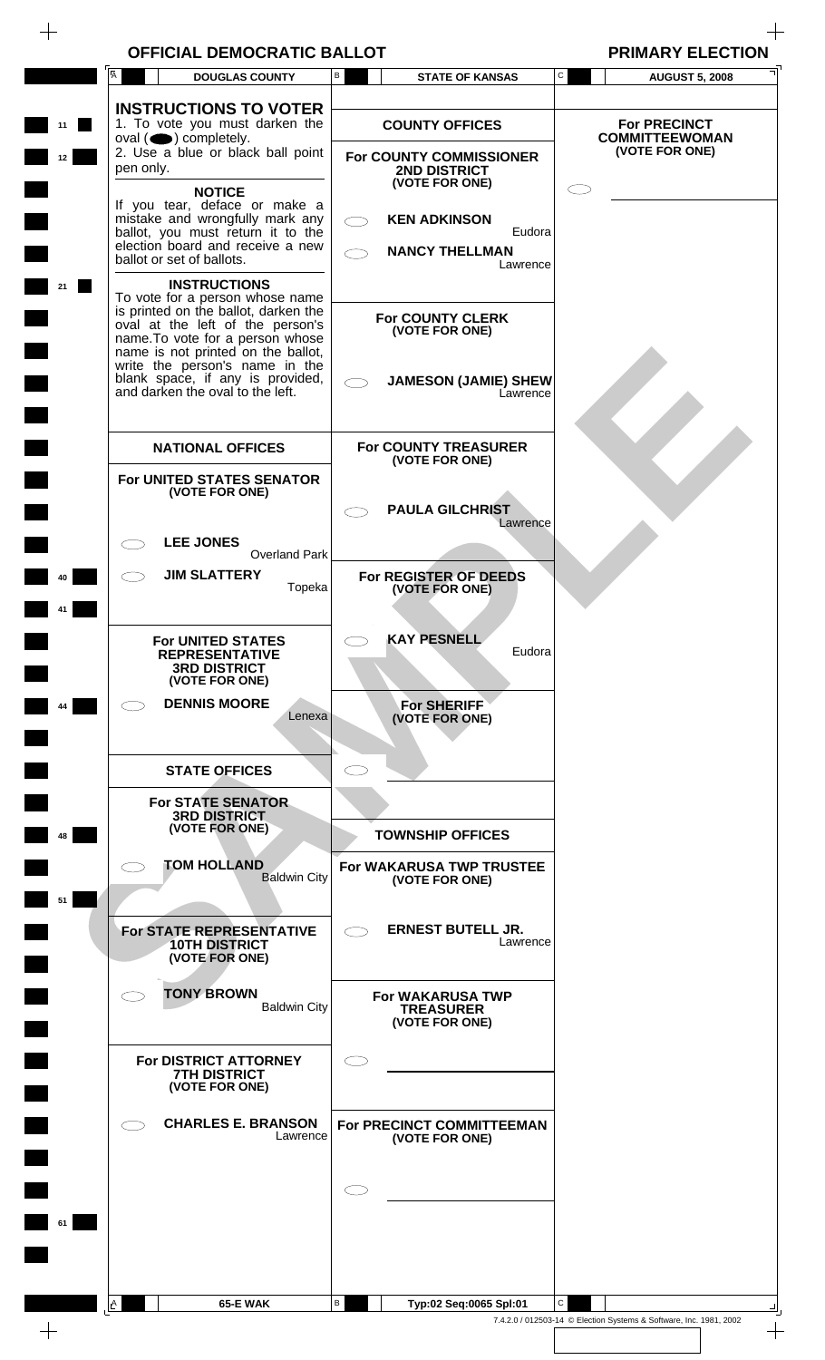# OFFICIAL DEMOCRATIC BALLOT

**PRIMARY ELECTION**

DOUGLAS COUNTY | STATE OF KANSAS | AUGUST 5, 2008

## INSTRUCTIONS TO VOTER

1. To vote you must darken the oval ( ) completely.
2. Use a blue or black ball point pen only.

**NOTICE**

If you tear, deface or make a mistake and wrongfully mark any ballot, you must return it to the election board and receive a new ballot or set of ballots.

**INSTRUCTIONS**

To vote for a person whose name is printed on the ballot, darken the oval at the left of the person's name. To vote for a person whose name is not printed on the ballot, write the person's name in the blank space, if any is provided, and darken the oval to the left.

## NATIONAL OFFICES

**For UNITED STATES SENATOR**
(VOTE FOR ONE)

- LEE JONES — Overland Park
- JIM SLATTERY — Topeka

**For UNITED STATES REPRESENTATIVE 3RD DISTRICT**
(VOTE FOR ONE)

- DENNIS MOORE — Lenexa

## STATE OFFICES

**For STATE SENATOR 3RD DISTRICT**
(VOTE FOR ONE)

- TOM HOLLAND — Baldwin City

**For STATE REPRESENTATIVE 10TH DISTRICT**
(VOTE FOR ONE)

- TONY BROWN — Baldwin City

**For DISTRICT ATTORNEY 7TH DISTRICT**
(VOTE FOR ONE)

- CHARLES E. BRANSON — Lawrence

## COUNTY OFFICES

**For COUNTY COMMISSIONER 2ND DISTRICT**
(VOTE FOR ONE)

- KEN ADKINSON — Eudora
- NANCY THELLMAN — Lawrence

**For COUNTY CLERK**
(VOTE FOR ONE)

- JAMESON (JAMIE) SHEW — Lawrence

**For COUNTY TREASURER**
(VOTE FOR ONE)

- PAULA GILCHRIST — Lawrence

**For REGISTER OF DEEDS**
(VOTE FOR ONE)

- KAY PESNELL — Eudora

**For SHERIFF**
(VOTE FOR ONE)

- ____________

## TOWNSHIP OFFICES

**For WAKARUSA TWP TRUSTEE**
(VOTE FOR ONE)

- ERNEST BUTELL JR. — Lawrence

**For WAKARUSA TWP TREASURER**
(VOTE FOR ONE)

- ____________

**For PRECINCT COMMITTEEMAN**
(VOTE FOR ONE)

- ____________

**For PRECINCT COMMITTEEWOMAN**
(VOTE FOR ONE)

- ____________

SAMPLE

65-E WAK | Typ:02 Seq:0065 Spl:01

7.4.2.0 / 012503-14 © Election Systems & Software, Inc. 1981, 2002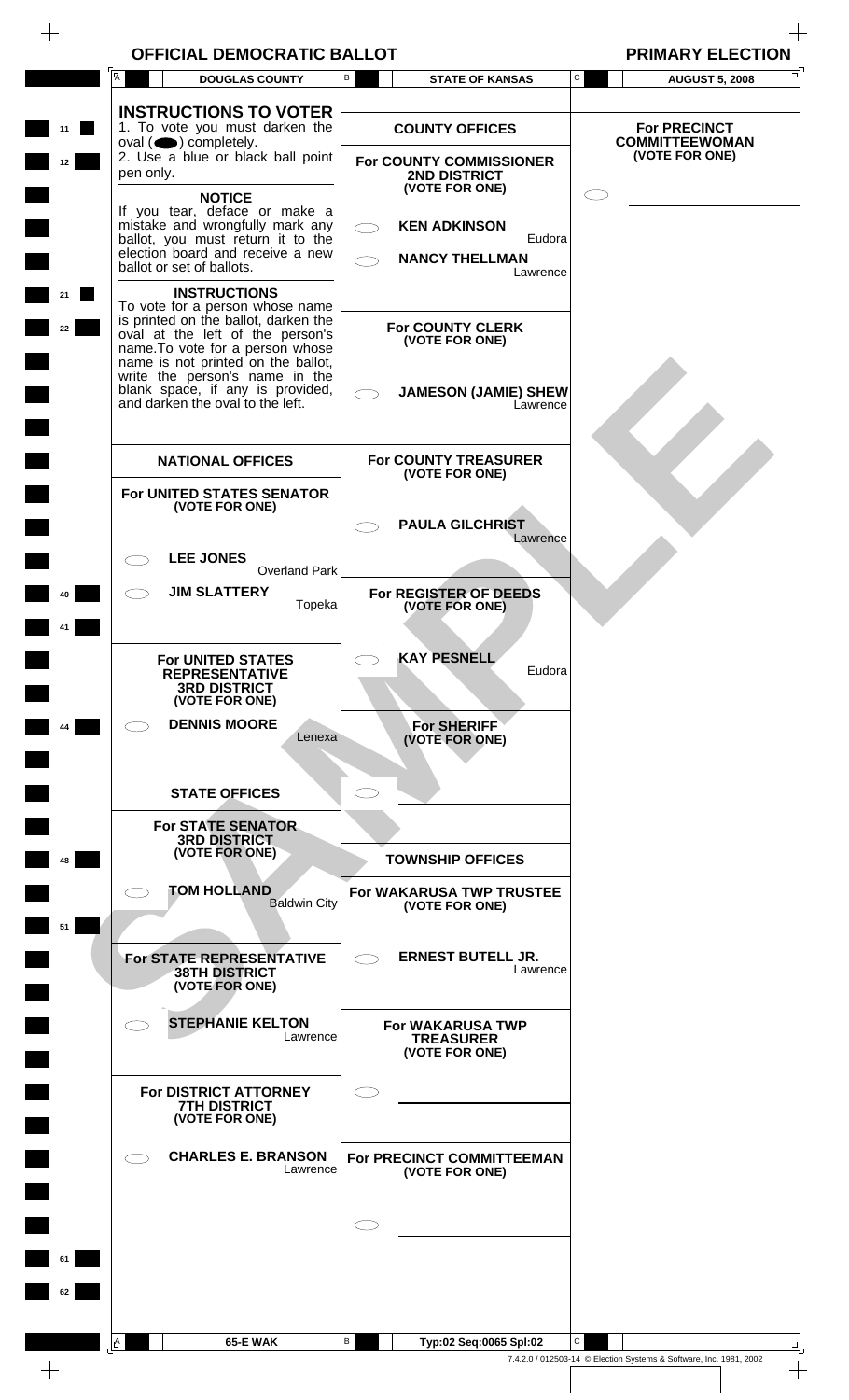# OFFICIAL DEMOCRATIC BALLOT

# PRIMARY ELECTION

DOUGLAS COUNTY | STATE OF KANSAS | AUGUST 5, 2008

## INSTRUCTIONS TO VOTER

1. To vote you must darken the oval ( ) completely.
2. Use a blue or black ball point pen only.

**NOTICE**

If you tear, deface or make a mistake and wrongfully mark any ballot, you must return it to the election board and receive a new ballot or set of ballots.

**INSTRUCTIONS**

To vote for a person whose name is printed on the ballot, darken the oval at the left of the person's name. To vote for a person whose name is not printed on the ballot, write the person's name in the blank space, if any is provided, and darken the oval to the left.

## NATIONAL OFFICES

**For UNITED STATES SENATOR**
(VOTE FOR ONE)

- LEE JONES — Overland Park
- JIM SLATTERY — Topeka

**For UNITED STATES REPRESENTATIVE 3RD DISTRICT**
(VOTE FOR ONE)

- DENNIS MOORE — Lenexa

## STATE OFFICES

**For STATE SENATOR 3RD DISTRICT**
(VOTE FOR ONE)

- TOM HOLLAND — Baldwin City

**For STATE REPRESENTATIVE 38TH DISTRICT**
(VOTE FOR ONE)

- STEPHANIE KELTON — Lawrence

**For DISTRICT ATTORNEY 7TH DISTRICT**
(VOTE FOR ONE)

- CHARLES E. BRANSON — Lawrence

## COUNTY OFFICES

**For COUNTY COMMISSIONER 2ND DISTRICT**
(VOTE FOR ONE)

- KEN ADKINSON — Eudora
- NANCY THELLMAN — Lawrence

**For COUNTY CLERK**
(VOTE FOR ONE)

- JAMESON (JAMIE) SHEW — Lawrence

**For COUNTY TREASURER**
(VOTE FOR ONE)

- PAULA GILCHRIST — Lawrence

**For REGISTER OF DEEDS**
(VOTE FOR ONE)

- KAY PESNELL — Eudora

**For SHERIFF**
(VOTE FOR ONE)

- ______________

## TOWNSHIP OFFICES

**For WAKARUSA TWP TRUSTEE**
(VOTE FOR ONE)

- ERNEST BUTELL JR. — Lawrence

**For WAKARUSA TWP TREASURER**
(VOTE FOR ONE)

- ______________

**For PRECINCT COMMITTEEMAN**
(VOTE FOR ONE)

- ______________

**For PRECINCT COMMITTEEWOMAN**
(VOTE FOR ONE)

- ______________

SAMPLE

65-E WAK | Typ:02 Seq:0065 Spl:02

7.4.2.0 / 012503-14 © Election Systems & Software, Inc. 1981, 2002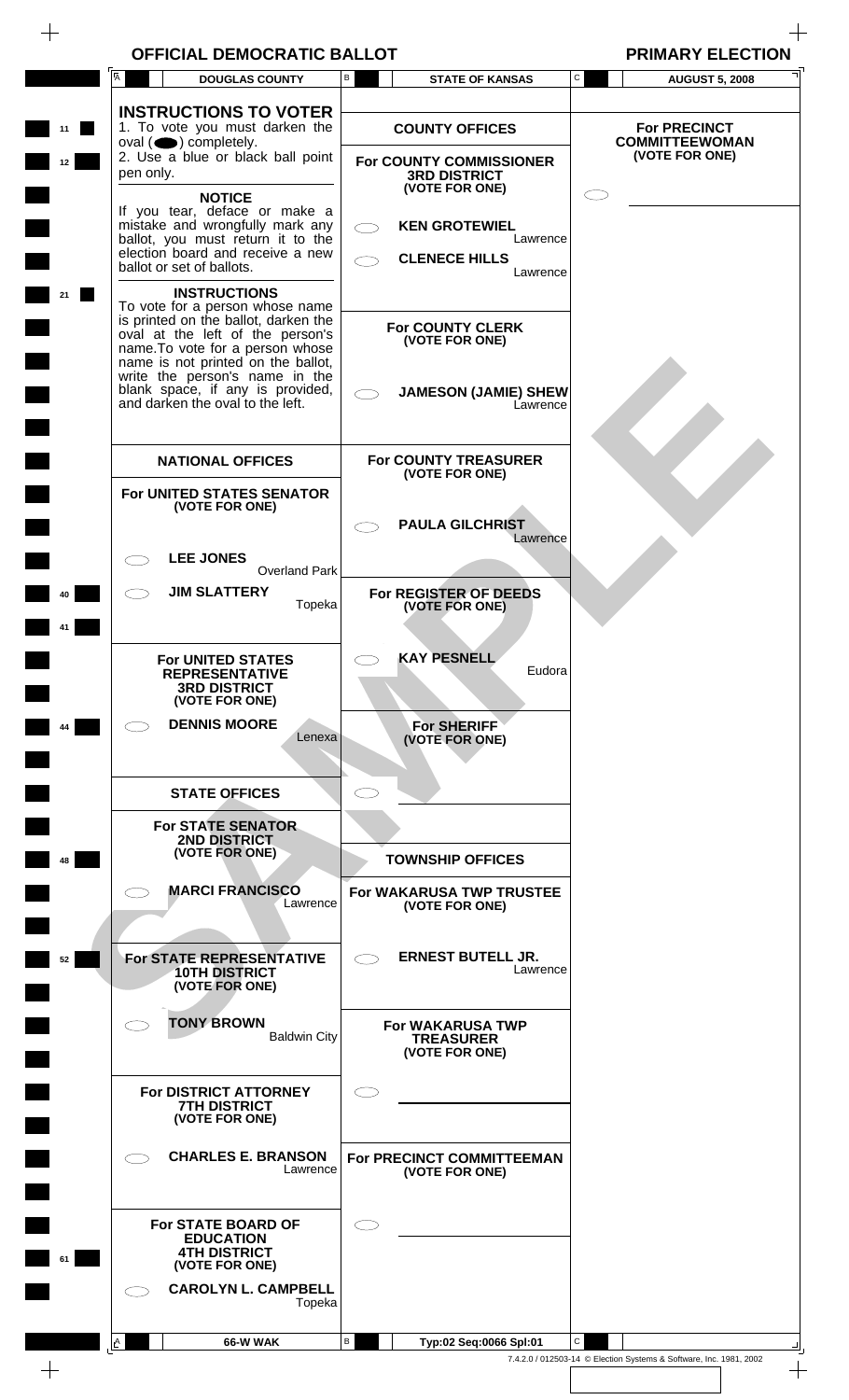# OFFICIAL DEMOCRATIC BALLOT

# PRIMARY ELECTION

DOUGLAS COUNTY | STATE OF KANSAS | AUGUST 5, 2008

## INSTRUCTIONS TO VOTER

1. To vote you must darken the oval ( ) completely.
2. Use a blue or black ball point pen only.

**NOTICE**

If you tear, deface or make a mistake and wrongfully mark any ballot, you must return it to the election board and receive a new ballot or set of ballots.

**INSTRUCTIONS**

To vote for a person whose name is printed on the ballot, darken the oval at the left of the person's name. To vote for a person whose name is not printed on the ballot, write the person's name in the blank space, if any is provided, and darken the oval to the left.

## NATIONAL OFFICES

**For UNITED STATES SENATOR**
**(VOTE FOR ONE)**

- LEE JONES — Overland Park
- JIM SLATTERY — Topeka

**For UNITED STATES REPRESENTATIVE 3RD DISTRICT**
**(VOTE FOR ONE)**

- DENNIS MOORE — Lenexa

## STATE OFFICES

**For STATE SENATOR 2ND DISTRICT**
**(VOTE FOR ONE)**

- MARCI FRANCISCO — Lawrence

**For STATE REPRESENTATIVE 10TH DISTRICT**
**(VOTE FOR ONE)**

- TONY BROWN — Baldwin City

**For DISTRICT ATTORNEY 7TH DISTRICT**
**(VOTE FOR ONE)**

- CHARLES E. BRANSON — Lawrence

**For STATE BOARD OF EDUCATION 4TH DISTRICT**
**(VOTE FOR ONE)**

- CAROLYN L. CAMPBELL — Topeka

## COUNTY OFFICES

**For COUNTY COMMISSIONER 3RD DISTRICT**
**(VOTE FOR ONE)**

- KEN GROTEWIEL — Lawrence
- CLENECE HILLS — Lawrence

**For COUNTY CLERK**
**(VOTE FOR ONE)**

- JAMESON (JAMIE) SHEW — Lawrence

**For COUNTY TREASURER**
**(VOTE FOR ONE)**

- PAULA GILCHRIST — Lawrence

**For REGISTER OF DEEDS**
**(VOTE FOR ONE)**

- KAY PESNELL — Eudora

**For SHERIFF**
**(VOTE FOR ONE)**

- ______________________

## TOWNSHIP OFFICES

**For WAKARUSA TWP TRUSTEE**
**(VOTE FOR ONE)**

- ERNEST BUTELL JR. — Lawrence

**For WAKARUSA TWP TREASURER**
**(VOTE FOR ONE)**

- ______________________

**For PRECINCT COMMITTEEMAN**
**(VOTE FOR ONE)**

- ______________________

**For PRECINCT COMMITTEEWOMAN**
**(VOTE FOR ONE)**

- ______________________

SAMPLE

66-W WAK | Typ:02 Seq:0066 Spl:01

7.4.2.0 / 012503-14 © Election Systems & Software, Inc. 1981, 2002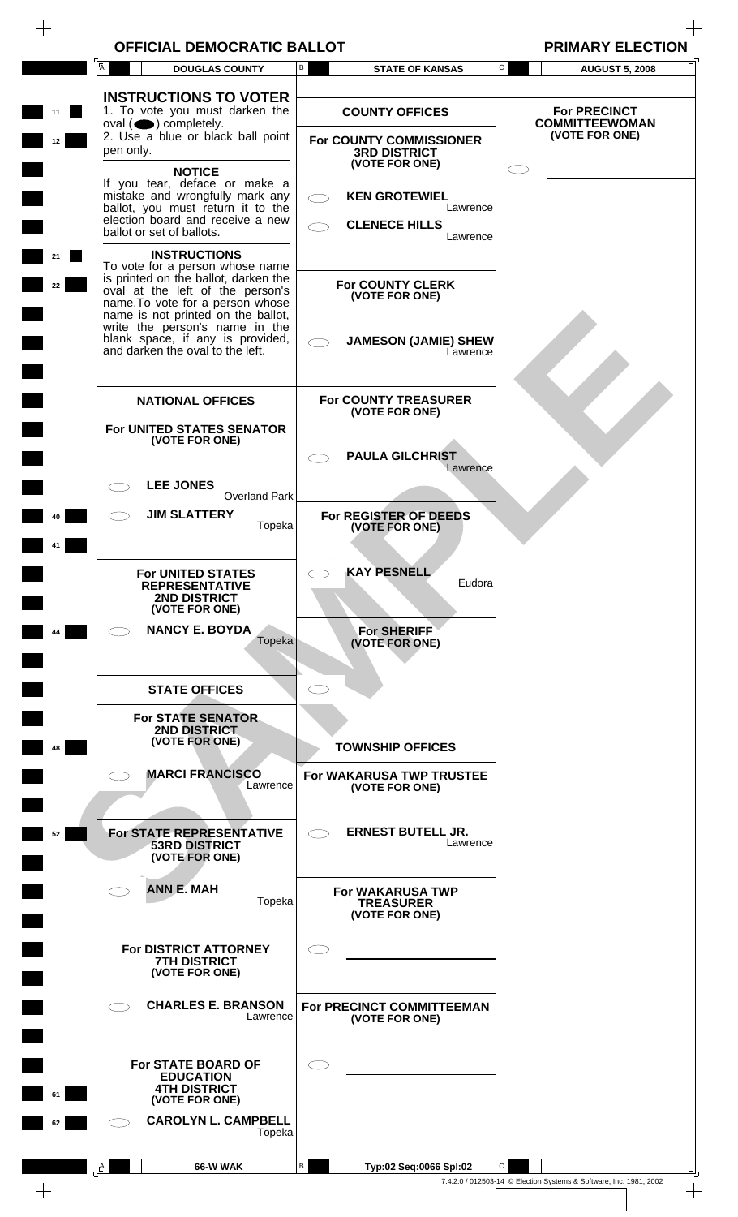# OFFICIAL DEMOCRATIC BALLOT

# PRIMARY ELECTION

DOUGLAS COUNTY | STATE OF KANSAS | AUGUST 5, 2008

## INSTRUCTIONS TO VOTER

1. To vote you must darken the oval ( ) completely.
2. Use a blue or black ball point pen only.

**NOTICE**

If you tear, deface or make a mistake and wrongfully mark any ballot, you must return it to the election board and receive a new ballot or set of ballots.

**INSTRUCTIONS**

To vote for a person whose name is printed on the ballot, darken the oval at the left of the person's name. To vote for a person whose name is not printed on the ballot, write the person's name in the blank space, if any is provided, and darken the oval to the left.

## NATIONAL OFFICES

**For UNITED STATES SENATOR**
(VOTE FOR ONE)

- LEE JONES — Overland Park
- JIM SLATTERY — Topeka

**For UNITED STATES REPRESENTATIVE 2ND DISTRICT**
(VOTE FOR ONE)

- NANCY E. BOYDA — Topeka

## STATE OFFICES

**For STATE SENATOR 2ND DISTRICT**
(VOTE FOR ONE)

- MARCI FRANCISCO — Lawrence

**For STATE REPRESENTATIVE 53RD DISTRICT**
(VOTE FOR ONE)

- ANN E. MAH — Topeka

**For DISTRICT ATTORNEY 7TH DISTRICT**
(VOTE FOR ONE)

- CHARLES E. BRANSON — Lawrence

**For STATE BOARD OF EDUCATION 4TH DISTRICT**
(VOTE FOR ONE)

- CAROLYN L. CAMPBELL — Topeka

## COUNTY OFFICES

**For COUNTY COMMISSIONER 3RD DISTRICT**
(VOTE FOR ONE)

- KEN GROTEWIEL — Lawrence
- CLENECE HILLS — Lawrence

**For COUNTY CLERK**
(VOTE FOR ONE)

- JAMESON (JAMIE) SHEW — Lawrence

**For COUNTY TREASURER**
(VOTE FOR ONE)

- PAULA GILCHRIST — Lawrence

**For REGISTER OF DEEDS**
(VOTE FOR ONE)

- KAY PESNELL — Eudora

**For SHERIFF**
(VOTE FOR ONE)

- ____________________

## TOWNSHIP OFFICES

**For WAKARUSA TWP TRUSTEE**
(VOTE FOR ONE)

- ERNEST BUTELL JR. — Lawrence

**For WAKARUSA TWP TREASURER**
(VOTE FOR ONE)

- ____________________

**For PRECINCT COMMITTEEMAN**
(VOTE FOR ONE)

- ____________________

**For PRECINCT COMMITTEEWOMAN**
(VOTE FOR ONE)

- ____________________

SAMPLE

66-W WAK | Typ:02 Seq:0066 Spl:02

7.4.2.0 / 012503-14 © Election Systems & Software, Inc. 1981, 2002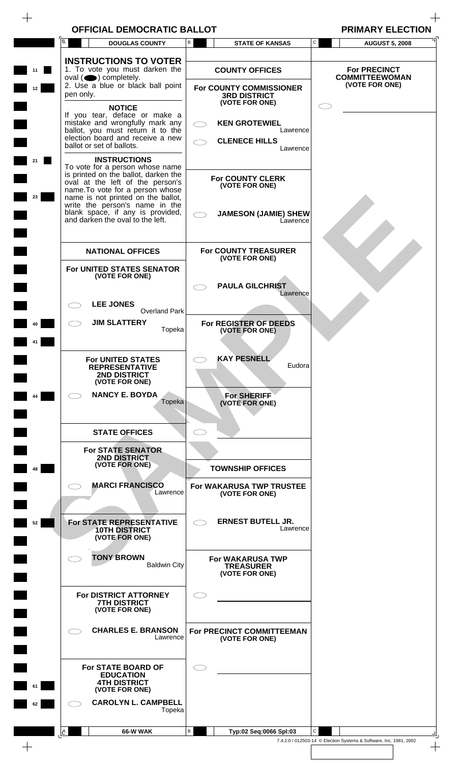# OFFICIAL DEMOCRATIC BALLOT

# PRIMARY ELECTION

DOUGLAS COUNTY | STATE OF KANSAS | AUGUST 5, 2008

**INSTRUCTIONS TO VOTER**

1. To vote you must darken the oval ( ) completely.
2. Use a blue or black ball point pen only.

**NOTICE**

If you tear, deface or make a mistake and wrongfully mark any ballot, you must return it to the election board and receive a new ballot or set of ballots.

**INSTRUCTIONS**

To vote for a person whose name is printed on the ballot, darken the oval at the left of the person's name. To vote for a person whose name is not printed on the ballot, write the person's name in the blank space, if any is provided, and darken the oval to the left.

## NATIONAL OFFICES

**For UNITED STATES SENATOR**
(VOTE FOR ONE)

- LEE JONES — Overland Park
- JIM SLATTERY — Topeka

**For UNITED STATES REPRESENTATIVE 2ND DISTRICT**
(VOTE FOR ONE)

- NANCY E. BOYDA — Topeka

## STATE OFFICES

**For STATE SENATOR 2ND DISTRICT**
(VOTE FOR ONE)

- MARCI FRANCISCO — Lawrence

**For STATE REPRESENTATIVE 10TH DISTRICT**
(VOTE FOR ONE)

- TONY BROWN — Baldwin City

**For DISTRICT ATTORNEY 7TH DISTRICT**
(VOTE FOR ONE)

- CHARLES E. BRANSON — Lawrence

**For STATE BOARD OF EDUCATION 4TH DISTRICT**
(VOTE FOR ONE)

- CAROLYN L. CAMPBELL — Topeka

## COUNTY OFFICES

**For COUNTY COMMISSIONER 3RD DISTRICT**
(VOTE FOR ONE)

- KEN GROTEWIEL — Lawrence
- CLENECE HILLS — Lawrence

**For COUNTY CLERK**
(VOTE FOR ONE)

- JAMESON (JAMIE) SHEW — Lawrence

**For COUNTY TREASURER**
(VOTE FOR ONE)

- PAULA GILCHRIST — Lawrence

**For REGISTER OF DEEDS**
(VOTE FOR ONE)

- KAY PESNELL — Eudora

**For SHERIFF**
(VOTE FOR ONE)

- ______________

## TOWNSHIP OFFICES

**For WAKARUSA TWP TRUSTEE**
(VOTE FOR ONE)

- ERNEST BUTELL JR. — Lawrence

**For WAKARUSA TWP TREASURER**
(VOTE FOR ONE)

- ______________

**For PRECINCT COMMITTEEMAN**
(VOTE FOR ONE)

- ______________

**For PRECINCT COMMITTEEWOMAN**
(VOTE FOR ONE)

- ______________

SAMPLE

66-W WAK | Typ:02 Seq:0066 Spl:03

7.4.2.0 / 012503-14 © Election Systems & Software, Inc. 1981, 2002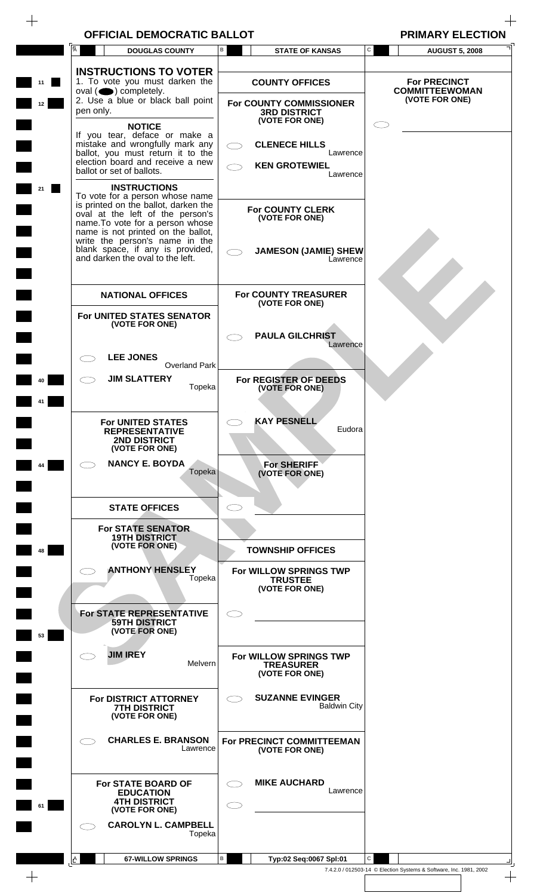# OFFICIAL DEMOCRATIC BALLOT

# PRIMARY ELECTION

DOUGLAS COUNTY | STATE OF KANSAS | AUGUST 5, 2008

## INSTRUCTIONS TO VOTER

1. To vote you must darken the oval ( ) completely.
2. Use a blue or black ball point pen only.

**NOTICE**

If you tear, deface or make a mistake and wrongfully mark any ballot, you must return it to the election board and receive a new ballot or set of ballots.

**INSTRUCTIONS**

To vote for a person whose name is printed on the ballot, darken the oval at the left of the person's name. To vote for a person whose name is not printed on the ballot, write the person's name in the blank space, if any is provided, and darken the oval to the left.

## NATIONAL OFFICES

**For UNITED STATES SENATOR**
(VOTE FOR ONE)

- LEE JONES — Overland Park
- JIM SLATTERY — Topeka

**For UNITED STATES REPRESENTATIVE 2ND DISTRICT**
(VOTE FOR ONE)

- NANCY E. BOYDA — Topeka

## STATE OFFICES

**For STATE SENATOR 19TH DISTRICT**
(VOTE FOR ONE)

- ANTHONY HENSLEY — Topeka

**For STATE REPRESENTATIVE 59TH DISTRICT**
(VOTE FOR ONE)

- JIM IREY — Melvern

**For DISTRICT ATTORNEY 7TH DISTRICT**
(VOTE FOR ONE)

- CHARLES E. BRANSON — Lawrence

**For STATE BOARD OF EDUCATION 4TH DISTRICT**
(VOTE FOR ONE)

- CAROLYN L. CAMPBELL — Topeka

## COUNTY OFFICES

**For COUNTY COMMISSIONER 3RD DISTRICT**
(VOTE FOR ONE)

- CLENECE HILLS — Lawrence
- KEN GROTEWIEL — Lawrence

**For COUNTY CLERK**
(VOTE FOR ONE)

- JAMESON (JAMIE) SHEW — Lawrence

**For COUNTY TREASURER**
(VOTE FOR ONE)

- PAULA GILCHRIST — Lawrence

**For REGISTER OF DEEDS**
(VOTE FOR ONE)

- KAY PESNELL — Eudora

**For SHERIFF**
(VOTE FOR ONE)

- ______________________

## TOWNSHIP OFFICES

**For WILLOW SPRINGS TWP TRUSTEE**
(VOTE FOR ONE)

- ______________________

**For WILLOW SPRINGS TWP TREASURER**
(VOTE FOR ONE)

- SUZANNE EVINGER — Baldwin City

**For PRECINCT COMMITTEEMAN**
(VOTE FOR ONE)

- MIKE AUCHARD — Lawrence
- ______________________

**For PRECINCT COMMITTEEWOMAN**
(VOTE FOR ONE)

- ______________________

SAMPLE

67-WILLOW SPRINGS | Typ:02 Seq:0067 Spl:01

7.4.2.0 / 012503-14 © Election Systems & Software, Inc. 1981, 2002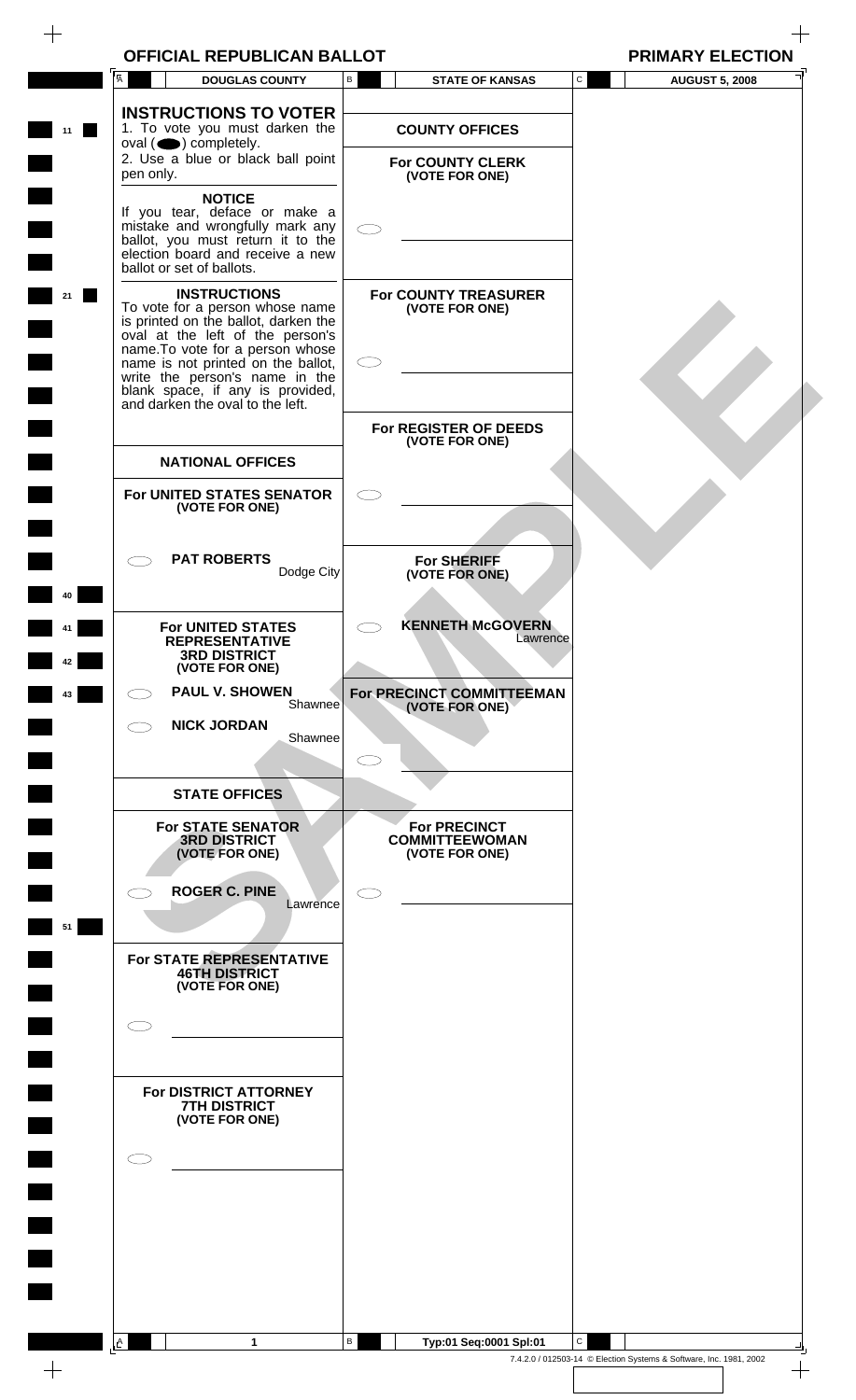# OFFICIAL REPUBLICAN BALLOT

# PRIMARY ELECTION

DOUGLAS COUNTY | STATE OF KANSAS | AUGUST 5, 2008

## INSTRUCTIONS TO VOTER

1. To vote you must darken the oval ( ⬬ ) completely.
2. Use a blue or black ball point pen only.

**NOTICE**

If you tear, deface or make a mistake and wrongfully mark any ballot, you must return it to the election board and receive a new ballot or set of ballots.

**INSTRUCTIONS**

To vote for a person whose name is printed on the ballot, darken the oval at the left of the person's name. To vote for a person whose name is not printed on the ballot, write the person's name in the blank space, if any is provided, and darken the oval to the left.

## NATIONAL OFFICES

### For UNITED STATES SENATOR (VOTE FOR ONE)

- ⬭ **PAT ROBERTS** — Dodge City

### For UNITED STATES REPRESENTATIVE 3RD DISTRICT (VOTE FOR ONE)

- ⬭ **PAUL V. SHOWEN** — Shawnee
- ⬭ **NICK JORDAN** — Shawnee

## STATE OFFICES

### For STATE SENATOR 3RD DISTRICT (VOTE FOR ONE)

- ⬭ **ROGER C. PINE** — Lawrence

### For STATE REPRESENTATIVE 46TH DISTRICT (VOTE FOR ONE)

- ⬭ ____________________

### For DISTRICT ATTORNEY 7TH DISTRICT (VOTE FOR ONE)

- ⬭ ____________________

## COUNTY OFFICES

### For COUNTY CLERK (VOTE FOR ONE)

- ⬭ ____________________

### For COUNTY TREASURER (VOTE FOR ONE)

- ⬭ ____________________

### For REGISTER OF DEEDS (VOTE FOR ONE)

- ⬭ ____________________

### For SHERIFF (VOTE FOR ONE)

- ⬭ **KENNETH McGOVERN** — Lawrence

### For PRECINCT COMMITTEEMAN (VOTE FOR ONE)

- ⬭ ____________________

### For PRECINCT COMMITTEEWOMAN (VOTE FOR ONE)

- ⬭ ____________________

SAMPLE

1 | Typ:01 Seq:0001 Spl:01

7.4.2.0 / 012503-14 © Election Systems & Software, Inc. 1981, 2002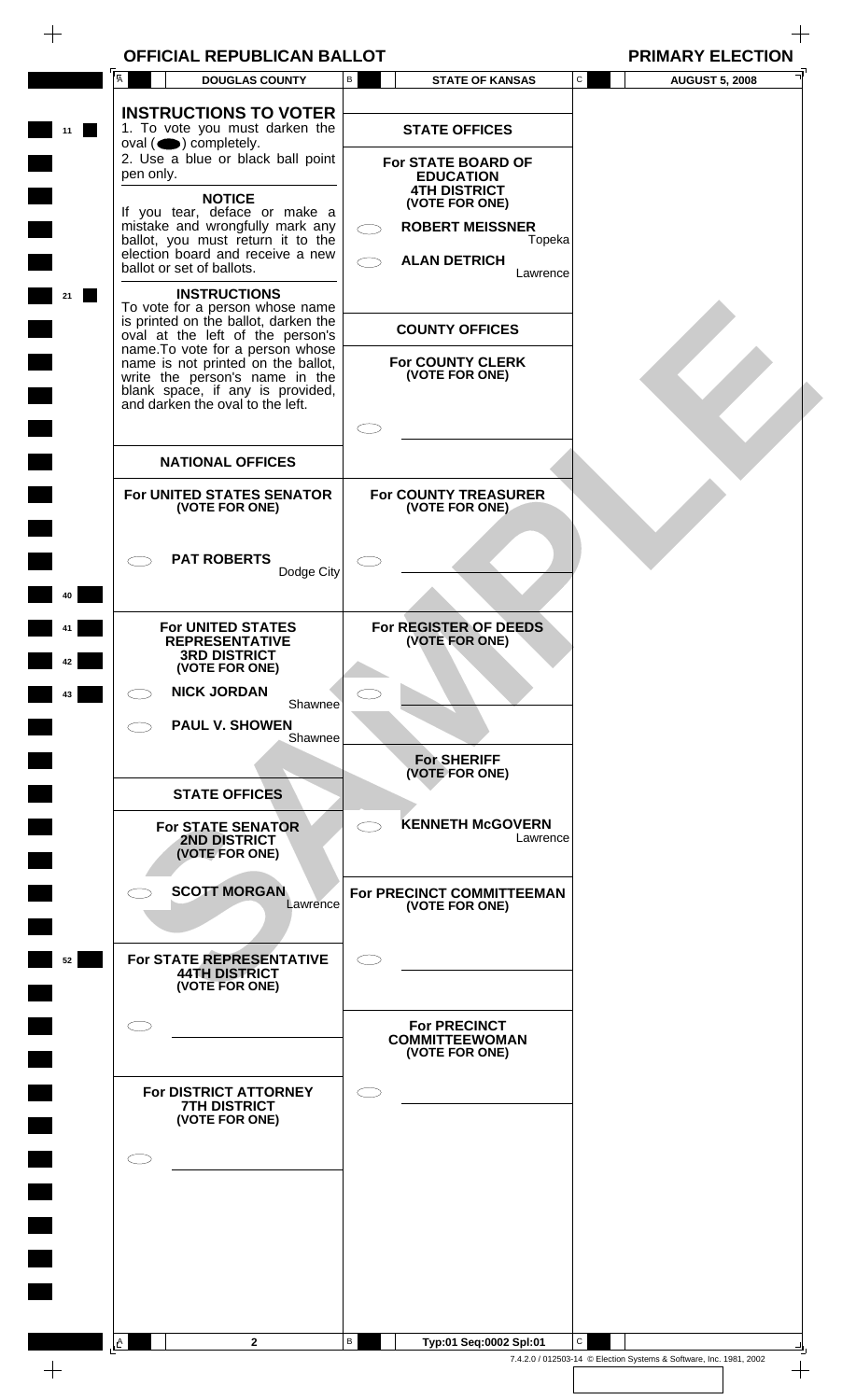# OFFICIAL REPUBLICAN BALLOT

# PRIMARY ELECTION

DOUGLAS COUNTY | STATE OF KANSAS | AUGUST 5, 2008

## INSTRUCTIONS TO VOTER

1. To vote you must darken the oval ( ⬬ ) completely.
2. Use a blue or black ball point pen only.

**NOTICE**

If you tear, deface or make a mistake and wrongfully mark any ballot, you must return it to the election board and receive a new ballot or set of ballots.

**INSTRUCTIONS**

To vote for a person whose name is printed on the ballot, darken the oval at the left of the person's name. To vote for a person whose name is not printed on the ballot, write the person's name in the blank space, if any is provided, and darken the oval to the left.

## NATIONAL OFFICES

**For UNITED STATES SENATOR (VOTE FOR ONE)**

- ⬭ **PAT ROBERTS** — Dodge City

**For UNITED STATES REPRESENTATIVE 3RD DISTRICT (VOTE FOR ONE)**

- ⬭ **NICK JORDAN** — Shawnee
- ⬭ **PAUL V. SHOWEN** — Shawnee

## STATE OFFICES

**For STATE SENATOR 2ND DISTRICT (VOTE FOR ONE)**

- ⬭ **SCOTT MORGAN** — Lawrence

**For STATE REPRESENTATIVE 44TH DISTRICT (VOTE FOR ONE)**

- ⬭ ____________

**For DISTRICT ATTORNEY 7TH DISTRICT (VOTE FOR ONE)**

- ⬭ ____________

## STATE OFFICES

**For STATE BOARD OF EDUCATION 4TH DISTRICT (VOTE FOR ONE)**

- ⬭ **ROBERT MEISSNER** — Topeka
- ⬭ **ALAN DETRICH** — Lawrence

## COUNTY OFFICES

**For COUNTY CLERK (VOTE FOR ONE)**

- ⬭ ____________

**For COUNTY TREASURER (VOTE FOR ONE)**

- ⬭ ____________

**For REGISTER OF DEEDS (VOTE FOR ONE)**

- ⬭ ____________

**For SHERIFF (VOTE FOR ONE)**

- ⬭ **KENNETH McGOVERN** — Lawrence

**For PRECINCT COMMITTEEMAN (VOTE FOR ONE)**

- ⬭ ____________

**For PRECINCT COMMITTEEWOMAN (VOTE FOR ONE)**

- ⬭ ____________

SAMPLE

2 | Typ:01 Seq:0002 Spl:01

7.4.2.0 / 012503-14 © Election Systems & Software, Inc. 1981, 2002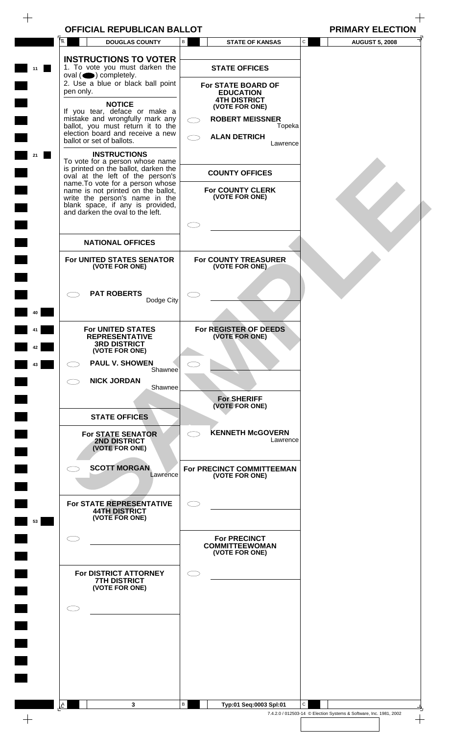# OFFICIAL REPUBLICAN BALLOT

# PRIMARY ELECTION

DOUGLAS COUNTY | STATE OF KANSAS | AUGUST 5, 2008

## INSTRUCTIONS TO VOTER

1. To vote you must darken the oval ( ⬬ ) completely.
2. Use a blue or black ball point pen only.

**NOTICE**

If you tear, deface or make a mistake and wrongfully mark any ballot, you must return it to the election board and receive a new ballot or set of ballots.

**INSTRUCTIONS**

To vote for a person whose name is printed on the ballot, darken the oval at the left of the person's name. To vote for a person whose name is not printed on the ballot, write the person's name in the blank space, if any is provided, and darken the oval to the left.

## NATIONAL OFFICES

**For UNITED STATES SENATOR**
**(VOTE FOR ONE)**

- ⬭ **PAT ROBERTS** — Dodge City

**For UNITED STATES REPRESENTATIVE 3RD DISTRICT**
**(VOTE FOR ONE)**

- ⬭ **PAUL V. SHOWEN** — Shawnee
- ⬭ **NICK JORDAN** — Shawnee

## STATE OFFICES

**For STATE SENATOR 2ND DISTRICT**
**(VOTE FOR ONE)**

- ⬭ **SCOTT MORGAN** — Lawrence

**For STATE REPRESENTATIVE 44TH DISTRICT**
**(VOTE FOR ONE)**

- ⬭ ____________

**For DISTRICT ATTORNEY 7TH DISTRICT**
**(VOTE FOR ONE)**

- ⬭ ____________

## STATE OFFICES

**For STATE BOARD OF EDUCATION 4TH DISTRICT**
**(VOTE FOR ONE)**

- ⬭ **ROBERT MEISSNER** — Topeka
- ⬭ **ALAN DETRICH** — Lawrence

## COUNTY OFFICES

**For COUNTY CLERK**
**(VOTE FOR ONE)**

- ⬭ ____________

**For COUNTY TREASURER**
**(VOTE FOR ONE)**

- ⬭ ____________

**For REGISTER OF DEEDS**
**(VOTE FOR ONE)**

- ⬭ ____________

**For SHERIFF**
**(VOTE FOR ONE)**

- ⬭ **KENNETH McGOVERN** — Lawrence

**For PRECINCT COMMITTEEMAN**
**(VOTE FOR ONE)**

- ⬭ ____________

**For PRECINCT COMMITTEEWOMAN**
**(VOTE FOR ONE)**

- ⬭ ____________

SAMPLE

3 | Typ:01 Seq:0003 Spl:01

7.4.2.0 / 012503-14 © Election Systems & Software, Inc. 1981, 2002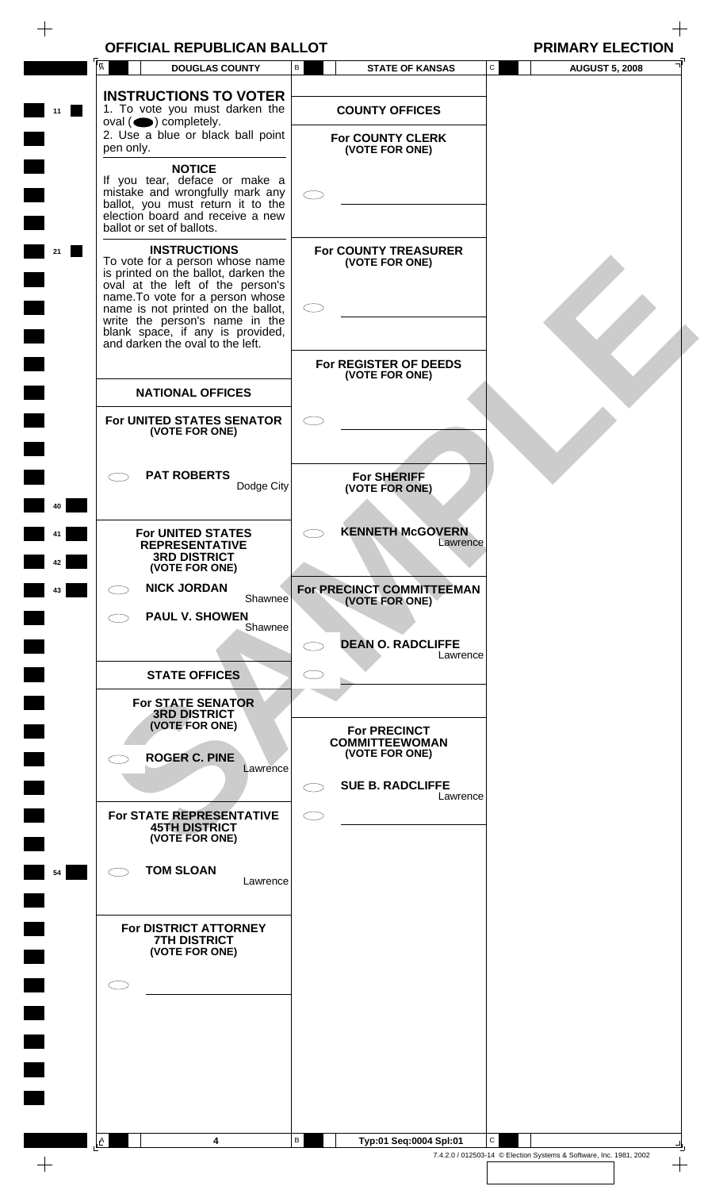# OFFICIAL REPUBLICAN BALLOT

# PRIMARY ELECTION

DOUGLAS COUNTY | STATE OF KANSAS | AUGUST 5, 2008

## INSTRUCTIONS TO VOTER

1. To vote you must darken the oval ( ) completely.
2. Use a blue or black ball point pen only.

**NOTICE**

If you tear, deface or make a mistake and wrongfully mark any ballot, you must return it to the election board and receive a new ballot or set of ballots.

**INSTRUCTIONS**

To vote for a person whose name is printed on the ballot, darken the oval at the left of the person's name.To vote for a person whose name is not printed on the ballot, write the person's name in the blank space, if any is provided, and darken the oval to the left.

## NATIONAL OFFICES

**For UNITED STATES SENATOR (VOTE FOR ONE)**

- PAT ROBERTS — Dodge City

**For UNITED STATES REPRESENTATIVE 3RD DISTRICT (VOTE FOR ONE)**

- NICK JORDAN — Shawnee
- PAUL V. SHOWEN — Shawnee

## STATE OFFICES

**For STATE SENATOR 3RD DISTRICT (VOTE FOR ONE)**

- ROGER C. PINE — Lawrence

**For STATE REPRESENTATIVE 45TH DISTRICT (VOTE FOR ONE)**

- TOM SLOAN — Lawrence

**For DISTRICT ATTORNEY 7TH DISTRICT (VOTE FOR ONE)**

- ______________________

## COUNTY OFFICES

**For COUNTY CLERK (VOTE FOR ONE)**

- ______________________

**For COUNTY TREASURER (VOTE FOR ONE)**

- ______________________

**For REGISTER OF DEEDS (VOTE FOR ONE)**

- ______________________

**For SHERIFF (VOTE FOR ONE)**

- KENNETH McGOVERN — Lawrence

**For PRECINCT COMMITTEEMAN (VOTE FOR ONE)**

- DEAN O. RADCLIFFE — Lawrence
- ______________________

**For PRECINCT COMMITTEEWOMAN (VOTE FOR ONE)**

- SUE B. RADCLIFFE — Lawrence
- ______________________

SAMPLE

4 | Typ:01 Seq:0004 Spl:01

7.4.2.0 / 012503-14 © Election Systems & Software, Inc. 1981, 2002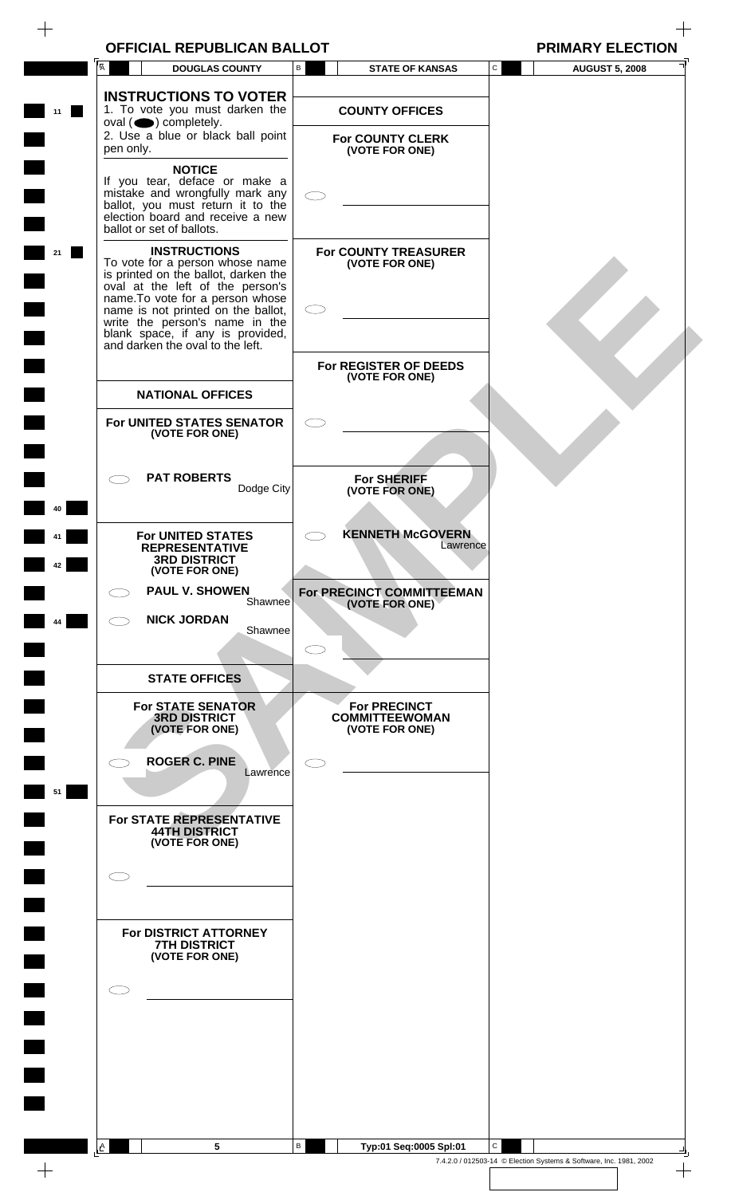# OFFICIAL REPUBLICAN BALLOT

# PRIMARY ELECTION

DOUGLAS COUNTY | STATE OF KANSAS | AUGUST 5, 2008

## INSTRUCTIONS TO VOTER

1. To vote you must darken the oval (⬬) completely.
2. Use a blue or black ball point pen only.

**NOTICE**

If you tear, deface or make a mistake and wrongfully mark any ballot, you must return it to the election board and receive a new ballot or set of ballots.

**INSTRUCTIONS**

To vote for a person whose name is printed on the ballot, darken the oval at the left of the person's name. To vote for a person whose name is not printed on the ballot, write the person's name in the blank space, if any is provided, and darken the oval to the left.

## NATIONAL OFFICES

**For UNITED STATES SENATOR**
**(VOTE FOR ONE)**

- ⬭ **PAT ROBERTS** — Dodge City

**For UNITED STATES REPRESENTATIVE 3RD DISTRICT**
**(VOTE FOR ONE)**

- ⬭ **PAUL V. SHOWEN** — Shawnee
- ⬭ **NICK JORDAN** — Shawnee

## STATE OFFICES

**For STATE SENATOR 3RD DISTRICT**
**(VOTE FOR ONE)**

- ⬭ **ROGER C. PINE** — Lawrence

**For STATE REPRESENTATIVE 44TH DISTRICT**
**(VOTE FOR ONE)**

- ⬭ ____________

**For DISTRICT ATTORNEY 7TH DISTRICT**
**(VOTE FOR ONE)**

- ⬭ ____________

## COUNTY OFFICES

**For COUNTY CLERK**
**(VOTE FOR ONE)**

- ⬭ ____________

**For COUNTY TREASURER**
**(VOTE FOR ONE)**

- ⬭ ____________

**For REGISTER OF DEEDS**
**(VOTE FOR ONE)**

- ⬭ ____________

**For SHERIFF**
**(VOTE FOR ONE)**

- ⬭ **KENNETH McGOVERN** — Lawrence

**For PRECINCT COMMITTEEMAN**
**(VOTE FOR ONE)**

- ⬭ ____________

**For PRECINCT COMMITTEEWOMAN**
**(VOTE FOR ONE)**

- ⬭ ____________

SAMPLE

5 | Typ:01 Seq:0005 Spl:01

7.4.2.0 / 012503-14 © Election Systems & Software, Inc. 1981, 2002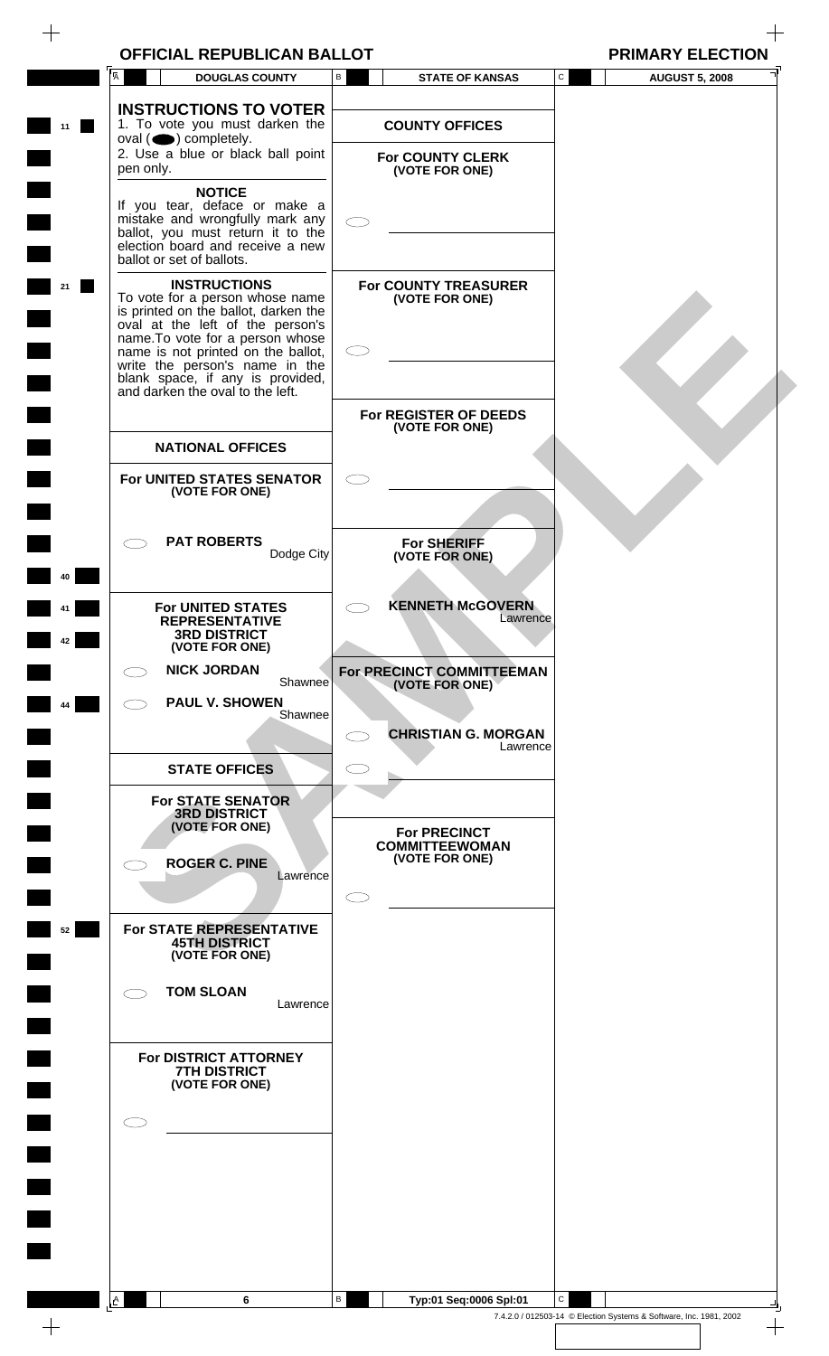# OFFICIAL REPUBLICAN BALLOT

**PRIMARY ELECTION**

DOUGLAS COUNTY | STATE OF KANSAS | AUGUST 5, 2008

## INSTRUCTIONS TO VOTER

1. To vote you must darken the oval (⬬) completely.
2. Use a blue or black ball point pen only.

**NOTICE**

If you tear, deface or make a mistake and wrongfully mark any ballot, you must return it to the election board and receive a new ballot or set of ballots.

**INSTRUCTIONS**

To vote for a person whose name is printed on the ballot, darken the oval at the left of the person's name. To vote for a person whose name is not printed on the ballot, write the person's name in the blank space, if any is provided, and darken the oval to the left.

## NATIONAL OFFICES

**For UNITED STATES SENATOR**
**(VOTE FOR ONE)**

- ⬭ **PAT ROBERTS** — Dodge City

**For UNITED STATES REPRESENTATIVE**
**3RD DISTRICT**
**(VOTE FOR ONE)**

- ⬭ **NICK JORDAN** — Shawnee
- ⬭ **PAUL V. SHOWEN** — Shawnee

## STATE OFFICES

**For STATE SENATOR**
**3RD DISTRICT**
**(VOTE FOR ONE)**

- ⬭ **ROGER C. PINE** — Lawrence

**For STATE REPRESENTATIVE**
**45TH DISTRICT**
**(VOTE FOR ONE)**

- ⬭ **TOM SLOAN** — Lawrence

**For DISTRICT ATTORNEY**
**7TH DISTRICT**
**(VOTE FOR ONE)**

- ⬭ ____________________

## COUNTY OFFICES

**For COUNTY CLERK**
**(VOTE FOR ONE)**

- ⬭ ____________________

**For COUNTY TREASURER**
**(VOTE FOR ONE)**

- ⬭ ____________________

**For REGISTER OF DEEDS**
**(VOTE FOR ONE)**

- ⬭ ____________________

**For SHERIFF**
**(VOTE FOR ONE)**

- ⬭ **KENNETH McGOVERN** — Lawrence

**For PRECINCT COMMITTEEMAN**
**(VOTE FOR ONE)**

- ⬭ **CHRISTIAN G. MORGAN** — Lawrence
- ⬭ ____________________

**For PRECINCT COMMITTEEWOMAN**
**(VOTE FOR ONE)**

- ⬭ ____________________

SAMPLE

6 | Typ:01 Seq:0006 Spl:01

7.4.2.0 / 012503-14 © Election Systems & Software, Inc. 1981, 2002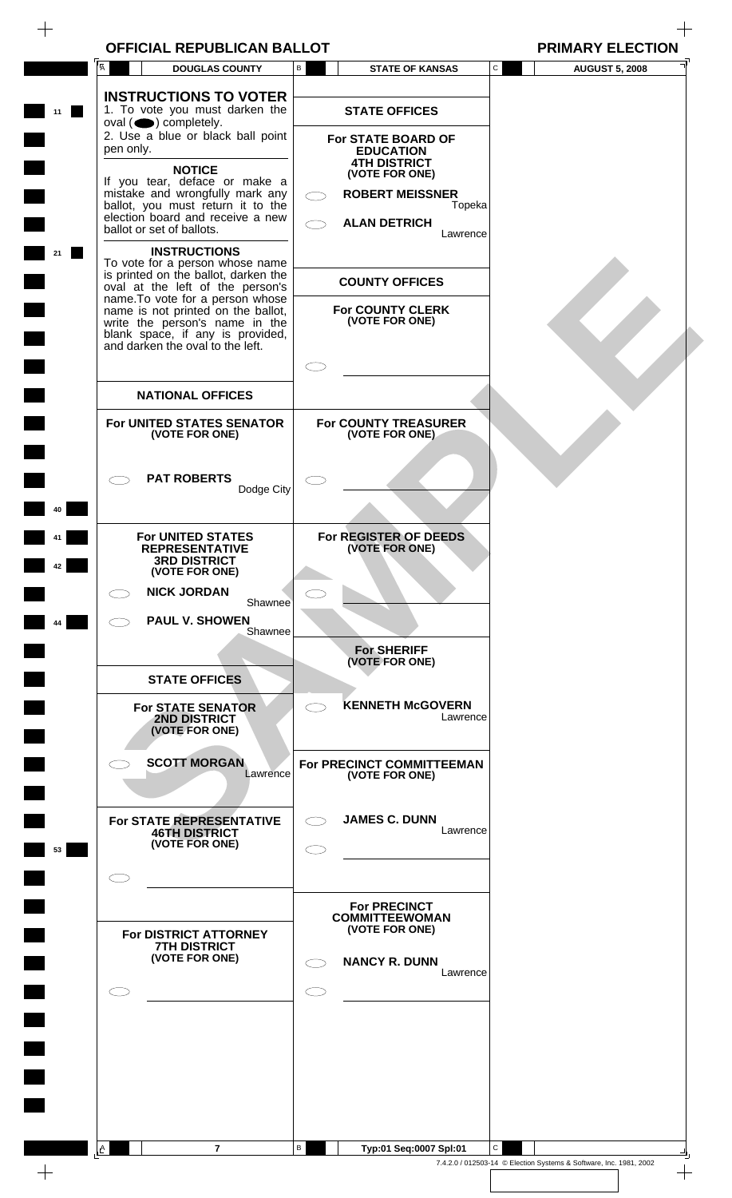# OFFICIAL REPUBLICAN BALLOT

# PRIMARY ELECTION

DOUGLAS COUNTY | STATE OF KANSAS | AUGUST 5, 2008

**INSTRUCTIONS TO VOTER**

1. To vote you must darken the oval (⬬) completely.
2. Use a blue or black ball point pen only.

**NOTICE**

If you tear, deface or make a mistake and wrongfully mark any ballot, you must return it to the election board and receive a new ballot or set of ballots.

**INSTRUCTIONS**

To vote for a person whose name is printed on the ballot, darken the oval at the left of the person's name. To vote for a person whose name is not printed on the ballot, write the person's name in the blank space, if any is provided, and darken the oval to the left.

## NATIONAL OFFICES

**For UNITED STATES SENATOR**
**(VOTE FOR ONE)**

- PAT ROBERTS — Dodge City

**For UNITED STATES REPRESENTATIVE**
**3RD DISTRICT**
**(VOTE FOR ONE)**

- NICK JORDAN — Shawnee
- PAUL V. SHOWEN — Shawnee

## STATE OFFICES

**For STATE SENATOR**
**2ND DISTRICT**
**(VOTE FOR ONE)**

- SCOTT MORGAN — Lawrence

**For STATE REPRESENTATIVE**
**46TH DISTRICT**
**(VOTE FOR ONE)**

- ____________

**For DISTRICT ATTORNEY**
**7TH DISTRICT**
**(VOTE FOR ONE)**

- ____________

## STATE OFFICES

**For STATE BOARD OF EDUCATION**
**4TH DISTRICT**
**(VOTE FOR ONE)**

- ROBERT MEISSNER — Topeka
- ALAN DETRICH — Lawrence

## COUNTY OFFICES

**For COUNTY CLERK**
**(VOTE FOR ONE)**

- ____________

**For COUNTY TREASURER**
**(VOTE FOR ONE)**

- ____________

**For REGISTER OF DEEDS**
**(VOTE FOR ONE)**

- ____________

**For SHERIFF**
**(VOTE FOR ONE)**

- KENNETH McGOVERN — Lawrence

**For PRECINCT COMMITTEEMAN**
**(VOTE FOR ONE)**

- JAMES C. DUNN — Lawrence
- ____________

**For PRECINCT COMMITTEEWOMAN**
**(VOTE FOR ONE)**

- NANCY R. DUNN — Lawrence
- ____________

SAMPLE

7 | Typ:01 Seq:0007 Spl:01

7.4.2.0 / 012503-14 © Election Systems & Software, Inc. 1981, 2002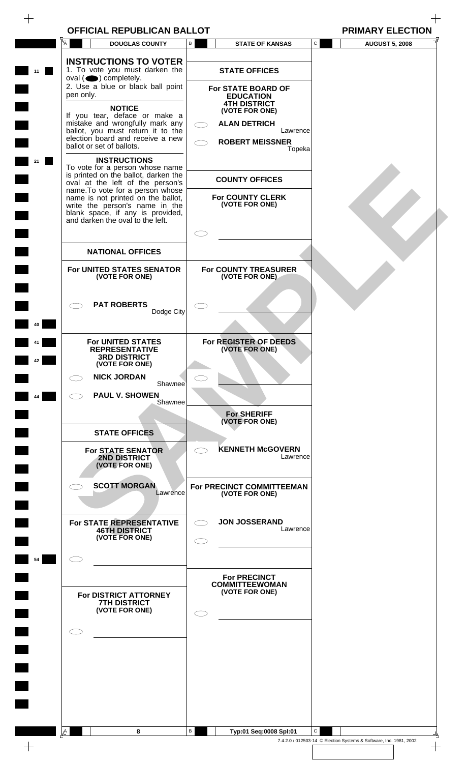# OFFICIAL REPUBLICAN BALLOT

## PRIMARY ELECTION

DOUGLAS COUNTY | STATE OF KANSAS | AUGUST 5, 2008

**INSTRUCTIONS TO VOTER**

1. To vote you must darken the oval ( ) completely.
2. Use a blue or black ball point pen only.

**NOTICE**

If you tear, deface or make a mistake and wrongfully mark any ballot, you must return it to the election board and receive a new ballot or set of ballots.

**INSTRUCTIONS**

To vote for a person whose name is printed on the ballot, darken the oval at the left of the person's name. To vote for a person whose name is not printed on the ballot, write the person's name in the blank space, if any is provided, and darken the oval to the left.

### NATIONAL OFFICES

**For UNITED STATES SENATOR**
**(VOTE FOR ONE)**

- PAT ROBERTS — Dodge City

**For UNITED STATES REPRESENTATIVE 3RD DISTRICT**
**(VOTE FOR ONE)**

- NICK JORDAN — Shawnee
- PAUL V. SHOWEN — Shawnee

### STATE OFFICES

**For STATE SENATOR 2ND DISTRICT**
**(VOTE FOR ONE)**

- SCOTT MORGAN — Lawrence

**For STATE REPRESENTATIVE 46TH DISTRICT**
**(VOTE FOR ONE)**

- ____________

**For DISTRICT ATTORNEY 7TH DISTRICT**
**(VOTE FOR ONE)**

- ____________

### STATE OFFICES

**For STATE BOARD OF EDUCATION 4TH DISTRICT**
**(VOTE FOR ONE)**

- ALAN DETRICH — Lawrence
- ROBERT MEISSNER — Topeka

### COUNTY OFFICES

**For COUNTY CLERK**
**(VOTE FOR ONE)**

- ____________

**For COUNTY TREASURER**
**(VOTE FOR ONE)**

- ____________

**For REGISTER OF DEEDS**
**(VOTE FOR ONE)**

- ____________

**For SHERIFF**
**(VOTE FOR ONE)**

- KENNETH McGOVERN — Lawrence

**For PRECINCT COMMITTEEMAN**
**(VOTE FOR ONE)**

- JON JOSSERAND — Lawrence
- ____________

**For PRECINCT COMMITTEEWOMAN**
**(VOTE FOR ONE)**

- ____________

SAMPLE

8 | Typ:01 Seq:0008 Spl:01

7.4.2.0 / 012503-14 © Election Systems & Software, Inc. 1981, 2002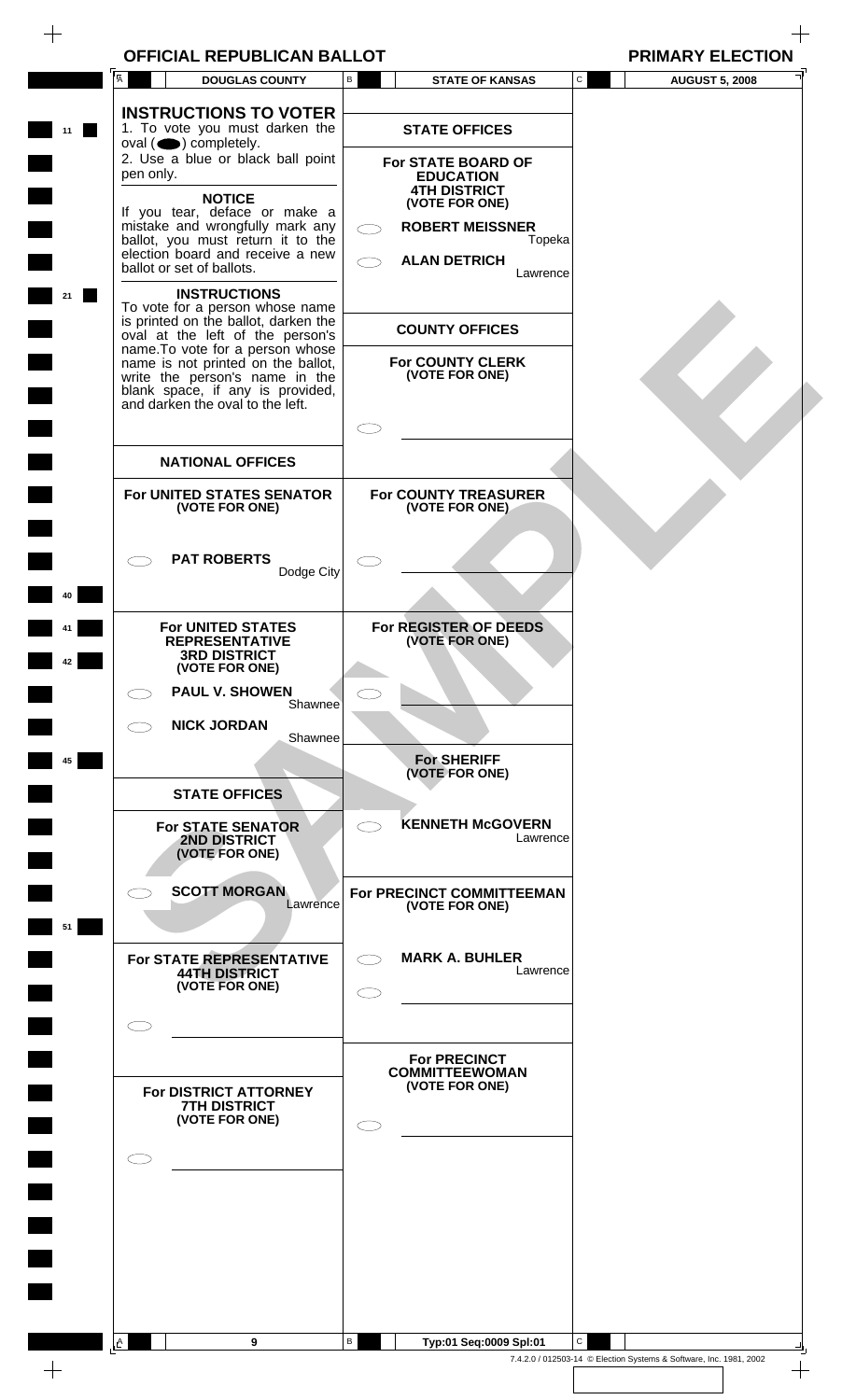# OFFICIAL REPUBLICAN BALLOT

# PRIMARY ELECTION

DOUGLAS COUNTY | STATE OF KANSAS | AUGUST 5, 2008

## INSTRUCTIONS TO VOTER

1. To vote you must darken the oval (⬬) completely.
2. Use a blue or black ball point pen only.

**NOTICE**

If you tear, deface or make a mistake and wrongfully mark any ballot, you must return it to the election board and receive a new ballot or set of ballots.

**INSTRUCTIONS**

To vote for a person whose name is printed on the ballot, darken the oval at the left of the person's name. To vote for a person whose name is not printed on the ballot, write the person's name in the blank space, if any is provided, and darken the oval to the left.

## NATIONAL OFFICES

**For UNITED STATES SENATOR**
**(VOTE FOR ONE)**

- ⬭ **PAT ROBERTS** — Dodge City

**For UNITED STATES REPRESENTATIVE 3RD DISTRICT**
**(VOTE FOR ONE)**

- ⬭ **PAUL V. SHOWEN** — Shawnee
- ⬭ **NICK JORDAN** — Shawnee

## STATE OFFICES

**For STATE SENATOR 2ND DISTRICT**
**(VOTE FOR ONE)**

- ⬭ **SCOTT MORGAN** — Lawrence

**For STATE REPRESENTATIVE 44TH DISTRICT**
**(VOTE FOR ONE)**

- ⬭ ____________

**For DISTRICT ATTORNEY 7TH DISTRICT**
**(VOTE FOR ONE)**

- ⬭ ____________

## STATE OFFICES

**For STATE BOARD OF EDUCATION 4TH DISTRICT**
**(VOTE FOR ONE)**

- ⬭ **ROBERT MEISSNER** — Topeka
- ⬭ **ALAN DETRICH** — Lawrence

## COUNTY OFFICES

**For COUNTY CLERK**
**(VOTE FOR ONE)**

- ⬭ ____________

**For COUNTY TREASURER**
**(VOTE FOR ONE)**

- ⬭ ____________

**For REGISTER OF DEEDS**
**(VOTE FOR ONE)**

- ⬭ ____________

**For SHERIFF**
**(VOTE FOR ONE)**

- ⬭ **KENNETH McGOVERN** — Lawrence

**For PRECINCT COMMITTEEMAN**
**(VOTE FOR ONE)**

- ⬭ **MARK A. BUHLER** — Lawrence
- ⬭ ____________

**For PRECINCT COMMITTEEWOMAN**
**(VOTE FOR ONE)**

- ⬭ ____________

SAMPLE

9 | Typ:01 Seq:0009 Spl:01

7.4.2.0 / 012503-14 © Election Systems & Software, Inc. 1981, 2002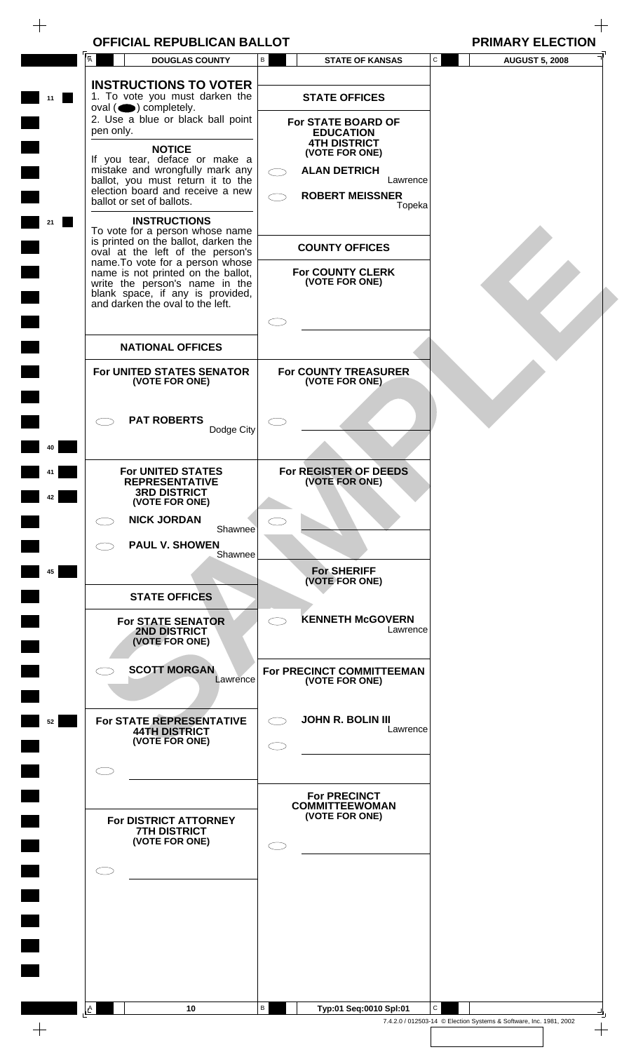# OFFICIAL REPUBLICAN BALLOT

**PRIMARY ELECTION**

| DOUGLAS COUNTY | STATE OF KANSAS | AUGUST 5, 2008 |
|---|---|---|

## INSTRUCTIONS TO VOTER

1. To vote you must darken the oval ( ⬬ ) completely.
2. Use a blue or black ball point pen only.

**NOTICE**

If you tear, deface or make a mistake and wrongfully mark any ballot, you must return it to the election board and receive a new ballot or set of ballots.

**INSTRUCTIONS**

To vote for a person whose name is printed on the ballot, darken the oval at the left of the person's name. To vote for a person whose name is not printed on the ballot, write the person's name in the blank space, if any is provided, and darken the oval to the left.

## NATIONAL OFFICES

**For UNITED STATES SENATOR**
(VOTE FOR ONE)

- ⬭ **PAT ROBERTS** — Dodge City

**For UNITED STATES REPRESENTATIVE 3RD DISTRICT**
(VOTE FOR ONE)

- ⬭ **NICK JORDAN** — Shawnee
- ⬭ **PAUL V. SHOWEN** — Shawnee

## STATE OFFICES

**For STATE SENATOR 2ND DISTRICT**
(VOTE FOR ONE)

- ⬭ **SCOTT MORGAN** — Lawrence

**For STATE REPRESENTATIVE 44TH DISTRICT**
(VOTE FOR ONE)

- ⬭ ________________

**For DISTRICT ATTORNEY 7TH DISTRICT**
(VOTE FOR ONE)

- ⬭ ________________

## STATE OFFICES

**For STATE BOARD OF EDUCATION 4TH DISTRICT**
(VOTE FOR ONE)

- ⬭ **ALAN DETRICH** — Lawrence
- ⬭ **ROBERT MEISSNER** — Topeka

## COUNTY OFFICES

**For COUNTY CLERK**
(VOTE FOR ONE)

- ⬭ ________________

**For COUNTY TREASURER**
(VOTE FOR ONE)

- ⬭ ________________

**For REGISTER OF DEEDS**
(VOTE FOR ONE)

- ⬭ ________________

**For SHERIFF**
(VOTE FOR ONE)

- ⬭ **KENNETH McGOVERN** — Lawrence

**For PRECINCT COMMITTEEMAN**
(VOTE FOR ONE)

- ⬭ **JOHN R. BOLIN III** — Lawrence
- ⬭ ________________

**For PRECINCT COMMITTEEWOMAN**
(VOTE FOR ONE)

- ⬭ ________________

SAMPLE

10 — Typ:01 Seq:0010 Spl:01

7.4.2.0 / 012503-14 © Election Systems & Software, Inc. 1981, 2002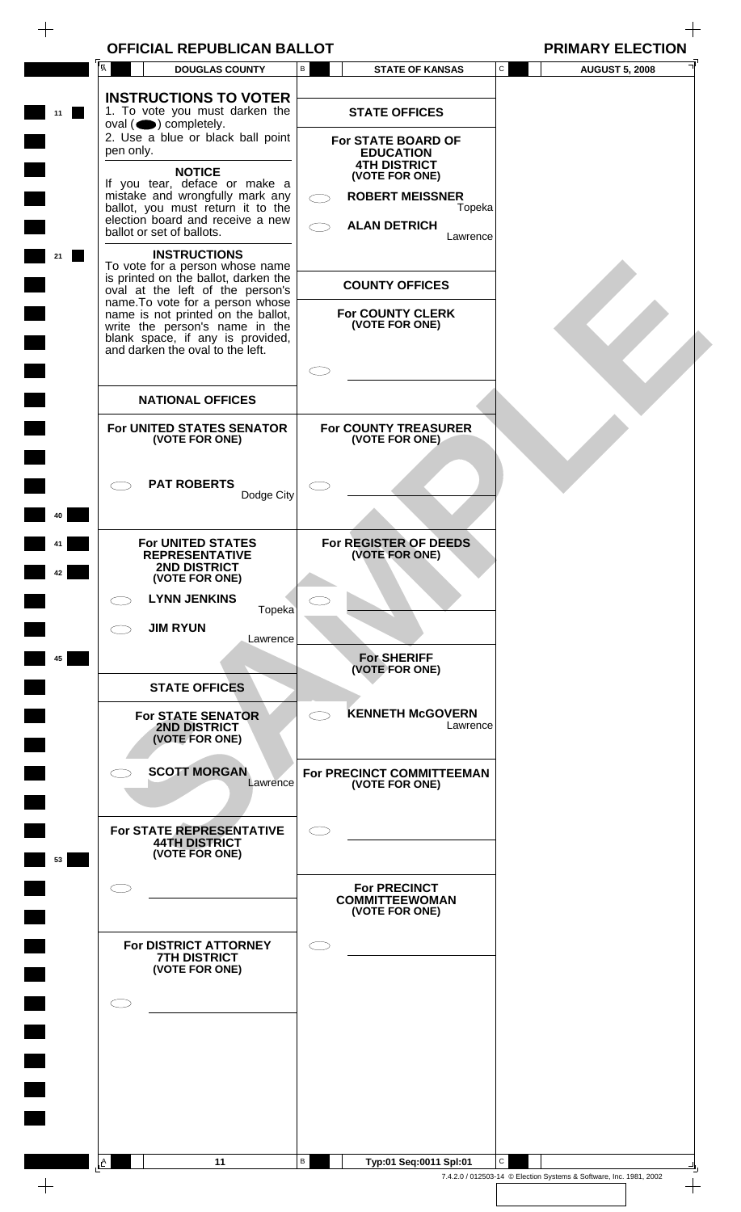# OFFICIAL REPUBLICAN BALLOT

**PRIMARY ELECTION**

**DOUGLAS COUNTY** | **STATE OF KANSAS** | **AUGUST 5, 2008**

## INSTRUCTIONS TO VOTER

1. To vote you must darken the oval ( ) completely.
2. Use a blue or black ball point pen only.

**NOTICE**

If you tear, deface or make a mistake and wrongfully mark any ballot, you must return it to the election board and receive a new ballot or set of ballots.

**INSTRUCTIONS**

To vote for a person whose name is printed on the ballot, darken the oval at the left of the person's name. To vote for a person whose name is not printed on the ballot, write the person's name in the blank space, if any is provided, and darken the oval to the left.

## NATIONAL OFFICES

**For UNITED STATES SENATOR**
**(VOTE FOR ONE)**

- PAT ROBERTS — Dodge City

**For UNITED STATES REPRESENTATIVE 2ND DISTRICT**
**(VOTE FOR ONE)**

- LYNN JENKINS — Topeka
- JIM RYUN — Lawrence

## STATE OFFICES

**For STATE SENATOR 2ND DISTRICT**
**(VOTE FOR ONE)**

- SCOTT MORGAN — Lawrence

**For STATE REPRESENTATIVE 44TH DISTRICT**
**(VOTE FOR ONE)**

- ________________

**For DISTRICT ATTORNEY 7TH DISTRICT**
**(VOTE FOR ONE)**

- ________________

## STATE OFFICES

**For STATE BOARD OF EDUCATION 4TH DISTRICT**
**(VOTE FOR ONE)**

- ROBERT MEISSNER — Topeka
- ALAN DETRICH — Lawrence

## COUNTY OFFICES

**For COUNTY CLERK**
**(VOTE FOR ONE)**

- ________________

**For COUNTY TREASURER**
**(VOTE FOR ONE)**

- ________________

**For REGISTER OF DEEDS**
**(VOTE FOR ONE)**

- ________________

**For SHERIFF**
**(VOTE FOR ONE)**

- KENNETH McGOVERN — Lawrence

**For PRECINCT COMMITTEEMAN**
**(VOTE FOR ONE)**

- ________________

**For PRECINCT COMMITTEEWOMAN**
**(VOTE FOR ONE)**

- ________________

SAMPLE

11 | Typ:01 Seq:0011 Spl:01

7.4.2.0 / 012503-14 © Election Systems & Software, Inc. 1981, 2002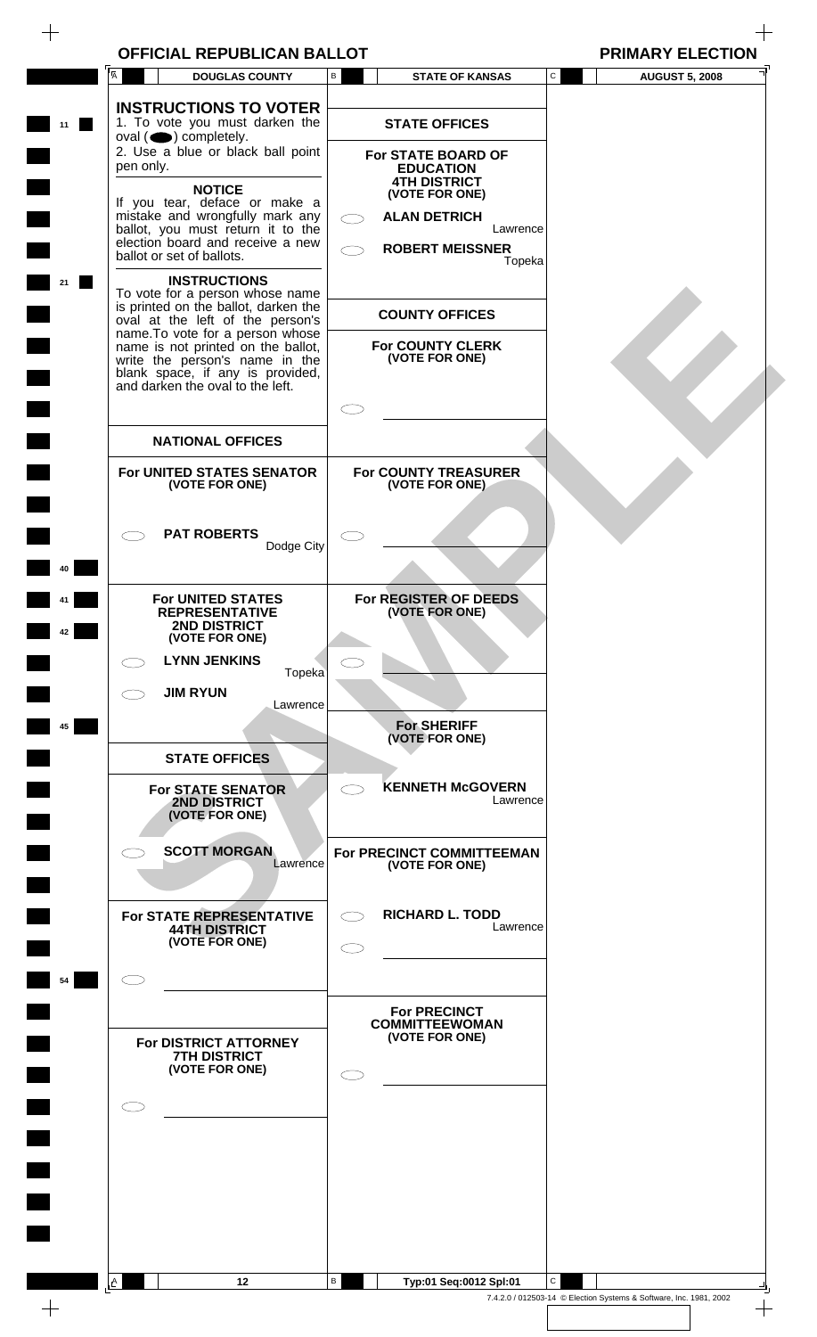# OFFICIAL REPUBLICAN BALLOT

# PRIMARY ELECTION

DOUGLAS COUNTY | STATE OF KANSAS | AUGUST 5, 2008

## INSTRUCTIONS TO VOTER

1. To vote you must darken the oval ( ⬬ ) completely.
2. Use a blue or black ball point pen only.

**NOTICE**

If you tear, deface or make a mistake and wrongfully mark any ballot, you must return it to the election board and receive a new ballot or set of ballots.

**INSTRUCTIONS**

To vote for a person whose name is printed on the ballot, darken the oval at the left of the person's name. To vote for a person whose name is not printed on the ballot, write the person's name in the blank space, if any is provided, and darken the oval to the left.

## NATIONAL OFFICES

**For UNITED STATES SENATOR**
**(VOTE FOR ONE)**

- ⬭ **PAT ROBERTS** — Dodge City

**For UNITED STATES REPRESENTATIVE 2ND DISTRICT**
**(VOTE FOR ONE)**

- ⬭ **LYNN JENKINS** — Topeka
- ⬭ **JIM RYUN** — Lawrence

## STATE OFFICES

**For STATE SENATOR 2ND DISTRICT**
**(VOTE FOR ONE)**

- ⬭ **SCOTT MORGAN** — Lawrence

**For STATE REPRESENTATIVE 44TH DISTRICT**
**(VOTE FOR ONE)**

- ⬭ ____________

**For DISTRICT ATTORNEY 7TH DISTRICT**
**(VOTE FOR ONE)**

- ⬭ ____________

## STATE OFFICES

**For STATE BOARD OF EDUCATION 4TH DISTRICT**
**(VOTE FOR ONE)**

- ⬭ **ALAN DETRICH** — Lawrence
- ⬭ **ROBERT MEISSNER** — Topeka

## COUNTY OFFICES

**For COUNTY CLERK**
**(VOTE FOR ONE)**

- ⬭ ____________

**For COUNTY TREASURER**
**(VOTE FOR ONE)**

- ⬭ ____________

**For REGISTER OF DEEDS**
**(VOTE FOR ONE)**

- ⬭ ____________

**For SHERIFF**
**(VOTE FOR ONE)**

- ⬭ **KENNETH McGOVERN** — Lawrence

**For PRECINCT COMMITTEEMAN**
**(VOTE FOR ONE)**

- ⬭ **RICHARD L. TODD** — Lawrence
- ⬭ ____________

**For PRECINCT COMMITTEEWOMAN**
**(VOTE FOR ONE)**

- ⬭ ____________

SAMPLE

12 | Typ:01 Seq:0012 Spl:01

7.4.2.0 / 012503-14 © Election Systems & Software, Inc. 1981, 2002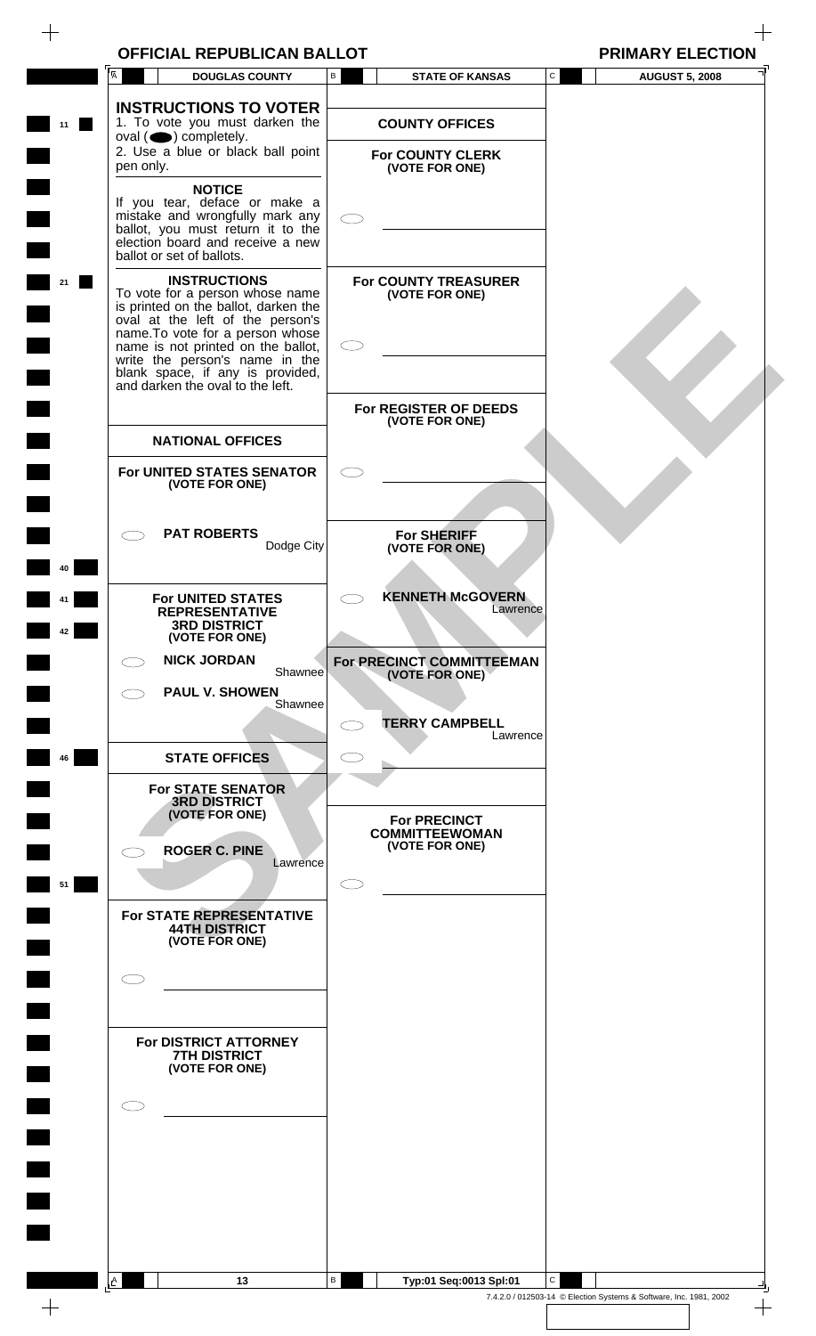# OFFICIAL REPUBLICAN BALLOT

# PRIMARY ELECTION

DOUGLAS COUNTY | STATE OF KANSAS | AUGUST 5, 2008

**INSTRUCTIONS TO VOTER**
1. To vote you must darken the oval ( ⬬ ) completely.
2. Use a blue or black ball point pen only.

**NOTICE**
If you tear, deface or make a mistake and wrongfully mark any ballot, you must return it to the election board and receive a new ballot or set of ballots.

**INSTRUCTIONS**
To vote for a person whose name is printed on the ballot, darken the oval at the left of the person's name. To vote for a person whose name is not printed on the ballot, write the person's name in the blank space, if any is provided, and darken the oval to the left.

## NATIONAL OFFICES

**For UNITED STATES SENATOR**
(VOTE FOR ONE)

⬭ PAT ROBERTS — Dodge City

**For UNITED STATES REPRESENTATIVE 3RD DISTRICT**
(VOTE FOR ONE)

⬭ NICK JORDAN — Shawnee
⬭ PAUL V. SHOWEN — Shawnee

## STATE OFFICES

**For STATE SENATOR 3RD DISTRICT**
(VOTE FOR ONE)

⬭ ROGER C. PINE — Lawrence

**For STATE REPRESENTATIVE 44TH DISTRICT**
(VOTE FOR ONE)

⬭ ____________

**For DISTRICT ATTORNEY 7TH DISTRICT**
(VOTE FOR ONE)

⬭ ____________

## COUNTY OFFICES

**For COUNTY CLERK**
(VOTE FOR ONE)

⬭ ____________

**For COUNTY TREASURER**
(VOTE FOR ONE)

⬭ ____________

**For REGISTER OF DEEDS**
(VOTE FOR ONE)

⬭ ____________

**For SHERIFF**
(VOTE FOR ONE)

⬭ KENNETH McGOVERN — Lawrence

**For PRECINCT COMMITTEEMAN**
(VOTE FOR ONE)

⬭ TERRY CAMPBELL — Lawrence
⬭ ____________

**For PRECINCT COMMITTEEWOMAN**
(VOTE FOR ONE)

⬭ ____________

SAMPLE

13 | Typ:01 Seq:0013 Spl:01

7.4.2.0 / 012503-14 © Election Systems & Software, Inc. 1981, 2002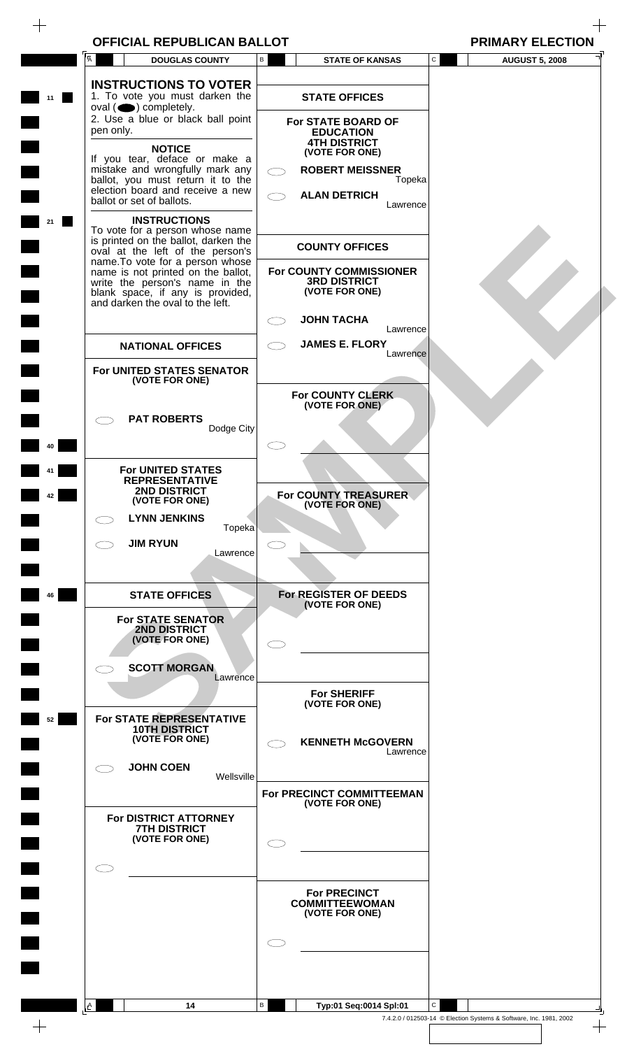# OFFICIAL REPUBLICAN BALLOT

# PRIMARY ELECTION

DOUGLAS COUNTY | STATE OF KANSAS | AUGUST 5, 2008

## INSTRUCTIONS TO VOTER

1. To vote you must darken the oval ( ) completely.
2. Use a blue or black ball point pen only.

**NOTICE**

If you tear, deface or make a mistake and wrongfully mark any ballot, you must return it to the election board and receive a new ballot or set of ballots.

**INSTRUCTIONS**

To vote for a person whose name is printed on the ballot, darken the oval at the left of the person's name. To vote for a person whose name is not printed on the ballot, write the person's name in the blank space, if any is provided, and darken the oval to the left.

## NATIONAL OFFICES

**For UNITED STATES SENATOR**
(VOTE FOR ONE)

- PAT ROBERTS — Dodge City

**For UNITED STATES REPRESENTATIVE 2ND DISTRICT**
(VOTE FOR ONE)

- LYNN JENKINS — Topeka
- JIM RYUN — Lawrence

## STATE OFFICES

**For STATE SENATOR 2ND DISTRICT**
(VOTE FOR ONE)

- SCOTT MORGAN — Lawrence

**For STATE REPRESENTATIVE 10TH DISTRICT**
(VOTE FOR ONE)

- JOHN COEN — Wellsville

**For DISTRICT ATTORNEY 7TH DISTRICT**
(VOTE FOR ONE)

- ________________

## STATE OFFICES

**For STATE BOARD OF EDUCATION 4TH DISTRICT**
(VOTE FOR ONE)

- ROBERT MEISSNER — Topeka
- ALAN DETRICH — Lawrence

## COUNTY OFFICES

**For COUNTY COMMISSIONER 3RD DISTRICT**
(VOTE FOR ONE)

- JOHN TACHA — Lawrence
- JAMES E. FLORY — Lawrence

**For COUNTY CLERK**
(VOTE FOR ONE)

- ________________

**For COUNTY TREASURER**
(VOTE FOR ONE)

- ________________

**For REGISTER OF DEEDS**
(VOTE FOR ONE)

- ________________

**For SHERIFF**
(VOTE FOR ONE)

- KENNETH McGOVERN — Lawrence

**For PRECINCT COMMITTEEMAN**
(VOTE FOR ONE)

- ________________

**For PRECINCT COMMITTEEWOMAN**
(VOTE FOR ONE)

- ________________

SAMPLE

14 | Typ:01 Seq:0014 Spl:01

7.4.2.0 / 012503-14 © Election Systems & Software, Inc. 1981, 2002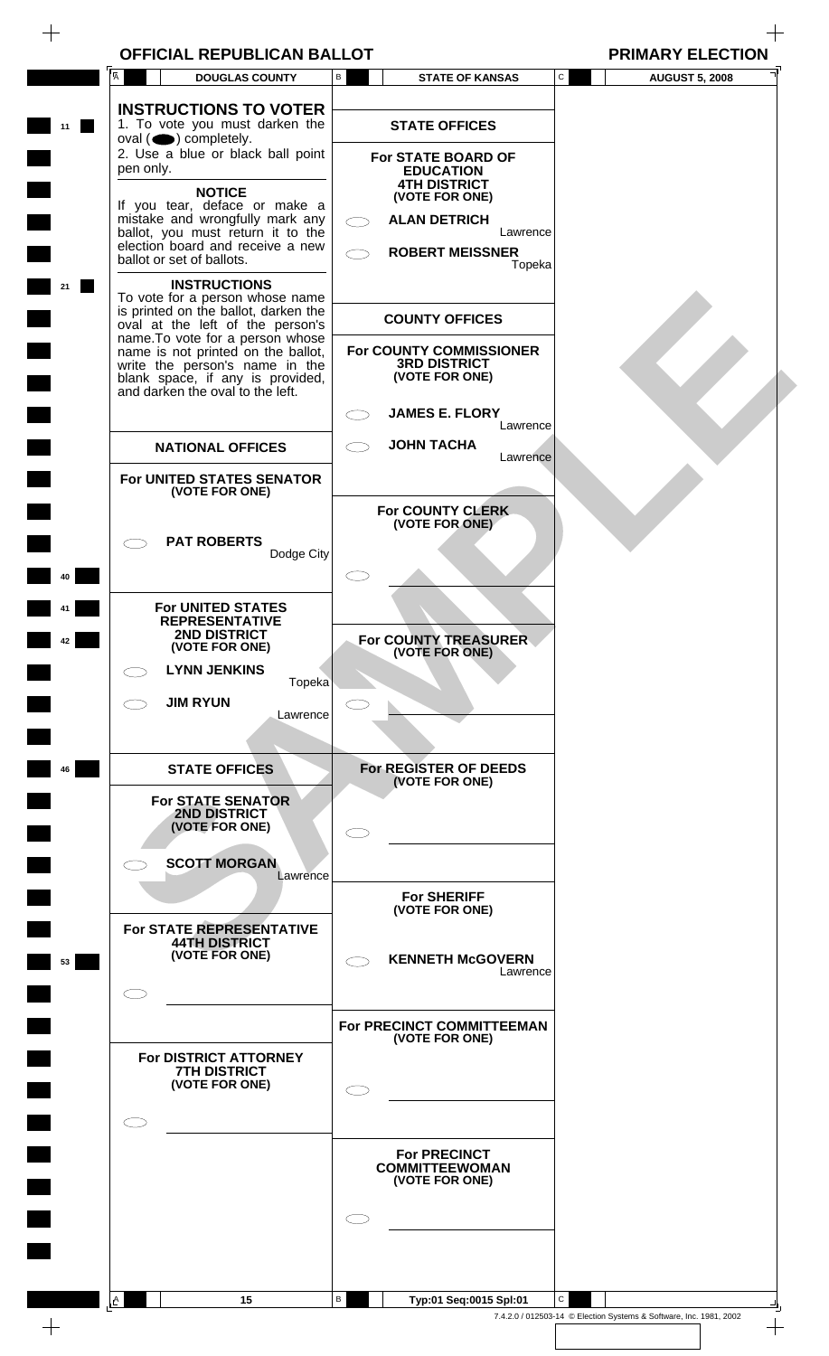# OFFICIAL REPUBLICAN BALLOT

# PRIMARY ELECTION

DOUGLAS COUNTY | STATE OF KANSAS | AUGUST 5, 2008

## INSTRUCTIONS TO VOTER

1. To vote you must darken the oval ( ) completely.
2. Use a blue or black ball point pen only.

**NOTICE**

If you tear, deface or make a mistake and wrongfully mark any ballot, you must return it to the election board and receive a new ballot or set of ballots.

**INSTRUCTIONS**

To vote for a person whose name is printed on the ballot, darken the oval at the left of the person's name. To vote for a person whose name is not printed on the ballot, write the person's name in the blank space, if any is provided, and darken the oval to the left.

## NATIONAL OFFICES

**For UNITED STATES SENATOR**
(VOTE FOR ONE)

- PAT ROBERTS — Dodge City

**For UNITED STATES REPRESENTATIVE 2ND DISTRICT**
(VOTE FOR ONE)

- LYNN JENKINS — Topeka
- JIM RYUN — Lawrence

## STATE OFFICES

**For STATE SENATOR 2ND DISTRICT**
(VOTE FOR ONE)

- SCOTT MORGAN — Lawrence

**For STATE REPRESENTATIVE 44TH DISTRICT**
(VOTE FOR ONE)

- ______________

**For DISTRICT ATTORNEY 7TH DISTRICT**
(VOTE FOR ONE)

- ______________

## STATE OFFICES

**For STATE BOARD OF EDUCATION 4TH DISTRICT**
(VOTE FOR ONE)

- ALAN DETRICH — Lawrence
- ROBERT MEISSNER — Topeka

## COUNTY OFFICES

**For COUNTY COMMISSIONER 3RD DISTRICT**
(VOTE FOR ONE)

- JAMES E. FLORY — Lawrence
- JOHN TACHA — Lawrence

**For COUNTY CLERK**
(VOTE FOR ONE)

- ______________

**For COUNTY TREASURER**
(VOTE FOR ONE)

- ______________

**For REGISTER OF DEEDS**
(VOTE FOR ONE)

- ______________

**For SHERIFF**
(VOTE FOR ONE)

- KENNETH McGOVERN — Lawrence

**For PRECINCT COMMITTEEMAN**
(VOTE FOR ONE)

- ______________

**For PRECINCT COMMITTEEWOMAN**
(VOTE FOR ONE)

- ______________

SAMPLE

15 | Typ:01 Seq:0015 Spl:01

7.4.2.0 / 012503-14 © Election Systems & Software, Inc. 1981, 2002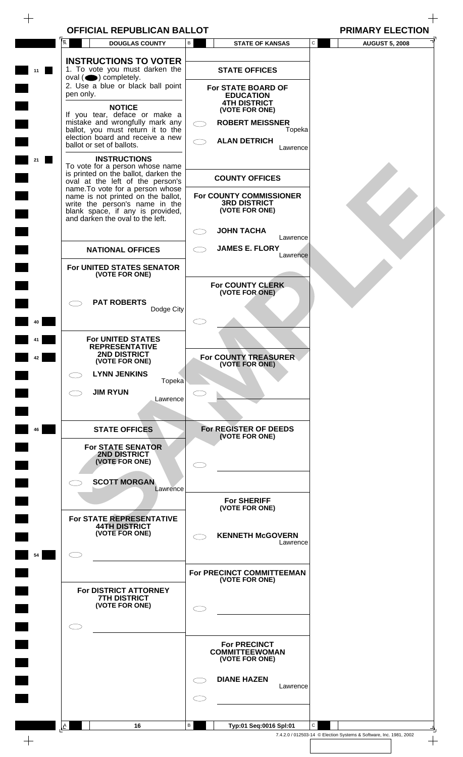# OFFICIAL REPUBLICAN BALLOT

# PRIMARY ELECTION

DOUGLAS COUNTY — STATE OF KANSAS — AUGUST 5, 2008

**INSTRUCTIONS TO VOTER**
1. To vote you must darken the oval ( ⬬ ) completely.
2. Use a blue or black ball point pen only.

**NOTICE**
If you tear, deface or make a mistake and wrongfully mark any ballot, you must return it to the election board and receive a new ballot or set of ballots.

**INSTRUCTIONS**
To vote for a person whose name is printed on the ballot, darken the oval at the left of the person's name. To vote for a person whose name is not printed on the ballot, write the person's name in the blank space, if any is provided, and darken the oval to the left.

## NATIONAL OFFICES

**For UNITED STATES SENATOR**
(VOTE FOR ONE)

- ⬭ **PAT ROBERTS** — Dodge City

**For UNITED STATES REPRESENTATIVE 2ND DISTRICT**
(VOTE FOR ONE)

- ⬭ **LYNN JENKINS** — Topeka
- ⬭ **JIM RYUN** — Lawrence

## STATE OFFICES

**For STATE SENATOR 2ND DISTRICT**
(VOTE FOR ONE)

- ⬭ **SCOTT MORGAN** — Lawrence

**For STATE REPRESENTATIVE 44TH DISTRICT**
(VOTE FOR ONE)

- ⬭ ____________

**For DISTRICT ATTORNEY 7TH DISTRICT**
(VOTE FOR ONE)

- ⬭ ____________

## STATE OFFICES

**For STATE BOARD OF EDUCATION 4TH DISTRICT**
(VOTE FOR ONE)

- ⬭ **ROBERT MEISSNER** — Topeka
- ⬭ **ALAN DETRICH** — Lawrence

## COUNTY OFFICES

**For COUNTY COMMISSIONER 3RD DISTRICT**
(VOTE FOR ONE)

- ⬭ **JOHN TACHA** — Lawrence
- ⬭ **JAMES E. FLORY** — Lawrence

**For COUNTY CLERK**
(VOTE FOR ONE)

- ⬭ ____________

**For COUNTY TREASURER**
(VOTE FOR ONE)

- ⬭ ____________

**For REGISTER OF DEEDS**
(VOTE FOR ONE)

- ⬭ ____________

**For SHERIFF**
(VOTE FOR ONE)

- ⬭ **KENNETH McGOVERN** — Lawrence

**For PRECINCT COMMITTEEMAN**
(VOTE FOR ONE)

- ⬭ ____________

**For PRECINCT COMMITTEEWOMAN**
(VOTE FOR ONE)

- ⬭ **DIANE HAZEN** — Lawrence
- ⬭ ____________

SAMPLE

16 — Typ:01 Seq:0016 Spl:01

7.4.2.0 / 012503-14 © Election Systems & Software, Inc. 1981, 2002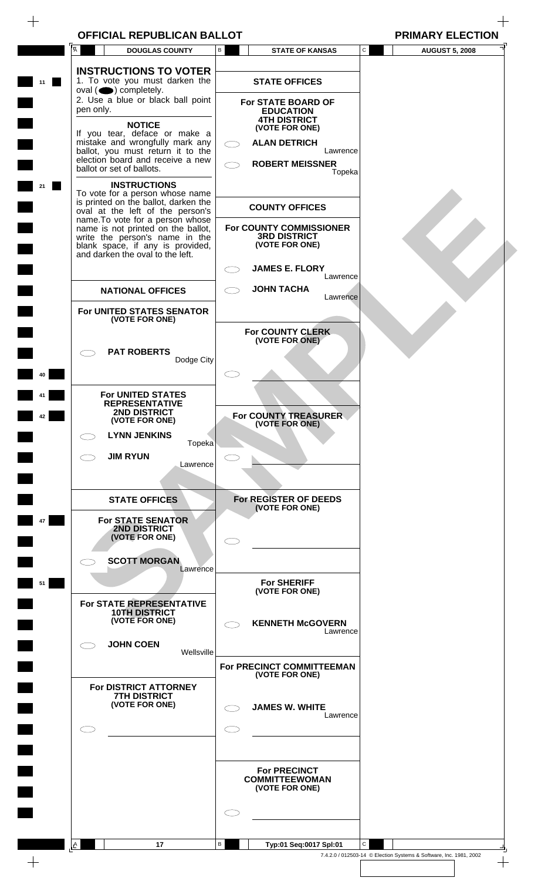# OFFICIAL REPUBLICAN BALLOT

# PRIMARY ELECTION

DOUGLAS COUNTY | STATE OF KANSAS | AUGUST 5, 2008

## INSTRUCTIONS TO VOTER

1. To vote you must darken the oval ( ) completely.
2. Use a blue or black ball point pen only.

### NOTICE

If you tear, deface or make a mistake and wrongfully mark any ballot, you must return it to the election board and receive a new ballot or set of ballots.

### INSTRUCTIONS

To vote for a person whose name is printed on the ballot, darken the oval at the left of the person's name. To vote for a person whose name is not printed on the ballot, write the person's name in the blank space, if any is provided, and darken the oval to the left.

## NATIONAL OFFICES

**For UNITED STATES SENATOR**
(VOTE FOR ONE)

- PAT ROBERTS — Dodge City

**For UNITED STATES REPRESENTATIVE 2ND DISTRICT**
(VOTE FOR ONE)

- LYNN JENKINS — Topeka
- JIM RYUN — Lawrence

## STATE OFFICES

**For STATE SENATOR 2ND DISTRICT**
(VOTE FOR ONE)

- SCOTT MORGAN — Lawrence

**For STATE REPRESENTATIVE 10TH DISTRICT**
(VOTE FOR ONE)

- JOHN COEN — Wellsville

**For DISTRICT ATTORNEY 7TH DISTRICT**
(VOTE FOR ONE)

- ________________

## STATE OFFICES

**For STATE BOARD OF EDUCATION 4TH DISTRICT**
(VOTE FOR ONE)

- ALAN DETRICH — Lawrence
- ROBERT MEISSNER — Topeka

## COUNTY OFFICES

**For COUNTY COMMISSIONER 3RD DISTRICT**
(VOTE FOR ONE)

- JAMES E. FLORY — Lawrence
- JOHN TACHA — Lawrence

**For COUNTY CLERK**
(VOTE FOR ONE)

- ________________

**For COUNTY TREASURER**
(VOTE FOR ONE)

- ________________

**For REGISTER OF DEEDS**
(VOTE FOR ONE)

- ________________

**For SHERIFF**
(VOTE FOR ONE)

- KENNETH McGOVERN — Lawrence

**For PRECINCT COMMITTEEMAN**
(VOTE FOR ONE)

- JAMES W. WHITE — Lawrence
- ________________

**For PRECINCT COMMITTEEWOMAN**
(VOTE FOR ONE)

- ________________

SAMPLE

17 | Typ:01 Seq:0017 Spl:01

7.4.2.0 / 012503-14 © Election Systems & Software, Inc. 1981, 2002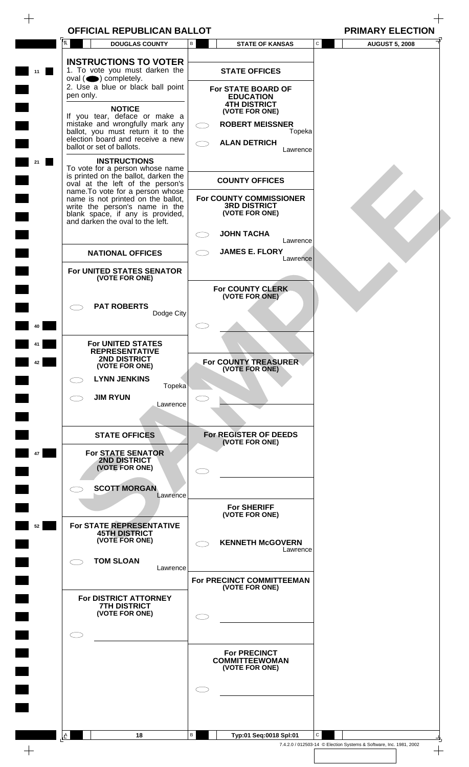# OFFICIAL REPUBLICAN BALLOT

# PRIMARY ELECTION

DOUGLAS COUNTY — STATE OF KANSAS — AUGUST 5, 2008

## INSTRUCTIONS TO VOTER

1. To vote you must darken the oval ( ⬬ ) completely.
2. Use a blue or black ball point pen only.

**NOTICE**

If you tear, deface or make a mistake and wrongfully mark any ballot, you must return it to the election board and receive a new ballot or set of ballots.

**INSTRUCTIONS**

To vote for a person whose name is printed on the ballot, darken the oval at the left of the person's name. To vote for a person whose name is not printed on the ballot, write the person's name in the blank space, if any is provided, and darken the oval to the left.

## NATIONAL OFFICES

**For UNITED STATES SENATOR**
**(VOTE FOR ONE)**

- ⬭ **PAT ROBERTS** — Dodge City

**For UNITED STATES REPRESENTATIVE 2ND DISTRICT**
**(VOTE FOR ONE)**

- ⬭ **LYNN JENKINS** — Topeka
- ⬭ **JIM RYUN** — Lawrence

## STATE OFFICES

**For STATE SENATOR 2ND DISTRICT**
**(VOTE FOR ONE)**

- ⬭ **SCOTT MORGAN** — Lawrence

**For STATE REPRESENTATIVE 45TH DISTRICT**
**(VOTE FOR ONE)**

- ⬭ **TOM SLOAN** — Lawrence

**For DISTRICT ATTORNEY 7TH DISTRICT**
**(VOTE FOR ONE)**

- ⬭ ____________

## STATE OFFICES

**For STATE BOARD OF EDUCATION 4TH DISTRICT**
**(VOTE FOR ONE)**

- ⬭ **ROBERT MEISSNER** — Topeka
- ⬭ **ALAN DETRICH** — Lawrence

## COUNTY OFFICES

**For COUNTY COMMISSIONER 3RD DISTRICT**
**(VOTE FOR ONE)**

- ⬭ **JOHN TACHA** — Lawrence
- ⬭ **JAMES E. FLORY** — Lawrence

**For COUNTY CLERK**
**(VOTE FOR ONE)**

- ⬭ ____________

**For COUNTY TREASURER**
**(VOTE FOR ONE)**

- ⬭ ____________

**For REGISTER OF DEEDS**
**(VOTE FOR ONE)**

- ⬭ ____________

**For SHERIFF**
**(VOTE FOR ONE)**

- ⬭ **KENNETH McGOVERN** — Lawrence

**For PRECINCT COMMITTEEMAN**
**(VOTE FOR ONE)**

- ⬭ ____________

**For PRECINCT COMMITTEEWOMAN**
**(VOTE FOR ONE)**

- ⬭ ____________

SAMPLE

18 — Typ:01 Seq:0018 Spl:01

7.4.2.0 / 012503-14 © Election Systems & Software, Inc. 1981, 2002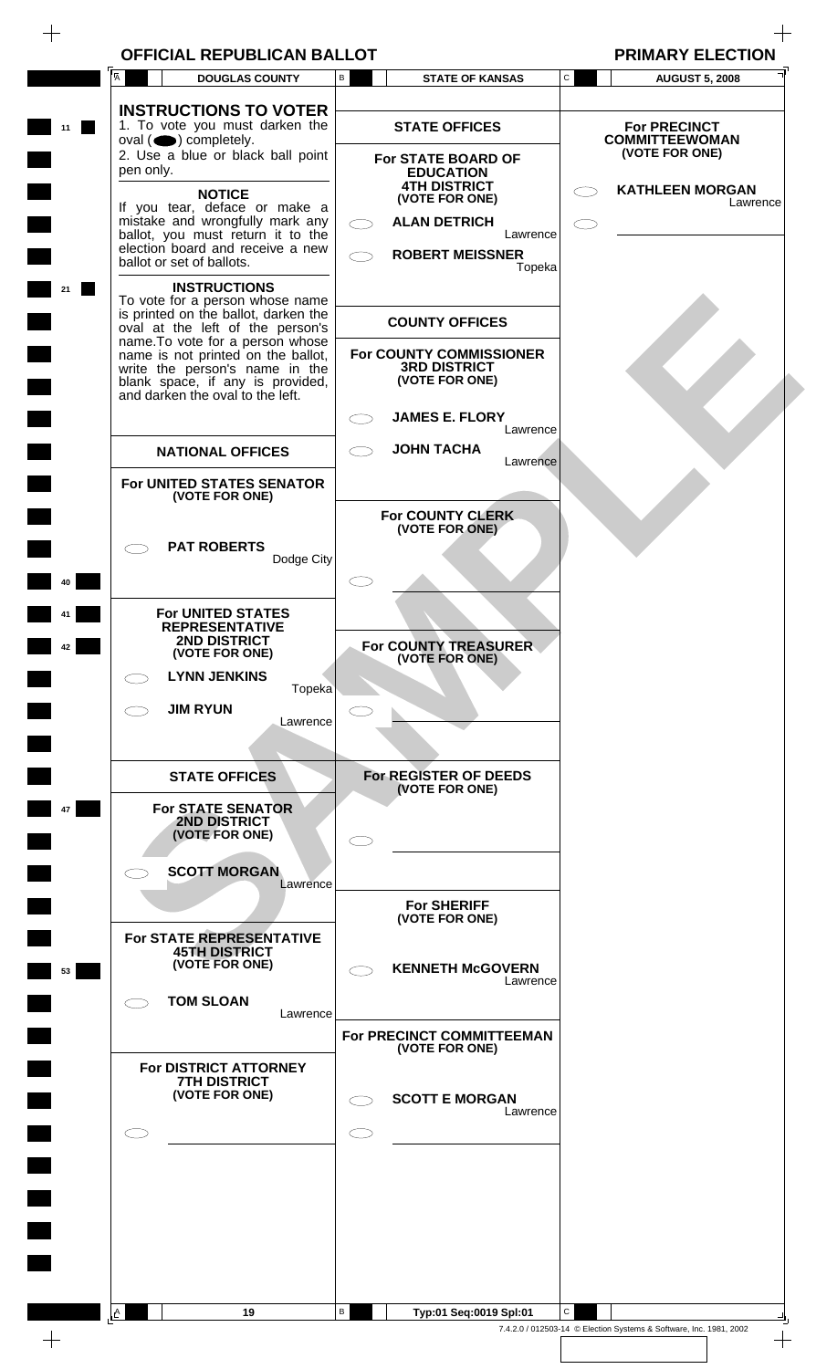# OFFICIAL REPUBLICAN BALLOT

# PRIMARY ELECTION

DOUGLAS COUNTY | STATE OF KANSAS | AUGUST 5, 2008

## INSTRUCTIONS TO VOTER

1. To vote you must darken the oval ( ⬬ ) completely.
2. Use a blue or black ball point pen only.

### NOTICE

If you tear, deface or make a mistake and wrongfully mark any ballot, you must return it to the election board and receive a new ballot or set of ballots.

### INSTRUCTIONS

To vote for a person whose name is printed on the ballot, darken the oval at the left of the person's name. To vote for a person whose name is not printed on the ballot, write the person's name in the blank space, if any is provided, and darken the oval to the left.

## NATIONAL OFFICES

**For UNITED STATES SENATOR**
(VOTE FOR ONE)

- ⬭ **PAT ROBERTS** Dodge City

**For UNITED STATES REPRESENTATIVE 2ND DISTRICT**
(VOTE FOR ONE)

- ⬭ **LYNN JENKINS** Topeka
- ⬭ **JIM RYUN** Lawrence

## STATE OFFICES

**For STATE SENATOR 2ND DISTRICT**
(VOTE FOR ONE)

- ⬭ **SCOTT MORGAN** Lawrence

**For STATE REPRESENTATIVE 45TH DISTRICT**
(VOTE FOR ONE)

- ⬭ **TOM SLOAN** Lawrence

**For DISTRICT ATTORNEY 7TH DISTRICT**
(VOTE FOR ONE)

- ⬭ ____________________

## STATE OFFICES

**For STATE BOARD OF EDUCATION 4TH DISTRICT**
(VOTE FOR ONE)

- ⬭ **ALAN DETRICH** Lawrence
- ⬭ **ROBERT MEISSNER** Topeka

## COUNTY OFFICES

**For COUNTY COMMISSIONER 3RD DISTRICT**
(VOTE FOR ONE)

- ⬭ **JAMES E. FLORY** Lawrence
- ⬭ **JOHN TACHA** Lawrence

**For COUNTY CLERK**
(VOTE FOR ONE)

- ⬭ ____________________

**For COUNTY TREASURER**
(VOTE FOR ONE)

- ⬭ ____________________

**For REGISTER OF DEEDS**
(VOTE FOR ONE)

- ⬭ ____________________

**For SHERIFF**
(VOTE FOR ONE)

- ⬭ **KENNETH McGOVERN** Lawrence

**For PRECINCT COMMITTEEMAN**
(VOTE FOR ONE)

- ⬭ **SCOTT E MORGAN** Lawrence
- ⬭ ____________________

**For PRECINCT COMMITTEEWOMAN**
(VOTE FOR ONE)

- ⬭ **KATHLEEN MORGAN** Lawrence
- ⬭ ____________________

SAMPLE

19 | Typ:01 Seq:0019 Spl:01

7.4.2.0 / 012503-14 © Election Systems & Software, Inc. 1981, 2002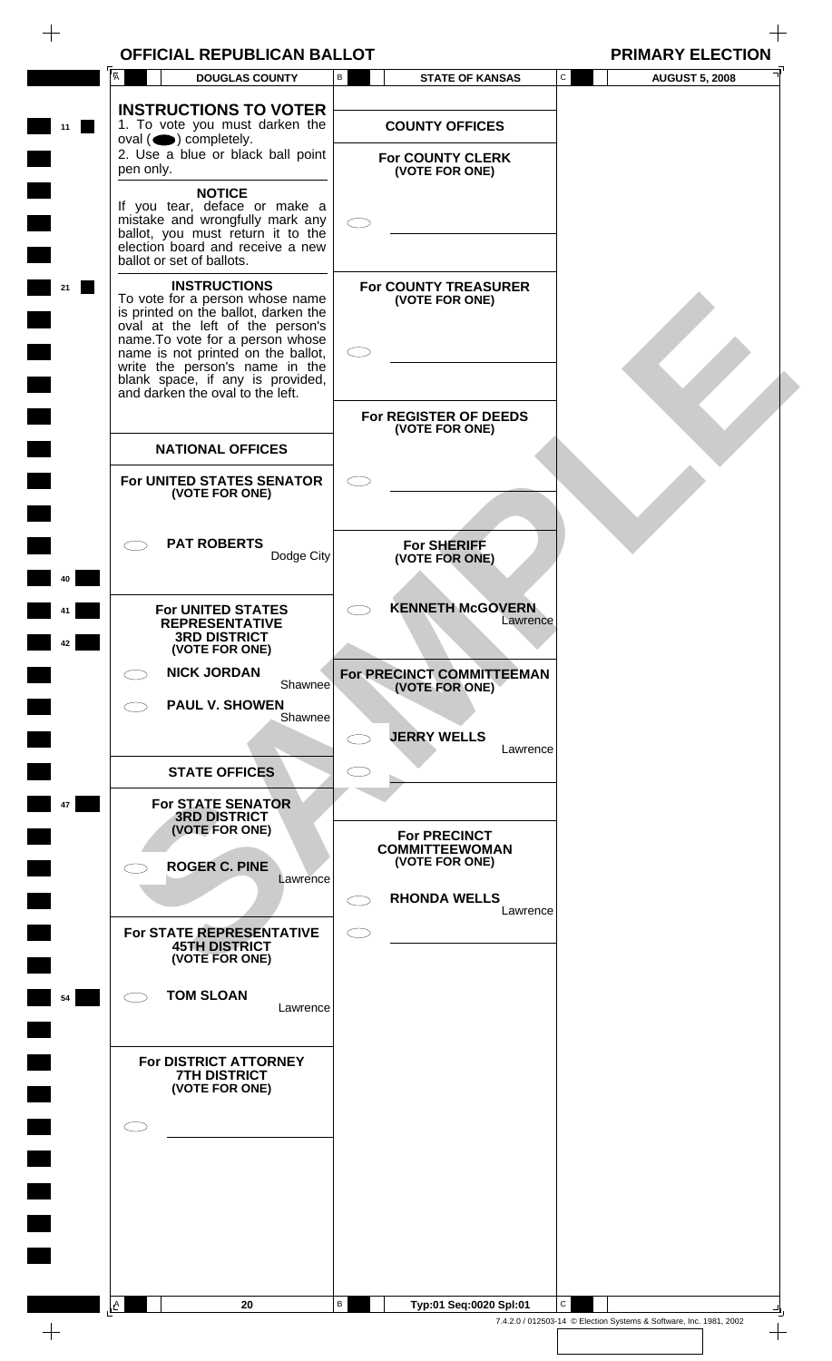# OFFICIAL REPUBLICAN BALLOT

# PRIMARY ELECTION

| DOUGLAS COUNTY | STATE OF KANSAS | AUGUST 5, 2008 |
|---|---|---|

## INSTRUCTIONS TO VOTER

1. To vote you must darken the oval (⬬) completely.
2. Use a blue or black ball point pen only.

**NOTICE**

If you tear, deface or make a mistake and wrongfully mark any ballot, you must return it to the election board and receive a new ballot or set of ballots.

**INSTRUCTIONS**

To vote for a person whose name is printed on the ballot, darken the oval at the left of the person's name. To vote for a person whose name is not printed on the ballot, write the person's name in the blank space, if any is provided, and darken the oval to the left.

## NATIONAL OFFICES

**For UNITED STATES SENATOR**
**(VOTE FOR ONE)**

- ⬭ **PAT ROBERTS** — Dodge City

**For UNITED STATES REPRESENTATIVE 3RD DISTRICT**
**(VOTE FOR ONE)**

- ⬭ **NICK JORDAN** — Shawnee
- ⬭ **PAUL V. SHOWEN** — Shawnee

## STATE OFFICES

**For STATE SENATOR 3RD DISTRICT**
**(VOTE FOR ONE)**

- ⬭ **ROGER C. PINE** — Lawrence

**For STATE REPRESENTATIVE 45TH DISTRICT**
**(VOTE FOR ONE)**

- ⬭ **TOM SLOAN** — Lawrence

**For DISTRICT ATTORNEY 7TH DISTRICT**
**(VOTE FOR ONE)**

- ⬭ ____________

## COUNTY OFFICES

**For COUNTY CLERK**
**(VOTE FOR ONE)**

- ⬭ ____________

**For COUNTY TREASURER**
**(VOTE FOR ONE)**

- ⬭ ____________

**For REGISTER OF DEEDS**
**(VOTE FOR ONE)**

- ⬭ ____________

**For SHERIFF**
**(VOTE FOR ONE)**

- ⬭ **KENNETH McGOVERN** — Lawrence

**For PRECINCT COMMITTEEMAN**
**(VOTE FOR ONE)**

- ⬭ **JERRY WELLS** — Lawrence
- ⬭ ____________

**For PRECINCT COMMITTEEWOMAN**
**(VOTE FOR ONE)**

- ⬭ **RHONDA WELLS** — Lawrence
- ⬭ ____________

SAMPLE

20 — Typ:01 Seq:0020 Spl:01

7.4.2.0 / 012503-14 © Election Systems & Software, Inc. 1981, 2002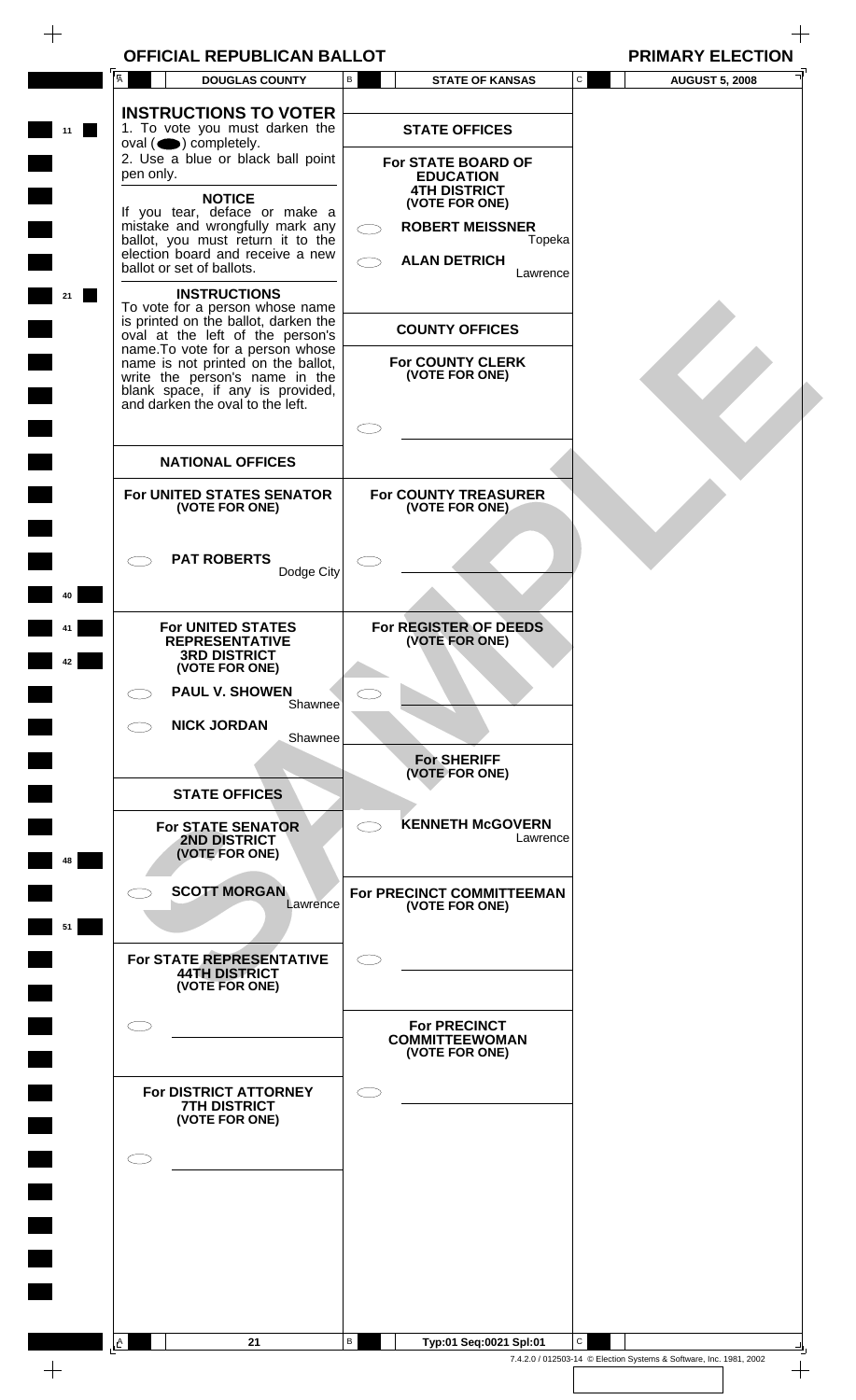# OFFICIAL REPUBLICAN BALLOT

# PRIMARY ELECTION

DOUGLAS COUNTY | STATE OF KANSAS | AUGUST 5, 2008

## INSTRUCTIONS TO VOTER

1. To vote you must darken the oval ( ) completely.
2. Use a blue or black ball point pen only.

**NOTICE**

If you tear, deface or make a mistake and wrongfully mark any ballot, you must return it to the election board and receive a new ballot or set of ballots.

**INSTRUCTIONS**

To vote for a person whose name is printed on the ballot, darken the oval at the left of the person's name. To vote for a person whose name is not printed on the ballot, write the person's name in the blank space, if any is provided, and darken the oval to the left.

## NATIONAL OFFICES

**For UNITED STATES SENATOR**
(VOTE FOR ONE)

- PAT ROBERTS — Dodge City

**For UNITED STATES REPRESENTATIVE 3RD DISTRICT**
(VOTE FOR ONE)

- PAUL V. SHOWEN — Shawnee
- NICK JORDAN — Shawnee

## STATE OFFICES

**For STATE SENATOR 2ND DISTRICT**
(VOTE FOR ONE)

- SCOTT MORGAN — Lawrence

**For STATE REPRESENTATIVE 44TH DISTRICT**
(VOTE FOR ONE)

- ________

**For DISTRICT ATTORNEY 7TH DISTRICT**
(VOTE FOR ONE)

- ________

## STATE OFFICES

**For STATE BOARD OF EDUCATION 4TH DISTRICT**
(VOTE FOR ONE)

- ROBERT MEISSNER — Topeka
- ALAN DETRICH — Lawrence

## COUNTY OFFICES

**For COUNTY CLERK**
(VOTE FOR ONE)

- ________

**For COUNTY TREASURER**
(VOTE FOR ONE)

- ________

**For REGISTER OF DEEDS**
(VOTE FOR ONE)

- ________

**For SHERIFF**
(VOTE FOR ONE)

- KENNETH McGOVERN — Lawrence

**For PRECINCT COMMITTEEMAN**
(VOTE FOR ONE)

- ________

**For PRECINCT COMMITTEEWOMAN**
(VOTE FOR ONE)

- ________

SAMPLE

21 | Typ:01 Seq:0021 Spl:01

7.4.2.0 / 012503-14 © Election Systems & Software, Inc. 1981, 2002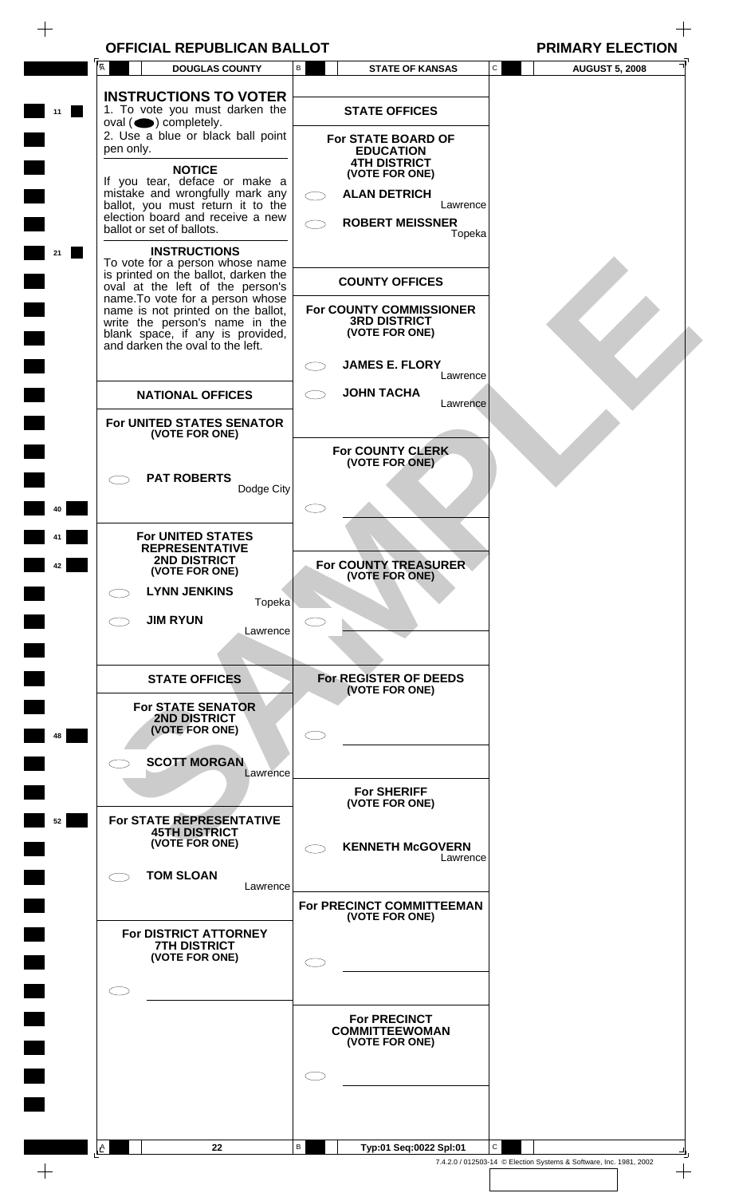# OFFICIAL REPUBLICAN BALLOT

# PRIMARY ELECTION

DOUGLAS COUNTY | STATE OF KANSAS | AUGUST 5, 2008

## INSTRUCTIONS TO VOTER

1. To vote you must darken the oval (⬬) completely.
2. Use a blue or black ball point pen only.

**NOTICE**

If you tear, deface or make a mistake and wrongfully mark any ballot, you must return it to the election board and receive a new ballot or set of ballots.

**INSTRUCTIONS**

To vote for a person whose name is printed on the ballot, darken the oval at the left of the person's name. To vote for a person whose name is not printed on the ballot, write the person's name in the blank space, if any is provided, and darken the oval to the left.

## NATIONAL OFFICES

**For UNITED STATES SENATOR**
(VOTE FOR ONE)

- ⬭ **PAT ROBERTS** — Dodge City

**For UNITED STATES REPRESENTATIVE 2ND DISTRICT**
(VOTE FOR ONE)

- ⬭ **LYNN JENKINS** — Topeka
- ⬭ **JIM RYUN** — Lawrence

## STATE OFFICES

**For STATE SENATOR 2ND DISTRICT**
(VOTE FOR ONE)

- ⬭ **SCOTT MORGAN** — Lawrence

**For STATE REPRESENTATIVE 45TH DISTRICT**
(VOTE FOR ONE)

- ⬭ **TOM SLOAN** — Lawrence

**For DISTRICT ATTORNEY 7TH DISTRICT**
(VOTE FOR ONE)

- ⬭ ____________

## STATE OFFICES

**For STATE BOARD OF EDUCATION 4TH DISTRICT**
(VOTE FOR ONE)

- ⬭ **ALAN DETRICH** — Lawrence
- ⬭ **ROBERT MEISSNER** — Topeka

## COUNTY OFFICES

**For COUNTY COMMISSIONER 3RD DISTRICT**
(VOTE FOR ONE)

- ⬭ **JAMES E. FLORY** — Lawrence
- ⬭ **JOHN TACHA** — Lawrence

**For COUNTY CLERK**
(VOTE FOR ONE)

- ⬭ ____________

**For COUNTY TREASURER**
(VOTE FOR ONE)

- ⬭ ____________

**For REGISTER OF DEEDS**
(VOTE FOR ONE)

- ⬭ ____________

**For SHERIFF**
(VOTE FOR ONE)

- ⬭ **KENNETH McGOVERN** — Lawrence

**For PRECINCT COMMITTEEMAN**
(VOTE FOR ONE)

- ⬭ ____________

**For PRECINCT COMMITTEEWOMAN**
(VOTE FOR ONE)

- ⬭ ____________

SAMPLE

22 | Typ:01 Seq:0022 Spl:01

7.4.2.0 / 012503-14 © Election Systems & Software, Inc. 1981, 2002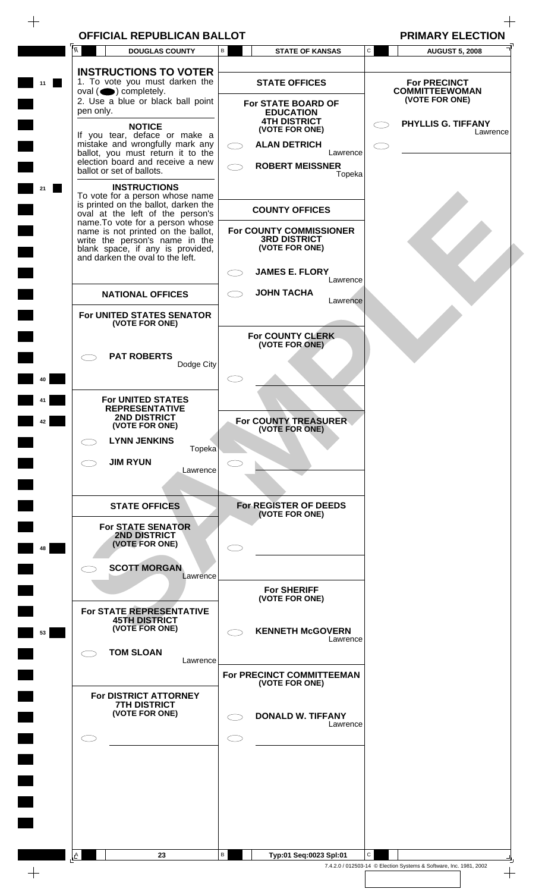# OFFICIAL REPUBLICAN BALLOT

# PRIMARY ELECTION

DOUGLAS COUNTY | STATE OF KANSAS | AUGUST 5, 2008

## INSTRUCTIONS TO VOTER

1. To vote you must darken the oval ( ) completely.
2. Use a blue or black ball point pen only.

**NOTICE**

If you tear, deface or make a mistake and wrongfully mark any ballot, you must return it to the election board and receive a new ballot or set of ballots.

**INSTRUCTIONS**

To vote for a person whose name is printed on the ballot, darken the oval at the left of the person's name. To vote for a person whose name is not printed on the ballot, write the person's name in the blank space, if any is provided, and darken the oval to the left.

## NATIONAL OFFICES

**For UNITED STATES SENATOR**
(VOTE FOR ONE)

- PAT ROBERTS — Dodge City

**For UNITED STATES REPRESENTATIVE 2ND DISTRICT**
(VOTE FOR ONE)

- LYNN JENKINS — Topeka
- JIM RYUN — Lawrence

## STATE OFFICES

**For STATE SENATOR 2ND DISTRICT**
(VOTE FOR ONE)

- SCOTT MORGAN — Lawrence

**For STATE REPRESENTATIVE 45TH DISTRICT**
(VOTE FOR ONE)

- TOM SLOAN — Lawrence

**For DISTRICT ATTORNEY 7TH DISTRICT**
(VOTE FOR ONE)

- \_\_\_\_\_\_\_\_\_\_

## STATE OFFICES

**For STATE BOARD OF EDUCATION 4TH DISTRICT**
(VOTE FOR ONE)

- ALAN DETRICH — Lawrence
- ROBERT MEISSNER — Topeka

## COUNTY OFFICES

**For COUNTY COMMISSIONER 3RD DISTRICT**
(VOTE FOR ONE)

- JAMES E. FLORY — Lawrence
- JOHN TACHA — Lawrence

**For COUNTY CLERK**
(VOTE FOR ONE)

- \_\_\_\_\_\_\_\_\_\_

**For COUNTY TREASURER**
(VOTE FOR ONE)

- \_\_\_\_\_\_\_\_\_\_

**For REGISTER OF DEEDS**
(VOTE FOR ONE)

- \_\_\_\_\_\_\_\_\_\_

**For SHERIFF**
(VOTE FOR ONE)

- KENNETH McGOVERN — Lawrence

**For PRECINCT COMMITTEEMAN**
(VOTE FOR ONE)

- DONALD W. TIFFANY — Lawrence
- \_\_\_\_\_\_\_\_\_\_

**For PRECINCT COMMITTEEWOMAN**
(VOTE FOR ONE)

- PHYLLIS G. TIFFANY — Lawrence
- \_\_\_\_\_\_\_\_\_\_

SAMPLE

23 | Typ:01 Seq:0023 Spl:01

7.4.2.0 / 012503-14 © Election Systems & Software, Inc. 1981, 2002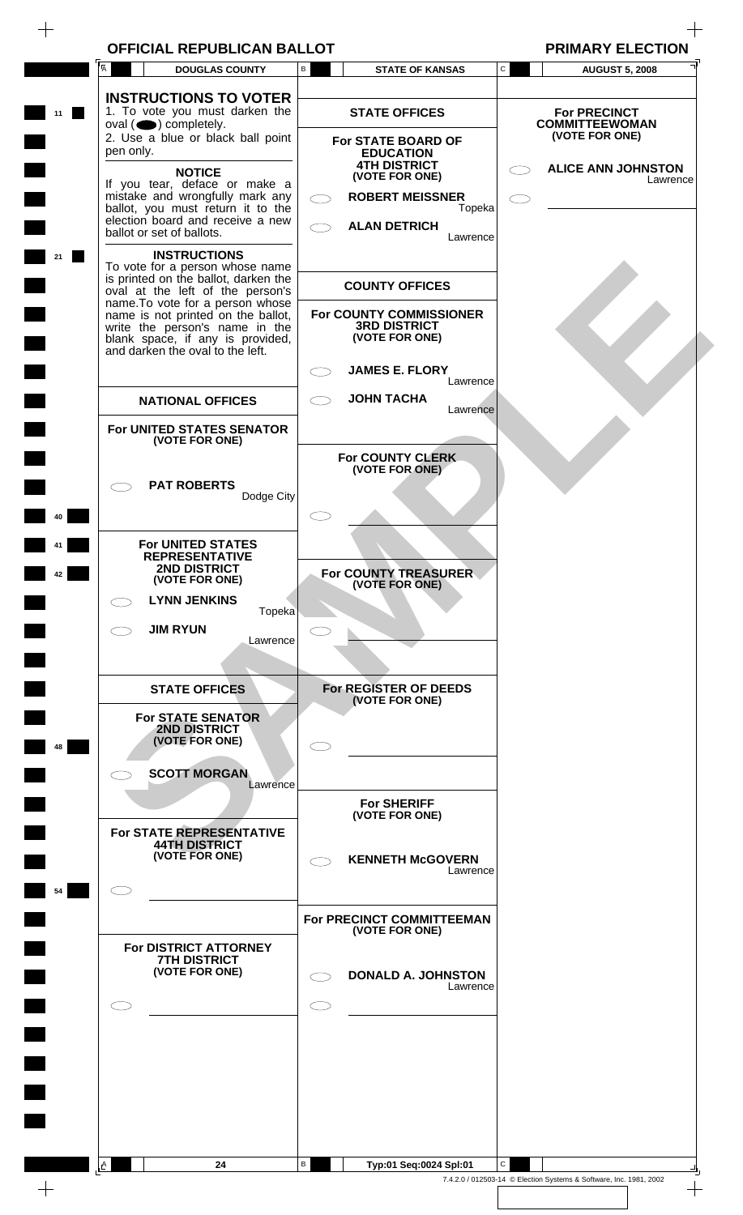# OFFICIAL REPUBLICAN BALLOT

# PRIMARY ELECTION

DOUGLAS COUNTY — STATE OF KANSAS — AUGUST 5, 2008

## INSTRUCTIONS TO VOTER

1. To vote you must darken the oval (⬬) completely.
2. Use a blue or black ball point pen only.

**NOTICE**

If you tear, deface or make a mistake and wrongfully mark any ballot, you must return it to the election board and receive a new ballot or set of ballots.

**INSTRUCTIONS**

To vote for a person whose name is printed on the ballot, darken the oval at the left of the person's name. To vote for a person whose name is not printed on the ballot, write the person's name in the blank space, if any is provided, and darken the oval to the left.

## NATIONAL OFFICES

**For UNITED STATES SENATOR**
**(VOTE FOR ONE)**

- ⬭ **PAT ROBERTS** — Dodge City

**For UNITED STATES REPRESENTATIVE**
**2ND DISTRICT**
**(VOTE FOR ONE)**

- ⬭ **LYNN JENKINS** — Topeka
- ⬭ **JIM RYUN** — Lawrence

## STATE OFFICES

**For STATE SENATOR**
**2ND DISTRICT**
**(VOTE FOR ONE)**

- ⬭ **SCOTT MORGAN** — Lawrence

**For STATE REPRESENTATIVE**
**44TH DISTRICT**
**(VOTE FOR ONE)**

- ⬭ ____________________

**For DISTRICT ATTORNEY**
**7TH DISTRICT**
**(VOTE FOR ONE)**

- ⬭ ____________________

## STATE OFFICES

**For STATE BOARD OF EDUCATION**
**4TH DISTRICT**
**(VOTE FOR ONE)**

- ⬭ **ROBERT MEISSNER** — Topeka
- ⬭ **ALAN DETRICH** — Lawrence

## COUNTY OFFICES

**For COUNTY COMMISSIONER**
**3RD DISTRICT**
**(VOTE FOR ONE)**

- ⬭ **JAMES E. FLORY** — Lawrence
- ⬭ **JOHN TACHA** — Lawrence

**For COUNTY CLERK**
**(VOTE FOR ONE)**

- ⬭ ____________________

**For COUNTY TREASURER**
**(VOTE FOR ONE)**

- ⬭ ____________________

**For REGISTER OF DEEDS**
**(VOTE FOR ONE)**

- ⬭ ____________________

**For SHERIFF**
**(VOTE FOR ONE)**

- ⬭ **KENNETH McGOVERN** — Lawrence

**For PRECINCT COMMITTEEMAN**
**(VOTE FOR ONE)**

- ⬭ **DONALD A. JOHNSTON** — Lawrence
- ⬭ ____________________

**For PRECINCT COMMITTEEWOMAN**
**(VOTE FOR ONE)**

- ⬭ **ALICE ANN JOHNSTON** — Lawrence
- ⬭ ____________________

SAMPLE

24 — Typ:01 Seq:0024 Spl:01

7.4.2.0 / 012503-14 © Election Systems & Software, Inc. 1981, 2002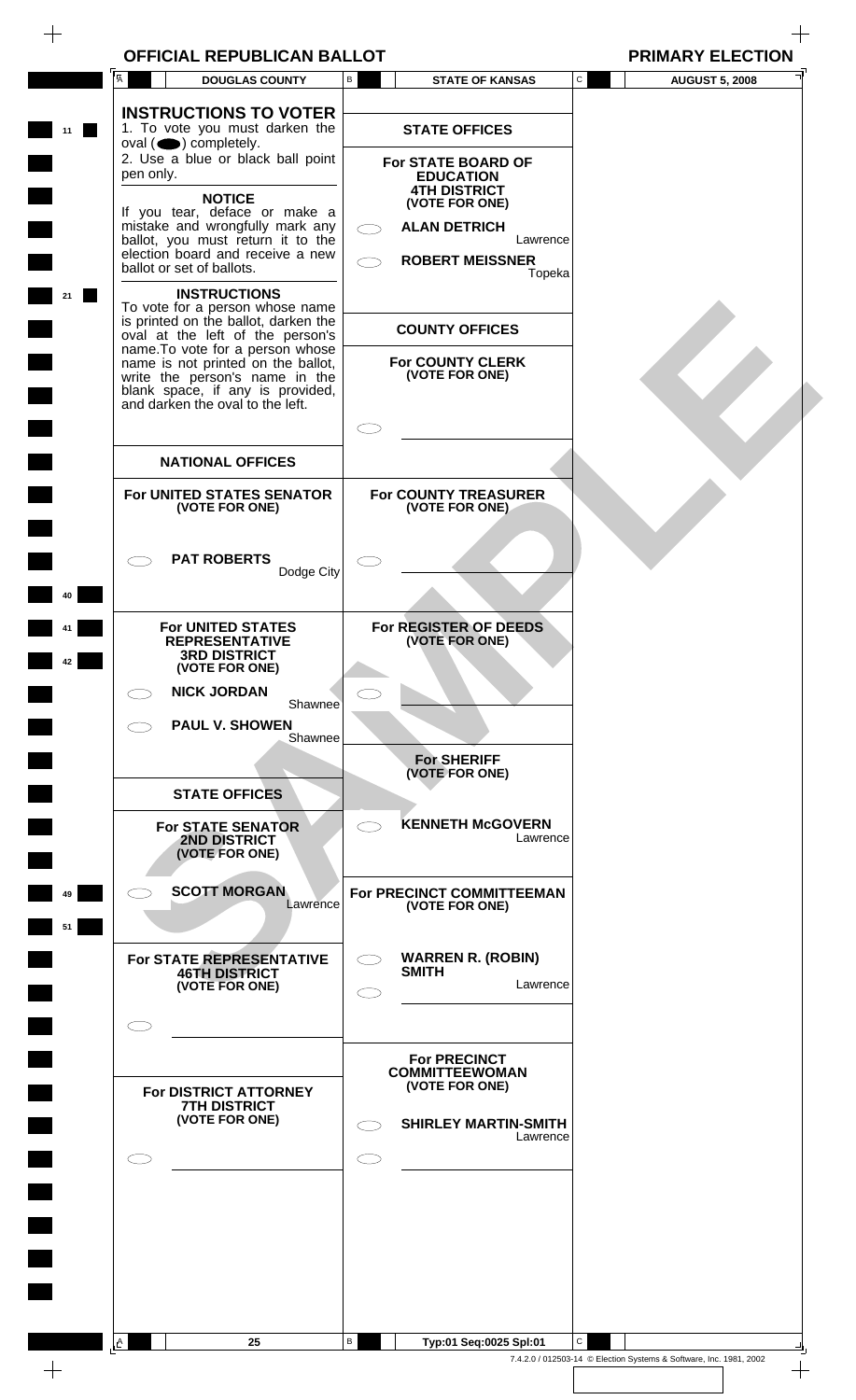# OFFICIAL REPUBLICAN BALLOT

# PRIMARY ELECTION

DOUGLAS COUNTY — STATE OF KANSAS — AUGUST 5, 2008

## INSTRUCTIONS TO VOTER

1. To vote you must darken the oval ( ⬬ ) completely.
2. Use a blue or black ball point pen only.

**NOTICE**

If you tear, deface or make a mistake and wrongfully mark any ballot, you must return it to the election board and receive a new ballot or set of ballots.

**INSTRUCTIONS**

To vote for a person whose name is printed on the ballot, darken the oval at the left of the person's name. To vote for a person whose name is not printed on the ballot, write the person's name in the blank space, if any is provided, and darken the oval to the left.

## NATIONAL OFFICES

**For UNITED STATES SENATOR**
**(VOTE FOR ONE)**

- ⬭ **PAT ROBERTS** — Dodge City

**For UNITED STATES REPRESENTATIVE**
**3RD DISTRICT**
**(VOTE FOR ONE)**

- ⬭ **NICK JORDAN** — Shawnee
- ⬭ **PAUL V. SHOWEN** — Shawnee

## STATE OFFICES

**For STATE SENATOR**
**2ND DISTRICT**
**(VOTE FOR ONE)**

- ⬭ **SCOTT MORGAN** — Lawrence

**For STATE REPRESENTATIVE**
**46TH DISTRICT**
**(VOTE FOR ONE)**

- ⬭ ____________

**For DISTRICT ATTORNEY**
**7TH DISTRICT**
**(VOTE FOR ONE)**

- ⬭ ____________

## STATE OFFICES

**For STATE BOARD OF EDUCATION**
**4TH DISTRICT**
**(VOTE FOR ONE)**

- ⬭ **ALAN DETRICH** — Lawrence
- ⬭ **ROBERT MEISSNER** — Topeka

## COUNTY OFFICES

**For COUNTY CLERK**
**(VOTE FOR ONE)**

- ⬭ ____________

**For COUNTY TREASURER**
**(VOTE FOR ONE)**

- ⬭ ____________

**For REGISTER OF DEEDS**
**(VOTE FOR ONE)**

- ⬭ ____________

**For SHERIFF**
**(VOTE FOR ONE)**

- ⬭ **KENNETH McGOVERN** — Lawrence

**For PRECINCT COMMITTEEMAN**
**(VOTE FOR ONE)**

- ⬭ **WARREN R. (ROBIN) SMITH** — Lawrence
- ⬭ ____________

**For PRECINCT COMMITTEEWOMAN**
**(VOTE FOR ONE)**

- ⬭ **SHIRLEY MARTIN-SMITH** — Lawrence
- ⬭ ____________

SAMPLE

25 — Typ:01 Seq:0025 Spl:01

7.4.2.0 / 012503-14 © Election Systems & Software, Inc. 1981, 2002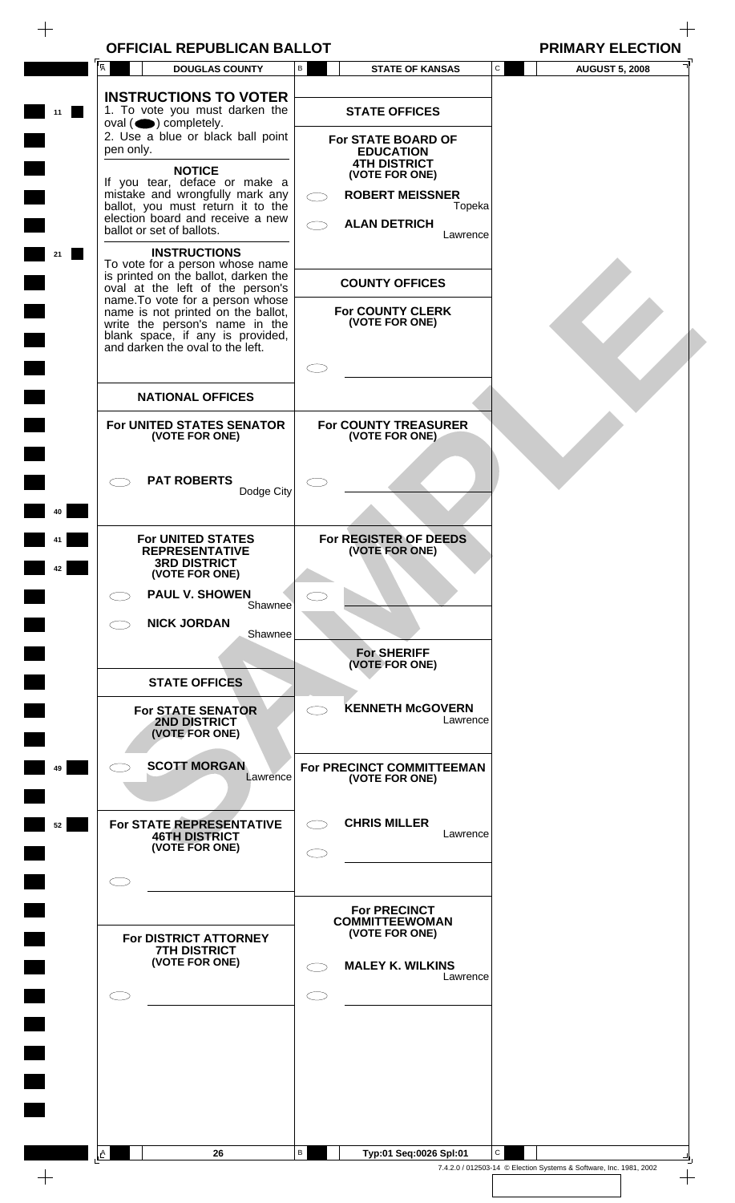# OFFICIAL REPUBLICAN BALLOT

**PRIMARY ELECTION**

DOUGLAS COUNTY | STATE OF KANSAS | AUGUST 5, 2008

## INSTRUCTIONS TO VOTER

1. To vote you must darken the oval (⬬) completely.
2. Use a blue or black ball point pen only.

**NOTICE**

If you tear, deface or make a mistake and wrongfully mark any ballot, you must return it to the election board and receive a new ballot or set of ballots.

**INSTRUCTIONS**

To vote for a person whose name is printed on the ballot, darken the oval at the left of the person's name. To vote for a person whose name is not printed on the ballot, write the person's name in the blank space, if any is provided, and darken the oval to the left.

## NATIONAL OFFICES

**For UNITED STATES SENATOR**
**(VOTE FOR ONE)**

- ⬭ **PAT ROBERTS** — Dodge City

**For UNITED STATES REPRESENTATIVE 3RD DISTRICT**
**(VOTE FOR ONE)**

- ⬭ **PAUL V. SHOWEN** — Shawnee
- ⬭ **NICK JORDAN** — Shawnee

## STATE OFFICES

**For STATE SENATOR 2ND DISTRICT**
**(VOTE FOR ONE)**

- ⬭ **SCOTT MORGAN** — Lawrence

**For STATE REPRESENTATIVE 46TH DISTRICT**
**(VOTE FOR ONE)**

- ⬭ ____________

**For DISTRICT ATTORNEY 7TH DISTRICT**
**(VOTE FOR ONE)**

- ⬭ ____________

## STATE OFFICES

**For STATE BOARD OF EDUCATION 4TH DISTRICT**
**(VOTE FOR ONE)**

- ⬭ **ROBERT MEISSNER** — Topeka
- ⬭ **ALAN DETRICH** — Lawrence

## COUNTY OFFICES

**For COUNTY CLERK**
**(VOTE FOR ONE)**

- ⬭ ____________

**For COUNTY TREASURER**
**(VOTE FOR ONE)**

- ⬭ ____________

**For REGISTER OF DEEDS**
**(VOTE FOR ONE)**

- ⬭ ____________

**For SHERIFF**
**(VOTE FOR ONE)**

- ⬭ **KENNETH McGOVERN** — Lawrence

**For PRECINCT COMMITTEEMAN**
**(VOTE FOR ONE)**

- ⬭ **CHRIS MILLER** — Lawrence
- ⬭ ____________

**For PRECINCT COMMITTEEWOMAN**
**(VOTE FOR ONE)**

- ⬭ **MALEY K. WILKINS** — Lawrence
- ⬭ ____________

SAMPLE

26 Typ:01 Seq:0026 Spl:01

7.4.2.0 / 012503-14 © Election Systems & Software, Inc. 1981, 2002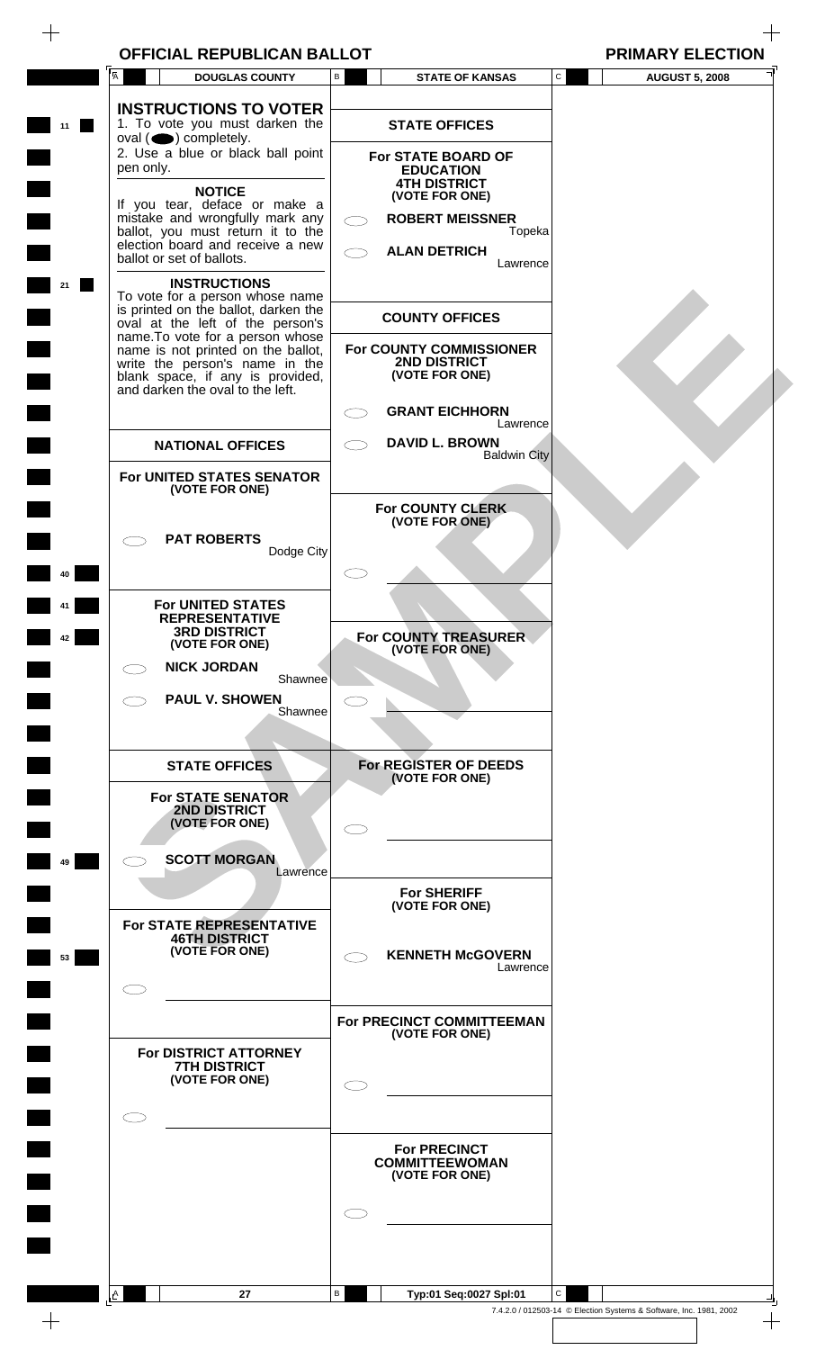# OFFICIAL REPUBLICAN BALLOT

# PRIMARY ELECTION

DOUGLAS COUNTY | STATE OF KANSAS | AUGUST 5, 2008

## INSTRUCTIONS TO VOTER

1. To vote you must darken the oval ( ) completely.
2. Use a blue or black ball point pen only.

**NOTICE**

If you tear, deface or make a mistake and wrongfully mark any ballot, you must return it to the election board and receive a new ballot or set of ballots.

**INSTRUCTIONS**

To vote for a person whose name is printed on the ballot, darken the oval at the left of the person's name. To vote for a person whose name is not printed on the ballot, write the person's name in the blank space, if any is provided, and darken the oval to the left.

## NATIONAL OFFICES

**For UNITED STATES SENATOR**
(VOTE FOR ONE)

- PAT ROBERTS — Dodge City

**For UNITED STATES REPRESENTATIVE 3RD DISTRICT**
(VOTE FOR ONE)

- NICK JORDAN — Shawnee
- PAUL V. SHOWEN — Shawnee

## STATE OFFICES

**For STATE SENATOR 2ND DISTRICT**
(VOTE FOR ONE)

- SCOTT MORGAN — Lawrence

**For STATE REPRESENTATIVE 46TH DISTRICT**
(VOTE FOR ONE)

- ________________

**For DISTRICT ATTORNEY 7TH DISTRICT**
(VOTE FOR ONE)

- ________________

## STATE OFFICES

**For STATE BOARD OF EDUCATION 4TH DISTRICT**
(VOTE FOR ONE)

- ROBERT MEISSNER — Topeka
- ALAN DETRICH — Lawrence

## COUNTY OFFICES

**For COUNTY COMMISSIONER 2ND DISTRICT**
(VOTE FOR ONE)

- GRANT EICHHORN — Lawrence
- DAVID L. BROWN — Baldwin City

**For COUNTY CLERK**
(VOTE FOR ONE)

- ________________

**For COUNTY TREASURER**
(VOTE FOR ONE)

- ________________

**For REGISTER OF DEEDS**
(VOTE FOR ONE)

- ________________

**For SHERIFF**
(VOTE FOR ONE)

- KENNETH McGOVERN — Lawrence

**For PRECINCT COMMITTEEMAN**
(VOTE FOR ONE)

- ________________

**For PRECINCT COMMITTEEWOMAN**
(VOTE FOR ONE)

- ________________

27 | Typ:01 Seq:0027 Spl:01

7.4.2.0 / 012503-14 © Election Systems & Software, Inc. 1981, 2002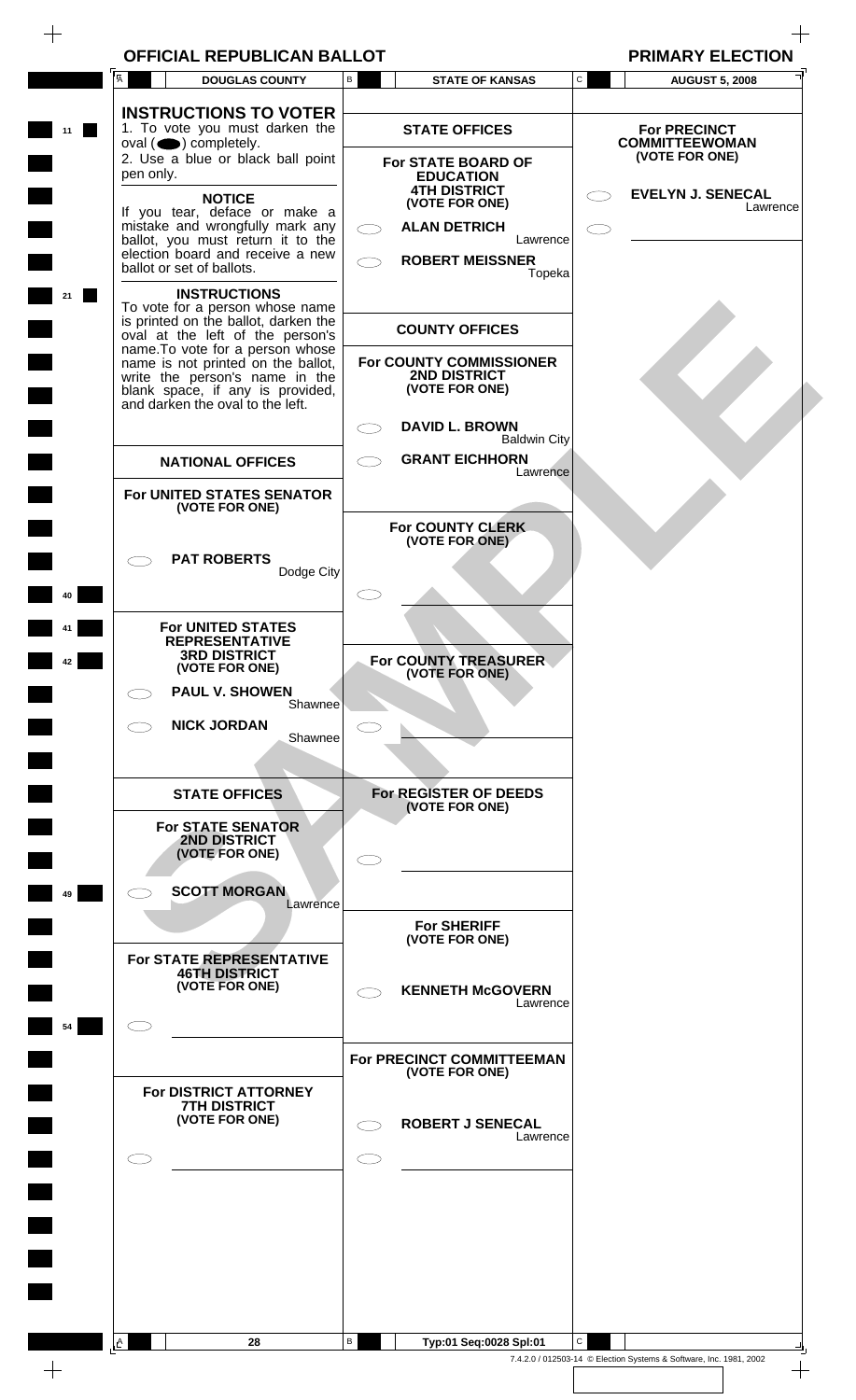# OFFICIAL REPUBLICAN BALLOT

# PRIMARY ELECTION

DOUGLAS COUNTY — STATE OF KANSAS — AUGUST 5, 2008

## INSTRUCTIONS TO VOTER

1. To vote you must darken the oval (⬬) completely.
2. Use a blue or black ball point pen only.

**NOTICE**
If you tear, deface or make a mistake and wrongfully mark any ballot, you must return it to the election board and receive a new ballot or set of ballots.

**INSTRUCTIONS**
To vote for a person whose name is printed on the ballot, darken the oval at the left of the person's name. To vote for a person whose name is not printed on the ballot, write the person's name in the blank space, if any is provided, and darken the oval to the left.

## NATIONAL OFFICES

**For UNITED STATES SENATOR**
(VOTE FOR ONE)

- ⬭ **PAT ROBERTS** — Dodge City

**For UNITED STATES REPRESENTATIVE 3RD DISTRICT**
(VOTE FOR ONE)

- ⬭ **PAUL V. SHOWEN** — Shawnee
- ⬭ **NICK JORDAN** — Shawnee

## STATE OFFICES

**For STATE SENATOR 2ND DISTRICT**
(VOTE FOR ONE)

- ⬭ **SCOTT MORGAN** — Lawrence

**For STATE REPRESENTATIVE 46TH DISTRICT**
(VOTE FOR ONE)

- ⬭ ______________________

**For DISTRICT ATTORNEY 7TH DISTRICT**
(VOTE FOR ONE)

- ⬭ ______________________

## STATE OFFICES

**For STATE BOARD OF EDUCATION 4TH DISTRICT**
(VOTE FOR ONE)

- ⬭ **ALAN DETRICH** — Lawrence
- ⬭ **ROBERT MEISSNER** — Topeka

## COUNTY OFFICES

**For COUNTY COMMISSIONER 2ND DISTRICT**
(VOTE FOR ONE)

- ⬭ **DAVID L. BROWN** — Baldwin City
- ⬭ **GRANT EICHHORN** — Lawrence

**For COUNTY CLERK**
(VOTE FOR ONE)

- ⬭ ______________________

**For COUNTY TREASURER**
(VOTE FOR ONE)

- ⬭ ______________________

**For REGISTER OF DEEDS**
(VOTE FOR ONE)

- ⬭ ______________________

**For SHERIFF**
(VOTE FOR ONE)

- ⬭ **KENNETH McGOVERN** — Lawrence

**For PRECINCT COMMITTEEMAN**
(VOTE FOR ONE)

- ⬭ **ROBERT J SENECAL** — Lawrence
- ⬭ ______________________

**For PRECINCT COMMITTEEWOMAN**
(VOTE FOR ONE)

- ⬭ **EVELYN J. SENECAL** — Lawrence
- ⬭ ______________________

SAMPLE

28 — Typ:01 Seq:0028 Spl:01

7.4.2.0 / 012503-14 © Election Systems & Software, Inc. 1981, 2002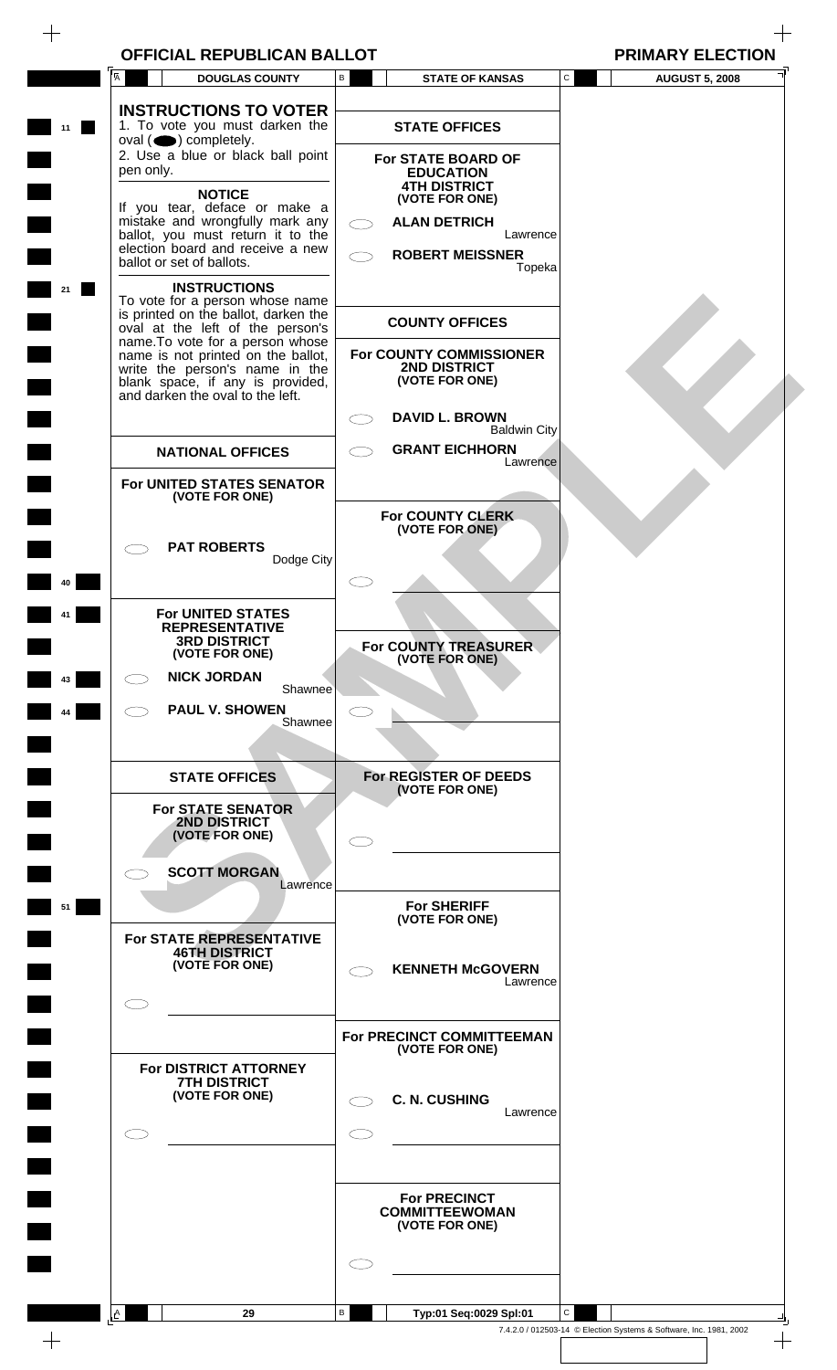# OFFICIAL REPUBLICAN BALLOT

# PRIMARY ELECTION

DOUGLAS COUNTY | STATE OF KANSAS | AUGUST 5, 2008

**INSTRUCTIONS TO VOTER**
1. To vote you must darken the oval ( ) completely.
2. Use a blue or black ball point pen only.

**NOTICE**
If you tear, deface or make a mistake and wrongfully mark any ballot, you must return it to the election board and receive a new ballot or set of ballots.

**INSTRUCTIONS**
To vote for a person whose name is printed on the ballot, darken the oval at the left of the person's name. To vote for a person whose name is not printed on the ballot, write the person's name in the blank space, if any is provided, and darken the oval to the left.

## NATIONAL OFFICES

**For UNITED STATES SENATOR**
(VOTE FOR ONE)

- PAT ROBERTS — Dodge City

**For UNITED STATES REPRESENTATIVE 3RD DISTRICT**
(VOTE FOR ONE)

- NICK JORDAN — Shawnee
- PAUL V. SHOWEN — Shawnee

## STATE OFFICES

**For STATE SENATOR 2ND DISTRICT**
(VOTE FOR ONE)

- SCOTT MORGAN — Lawrence

**For STATE REPRESENTATIVE 46TH DISTRICT**
(VOTE FOR ONE)

- ____________

**For DISTRICT ATTORNEY 7TH DISTRICT**
(VOTE FOR ONE)

- ____________

## STATE OFFICES

**For STATE BOARD OF EDUCATION 4TH DISTRICT**
(VOTE FOR ONE)

- ALAN DETRICH — Lawrence
- ROBERT MEISSNER — Topeka

## COUNTY OFFICES

**For COUNTY COMMISSIONER 2ND DISTRICT**
(VOTE FOR ONE)

- DAVID L. BROWN — Baldwin City
- GRANT EICHHORN — Lawrence

**For COUNTY CLERK**
(VOTE FOR ONE)

- ____________

**For COUNTY TREASURER**
(VOTE FOR ONE)

- ____________

**For REGISTER OF DEEDS**
(VOTE FOR ONE)

- ____________

**For SHERIFF**
(VOTE FOR ONE)

- KENNETH McGOVERN — Lawrence

**For PRECINCT COMMITTEEMAN**
(VOTE FOR ONE)

- C. N. CUSHING — Lawrence
- ____________

**For PRECINCT COMMITTEEWOMAN**
(VOTE FOR ONE)

- ____________

SAMPLE

29 | Typ:01 Seq:0029 Spl:01

7.4.2.0 / 012503-14 © Election Systems & Software, Inc. 1981, 2002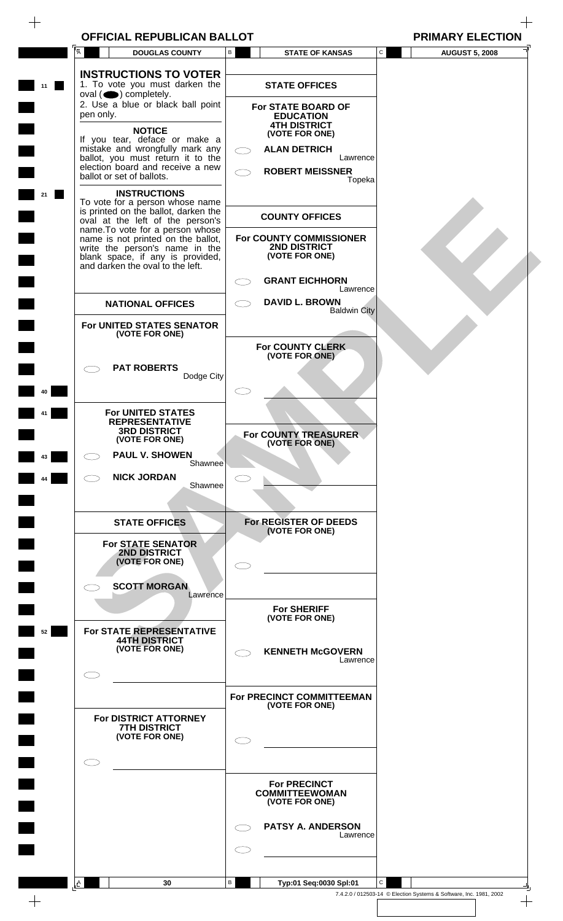# OFFICIAL REPUBLICAN BALLOT

# PRIMARY ELECTION

DOUGLAS COUNTY — STATE OF KANSAS — AUGUST 5, 2008

## INSTRUCTIONS TO VOTER

1. To vote you must darken the oval ( ⬬ ) completely.
2. Use a blue or black ball point pen only.

**NOTICE**

If you tear, deface or make a mistake and wrongfully mark any ballot, you must return it to the election board and receive a new ballot or set of ballots.

**INSTRUCTIONS**

To vote for a person whose name is printed on the ballot, darken the oval at the left of the person's name. To vote for a person whose name is not printed on the ballot, write the person's name in the blank space, if any is provided, and darken the oval to the left.

## NATIONAL OFFICES

**For UNITED STATES SENATOR**
(VOTE FOR ONE)

- ⬭ **PAT ROBERTS** — Dodge City

**For UNITED STATES REPRESENTATIVE 3RD DISTRICT**
(VOTE FOR ONE)

- ⬭ **PAUL V. SHOWEN** — Shawnee
- ⬭ **NICK JORDAN** — Shawnee

## STATE OFFICES

**For STATE SENATOR 2ND DISTRICT**
(VOTE FOR ONE)

- ⬭ **SCOTT MORGAN** — Lawrence

**For STATE REPRESENTATIVE 44TH DISTRICT**
(VOTE FOR ONE)

- ⬭ ______________________

**For DISTRICT ATTORNEY 7TH DISTRICT**
(VOTE FOR ONE)

- ⬭ ______________________

## STATE OFFICES

**For STATE BOARD OF EDUCATION 4TH DISTRICT**
(VOTE FOR ONE)

- ⬭ **ALAN DETRICH** — Lawrence
- ⬭ **ROBERT MEISSNER** — Topeka

## COUNTY OFFICES

**For COUNTY COMMISSIONER 2ND DISTRICT**
(VOTE FOR ONE)

- ⬭ **GRANT EICHHORN** — Lawrence
- ⬭ **DAVID L. BROWN** — Baldwin City

**For COUNTY CLERK**
(VOTE FOR ONE)

- ⬭ ______________________

**For COUNTY TREASURER**
(VOTE FOR ONE)

- ⬭ ______________________

**For REGISTER OF DEEDS**
(VOTE FOR ONE)

- ⬭ ______________________

**For SHERIFF**
(VOTE FOR ONE)

- ⬭ **KENNETH McGOVERN** — Lawrence

**For PRECINCT COMMITTEEMAN**
(VOTE FOR ONE)

- ⬭ ______________________

**For PRECINCT COMMITTEEWOMAN**
(VOTE FOR ONE)

- ⬭ **PATSY A. ANDERSON** — Lawrence
- ⬭ ______________________

SAMPLE

30 — Typ:01 Seq:0030 Spl:01

7.4.2.0 / 012503-14 © Election Systems & Software, Inc. 1981, 2002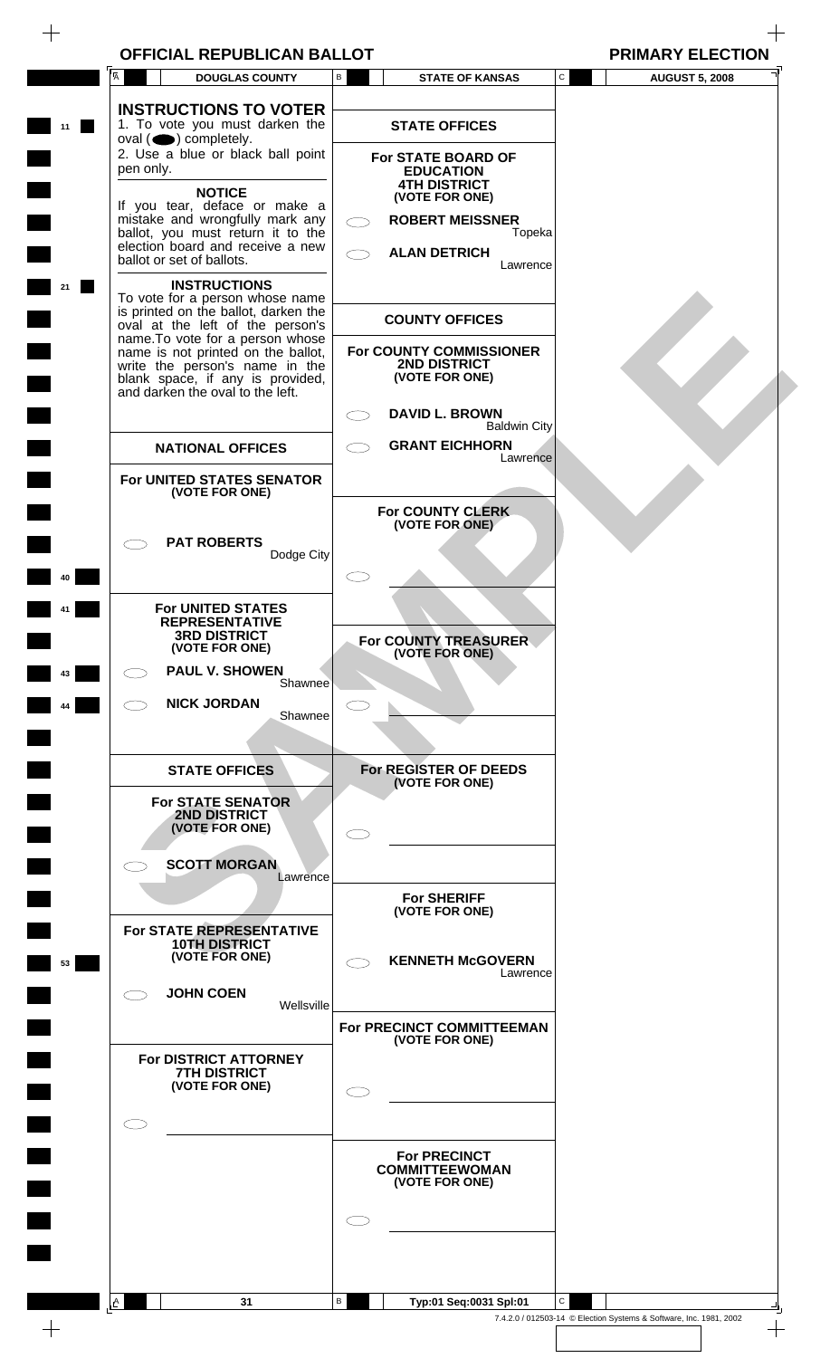# OFFICIAL REPUBLICAN BALLOT

# PRIMARY ELECTION

DOUGLAS COUNTY | STATE OF KANSAS | AUGUST 5, 2008

## INSTRUCTIONS TO VOTER

1. To vote you must darken the oval ( ) completely.
2. Use a blue or black ball point pen only.

**NOTICE**

If you tear, deface or make a mistake and wrongfully mark any ballot, you must return it to the election board and receive a new ballot or set of ballots.

**INSTRUCTIONS**

To vote for a person whose name is printed on the ballot, darken the oval at the left of the person's name. To vote for a person whose name is not printed on the ballot, write the person's name in the blank space, if any is provided, and darken the oval to the left.

## NATIONAL OFFICES

**For UNITED STATES SENATOR**
(VOTE FOR ONE)

- PAT ROBERTS — Dodge City

**For UNITED STATES REPRESENTATIVE 3RD DISTRICT**
(VOTE FOR ONE)

- PAUL V. SHOWEN — Shawnee
- NICK JORDAN — Shawnee

## STATE OFFICES

**For STATE SENATOR 2ND DISTRICT**
(VOTE FOR ONE)

- SCOTT MORGAN — Lawrence

**For STATE REPRESENTATIVE 10TH DISTRICT**
(VOTE FOR ONE)

- JOHN COEN — Wellsville

**For DISTRICT ATTORNEY 7TH DISTRICT**
(VOTE FOR ONE)

- ________

## STATE OFFICES

**For STATE BOARD OF EDUCATION 4TH DISTRICT**
(VOTE FOR ONE)

- ROBERT MEISSNER — Topeka
- ALAN DETRICH — Lawrence

## COUNTY OFFICES

**For COUNTY COMMISSIONER 2ND DISTRICT**
(VOTE FOR ONE)

- DAVID L. BROWN — Baldwin City
- GRANT EICHHORN — Lawrence

**For COUNTY CLERK**
(VOTE FOR ONE)

- ________

**For COUNTY TREASURER**
(VOTE FOR ONE)

- ________

**For REGISTER OF DEEDS**
(VOTE FOR ONE)

- ________

**For SHERIFF**
(VOTE FOR ONE)

- KENNETH McGOVERN — Lawrence

**For PRECINCT COMMITTEEMAN**
(VOTE FOR ONE)

- ________

**For PRECINCT COMMITTEEWOMAN**
(VOTE FOR ONE)

- ________

SAMPLE

31 — Typ:01 Seq:0031 Spl:01

7.4.2.0 / 012503-14 © Election Systems & Software, Inc. 1981, 2002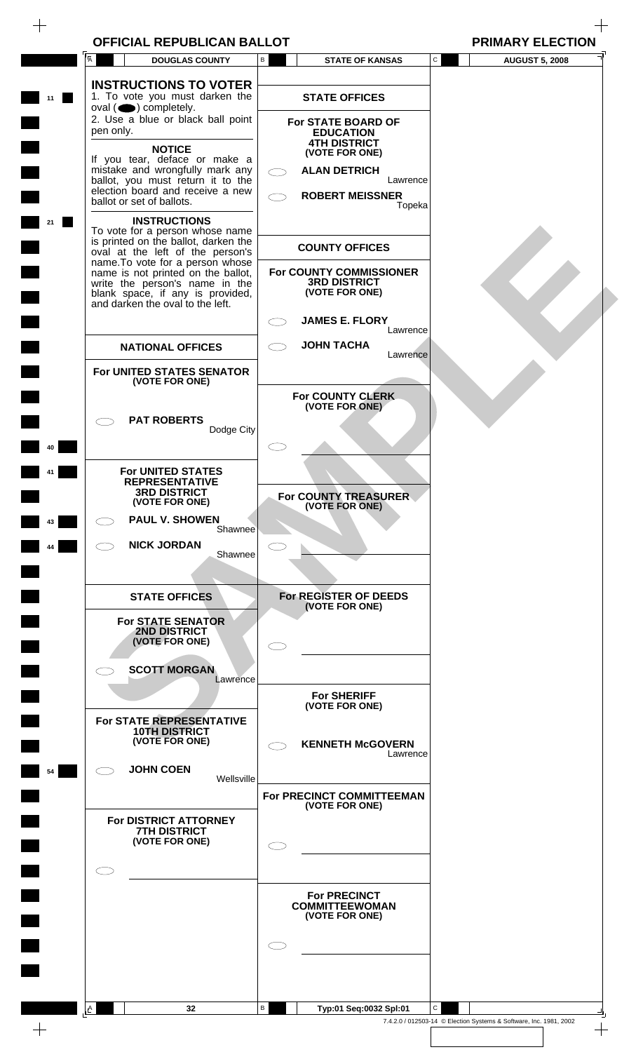# OFFICIAL REPUBLICAN BALLOT

# PRIMARY ELECTION

DOUGLAS COUNTY | STATE OF KANSAS | AUGUST 5, 2008

## INSTRUCTIONS TO VOTER

1. To vote you must darken the oval ( ) completely.
2. Use a blue or black ball point pen only.

**NOTICE**

If you tear, deface or make a mistake and wrongfully mark any ballot, you must return it to the election board and receive a new ballot or set of ballots.

**INSTRUCTIONS**

To vote for a person whose name is printed on the ballot, darken the oval at the left of the person's name. To vote for a person whose name is not printed on the ballot, write the person's name in the blank space, if any is provided, and darken the oval to the left.

## NATIONAL OFFICES

**For UNITED STATES SENATOR**
**(VOTE FOR ONE)**

- PAT ROBERTS — Dodge City

**For UNITED STATES REPRESENTATIVE 3RD DISTRICT**
**(VOTE FOR ONE)**

- PAUL V. SHOWEN — Shawnee
- NICK JORDAN — Shawnee

## STATE OFFICES

**For STATE SENATOR 2ND DISTRICT**
**(VOTE FOR ONE)**

- SCOTT MORGAN — Lawrence

**For STATE REPRESENTATIVE 10TH DISTRICT**
**(VOTE FOR ONE)**

- JOHN COEN — Wellsville

**For DISTRICT ATTORNEY 7TH DISTRICT**
**(VOTE FOR ONE)**

- ______________________

## STATE OFFICES

**For STATE BOARD OF EDUCATION 4TH DISTRICT**
**(VOTE FOR ONE)**

- ALAN DETRICH — Lawrence
- ROBERT MEISSNER — Topeka

## COUNTY OFFICES

**For COUNTY COMMISSIONER 3RD DISTRICT**
**(VOTE FOR ONE)**

- JAMES E. FLORY — Lawrence
- JOHN TACHA — Lawrence

**For COUNTY CLERK**
**(VOTE FOR ONE)**

- ______________________

**For COUNTY TREASURER**
**(VOTE FOR ONE)**

- ______________________

**For REGISTER OF DEEDS**
**(VOTE FOR ONE)**

- ______________________

**For SHERIFF**
**(VOTE FOR ONE)**

- KENNETH McGOVERN — Lawrence

**For PRECINCT COMMITTEEMAN**
**(VOTE FOR ONE)**

- ______________________

**For PRECINCT COMMITTEEWOMAN**
**(VOTE FOR ONE)**

- ______________________

SAMPLE

32 | Typ:01 Seq:0032 Spl:01

7.4.2.0 / 012503-14 © Election Systems & Software, Inc. 1981, 2002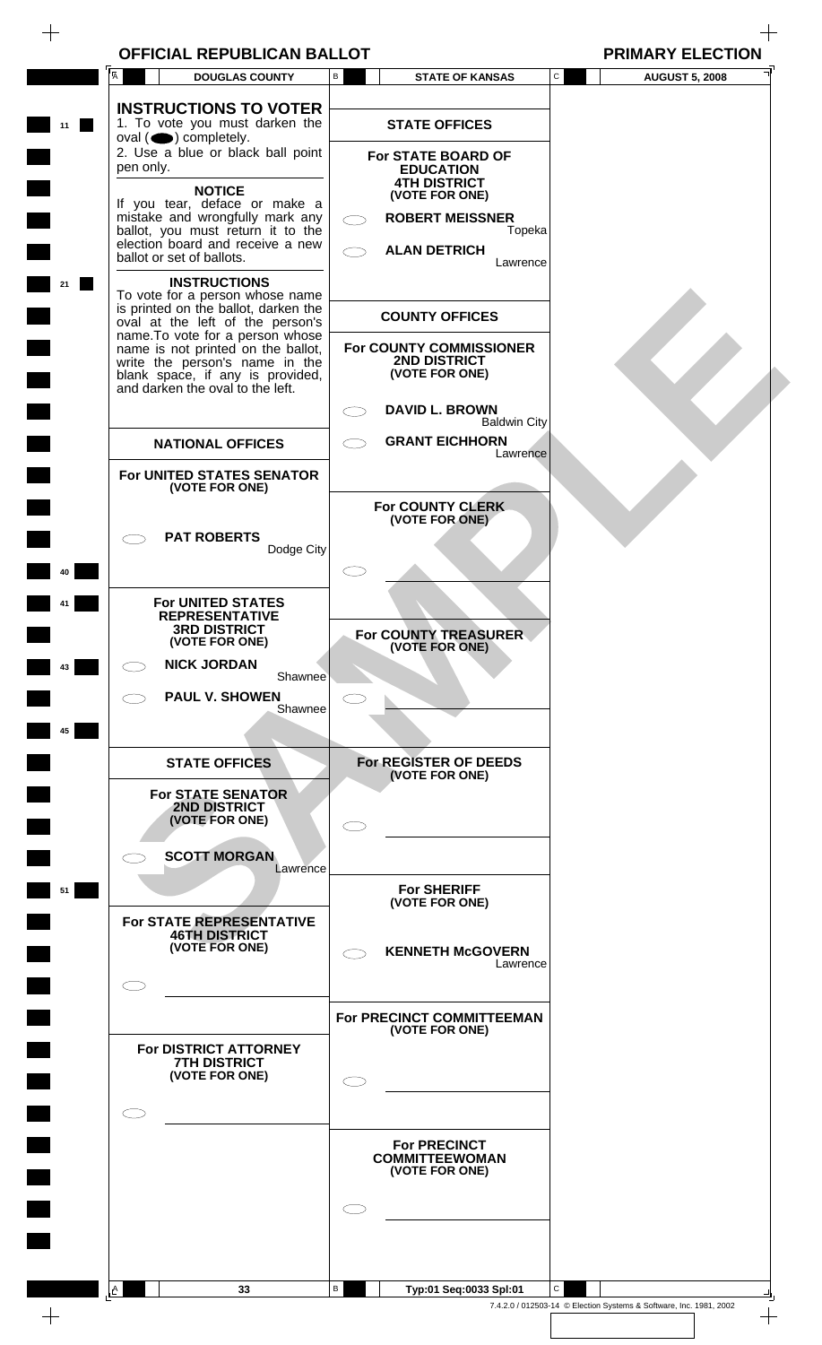# OFFICIAL REPUBLICAN BALLOT

# PRIMARY ELECTION

DOUGLAS COUNTY — STATE OF KANSAS — AUGUST 5, 2008

## INSTRUCTIONS TO VOTER

1. To vote you must darken the oval ( ) completely.
2. Use a blue or black ball point pen only.

**NOTICE**

If you tear, deface or make a mistake and wrongfully mark any ballot, you must return it to the election board and receive a new ballot or set of ballots.

**INSTRUCTIONS**

To vote for a person whose name is printed on the ballot, darken the oval at the left of the person's name. To vote for a person whose name is not printed on the ballot, write the person's name in the blank space, if any is provided, and darken the oval to the left.

## NATIONAL OFFICES

**For UNITED STATES SENATOR**
(VOTE FOR ONE)

- PAT ROBERTS — Dodge City

**For UNITED STATES REPRESENTATIVE 3RD DISTRICT**
(VOTE FOR ONE)

- NICK JORDAN — Shawnee
- PAUL V. SHOWEN — Shawnee

## STATE OFFICES

**For STATE SENATOR 2ND DISTRICT**
(VOTE FOR ONE)

- SCOTT MORGAN — Lawrence

**For STATE REPRESENTATIVE 46TH DISTRICT**
(VOTE FOR ONE)

- ____________

**For DISTRICT ATTORNEY 7TH DISTRICT**
(VOTE FOR ONE)

- ____________

## STATE OFFICES

**For STATE BOARD OF EDUCATION 4TH DISTRICT**
(VOTE FOR ONE)

- ROBERT MEISSNER — Topeka
- ALAN DETRICH — Lawrence

## COUNTY OFFICES

**For COUNTY COMMISSIONER 2ND DISTRICT**
(VOTE FOR ONE)

- DAVID L. BROWN — Baldwin City
- GRANT EICHHORN — Lawrence

**For COUNTY CLERK**
(VOTE FOR ONE)

- ____________

**For COUNTY TREASURER**
(VOTE FOR ONE)

- ____________

**For REGISTER OF DEEDS**
(VOTE FOR ONE)

- ____________

**For SHERIFF**
(VOTE FOR ONE)

- KENNETH McGOVERN — Lawrence

**For PRECINCT COMMITTEEMAN**
(VOTE FOR ONE)

- ____________

**For PRECINCT COMMITTEEWOMAN**
(VOTE FOR ONE)

- ____________

SAMPLE

33 — Typ:01 Seq:0033 Spl:01

7.4.2.0 / 012503-14 © Election Systems & Software, Inc. 1981, 2002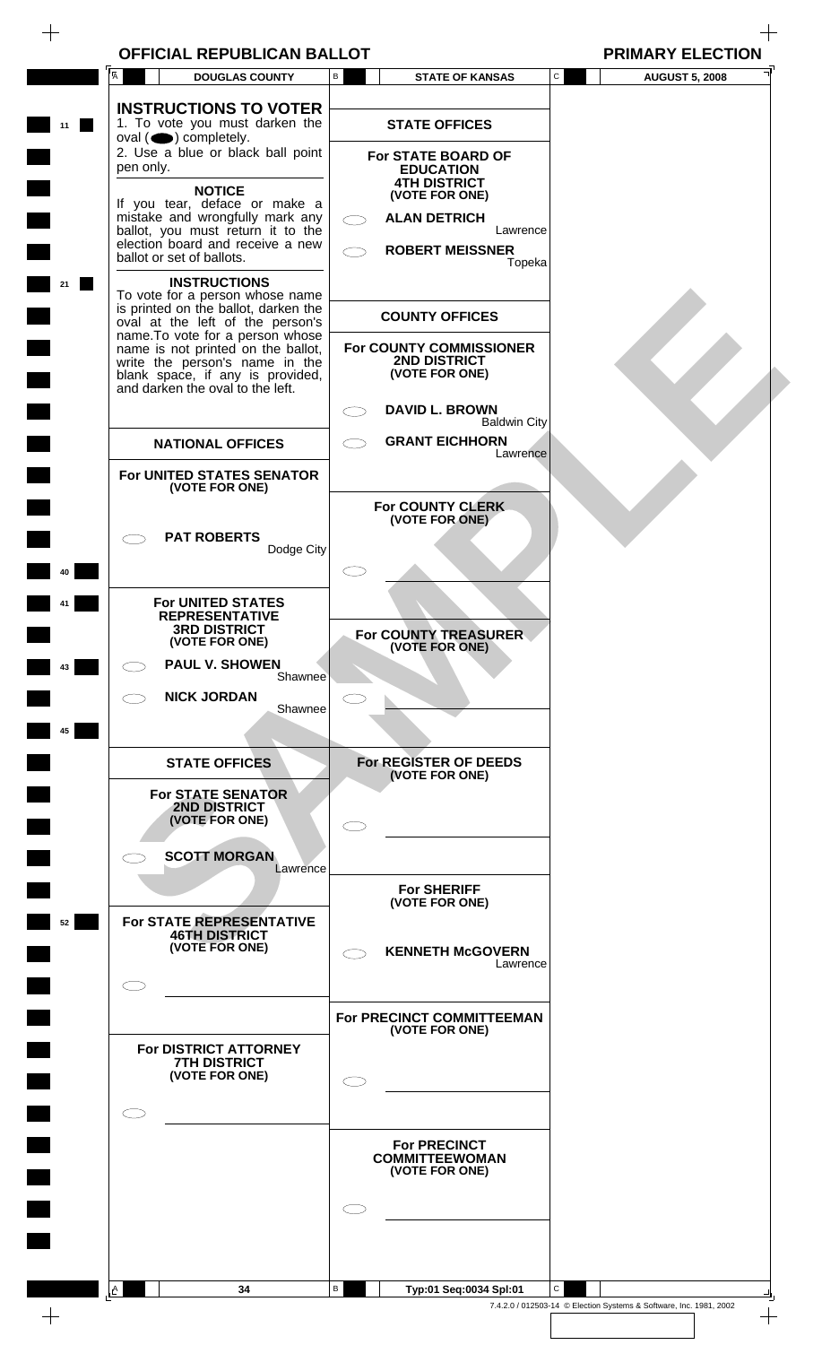# OFFICIAL REPUBLICAN BALLOT

# PRIMARY ELECTION

DOUGLAS COUNTY | STATE OF KANSAS | AUGUST 5, 2008

## INSTRUCTIONS TO VOTER

1. To vote you must darken the oval ( ) completely.
2. Use a blue or black ball point pen only.

**NOTICE**

If you tear, deface or make a mistake and wrongfully mark any ballot, you must return it to the election board and receive a new ballot or set of ballots.

**INSTRUCTIONS**

To vote for a person whose name is printed on the ballot, darken the oval at the left of the person's name. To vote for a person whose name is not printed on the ballot, write the person's name in the blank space, if any is provided, and darken the oval to the left.

## NATIONAL OFFICES

**For UNITED STATES SENATOR**
(VOTE FOR ONE)

- PAT ROBERTS — Dodge City

**For UNITED STATES REPRESENTATIVE 3RD DISTRICT**
(VOTE FOR ONE)

- PAUL V. SHOWEN — Shawnee
- NICK JORDAN — Shawnee

## STATE OFFICES

**For STATE SENATOR 2ND DISTRICT**
(VOTE FOR ONE)

- SCOTT MORGAN — Lawrence

**For STATE REPRESENTATIVE 46TH DISTRICT**
(VOTE FOR ONE)

- ____________

**For DISTRICT ATTORNEY 7TH DISTRICT**
(VOTE FOR ONE)

- ____________

## STATE OFFICES

**For STATE BOARD OF EDUCATION 4TH DISTRICT**
(VOTE FOR ONE)

- ALAN DETRICH — Lawrence
- ROBERT MEISSNER — Topeka

## COUNTY OFFICES

**For COUNTY COMMISSIONER 2ND DISTRICT**
(VOTE FOR ONE)

- DAVID L. BROWN — Baldwin City
- GRANT EICHHORN — Lawrence

**For COUNTY CLERK**
(VOTE FOR ONE)

- ____________

**For COUNTY TREASURER**
(VOTE FOR ONE)

- ____________

**For REGISTER OF DEEDS**
(VOTE FOR ONE)

- ____________

**For SHERIFF**
(VOTE FOR ONE)

- KENNETH McGOVERN — Lawrence

**For PRECINCT COMMITTEEMAN**
(VOTE FOR ONE)

- ____________

**For PRECINCT COMMITTEEWOMAN**
(VOTE FOR ONE)

- ____________

SAMPLE

34 | Typ:01 Seq:0034 Spl:01

7.4.2.0 / 012503-14 © Election Systems & Software, Inc. 1981, 2002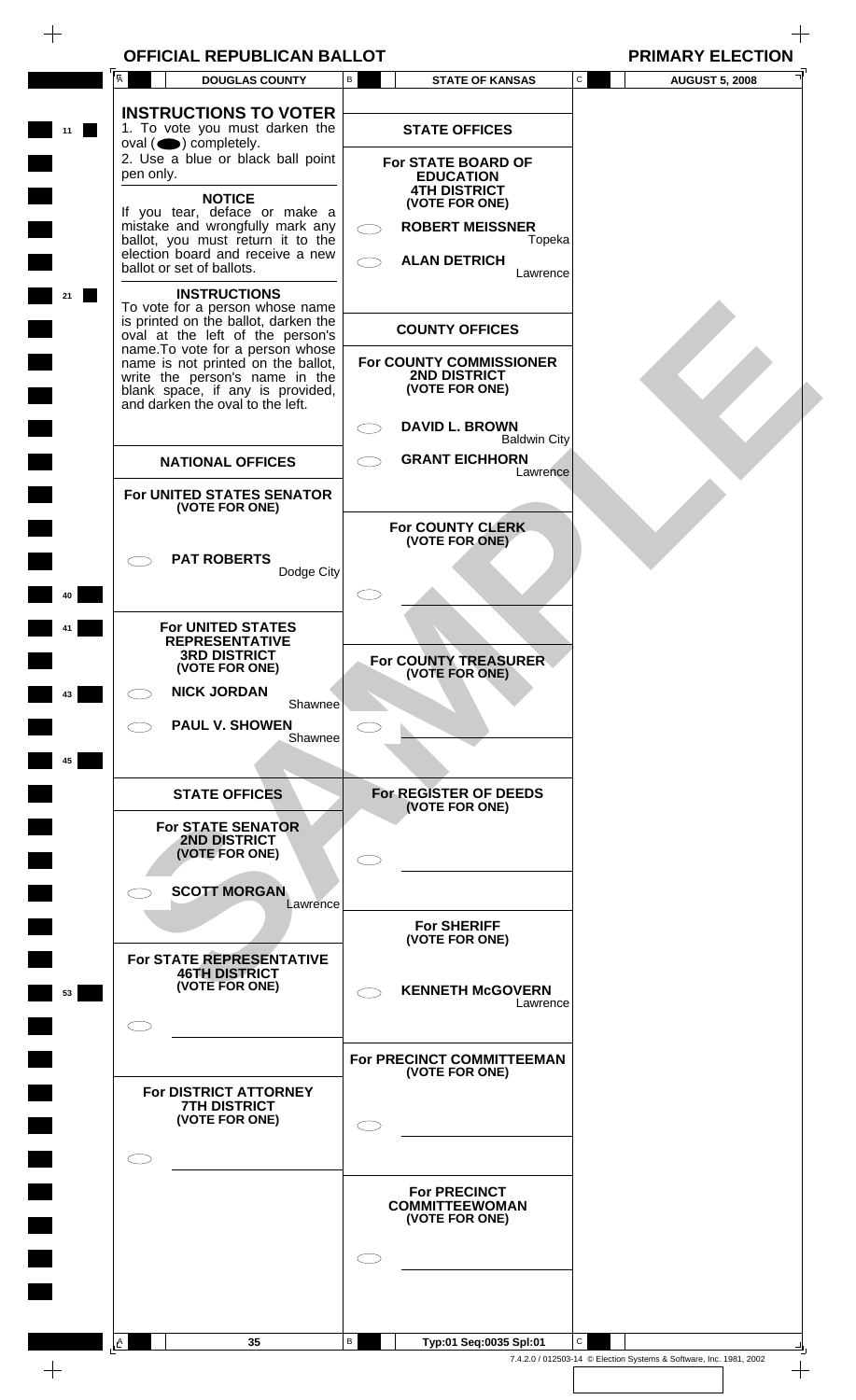**OFFICIAL REPUBLICAN BALLOT** — **PRIMARY ELECTION**

| DOUGLAS COUNTY | STATE OF KANSAS | AUGUST 5, 2008 |
|---|---|---|

## INSTRUCTIONS TO VOTER

1. To vote you must darken the oval (⬬) completely.
2. Use a blue or black ball point pen only.

**NOTICE**

If you tear, deface or make a mistake and wrongfully mark any ballot, you must return it to the election board and receive a new ballot or set of ballots.

**INSTRUCTIONS**

To vote for a person whose name is printed on the ballot, darken the oval at the left of the person's name. To vote for a person whose name is not printed on the ballot, write the person's name in the blank space, if any is provided, and darken the oval to the left.

### NATIONAL OFFICES

**For UNITED STATES SENATOR**
**(VOTE FOR ONE)**

- ⬭ **PAT ROBERTS** — Dodge City

**For UNITED STATES REPRESENTATIVE**
**3RD DISTRICT**
**(VOTE FOR ONE)**

- ⬭ **NICK JORDAN** — Shawnee
- ⬭ **PAUL V. SHOWEN** — Shawnee

### STATE OFFICES

**For STATE SENATOR**
**2ND DISTRICT**
**(VOTE FOR ONE)**

- ⬭ **SCOTT MORGAN** — Lawrence

**For STATE REPRESENTATIVE**
**46TH DISTRICT**
**(VOTE FOR ONE)**

- ⬭ ________________

**For DISTRICT ATTORNEY**
**7TH DISTRICT**
**(VOTE FOR ONE)**

- ⬭ ________________

### STATE OFFICES

**For STATE BOARD OF EDUCATION**
**4TH DISTRICT**
**(VOTE FOR ONE)**

- ⬭ **ROBERT MEISSNER** — Topeka
- ⬭ **ALAN DETRICH** — Lawrence

### COUNTY OFFICES

**For COUNTY COMMISSIONER**
**2ND DISTRICT**
**(VOTE FOR ONE)**

- ⬭ **DAVID L. BROWN** — Baldwin City
- ⬭ **GRANT EICHHORN** — Lawrence

**For COUNTY CLERK**
**(VOTE FOR ONE)**

- ⬭ ________________

**For COUNTY TREASURER**
**(VOTE FOR ONE)**

- ⬭ ________________

**For REGISTER OF DEEDS**
**(VOTE FOR ONE)**

- ⬭ ________________

**For SHERIFF**
**(VOTE FOR ONE)**

- ⬭ **KENNETH McGOVERN** — Lawrence

**For PRECINCT COMMITTEEMAN**
**(VOTE FOR ONE)**

- ⬭ ________________

**For PRECINCT COMMITTEEWOMAN**
**(VOTE FOR ONE)**

- ⬭ ________________

SAMPLE

35 — Typ:01 Seq:0035 Spl:01

7.4.2.0 / 012503-14 © Election Systems & Software, Inc. 1981, 2002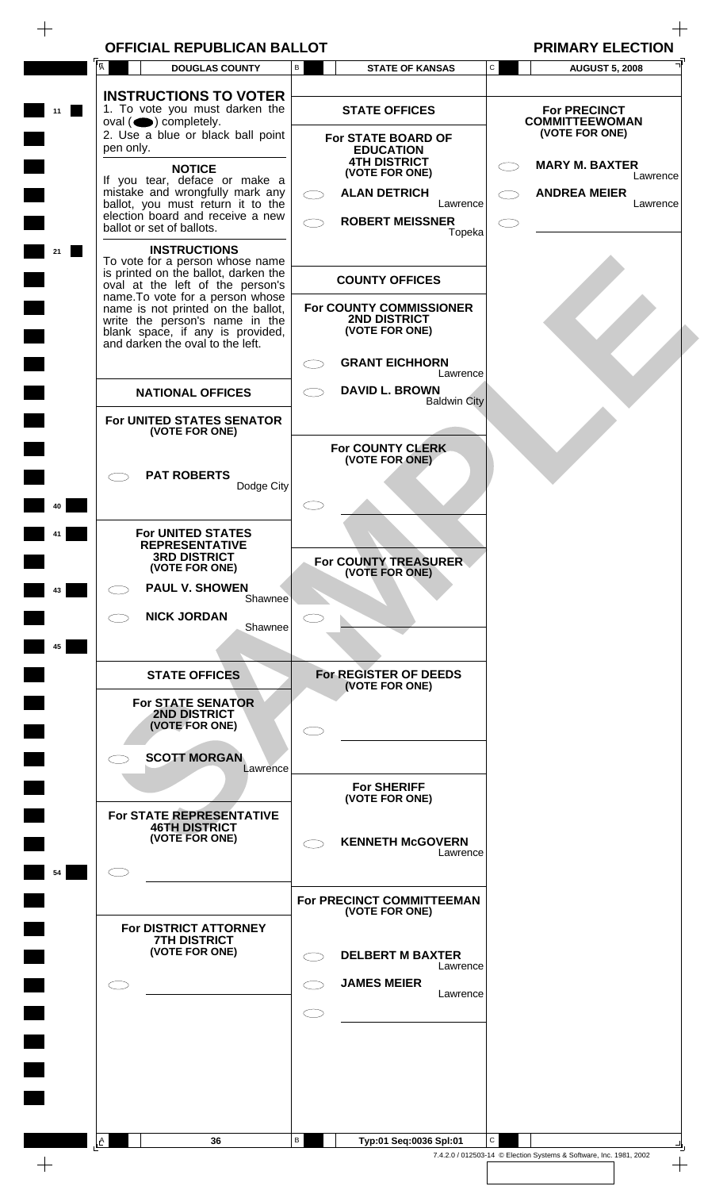# OFFICIAL REPUBLICAN BALLOT

# PRIMARY ELECTION

DOUGLAS COUNTY | STATE OF KANSAS | AUGUST 5, 2008

**INSTRUCTIONS TO VOTER**

1. To vote you must darken the oval ( ⬬ ) completely.
2. Use a blue or black ball point pen only.

**NOTICE**

If you tear, deface or make a mistake and wrongfully mark any ballot, you must return it to the election board and receive a new ballot or set of ballots.

**INSTRUCTIONS**

To vote for a person whose name is printed on the ballot, darken the oval at the left of the person's name. To vote for a person whose name is not printed on the ballot, write the person's name in the blank space, if any is provided, and darken the oval to the left.

## NATIONAL OFFICES

**For UNITED STATES SENATOR**
(VOTE FOR ONE)

- ⬭ **PAT ROBERTS** Dodge City

**For UNITED STATES REPRESENTATIVE 3RD DISTRICT**
(VOTE FOR ONE)

- ⬭ **PAUL V. SHOWEN** Shawnee
- ⬭ **NICK JORDAN** Shawnee

## STATE OFFICES

**For STATE SENATOR 2ND DISTRICT**
(VOTE FOR ONE)

- ⬭ **SCOTT MORGAN** Lawrence

**For STATE REPRESENTATIVE 46TH DISTRICT**
(VOTE FOR ONE)

- ⬭ ______________________

**For DISTRICT ATTORNEY 7TH DISTRICT**
(VOTE FOR ONE)

- ⬭ ______________________

## STATE OFFICES

**For STATE BOARD OF EDUCATION 4TH DISTRICT**
(VOTE FOR ONE)

- ⬭ **ALAN DETRICH** Lawrence
- ⬭ **ROBERT MEISSNER** Topeka

## COUNTY OFFICES

**For COUNTY COMMISSIONER 2ND DISTRICT**
(VOTE FOR ONE)

- ⬭ **GRANT EICHHORN** Lawrence
- ⬭ **DAVID L. BROWN** Baldwin City

**For COUNTY CLERK**
(VOTE FOR ONE)

- ⬭ ______________________

**For COUNTY TREASURER**
(VOTE FOR ONE)

- ⬭ ______________________

**For REGISTER OF DEEDS**
(VOTE FOR ONE)

- ⬭ ______________________

**For SHERIFF**
(VOTE FOR ONE)

- ⬭ **KENNETH McGOVERN** Lawrence

**For PRECINCT COMMITTEEMAN**
(VOTE FOR ONE)

- ⬭ **DELBERT M BAXTER** Lawrence
- ⬭ **JAMES MEIER** Lawrence
- ⬭ ______________________

**For PRECINCT COMMITTEEWOMAN**
(VOTE FOR ONE)

- ⬭ **MARY M. BAXTER** Lawrence
- ⬭ **ANDREA MEIER** Lawrence
- ⬭ ______________________

SAMPLE

36 | Typ:01 Seq:0036 Spl:01

7.4.2.0 / 012503-14 © Election Systems & Software, Inc. 1981, 2002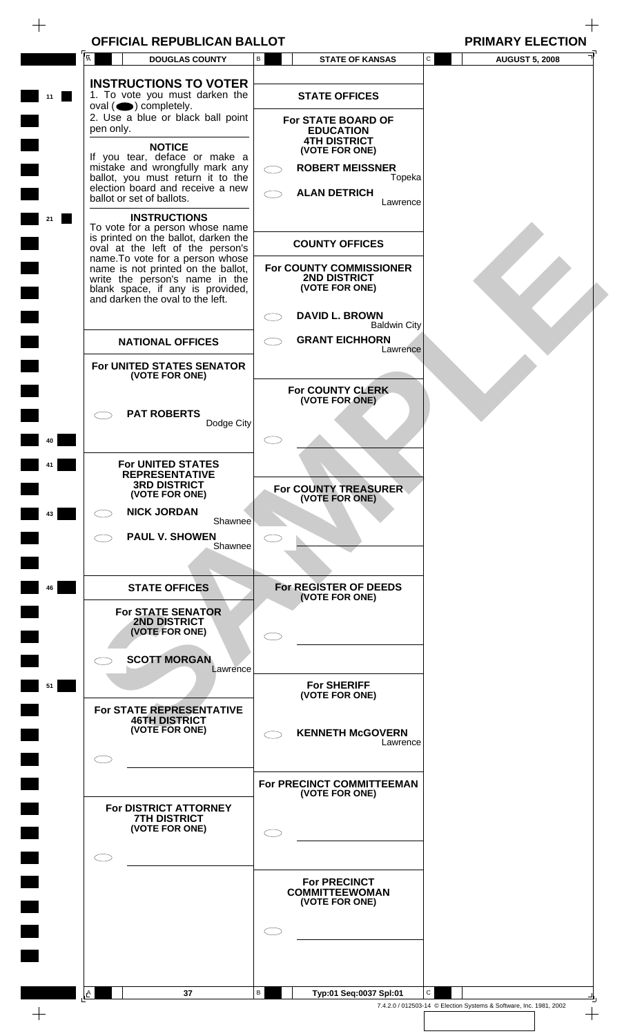# OFFICIAL REPUBLICAN BALLOT

# PRIMARY ELECTION

DOUGLAS COUNTY | STATE OF KANSAS | AUGUST 5, 2008

## INSTRUCTIONS TO VOTER

1. To vote you must darken the oval ( ) completely.
2. Use a blue or black ball point pen only.

**NOTICE**

If you tear, deface or make a mistake and wrongfully mark any ballot, you must return it to the election board and receive a new ballot or set of ballots.

**INSTRUCTIONS**

To vote for a person whose name is printed on the ballot, darken the oval at the left of the person's name. To vote for a person whose name is not printed on the ballot, write the person's name in the blank space, if any is provided, and darken the oval to the left.

## NATIONAL OFFICES

**For UNITED STATES SENATOR**
(VOTE FOR ONE)

- PAT ROBERTS — Dodge City

**For UNITED STATES REPRESENTATIVE 3RD DISTRICT**
(VOTE FOR ONE)

- NICK JORDAN — Shawnee
- PAUL V. SHOWEN — Shawnee

## STATE OFFICES

**For STATE SENATOR 2ND DISTRICT**
(VOTE FOR ONE)

- SCOTT MORGAN — Lawrence

**For STATE REPRESENTATIVE 46TH DISTRICT**
(VOTE FOR ONE)

- ______________

**For DISTRICT ATTORNEY 7TH DISTRICT**
(VOTE FOR ONE)

- ______________

## STATE OFFICES

**For STATE BOARD OF EDUCATION 4TH DISTRICT**
(VOTE FOR ONE)

- ROBERT MEISSNER — Topeka
- ALAN DETRICH — Lawrence

## COUNTY OFFICES

**For COUNTY COMMISSIONER 2ND DISTRICT**
(VOTE FOR ONE)

- DAVID L. BROWN — Baldwin City
- GRANT EICHHORN — Lawrence

**For COUNTY CLERK**
(VOTE FOR ONE)

- ______________

**For COUNTY TREASURER**
(VOTE FOR ONE)

- ______________

**For REGISTER OF DEEDS**
(VOTE FOR ONE)

- ______________

**For SHERIFF**
(VOTE FOR ONE)

- KENNETH McGOVERN — Lawrence

**For PRECINCT COMMITTEEMAN**
(VOTE FOR ONE)

- ______________

**For PRECINCT COMMITTEEWOMAN**
(VOTE FOR ONE)

- ______________

SAMPLE

37 | Typ:01 Seq:0037 Spl:01

7.4.2.0 / 012503-14 © Election Systems & Software, Inc. 1981, 2002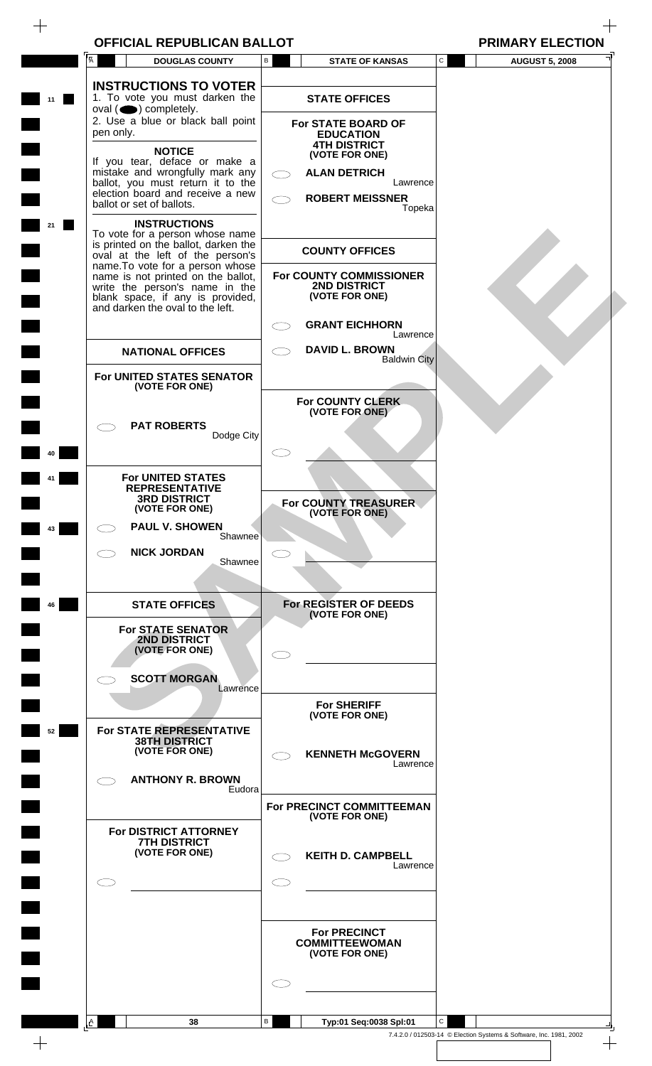# OFFICIAL REPUBLICAN BALLOT

# PRIMARY ELECTION

DOUGLAS COUNTY | STATE OF KANSAS | AUGUST 5, 2008

## INSTRUCTIONS TO VOTER

1. To vote you must darken the oval (⬬) completely.
2. Use a blue or black ball point pen only.

**NOTICE**

If you tear, deface or make a mistake and wrongfully mark any ballot, you must return it to the election board and receive a new ballot or set of ballots.

**INSTRUCTIONS**

To vote for a person whose name is printed on the ballot, darken the oval at the left of the person's name. To vote for a person whose name is not printed on the ballot, write the person's name in the blank space, if any is provided, and darken the oval to the left.

## NATIONAL OFFICES

**For UNITED STATES SENATOR**
(VOTE FOR ONE)

- ⬭ **PAT ROBERTS** — Dodge City

**For UNITED STATES REPRESENTATIVE 3RD DISTRICT**
(VOTE FOR ONE)

- ⬭ **PAUL V. SHOWEN** — Shawnee
- ⬭ **NICK JORDAN** — Shawnee

## STATE OFFICES

**For STATE SENATOR 2ND DISTRICT**
(VOTE FOR ONE)

- ⬭ **SCOTT MORGAN** — Lawrence

**For STATE REPRESENTATIVE 38TH DISTRICT**
(VOTE FOR ONE)

- ⬭ **ANTHONY R. BROWN** — Eudora

**For DISTRICT ATTORNEY 7TH DISTRICT**
(VOTE FOR ONE)

- ⬭ ____________

## STATE OFFICES

**For STATE BOARD OF EDUCATION 4TH DISTRICT**
(VOTE FOR ONE)

- ⬭ **ALAN DETRICH** — Lawrence
- ⬭ **ROBERT MEISSNER** — Topeka

## COUNTY OFFICES

**For COUNTY COMMISSIONER 2ND DISTRICT**
(VOTE FOR ONE)

- ⬭ **GRANT EICHHORN** — Lawrence
- ⬭ **DAVID L. BROWN** — Baldwin City

**For COUNTY CLERK**
(VOTE FOR ONE)

- ⬭ ____________

**For COUNTY TREASURER**
(VOTE FOR ONE)

- ⬭ ____________

**For REGISTER OF DEEDS**
(VOTE FOR ONE)

- ⬭ ____________

**For SHERIFF**
(VOTE FOR ONE)

- ⬭ **KENNETH McGOVERN** — Lawrence

**For PRECINCT COMMITTEEMAN**
(VOTE FOR ONE)

- ⬭ **KEITH D. CAMPBELL** — Lawrence
- ⬭ ____________

**For PRECINCT COMMITTEEWOMAN**
(VOTE FOR ONE)

- ⬭ ____________

SAMPLE

38 | Typ:01 Seq:0038 Spl:01

7.4.2.0 / 012503-14 © Election Systems & Software, Inc. 1981, 2002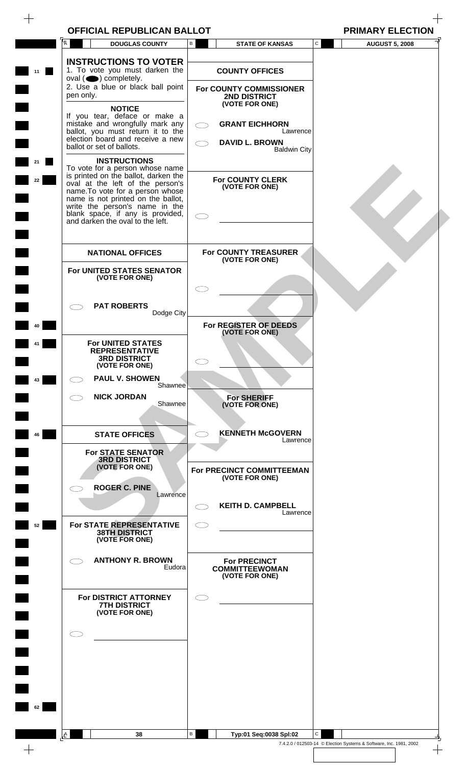# OFFICIAL REPUBLICAN BALLOT

**PRIMARY ELECTION**

| DOUGLAS COUNTY | STATE OF KANSAS | AUGUST 5, 2008 |
|---|---|---|

## INSTRUCTIONS TO VOTER

1. To vote you must darken the oval ( ⬬ ) completely.
2. Use a blue or black ball point pen only.

**NOTICE**

If you tear, deface or make a mistake and wrongfully mark any ballot, you must return it to the election board and receive a new ballot or set of ballots.

**INSTRUCTIONS**

To vote for a person whose name is printed on the ballot, darken the oval at the left of the person's name. To vote for a person whose name is not printed on the ballot, write the person's name in the blank space, if any is provided, and darken the oval to the left.

## NATIONAL OFFICES

**For UNITED STATES SENATOR**
(VOTE FOR ONE)

- ⬭ PAT ROBERTS — Dodge City

**For UNITED STATES REPRESENTATIVE 3RD DISTRICT**
(VOTE FOR ONE)

- ⬭ PAUL V. SHOWEN — Shawnee
- ⬭ NICK JORDAN — Shawnee

## STATE OFFICES

**For STATE SENATOR 3RD DISTRICT**
(VOTE FOR ONE)

- ⬭ ROGER C. PINE — Lawrence

**For STATE REPRESENTATIVE 38TH DISTRICT**
(VOTE FOR ONE)

- ⬭ ANTHONY R. BROWN — Eudora

**For DISTRICT ATTORNEY 7TH DISTRICT**
(VOTE FOR ONE)

- ⬭ ____________

## COUNTY OFFICES

**For COUNTY COMMISSIONER 2ND DISTRICT**
(VOTE FOR ONE)

- ⬭ GRANT EICHHORN — Lawrence
- ⬭ DAVID L. BROWN — Baldwin City

**For COUNTY CLERK**
(VOTE FOR ONE)

- ⬭ ____________

**For COUNTY TREASURER**
(VOTE FOR ONE)

- ⬭ ____________

**For REGISTER OF DEEDS**
(VOTE FOR ONE)

- ⬭ ____________

**For SHERIFF**
(VOTE FOR ONE)

- ⬭ KENNETH McGOVERN — Lawrence

**For PRECINCT COMMITTEEMAN**
(VOTE FOR ONE)

- ⬭ KEITH D. CAMPBELL — Lawrence
- ⬭ ____________

**For PRECINCT COMMITTEEWOMAN**
(VOTE FOR ONE)

- ⬭ ____________

SAMPLE

38 Typ:01 Seq:0038 Spl:02

7.4.2.0 / 012503-14 © Election Systems & Software, Inc. 1981, 2002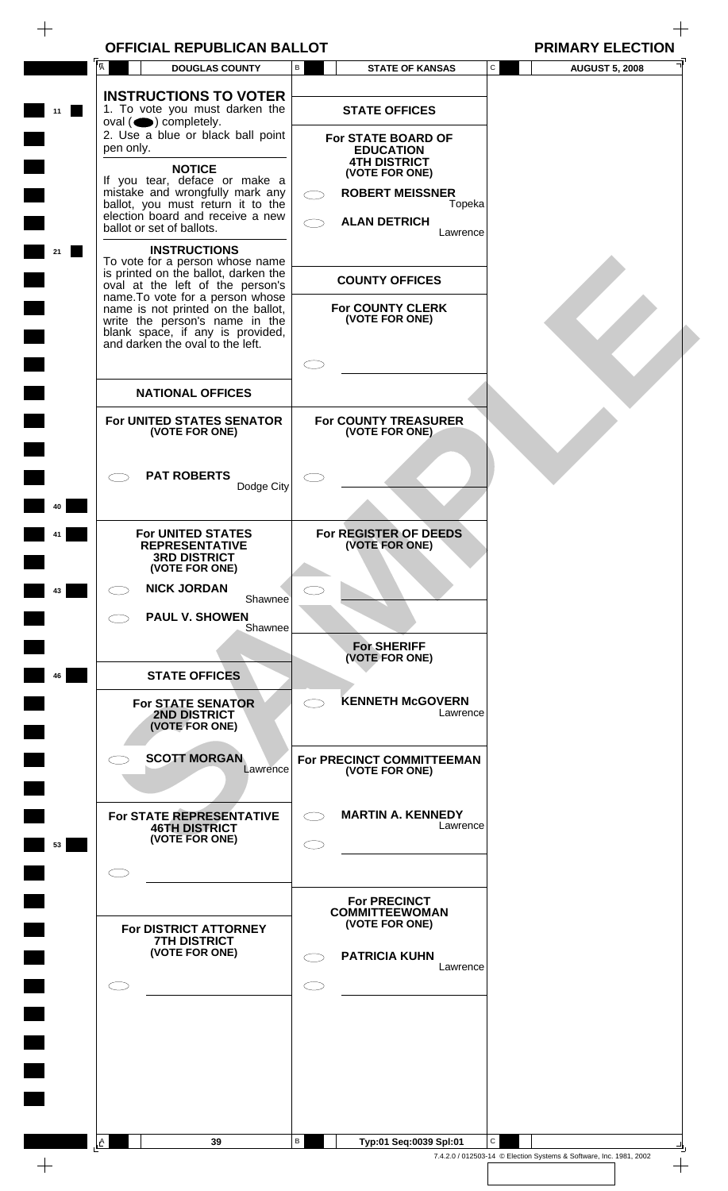# OFFICIAL REPUBLICAN BALLOT

# PRIMARY ELECTION

DOUGLAS COUNTY | STATE OF KANSAS | AUGUST 5, 2008

## INSTRUCTIONS TO VOTER

1. To vote you must darken the oval ( ) completely.
2. Use a blue or black ball point pen only.

**NOTICE**
If you tear, deface or make a mistake and wrongfully mark any ballot, you must return it to the election board and receive a new ballot or set of ballots.

**INSTRUCTIONS**
To vote for a person whose name is printed on the ballot, darken the oval at the left of the person's name. To vote for a person whose name is not printed on the ballot, write the person's name in the blank space, if any is provided, and darken the oval to the left.

## NATIONAL OFFICES

**For UNITED STATES SENATOR**
(VOTE FOR ONE)

- PAT ROBERTS — Dodge City

**For UNITED STATES REPRESENTATIVE 3RD DISTRICT**
(VOTE FOR ONE)

- NICK JORDAN — Shawnee
- PAUL V. SHOWEN — Shawnee

## STATE OFFICES

**For STATE SENATOR 2ND DISTRICT**
(VOTE FOR ONE)

- SCOTT MORGAN — Lawrence

**For STATE REPRESENTATIVE 46TH DISTRICT**
(VOTE FOR ONE)

- ______________

**For DISTRICT ATTORNEY 7TH DISTRICT**
(VOTE FOR ONE)

- ______________

## STATE OFFICES

**For STATE BOARD OF EDUCATION 4TH DISTRICT**
(VOTE FOR ONE)

- ROBERT MEISSNER — Topeka
- ALAN DETRICH — Lawrence

## COUNTY OFFICES

**For COUNTY CLERK**
(VOTE FOR ONE)

- ______________

**For COUNTY TREASURER**
(VOTE FOR ONE)

- ______________

**For REGISTER OF DEEDS**
(VOTE FOR ONE)

- ______________

**For SHERIFF**
(VOTE FOR ONE)

- KENNETH McGOVERN — Lawrence

**For PRECINCT COMMITTEEMAN**
(VOTE FOR ONE)

- MARTIN A. KENNEDY — Lawrence
- ______________

**For PRECINCT COMMITTEEWOMAN**
(VOTE FOR ONE)

- PATRICIA KUHN — Lawrence
- ______________

SAMPLE

39 | Typ:01 Seq:0039 Spl:01

7.4.2.0 / 012503-14 © Election Systems & Software, Inc. 1981, 2002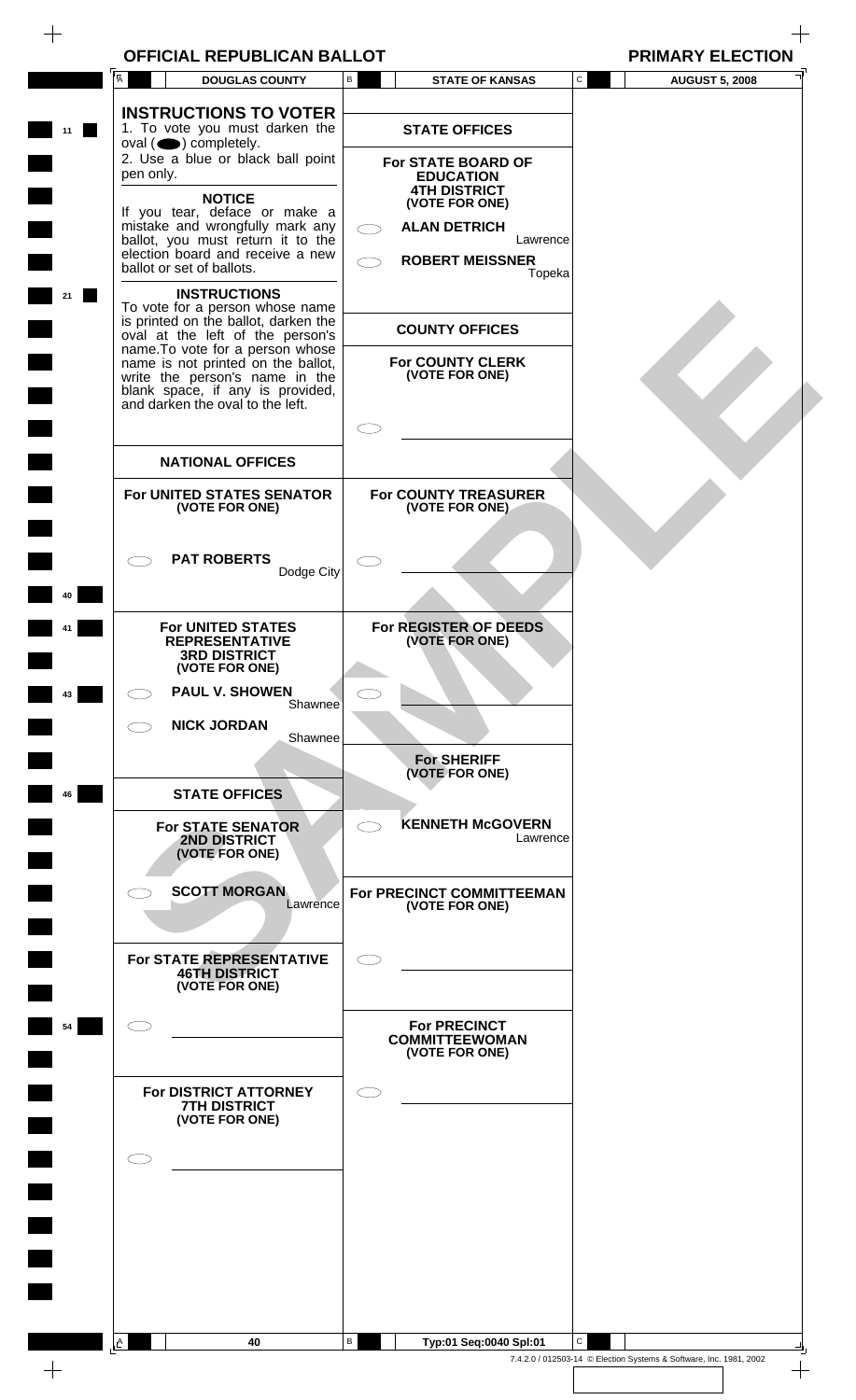# OFFICIAL REPUBLICAN BALLOT

# PRIMARY ELECTION

DOUGLAS COUNTY | STATE OF KANSAS | AUGUST 5, 2008

## INSTRUCTIONS TO VOTER

1. To vote you must darken the oval ( ) completely.
2. Use a blue or black ball point pen only.

**NOTICE**

If you tear, deface or make a mistake and wrongfully mark any ballot, you must return it to the election board and receive a new ballot or set of ballots.

**INSTRUCTIONS**

To vote for a person whose name is printed on the ballot, darken the oval at the left of the person's name. To vote for a person whose name is not printed on the ballot, write the person's name in the blank space, if any is provided, and darken the oval to the left.

## NATIONAL OFFICES

**For UNITED STATES SENATOR**
**(VOTE FOR ONE)**

- PAT ROBERTS — Dodge City

**For UNITED STATES REPRESENTATIVE 3RD DISTRICT**
**(VOTE FOR ONE)**

- PAUL V. SHOWEN — Shawnee
- NICK JORDAN — Shawnee

## STATE OFFICES

**For STATE SENATOR 2ND DISTRICT**
**(VOTE FOR ONE)**

- SCOTT MORGAN — Lawrence

**For STATE REPRESENTATIVE 46TH DISTRICT**
**(VOTE FOR ONE)**

- ______________

**For DISTRICT ATTORNEY 7TH DISTRICT**
**(VOTE FOR ONE)**

- ______________

## STATE OFFICES

**For STATE BOARD OF EDUCATION 4TH DISTRICT**
**(VOTE FOR ONE)**

- ALAN DETRICH — Lawrence
- ROBERT MEISSNER — Topeka

## COUNTY OFFICES

**For COUNTY CLERK**
**(VOTE FOR ONE)**

- ______________

**For COUNTY TREASURER**
**(VOTE FOR ONE)**

- ______________

**For REGISTER OF DEEDS**
**(VOTE FOR ONE)**

- ______________

**For SHERIFF**
**(VOTE FOR ONE)**

- KENNETH McGOVERN — Lawrence

**For PRECINCT COMMITTEEMAN**
**(VOTE FOR ONE)**

- ______________

**For PRECINCT COMMITTEEWOMAN**
**(VOTE FOR ONE)**

- ______________

SAMPLE

40 | Typ:01 Seq:0040 Spl:01

7.4.2.0 / 012503-14 © Election Systems & Software, Inc. 1981, 2002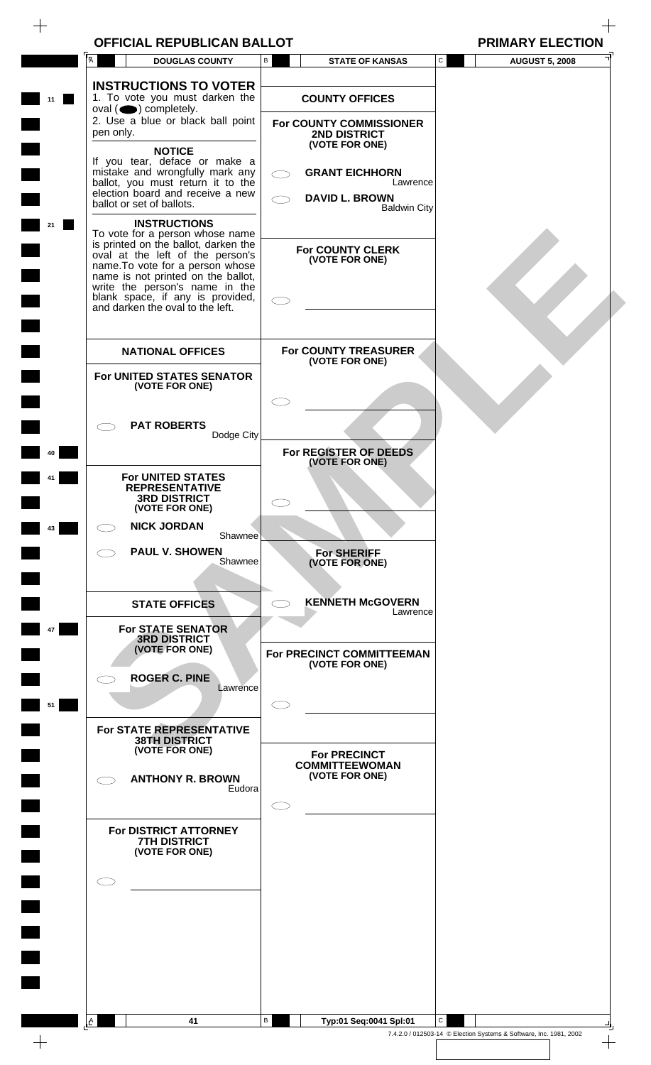# OFFICIAL REPUBLICAN BALLOT

# PRIMARY ELECTION

DOUGLAS COUNTY | STATE OF KANSAS | AUGUST 5, 2008

## INSTRUCTIONS TO VOTER

1. To vote you must darken the oval ( ) completely.
2. Use a blue or black ball point pen only.

**NOTICE**

If you tear, deface or make a mistake and wrongfully mark any ballot, you must return it to the election board and receive a new ballot or set of ballots.

**INSTRUCTIONS**

To vote for a person whose name is printed on the ballot, darken the oval at the left of the person's name. To vote for a person whose name is not printed on the ballot, write the person's name in the blank space, if any is provided, and darken the oval to the left.

## NATIONAL OFFICES

**For UNITED STATES SENATOR**
**(VOTE FOR ONE)**

- PAT ROBERTS — Dodge City

**For UNITED STATES REPRESENTATIVE 3RD DISTRICT**
**(VOTE FOR ONE)**

- NICK JORDAN — Shawnee
- PAUL V. SHOWEN — Shawnee

## STATE OFFICES

**For STATE SENATOR 3RD DISTRICT**
**(VOTE FOR ONE)**

- ROGER C. PINE — Lawrence

**For STATE REPRESENTATIVE 38TH DISTRICT**
**(VOTE FOR ONE)**

- ANTHONY R. BROWN — Eudora

**For DISTRICT ATTORNEY 7TH DISTRICT**
**(VOTE FOR ONE)**

- \_\_\_\_\_\_\_\_\_\_

## COUNTY OFFICES

**For COUNTY COMMISSIONER 2ND DISTRICT**
**(VOTE FOR ONE)**

- GRANT EICHHORN — Lawrence
- DAVID L. BROWN — Baldwin City

**For COUNTY CLERK**
**(VOTE FOR ONE)**

- \_\_\_\_\_\_\_\_\_\_

**For COUNTY TREASURER**
**(VOTE FOR ONE)**

- \_\_\_\_\_\_\_\_\_\_

**For REGISTER OF DEEDS**
**(VOTE FOR ONE)**

- \_\_\_\_\_\_\_\_\_\_

**For SHERIFF**
**(VOTE FOR ONE)**

- KENNETH McGOVERN — Lawrence

**For PRECINCT COMMITTEEMAN**
**(VOTE FOR ONE)**

- \_\_\_\_\_\_\_\_\_\_

**For PRECINCT COMMITTEEWOMAN**
**(VOTE FOR ONE)**

- \_\_\_\_\_\_\_\_\_\_

SAMPLE

41 | Typ:01 Seq:0041 Spl:01

7.4.2.0 / 012503-14 © Election Systems & Software, Inc. 1981, 2002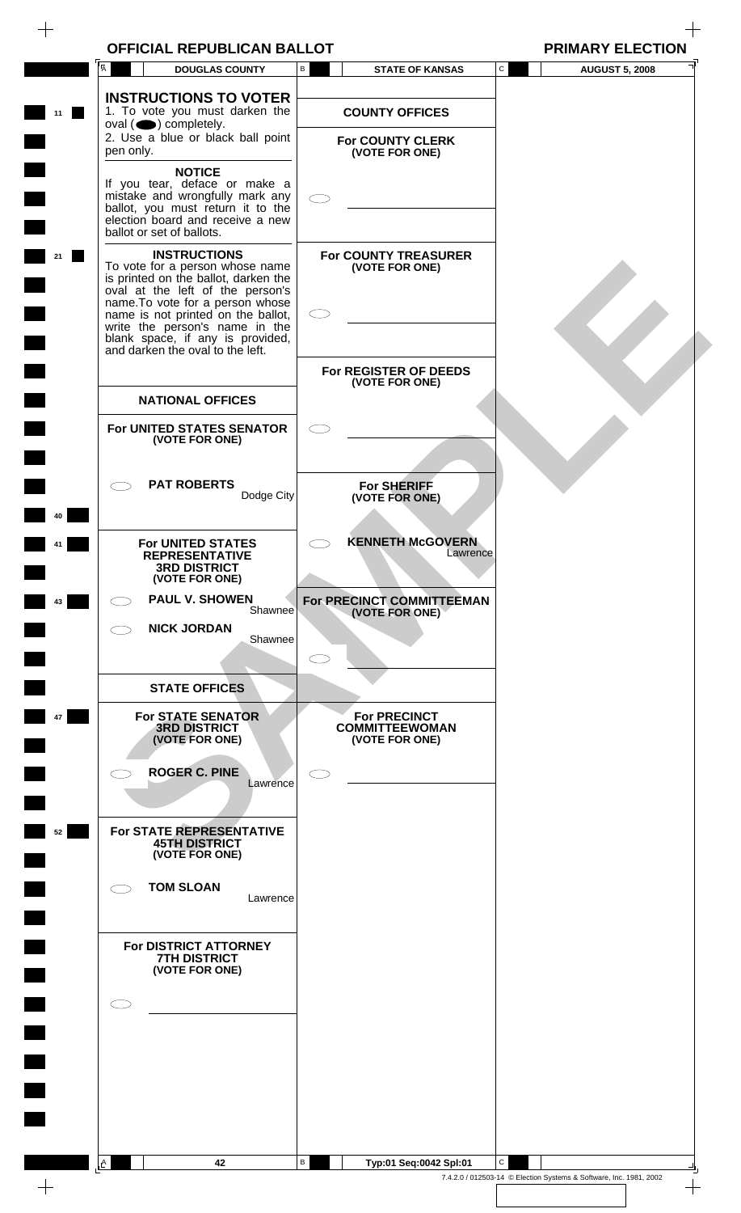# OFFICIAL REPUBLICAN BALLOT

## PRIMARY ELECTION

DOUGLAS COUNTY — STATE OF KANSAS — AUGUST 5, 2008

### INSTRUCTIONS TO VOTER

1. To vote you must darken the oval (⬬) completely.
2. Use a blue or black ball point pen only.

**NOTICE**

If you tear, deface or make a mistake and wrongfully mark any ballot, you must return it to the election board and receive a new ballot or set of ballots.

**INSTRUCTIONS**

To vote for a person whose name is printed on the ballot, darken the oval at the left of the person's name. To vote for a person whose name is not printed on the ballot, write the person's name in the blank space, if any is provided, and darken the oval to the left.

### NATIONAL OFFICES

**For UNITED STATES SENATOR**
(VOTE FOR ONE)

- ⬭ PAT ROBERTS — Dodge City

**For UNITED STATES REPRESENTATIVE 3RD DISTRICT**
(VOTE FOR ONE)

- ⬭ PAUL V. SHOWEN — Shawnee
- ⬭ NICK JORDAN — Shawnee

### STATE OFFICES

**For STATE SENATOR 3RD DISTRICT**
(VOTE FOR ONE)

- ⬭ ROGER C. PINE — Lawrence

**For STATE REPRESENTATIVE 45TH DISTRICT**
(VOTE FOR ONE)

- ⬭ TOM SLOAN — Lawrence

**For DISTRICT ATTORNEY 7TH DISTRICT**
(VOTE FOR ONE)

- ⬭ ____________________

### COUNTY OFFICES

**For COUNTY CLERK**
(VOTE FOR ONE)

- ⬭ ____________________

**For COUNTY TREASURER**
(VOTE FOR ONE)

- ⬭ ____________________

**For REGISTER OF DEEDS**
(VOTE FOR ONE)

- ⬭ ____________________

**For SHERIFF**
(VOTE FOR ONE)

- ⬭ KENNETH McGOVERN — Lawrence

**For PRECINCT COMMITTEEMAN**
(VOTE FOR ONE)

- ⬭ ____________________

**For PRECINCT COMMITTEEWOMAN**
(VOTE FOR ONE)

- ⬭ ____________________

SAMPLE

42 — Typ:01 Seq:0042 Spl:01

7.4.2.0 / 012503-14 © Election Systems & Software, Inc. 1981, 2002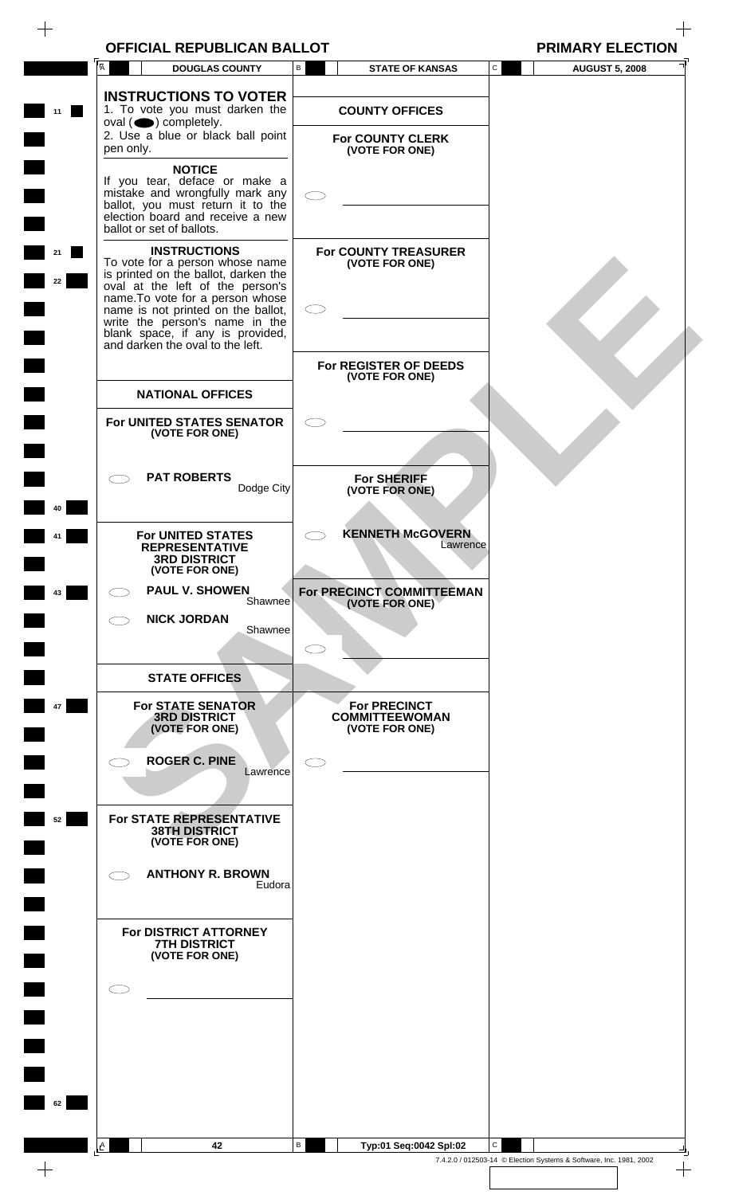# OFFICIAL REPUBLICAN BALLOT

**PRIMARY ELECTION**

DOUGLAS COUNTY | STATE OF KANSAS | AUGUST 5, 2008

**INSTRUCTIONS TO VOTER**

1. To vote you must darken the oval ( ⬬ ) completely.
2. Use a blue or black ball point pen only.

**NOTICE**

If you tear, deface or make a mistake and wrongfully mark any ballot, you must return it to the election board and receive a new ballot or set of ballots.

**INSTRUCTIONS**

To vote for a person whose name is printed on the ballot, darken the oval at the left of the person's name. To vote for a person whose name is not printed on the ballot, write the person's name in the blank space, if any is provided, and darken the oval to the left.

## NATIONAL OFFICES

**For UNITED STATES SENATOR (VOTE FOR ONE)**

- PAT ROBERTS — Dodge City

**For UNITED STATES REPRESENTATIVE 3RD DISTRICT (VOTE FOR ONE)**

- PAUL V. SHOWEN — Shawnee
- NICK JORDAN — Shawnee

## STATE OFFICES

**For STATE SENATOR 3RD DISTRICT (VOTE FOR ONE)**

- ROGER C. PINE — Lawrence

**For STATE REPRESENTATIVE 38TH DISTRICT (VOTE FOR ONE)**

- ANTHONY R. BROWN — Eudora

**For DISTRICT ATTORNEY 7TH DISTRICT (VOTE FOR ONE)**

- ____________

## COUNTY OFFICES

**For COUNTY CLERK (VOTE FOR ONE)**

- ____________

**For COUNTY TREASURER (VOTE FOR ONE)**

- ____________

**For REGISTER OF DEEDS (VOTE FOR ONE)**

- ____________

**For SHERIFF (VOTE FOR ONE)**

- KENNETH McGOVERN — Lawrence

**For PRECINCT COMMITTEEMAN (VOTE FOR ONE)**

- ____________

**For PRECINCT COMMITTEEWOMAN (VOTE FOR ONE)**

- ____________

SAMPLE

42 | Typ:01 Seq:0042 Spl:02

7.4.2.0 / 012503-14 © Election Systems & Software, Inc. 1981, 2002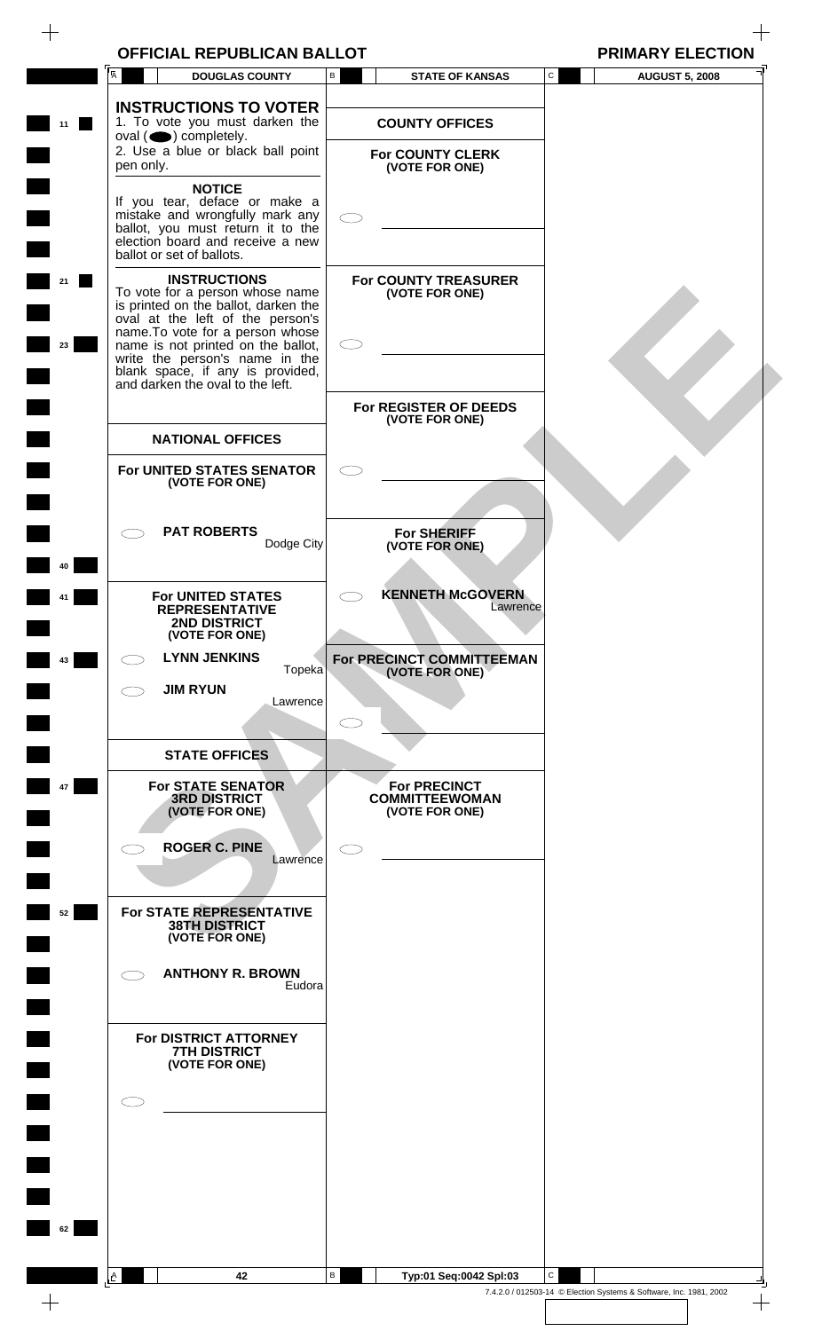# OFFICIAL REPUBLICAN BALLOT

## PRIMARY ELECTION

DOUGLAS COUNTY | STATE OF KANSAS | AUGUST 5, 2008

**INSTRUCTIONS TO VOTER**
1. To vote you must darken the oval ( ) completely.
2. Use a blue or black ball point pen only.

**NOTICE**
If you tear, deface or make a mistake and wrongfully mark any ballot, you must return it to the election board and receive a new ballot or set of ballots.

**INSTRUCTIONS**
To vote for a person whose name is printed on the ballot, darken the oval at the left of the person's name. To vote for a person whose name is not printed on the ballot, write the person's name in the blank space, if any is provided, and darken the oval to the left.

### NATIONAL OFFICES

**For UNITED STATES SENATOR**
(VOTE FOR ONE)

- PAT ROBERTS — Dodge City

**For UNITED STATES REPRESENTATIVE 2ND DISTRICT**
(VOTE FOR ONE)

- LYNN JENKINS — Topeka
- JIM RYUN — Lawrence

### STATE OFFICES

**For STATE SENATOR 3RD DISTRICT**
(VOTE FOR ONE)

- ROGER C. PINE — Lawrence

**For STATE REPRESENTATIVE 38TH DISTRICT**
(VOTE FOR ONE)

- ANTHONY R. BROWN — Eudora

**For DISTRICT ATTORNEY 7TH DISTRICT**
(VOTE FOR ONE)

- ______________

### COUNTY OFFICES

**For COUNTY CLERK**
(VOTE FOR ONE)

- ______________

**For COUNTY TREASURER**
(VOTE FOR ONE)

- ______________

**For REGISTER OF DEEDS**
(VOTE FOR ONE)

- ______________

**For SHERIFF**
(VOTE FOR ONE)

- KENNETH McGOVERN — Lawrence

**For PRECINCT COMMITTEEMAN**
(VOTE FOR ONE)

- ______________

**For PRECINCT COMMITTEEWOMAN**
(VOTE FOR ONE)

- ______________

SAMPLE

42 | Typ:01 Seq:0042 Spl:03

7.4.2.0 / 012503-14 © Election Systems & Software, Inc. 1981, 2002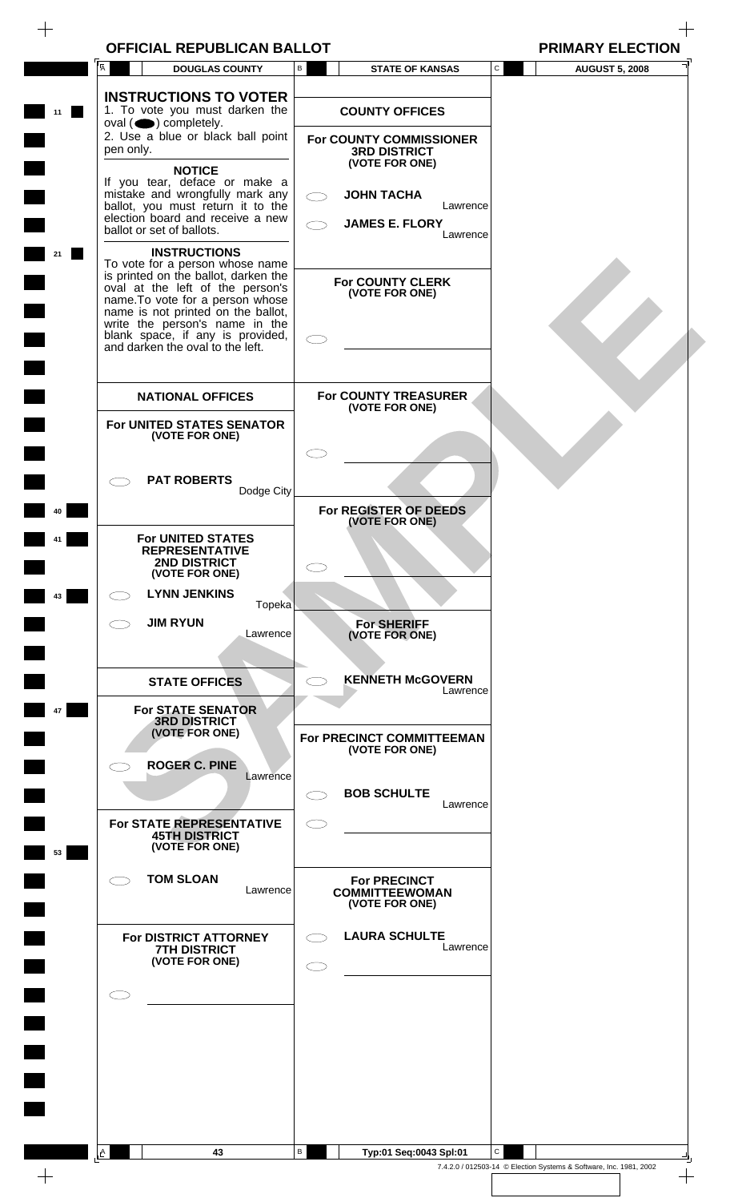# OFFICIAL REPUBLICAN BALLOT

# PRIMARY ELECTION

DOUGLAS COUNTY | STATE OF KANSAS | AUGUST 5, 2008

## INSTRUCTIONS TO VOTER

1. To vote you must darken the oval ( ) completely.
2. Use a blue or black ball point pen only.

**NOTICE**

If you tear, deface or make a mistake and wrongfully mark any ballot, you must return it to the election board and receive a new ballot or set of ballots.

**INSTRUCTIONS**

To vote for a person whose name is printed on the ballot, darken the oval at the left of the person's name. To vote for a person whose name is not printed on the ballot, write the person's name in the blank space, if any is provided, and darken the oval to the left.

## NATIONAL OFFICES

**For UNITED STATES SENATOR**
(VOTE FOR ONE)

- PAT ROBERTS — Dodge City

**For UNITED STATES REPRESENTATIVE 2ND DISTRICT**
(VOTE FOR ONE)

- LYNN JENKINS — Topeka
- JIM RYUN — Lawrence

## STATE OFFICES

**For STATE SENATOR 3RD DISTRICT**
(VOTE FOR ONE)

- ROGER C. PINE — Lawrence

**For STATE REPRESENTATIVE 45TH DISTRICT**
(VOTE FOR ONE)

- TOM SLOAN — Lawrence

**For DISTRICT ATTORNEY 7TH DISTRICT**
(VOTE FOR ONE)

- \_\_\_\_\_\_\_\_\_\_

## COUNTY OFFICES

**For COUNTY COMMISSIONER 3RD DISTRICT**
(VOTE FOR ONE)

- JOHN TACHA — Lawrence
- JAMES E. FLORY — Lawrence

**For COUNTY CLERK**
(VOTE FOR ONE)

- \_\_\_\_\_\_\_\_\_\_

**For COUNTY TREASURER**
(VOTE FOR ONE)

- \_\_\_\_\_\_\_\_\_\_

**For REGISTER OF DEEDS**
(VOTE FOR ONE)

- \_\_\_\_\_\_\_\_\_\_

**For SHERIFF**
(VOTE FOR ONE)

- KENNETH McGOVERN — Lawrence

**For PRECINCT COMMITTEEMAN**
(VOTE FOR ONE)

- BOB SCHULTE — Lawrence
- \_\_\_\_\_\_\_\_\_\_

**For PRECINCT COMMITTEEWOMAN**
(VOTE FOR ONE)

- LAURA SCHULTE — Lawrence
- \_\_\_\_\_\_\_\_\_\_

SAMPLE

43 | Typ:01 Seq:0043 Spl:01

7.4.2.0 / 012503-14 © Election Systems & Software, Inc. 1981, 2002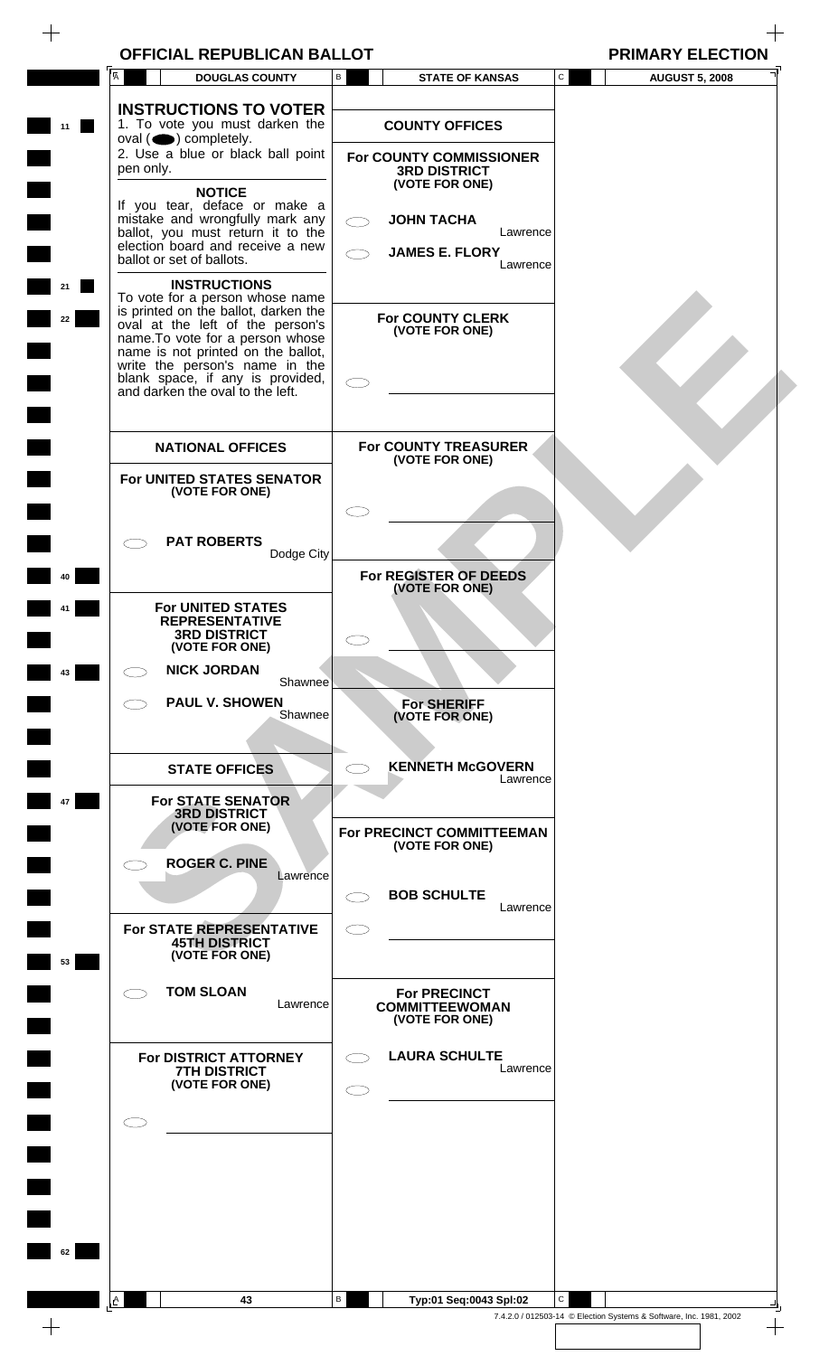# OFFICIAL REPUBLICAN BALLOT

## PRIMARY ELECTION

DOUGLAS COUNTY — STATE OF KANSAS — AUGUST 5, 2008

### INSTRUCTIONS TO VOTER

1. To vote you must darken the oval ( ) completely.
2. Use a blue or black ball point pen only.

**NOTICE**

If you tear, deface or make a mistake and wrongfully mark any ballot, you must return it to the election board and receive a new ballot or set of ballots.

**INSTRUCTIONS**

To vote for a person whose name is printed on the ballot, darken the oval at the left of the person's name. To vote for a person whose name is not printed on the ballot, write the person's name in the blank space, if any is provided, and darken the oval to the left.

### NATIONAL OFFICES

**For UNITED STATES SENATOR**
(VOTE FOR ONE)

- PAT ROBERTS — Dodge City

**For UNITED STATES REPRESENTATIVE 3RD DISTRICT**
(VOTE FOR ONE)

- NICK JORDAN — Shawnee
- PAUL V. SHOWEN — Shawnee

### STATE OFFICES

**For STATE SENATOR 3RD DISTRICT**
(VOTE FOR ONE)

- ROGER C. PINE — Lawrence

**For STATE REPRESENTATIVE 45TH DISTRICT**
(VOTE FOR ONE)

- TOM SLOAN — Lawrence

**For DISTRICT ATTORNEY 7TH DISTRICT**
(VOTE FOR ONE)

- ____________

### COUNTY OFFICES

**For COUNTY COMMISSIONER 3RD DISTRICT**
(VOTE FOR ONE)

- JOHN TACHA — Lawrence
- JAMES E. FLORY — Lawrence

**For COUNTY CLERK**
(VOTE FOR ONE)

- ____________

**For COUNTY TREASURER**
(VOTE FOR ONE)

- ____________

**For REGISTER OF DEEDS**
(VOTE FOR ONE)

- ____________

**For SHERIFF**
(VOTE FOR ONE)

- KENNETH McGOVERN — Lawrence

**For PRECINCT COMMITTEEMAN**
(VOTE FOR ONE)

- BOB SCHULTE — Lawrence
- ____________

**For PRECINCT COMMITTEEWOMAN**
(VOTE FOR ONE)

- LAURA SCHULTE — Lawrence
- ____________

SAMPLE

43 — Typ:01 Seq:0043 Spl:02

7.4.2.0 / 012503-14 © Election Systems & Software, Inc. 1981, 2002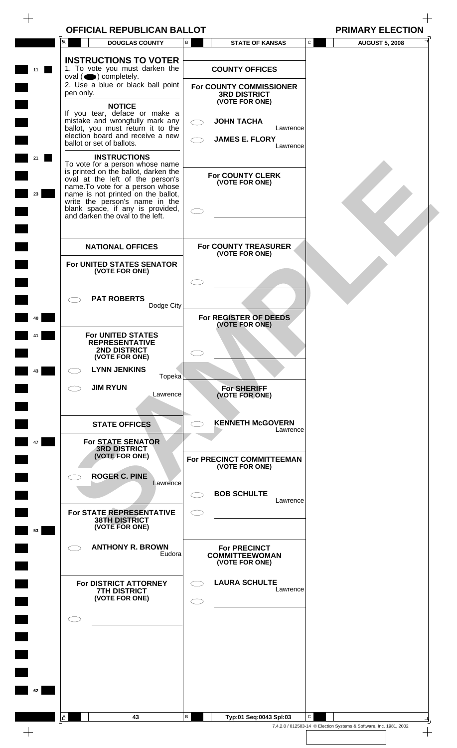# OFFICIAL REPUBLICAN BALLOT

# PRIMARY ELECTION

DOUGLAS COUNTY | STATE OF KANSAS | AUGUST 5, 2008

## INSTRUCTIONS TO VOTER

1. To vote you must darken the oval (⬬) completely.
2. Use a blue or black ball point pen only.

**NOTICE**

If you tear, deface or make a mistake and wrongfully mark any ballot, you must return it to the election board and receive a new ballot or set of ballots.

**INSTRUCTIONS**

To vote for a person whose name is printed on the ballot, darken the oval at the left of the person's name. To vote for a person whose name is not printed on the ballot, write the person's name in the blank space, if any is provided, and darken the oval to the left.

## NATIONAL OFFICES

**For UNITED STATES SENATOR**
**(VOTE FOR ONE)**

- ⬭ **PAT ROBERTS** Dodge City

**For UNITED STATES REPRESENTATIVE 2ND DISTRICT**
**(VOTE FOR ONE)**

- ⬭ **LYNN JENKINS** Topeka
- ⬭ **JIM RYUN** Lawrence

## STATE OFFICES

**For STATE SENATOR 3RD DISTRICT**
**(VOTE FOR ONE)**

- ⬭ **ROGER C. PINE** Lawrence

**For STATE REPRESENTATIVE 38TH DISTRICT**
**(VOTE FOR ONE)**

- ⬭ **ANTHONY R. BROWN** Eudora

**For DISTRICT ATTORNEY 7TH DISTRICT**
**(VOTE FOR ONE)**

- ⬭ ____________

## COUNTY OFFICES

**For COUNTY COMMISSIONER 3RD DISTRICT**
**(VOTE FOR ONE)**

- ⬭ **JOHN TACHA** Lawrence
- ⬭ **JAMES E. FLORY** Lawrence

**For COUNTY CLERK**
**(VOTE FOR ONE)**

- ⬭ ____________

**For COUNTY TREASURER**
**(VOTE FOR ONE)**

- ⬭ ____________

**For REGISTER OF DEEDS**
**(VOTE FOR ONE)**

- ⬭ ____________

**For SHERIFF**
**(VOTE FOR ONE)**

- ⬭ **KENNETH McGOVERN** Lawrence

**For PRECINCT COMMITTEEMAN**
**(VOTE FOR ONE)**

- ⬭ **BOB SCHULTE** Lawrence
- ⬭ ____________

**For PRECINCT COMMITTEEWOMAN**
**(VOTE FOR ONE)**

- ⬭ **LAURA SCHULTE** Lawrence
- ⬭ ____________

SAMPLE

43 | Typ:01 Seq:0043 Spl:03

7.4.2.0 / 012503-14 © Election Systems & Software, Inc. 1981, 2002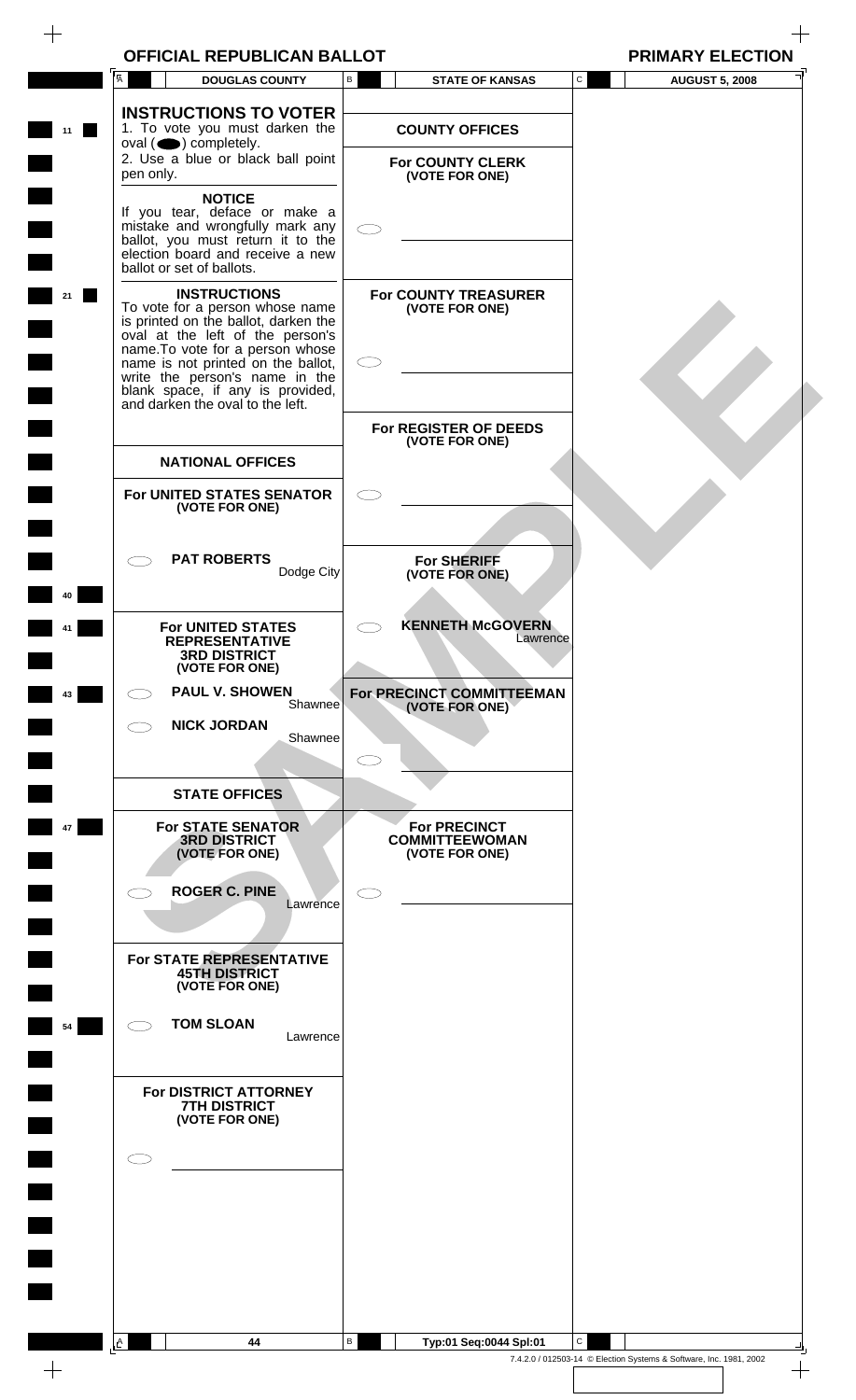# OFFICIAL REPUBLICAN BALLOT

**PRIMARY ELECTION**

DOUGLAS COUNTY | STATE OF KANSAS | AUGUST 5, 2008

## INSTRUCTIONS TO VOTER

1. To vote you must darken the oval (⬬) completely.
2. Use a blue or black ball point pen only.

**NOTICE**

If you tear, deface or make a mistake and wrongfully mark any ballot, you must return it to the election board and receive a new ballot or set of ballots.

**INSTRUCTIONS**

To vote for a person whose name is printed on the ballot, darken the oval at the left of the person's name. To vote for a person whose name is not printed on the ballot, write the person's name in the blank space, if any is provided, and darken the oval to the left.

## NATIONAL OFFICES

**For UNITED STATES SENATOR**
**(VOTE FOR ONE)**

- ⬭ **PAT ROBERTS** — Dodge City

**For UNITED STATES REPRESENTATIVE 3RD DISTRICT**
**(VOTE FOR ONE)**

- ⬭ **PAUL V. SHOWEN** — Shawnee
- ⬭ **NICK JORDAN** — Shawnee

## STATE OFFICES

**For STATE SENATOR 3RD DISTRICT**
**(VOTE FOR ONE)**

- ⬭ **ROGER C. PINE** — Lawrence

**For STATE REPRESENTATIVE 45TH DISTRICT**
**(VOTE FOR ONE)**

- ⬭ **TOM SLOAN** — Lawrence

**For DISTRICT ATTORNEY 7TH DISTRICT**
**(VOTE FOR ONE)**

- ⬭ ____________

## COUNTY OFFICES

**For COUNTY CLERK**
**(VOTE FOR ONE)**

- ⬭ ____________

**For COUNTY TREASURER**
**(VOTE FOR ONE)**

- ⬭ ____________

**For REGISTER OF DEEDS**
**(VOTE FOR ONE)**

- ⬭ ____________

**For SHERIFF**
**(VOTE FOR ONE)**

- ⬭ **KENNETH McGOVERN** — Lawrence

**For PRECINCT COMMITTEEMAN**
**(VOTE FOR ONE)**

- ⬭ ____________

**For PRECINCT COMMITTEEWOMAN**
**(VOTE FOR ONE)**

- ⬭ ____________

SAMPLE

44 | Typ:01 Seq:0044 Spl:01

7.4.2.0 / 012503-14 © Election Systems & Software, Inc. 1981, 2002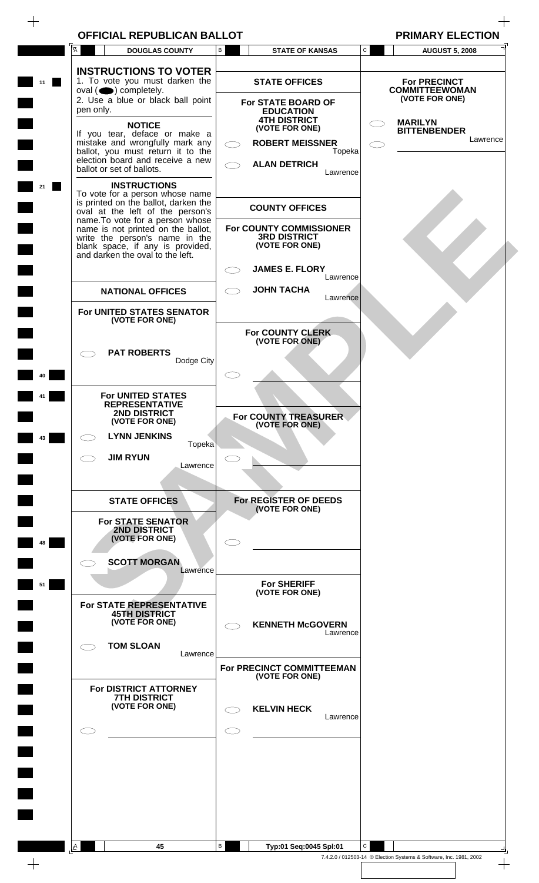# OFFICIAL REPUBLICAN BALLOT

# PRIMARY ELECTION

DOUGLAS COUNTY | STATE OF KANSAS | AUGUST 5, 2008

## INSTRUCTIONS TO VOTER

1. To vote you must darken the oval ( ) completely.
2. Use a blue or black ball point pen only.

**NOTICE**

If you tear, deface or make a mistake and wrongfully mark any ballot, you must return it to the election board and receive a new ballot or set of ballots.

**INSTRUCTIONS**

To vote for a person whose name is printed on the ballot, darken the oval at the left of the person's name. To vote for a person whose name is not printed on the ballot, write the person's name in the blank space, if any is provided, and darken the oval to the left.

## NATIONAL OFFICES

**For UNITED STATES SENATOR**
(VOTE FOR ONE)

- PAT ROBERTS — Dodge City

**For UNITED STATES REPRESENTATIVE 2ND DISTRICT**
(VOTE FOR ONE)

- LYNN JENKINS — Topeka
- JIM RYUN — Lawrence

## STATE OFFICES

**For STATE SENATOR 2ND DISTRICT**
(VOTE FOR ONE)

- SCOTT MORGAN — Lawrence

**For STATE REPRESENTATIVE 45TH DISTRICT**
(VOTE FOR ONE)

- TOM SLOAN — Lawrence

**For DISTRICT ATTORNEY 7TH DISTRICT**
(VOTE FOR ONE)

- ______________

## STATE OFFICES

**For STATE BOARD OF EDUCATION 4TH DISTRICT**
(VOTE FOR ONE)

- ROBERT MEISSNER — Topeka
- ALAN DETRICH — Lawrence

## COUNTY OFFICES

**For COUNTY COMMISSIONER 3RD DISTRICT**
(VOTE FOR ONE)

- JAMES E. FLORY — Lawrence
- JOHN TACHA — Lawrence

**For COUNTY CLERK**
(VOTE FOR ONE)

- ______________

**For COUNTY TREASURER**
(VOTE FOR ONE)

- ______________

**For REGISTER OF DEEDS**
(VOTE FOR ONE)

- ______________

**For SHERIFF**
(VOTE FOR ONE)

- KENNETH McGOVERN — Lawrence

**For PRECINCT COMMITTEEMAN**
(VOTE FOR ONE)

- KELVIN HECK — Lawrence
- ______________

**For PRECINCT COMMITTEEWOMAN**
(VOTE FOR ONE)

- MARILYN BITTENBENDER — Lawrence
- ______________

SAMPLE

45 | Typ:01 Seq:0045 Spl:01

7.4.2.0 / 012503-14 © Election Systems & Software, Inc. 1981, 2002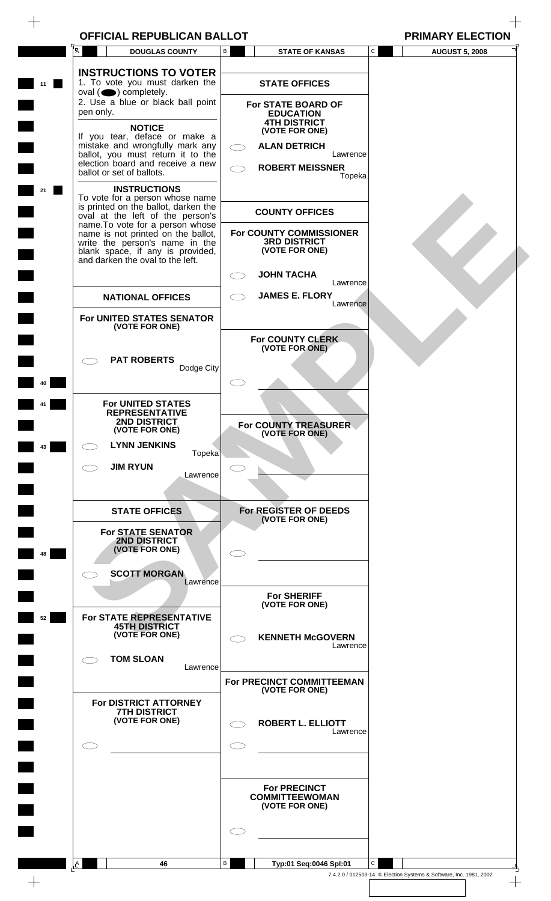# OFFICIAL REPUBLICAN BALLOT

**PRIMARY ELECTION**

DOUGLAS COUNTY | STATE OF KANSAS | AUGUST 5, 2008

## INSTRUCTIONS TO VOTER

1. To vote you must darken the oval (⬬) completely.
2. Use a blue or black ball point pen only.

**NOTICE**

If you tear, deface or make a mistake and wrongfully mark any ballot, you must return it to the election board and receive a new ballot or set of ballots.

**INSTRUCTIONS**

To vote for a person whose name is printed on the ballot, darken the oval at the left of the person's name. To vote for a person whose name is not printed on the ballot, write the person's name in the blank space, if any is provided, and darken the oval to the left.

## NATIONAL OFFICES

**For UNITED STATES SENATOR**
(VOTE FOR ONE)

- ⬭ **PAT ROBERTS** — Dodge City

**For UNITED STATES REPRESENTATIVE 2ND DISTRICT**
(VOTE FOR ONE)

- ⬭ **LYNN JENKINS** — Topeka
- ⬭ **JIM RYUN** — Lawrence

## STATE OFFICES

**For STATE SENATOR 2ND DISTRICT**
(VOTE FOR ONE)

- ⬭ **SCOTT MORGAN** — Lawrence

**For STATE REPRESENTATIVE 45TH DISTRICT**
(VOTE FOR ONE)

- ⬭ **TOM SLOAN** — Lawrence

**For DISTRICT ATTORNEY 7TH DISTRICT**
(VOTE FOR ONE)

- ⬭ ____________

## STATE OFFICES

**For STATE BOARD OF EDUCATION 4TH DISTRICT**
(VOTE FOR ONE)

- ⬭ **ALAN DETRICH** — Lawrence
- ⬭ **ROBERT MEISSNER** — Topeka

## COUNTY OFFICES

**For COUNTY COMMISSIONER 3RD DISTRICT**
(VOTE FOR ONE)

- ⬭ **JOHN TACHA** — Lawrence
- ⬭ **JAMES E. FLORY** — Lawrence

**For COUNTY CLERK**
(VOTE FOR ONE)

- ⬭ ____________

**For COUNTY TREASURER**
(VOTE FOR ONE)

- ⬭ ____________

**For REGISTER OF DEEDS**
(VOTE FOR ONE)

- ⬭ ____________

**For SHERIFF**
(VOTE FOR ONE)

- ⬭ **KENNETH McGOVERN** — Lawrence

**For PRECINCT COMMITTEEMAN**
(VOTE FOR ONE)

- ⬭ **ROBERT L. ELLIOTT** — Lawrence
- ⬭ ____________

**For PRECINCT COMMITTEEWOMAN**
(VOTE FOR ONE)

- ⬭ ____________

SAMPLE

46 | Typ:01 Seq:0046 Spl:01

7.4.2.0 / 012503-14 © Election Systems & Software, Inc. 1981, 2002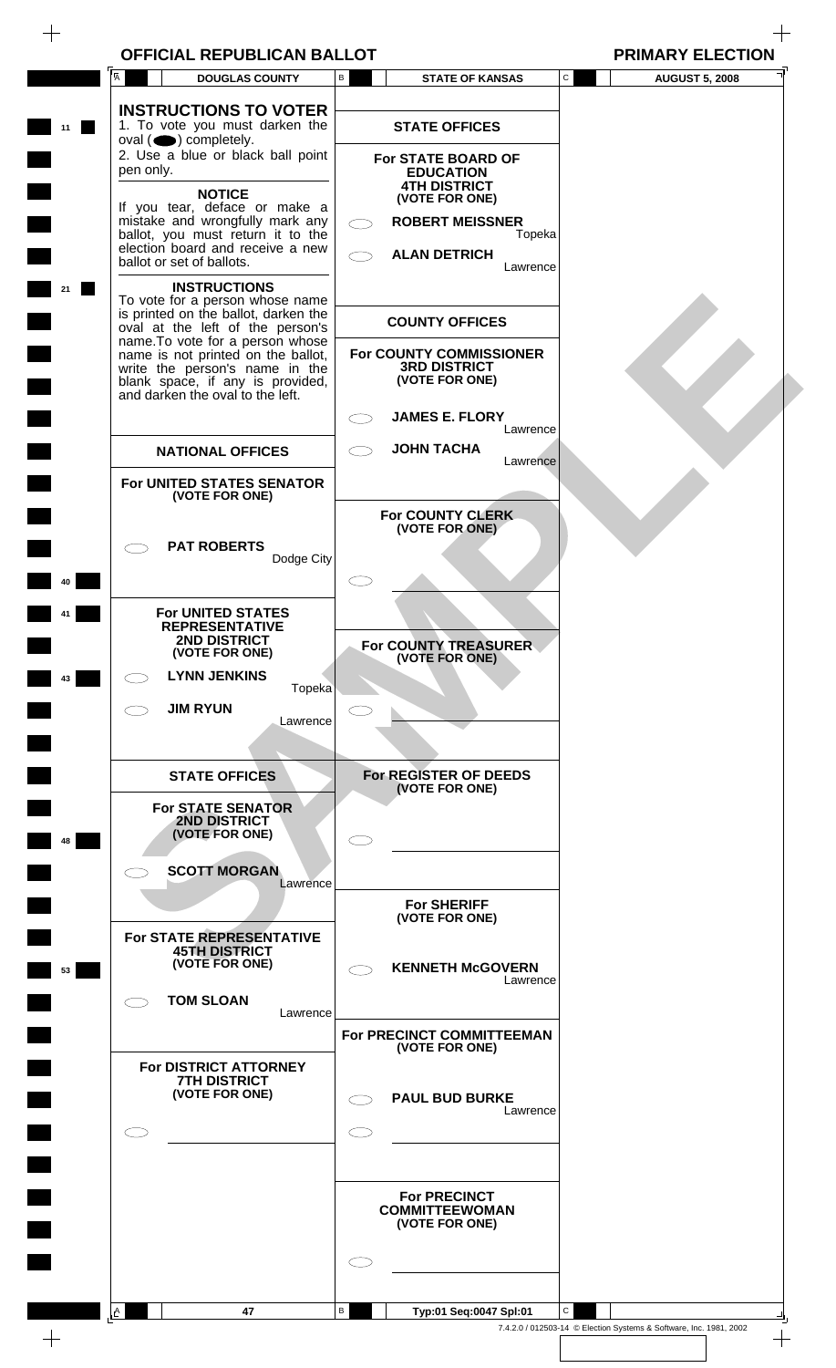# OFFICIAL REPUBLICAN BALLOT

# PRIMARY ELECTION

DOUGLAS COUNTY | STATE OF KANSAS | AUGUST 5, 2008

## INSTRUCTIONS TO VOTER

1. To vote you must darken the oval ( ) completely.
2. Use a blue or black ball point pen only.

**NOTICE**

If you tear, deface or make a mistake and wrongfully mark any ballot, you must return it to the election board and receive a new ballot or set of ballots.

**INSTRUCTIONS**

To vote for a person whose name is printed on the ballot, darken the oval at the left of the person's name. To vote for a person whose name is not printed on the ballot, write the person's name in the blank space, if any is provided, and darken the oval to the left.

## NATIONAL OFFICES

**For UNITED STATES SENATOR (VOTE FOR ONE)**

- PAT ROBERTS, Dodge City

**For UNITED STATES REPRESENTATIVE 2ND DISTRICT (VOTE FOR ONE)**

- LYNN JENKINS, Topeka
- JIM RYUN, Lawrence

## STATE OFFICES

**For STATE SENATOR 2ND DISTRICT (VOTE FOR ONE)**

- SCOTT MORGAN, Lawrence

**For STATE REPRESENTATIVE 45TH DISTRICT (VOTE FOR ONE)**

- TOM SLOAN, Lawrence

**For DISTRICT ATTORNEY 7TH DISTRICT (VOTE FOR ONE)**

- ________________

## STATE OFFICES

**For STATE BOARD OF EDUCATION 4TH DISTRICT (VOTE FOR ONE)**

- ROBERT MEISSNER, Topeka
- ALAN DETRICH, Lawrence

## COUNTY OFFICES

**For COUNTY COMMISSIONER 3RD DISTRICT (VOTE FOR ONE)**

- JAMES E. FLORY, Lawrence
- JOHN TACHA, Lawrence

**For COUNTY CLERK (VOTE FOR ONE)**

- ________________

**For COUNTY TREASURER (VOTE FOR ONE)**

- ________________

**For REGISTER OF DEEDS (VOTE FOR ONE)**

- ________________

**For SHERIFF (VOTE FOR ONE)**

- KENNETH McGOVERN, Lawrence

**For PRECINCT COMMITTEEMAN (VOTE FOR ONE)**

- PAUL BUD BURKE, Lawrence
- ________________

**For PRECINCT COMMITTEEWOMAN (VOTE FOR ONE)**

- ________________

SAMPLE

47 | Typ:01 Seq:0047 Spl:01

7.4.2.0 / 012503-14 © Election Systems & Software, Inc. 1981, 2002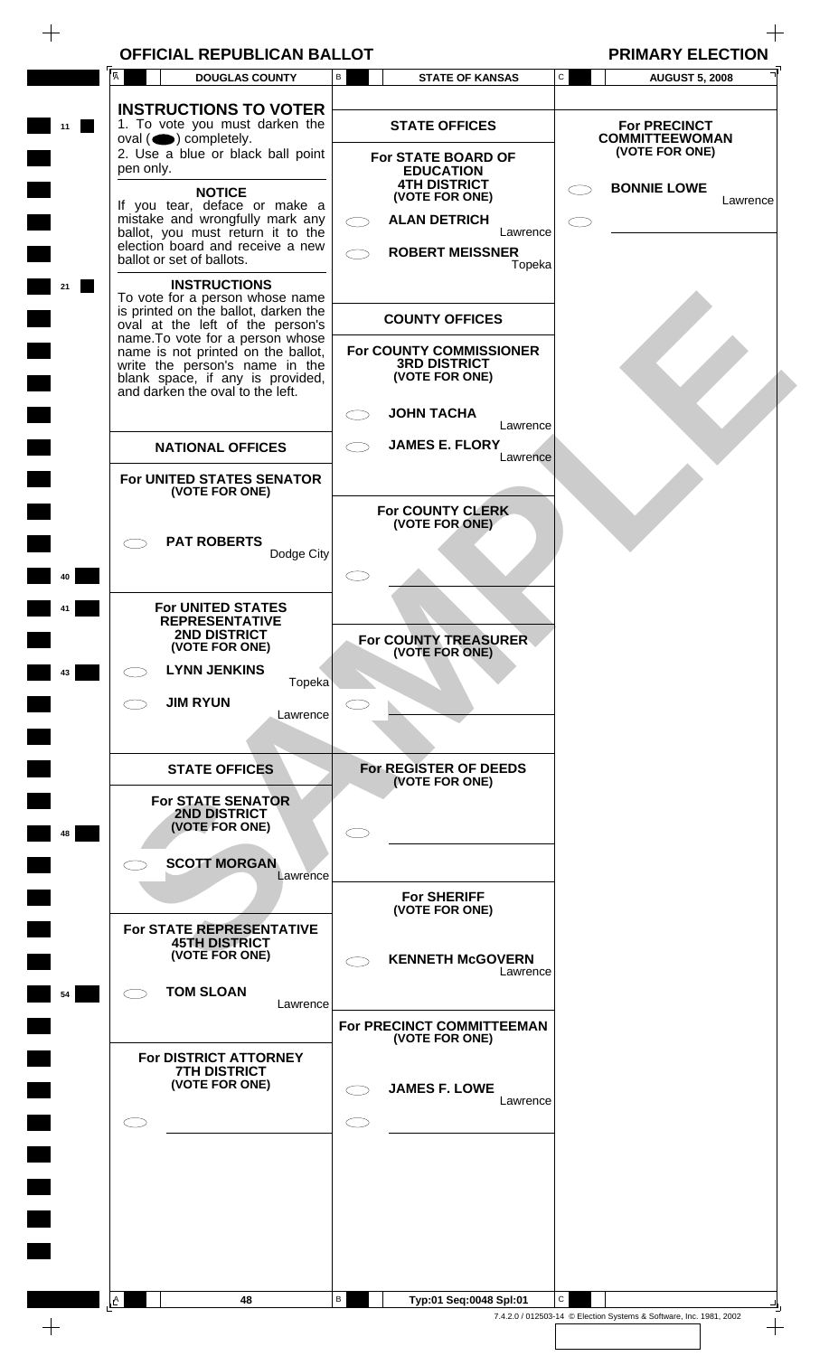# OFFICIAL REPUBLICAN BALLOT

# PRIMARY ELECTION

DOUGLAS COUNTY | STATE OF KANSAS | AUGUST 5, 2008

## INSTRUCTIONS TO VOTER

1. To vote you must darken the oval (⬬) completely.
2. Use a blue or black ball point pen only.

**NOTICE**
If you tear, deface or make a mistake and wrongfully mark any ballot, you must return it to the election board and receive a new ballot or set of ballots.

**INSTRUCTIONS**
To vote for a person whose name is printed on the ballot, darken the oval at the left of the person's name. To vote for a person whose name is not printed on the ballot, write the person's name in the blank space, if any is provided, and darken the oval to the left.

## NATIONAL OFFICES

**For UNITED STATES SENATOR**
(VOTE FOR ONE)

- ⬭ **PAT ROBERTS** — Dodge City

**For UNITED STATES REPRESENTATIVE 2ND DISTRICT**
(VOTE FOR ONE)

- ⬭ **LYNN JENKINS** — Topeka
- ⬭ **JIM RYUN** — Lawrence

## STATE OFFICES

**For STATE SENATOR 2ND DISTRICT**
(VOTE FOR ONE)

- ⬭ **SCOTT MORGAN** — Lawrence

**For STATE REPRESENTATIVE 45TH DISTRICT**
(VOTE FOR ONE)

- ⬭ **TOM SLOAN** — Lawrence

**For DISTRICT ATTORNEY 7TH DISTRICT**
(VOTE FOR ONE)

- ⬭ ____________

## STATE OFFICES

**For STATE BOARD OF EDUCATION 4TH DISTRICT**
(VOTE FOR ONE)

- ⬭ **ALAN DETRICH** — Lawrence
- ⬭ **ROBERT MEISSNER** — Topeka

## COUNTY OFFICES

**For COUNTY COMMISSIONER 3RD DISTRICT**
(VOTE FOR ONE)

- ⬭ **JOHN TACHA** — Lawrence
- ⬭ **JAMES E. FLORY** — Lawrence

**For COUNTY CLERK**
(VOTE FOR ONE)

- ⬭ ____________

**For COUNTY TREASURER**
(VOTE FOR ONE)

- ⬭ ____________

**For REGISTER OF DEEDS**
(VOTE FOR ONE)

- ⬭ ____________

**For SHERIFF**
(VOTE FOR ONE)

- ⬭ **KENNETH McGOVERN** — Lawrence

**For PRECINCT COMMITTEEMAN**
(VOTE FOR ONE)

- ⬭ **JAMES F. LOWE** — Lawrence
- ⬭ ____________

**For PRECINCT COMMITTEEWOMAN**
(VOTE FOR ONE)

- ⬭ **BONNIE LOWE** — Lawrence
- ⬭ ____________

SAMPLE

48 | Typ:01 Seq:0048 Spl:01

7.4.2.0 / 012503-14 © Election Systems & Software, Inc. 1981, 2002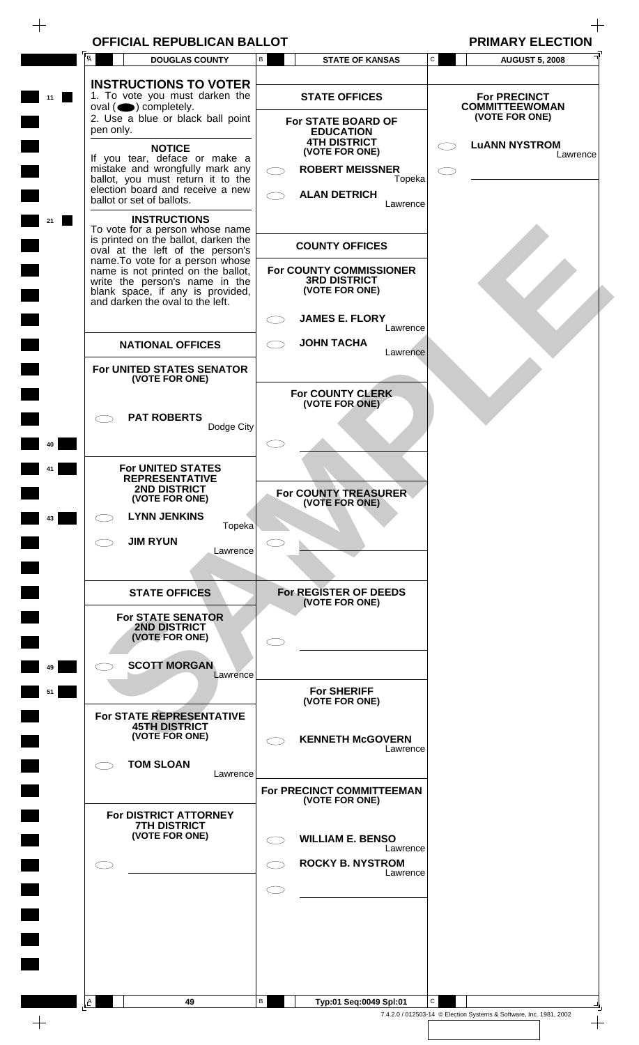# OFFICIAL REPUBLICAN BALLOT

# PRIMARY ELECTION

DOUGLAS COUNTY — STATE OF KANSAS — AUGUST 5, 2008

## INSTRUCTIONS TO VOTER

1. To vote you must darken the oval ( ) completely.
2. Use a blue or black ball point pen only.

**NOTICE**

If you tear, deface or make a mistake and wrongfully mark any ballot, you must return it to the election board and receive a new ballot or set of ballots.

**INSTRUCTIONS**

To vote for a person whose name is printed on the ballot, darken the oval at the left of the person's name. To vote for a person whose name is not printed on the ballot, write the person's name in the blank space, if any is provided, and darken the oval to the left.

## NATIONAL OFFICES

**For UNITED STATES SENATOR**
(VOTE FOR ONE)

- PAT ROBERTS — Dodge City

**For UNITED STATES REPRESENTATIVE 2ND DISTRICT**
(VOTE FOR ONE)

- LYNN JENKINS — Topeka
- JIM RYUN — Lawrence

## STATE OFFICES

**For STATE SENATOR 2ND DISTRICT**
(VOTE FOR ONE)

- SCOTT MORGAN — Lawrence

**For STATE REPRESENTATIVE 45TH DISTRICT**
(VOTE FOR ONE)

- TOM SLOAN — Lawrence

**For DISTRICT ATTORNEY 7TH DISTRICT**
(VOTE FOR ONE)

- ____________________

## STATE OFFICES

**For STATE BOARD OF EDUCATION 4TH DISTRICT**
(VOTE FOR ONE)

- ROBERT MEISSNER — Topeka
- ALAN DETRICH — Lawrence

## COUNTY OFFICES

**For COUNTY COMMISSIONER 3RD DISTRICT**
(VOTE FOR ONE)

- JAMES E. FLORY — Lawrence
- JOHN TACHA — Lawrence

**For COUNTY CLERK**
(VOTE FOR ONE)

- ____________________

**For COUNTY TREASURER**
(VOTE FOR ONE)

- ____________________

**For REGISTER OF DEEDS**
(VOTE FOR ONE)

- ____________________

**For SHERIFF**
(VOTE FOR ONE)

- KENNETH McGOVERN — Lawrence

**For PRECINCT COMMITTEEMAN**
(VOTE FOR ONE)

- WILLIAM E. BENSO — Lawrence
- ROCKY B. NYSTROM — Lawrence
- ____________________

**For PRECINCT COMMITTEEWOMAN**
(VOTE FOR ONE)

- LuANN NYSTROM — Lawrence
- ____________________

SAMPLE

49 — Typ:01 Seq:0049 Spl:01

7.4.2.0 / 012503-14 © Election Systems & Software, Inc. 1981, 2002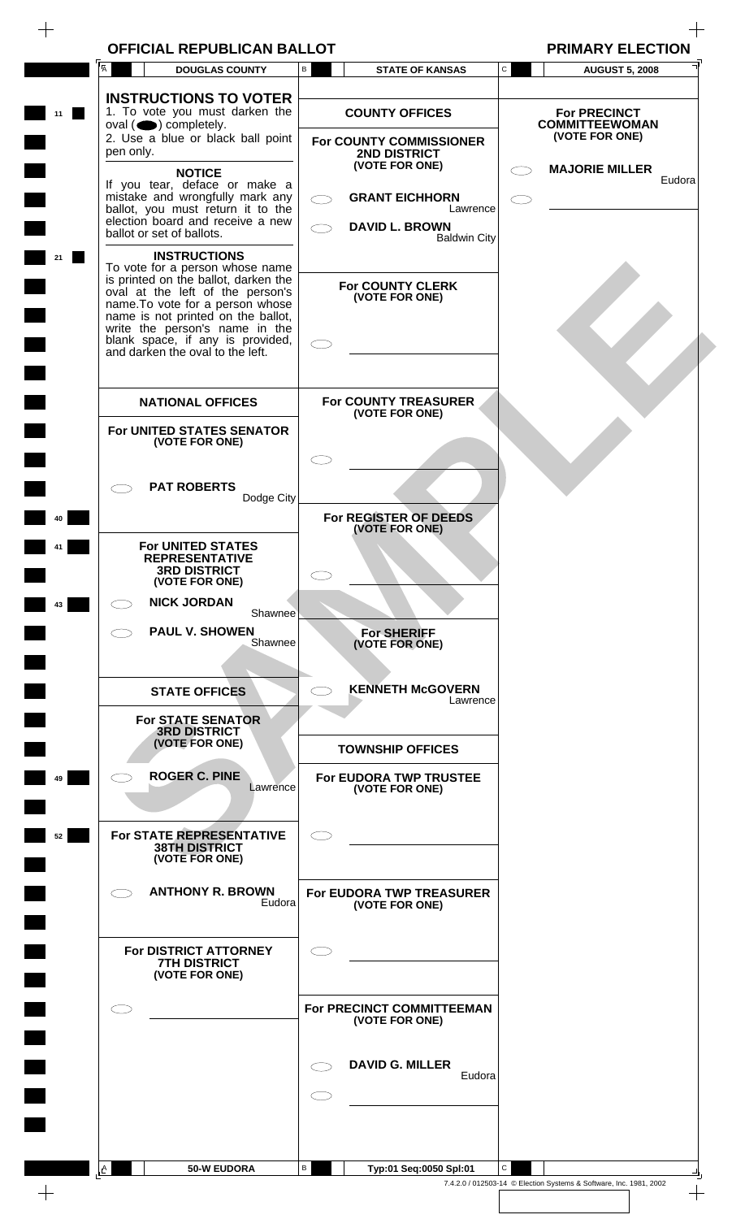# OFFICIAL REPUBLICAN BALLOT

# PRIMARY ELECTION

| DOUGLAS COUNTY | STATE OF KANSAS | AUGUST 5, 2008 |
|---|---|---|

## INSTRUCTIONS TO VOTER

1. To vote you must darken the oval ( ) completely.
2. Use a blue or black ball point pen only.

**NOTICE**

If you tear, deface or make a mistake and wrongfully mark any ballot, you must return it to the election board and receive a new ballot or set of ballots.

**INSTRUCTIONS**

To vote for a person whose name is printed on the ballot, darken the oval at the left of the person's name. To vote for a person whose name is not printed on the ballot, write the person's name in the blank space, if any is provided, and darken the oval to the left.

## NATIONAL OFFICES

**For UNITED STATES SENATOR (VOTE FOR ONE)**

- PAT ROBERTS — Dodge City

**For UNITED STATES REPRESENTATIVE 3RD DISTRICT (VOTE FOR ONE)**

- NICK JORDAN — Shawnee
- PAUL V. SHOWEN — Shawnee

## STATE OFFICES

**For STATE SENATOR 3RD DISTRICT (VOTE FOR ONE)**

- ROGER C. PINE — Lawrence

**For STATE REPRESENTATIVE 38TH DISTRICT (VOTE FOR ONE)**

- ANTHONY R. BROWN — Eudora

**For DISTRICT ATTORNEY 7TH DISTRICT (VOTE FOR ONE)**

- ________

## COUNTY OFFICES

**For COUNTY COMMISSIONER 2ND DISTRICT (VOTE FOR ONE)**

- GRANT EICHHORN — Lawrence
- DAVID L. BROWN — Baldwin City

**For COUNTY CLERK (VOTE FOR ONE)**

- ________

**For COUNTY TREASURER (VOTE FOR ONE)**

- ________

**For REGISTER OF DEEDS (VOTE FOR ONE)**

- ________

**For SHERIFF (VOTE FOR ONE)**

- KENNETH McGOVERN — Lawrence

## TOWNSHIP OFFICES

**For EUDORA TWP TRUSTEE (VOTE FOR ONE)**

- ________

**For EUDORA TWP TREASURER (VOTE FOR ONE)**

- ________

**For PRECINCT COMMITTEEMAN (VOTE FOR ONE)**

- DAVID G. MILLER — Eudora
- ________

**For PRECINCT COMMITTEEWOMAN (VOTE FOR ONE)**

- MAJORIE MILLER — Eudora
- ________

SAMPLE

| 50-W EUDORA | Typ:01 Seq:0050 Spl:01 | |
|---|---|---|

7.4.2.0 / 012503-14 © Election Systems & Software, Inc. 1981, 2002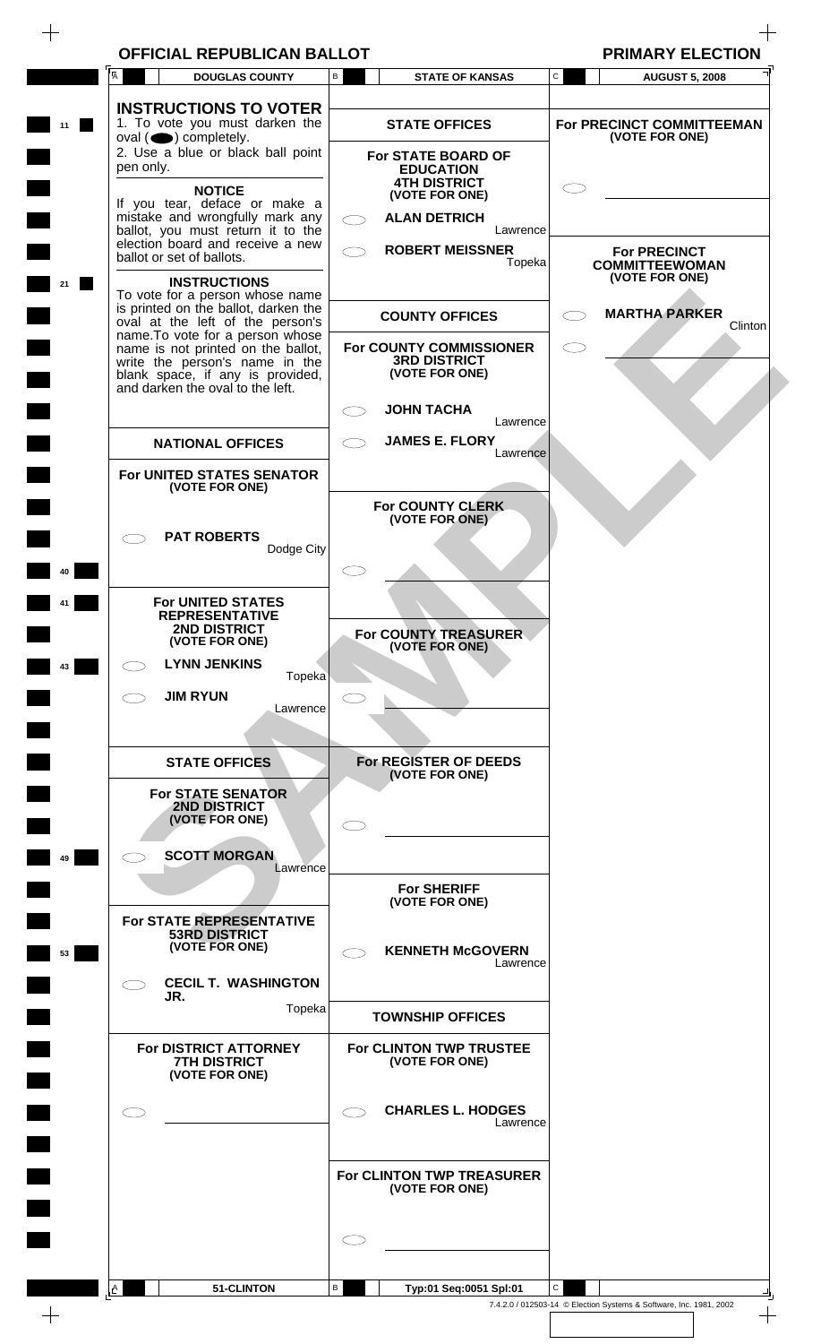# OFFICIAL REPUBLICAN BALLOT

# PRIMARY ELECTION

DOUGLAS COUNTY — STATE OF KANSAS — AUGUST 5, 2008

## INSTRUCTIONS TO VOTER

1. To vote you must darken the oval ( ) completely.
2. Use a blue or black ball point pen only.

**NOTICE**

If you tear, deface or make a mistake and wrongfully mark any ballot, you must return it to the election board and receive a new ballot or set of ballots.

**INSTRUCTIONS**

To vote for a person whose name is printed on the ballot, darken the oval at the left of the person's name. To vote for a person whose name is not printed on the ballot, write the person's name in the blank space, if any is provided, and darken the oval to the left.

## NATIONAL OFFICES

**For UNITED STATES SENATOR**
(VOTE FOR ONE)

- PAT ROBERTS — Dodge City

**For UNITED STATES REPRESENTATIVE 2ND DISTRICT**
(VOTE FOR ONE)

- LYNN JENKINS — Topeka
- JIM RYUN — Lawrence

## STATE OFFICES

**For STATE SENATOR 2ND DISTRICT**
(VOTE FOR ONE)

- SCOTT MORGAN — Lawrence

**For STATE REPRESENTATIVE 53RD DISTRICT**
(VOTE FOR ONE)

- CECIL T. WASHINGTON JR. — Topeka

**For DISTRICT ATTORNEY 7TH DISTRICT**
(VOTE FOR ONE)

- ______________

## STATE OFFICES

**For STATE BOARD OF EDUCATION 4TH DISTRICT**
(VOTE FOR ONE)

- ALAN DETRICH — Lawrence
- ROBERT MEISSNER — Topeka

## COUNTY OFFICES

**For COUNTY COMMISSIONER 3RD DISTRICT**
(VOTE FOR ONE)

- JOHN TACHA — Lawrence
- JAMES E. FLORY — Lawrence

**For COUNTY CLERK**
(VOTE FOR ONE)

- ______________

**For COUNTY TREASURER**
(VOTE FOR ONE)

- ______________

**For REGISTER OF DEEDS**
(VOTE FOR ONE)

- ______________

**For SHERIFF**
(VOTE FOR ONE)

- KENNETH McGOVERN — Lawrence

## TOWNSHIP OFFICES

**For CLINTON TWP TRUSTEE**
(VOTE FOR ONE)

- CHARLES L. HODGES — Lawrence

**For CLINTON TWP TREASURER**
(VOTE FOR ONE)

- ______________

**For PRECINCT COMMITTEEMAN**
(VOTE FOR ONE)

- ______________

**For PRECINCT COMMITTEEWOMAN**
(VOTE FOR ONE)

- MARTHA PARKER — Clinton
- ______________

SAMPLE

51-CLINTON — Typ:01 Seq:0051 Spl:01

7.4.2.0 / 012503-14 © Election Systems & Software, Inc. 1981, 2002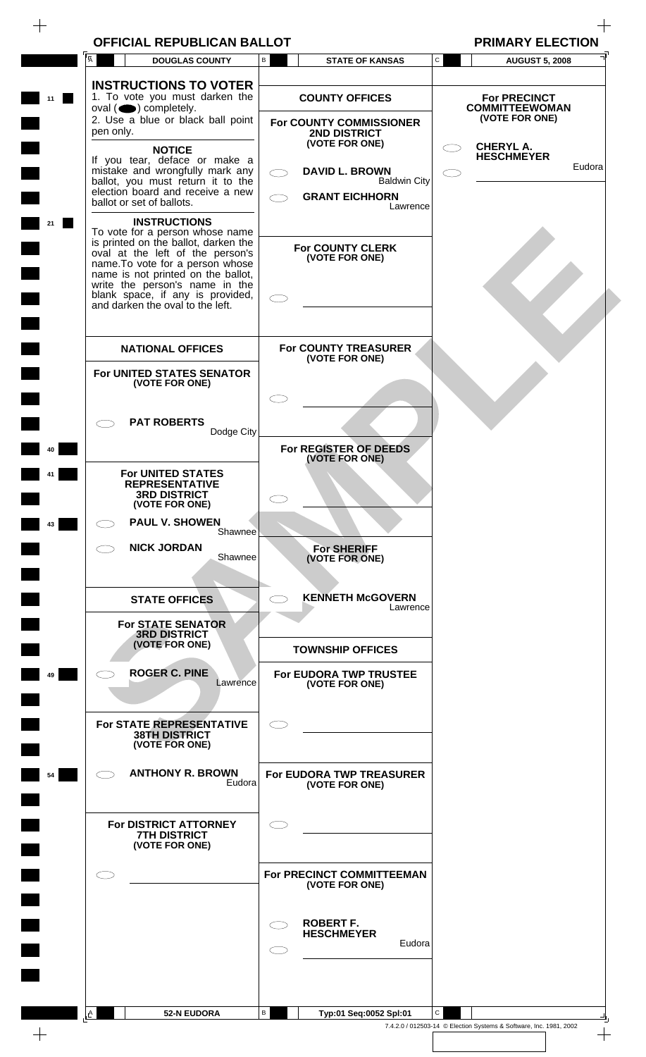# OFFICIAL REPUBLICAN BALLOT

# PRIMARY ELECTION

DOUGLAS COUNTY | STATE OF KANSAS | AUGUST 5, 2008

## INSTRUCTIONS TO VOTER

1. To vote you must darken the oval (⬬) completely.
2. Use a blue or black ball point pen only.

**NOTICE**

If you tear, deface or make a mistake and wrongfully mark any ballot, you must return it to the election board and receive a new ballot or set of ballots.

**INSTRUCTIONS**

To vote for a person whose name is printed on the ballot, darken the oval at the left of the person's name. To vote for a person whose name is not printed on the ballot, write the person's name in the blank space, if any is provided, and darken the oval to the left.

## NATIONAL OFFICES

**For UNITED STATES SENATOR**
(VOTE FOR ONE)

- PAT ROBERTS — Dodge City

**For UNITED STATES REPRESENTATIVE 3RD DISTRICT**
(VOTE FOR ONE)

- PAUL V. SHOWEN — Shawnee
- NICK JORDAN — Shawnee

## STATE OFFICES

**For STATE SENATOR 3RD DISTRICT**
(VOTE FOR ONE)

- ROGER C. PINE — Lawrence

**For STATE REPRESENTATIVE 38TH DISTRICT**
(VOTE FOR ONE)

- ANTHONY R. BROWN — Eudora

**For DISTRICT ATTORNEY 7TH DISTRICT**
(VOTE FOR ONE)

- ____________

## COUNTY OFFICES

**For COUNTY COMMISSIONER 2ND DISTRICT**
(VOTE FOR ONE)

- DAVID L. BROWN — Baldwin City
- GRANT EICHHORN — Lawrence

**For COUNTY CLERK**
(VOTE FOR ONE)

- ____________

**For COUNTY TREASURER**
(VOTE FOR ONE)

- ____________

**For REGISTER OF DEEDS**
(VOTE FOR ONE)

- ____________

**For SHERIFF**
(VOTE FOR ONE)

- KENNETH McGOVERN — Lawrence

## TOWNSHIP OFFICES

**For EUDORA TWP TRUSTEE**
(VOTE FOR ONE)

- ____________

**For EUDORA TWP TREASURER**
(VOTE FOR ONE)

- ____________

**For PRECINCT COMMITTEEMAN**
(VOTE FOR ONE)

- ROBERT F. HESCHMEYER — Eudora
- ____________

**For PRECINCT COMMITTEEWOMAN**
(VOTE FOR ONE)

- CHERYL A. HESCHMEYER — Eudora
- ____________

SAMPLE

52-N EUDORA | Typ:01 Seq:0052 Spl:01

7.4.2.0 / 012503-14 © Election Systems & Software, Inc. 1981, 2002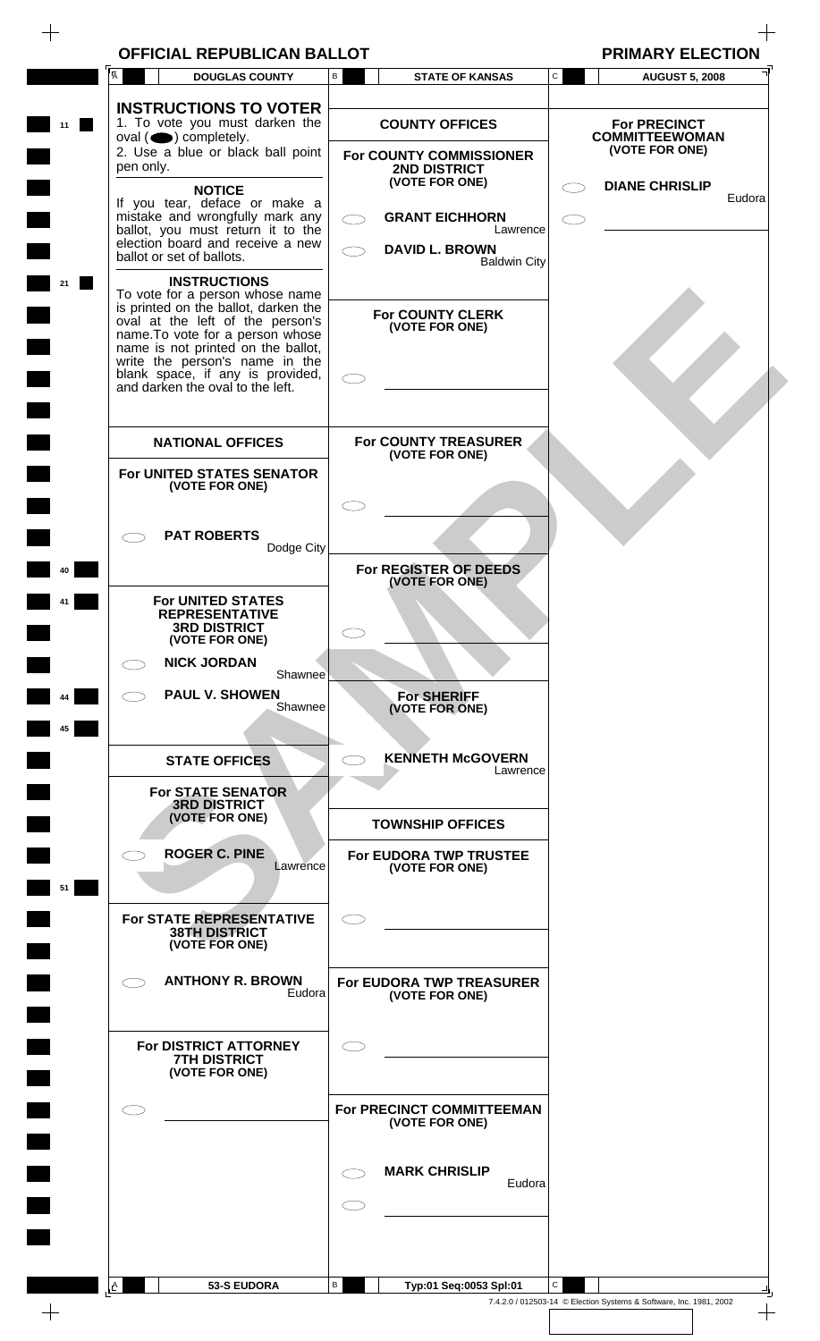# OFFICIAL REPUBLICAN BALLOT

# PRIMARY ELECTION

DOUGLAS COUNTY | STATE OF KANSAS | AUGUST 5, 2008

## INSTRUCTIONS TO VOTER

1. To vote you must darken the oval ( ) completely.
2. Use a blue or black ball point pen only.

**NOTICE**

If you tear, deface or make a mistake and wrongfully mark any ballot, you must return it to the election board and receive a new ballot or set of ballots.

**INSTRUCTIONS**

To vote for a person whose name is printed on the ballot, darken the oval at the left of the person's name. To vote for a person whose name is not printed on the ballot, write the person's name in the blank space, if any is provided, and darken the oval to the left.

## NATIONAL OFFICES

**For UNITED STATES SENATOR (VOTE FOR ONE)**

- PAT ROBERTS, Dodge City

**For UNITED STATES REPRESENTATIVE 3RD DISTRICT (VOTE FOR ONE)**

- NICK JORDAN, Shawnee
- PAUL V. SHOWEN, Shawnee

## STATE OFFICES

**For STATE SENATOR 3RD DISTRICT (VOTE FOR ONE)**

- ROGER C. PINE, Lawrence

**For STATE REPRESENTATIVE 38TH DISTRICT (VOTE FOR ONE)**

- ANTHONY R. BROWN, Eudora

**For DISTRICT ATTORNEY 7TH DISTRICT (VOTE FOR ONE)**

- ____________

## COUNTY OFFICES

**For COUNTY COMMISSIONER 2ND DISTRICT (VOTE FOR ONE)**

- GRANT EICHHORN, Lawrence
- DAVID L. BROWN, Baldwin City

**For COUNTY CLERK (VOTE FOR ONE)**

- ____________

**For COUNTY TREASURER (VOTE FOR ONE)**

- ____________

**For REGISTER OF DEEDS (VOTE FOR ONE)**

- ____________

**For SHERIFF (VOTE FOR ONE)**

- KENNETH McGOVERN, Lawrence

## TOWNSHIP OFFICES

**For EUDORA TWP TRUSTEE (VOTE FOR ONE)**

- ____________

**For EUDORA TWP TREASURER (VOTE FOR ONE)**

- ____________

**For PRECINCT COMMITTEEMAN (VOTE FOR ONE)**

- MARK CHRISLIP, Eudora
- ____________

**For PRECINCT COMMITTEEWOMAN (VOTE FOR ONE)**

- DIANE CHRISLIP, Eudora
- ____________

SAMPLE

53-S EUDORA | Typ:01 Seq:0053 Spl:01

7.4.2.0 / 012503-14 © Election Systems & Software, Inc. 1981, 2002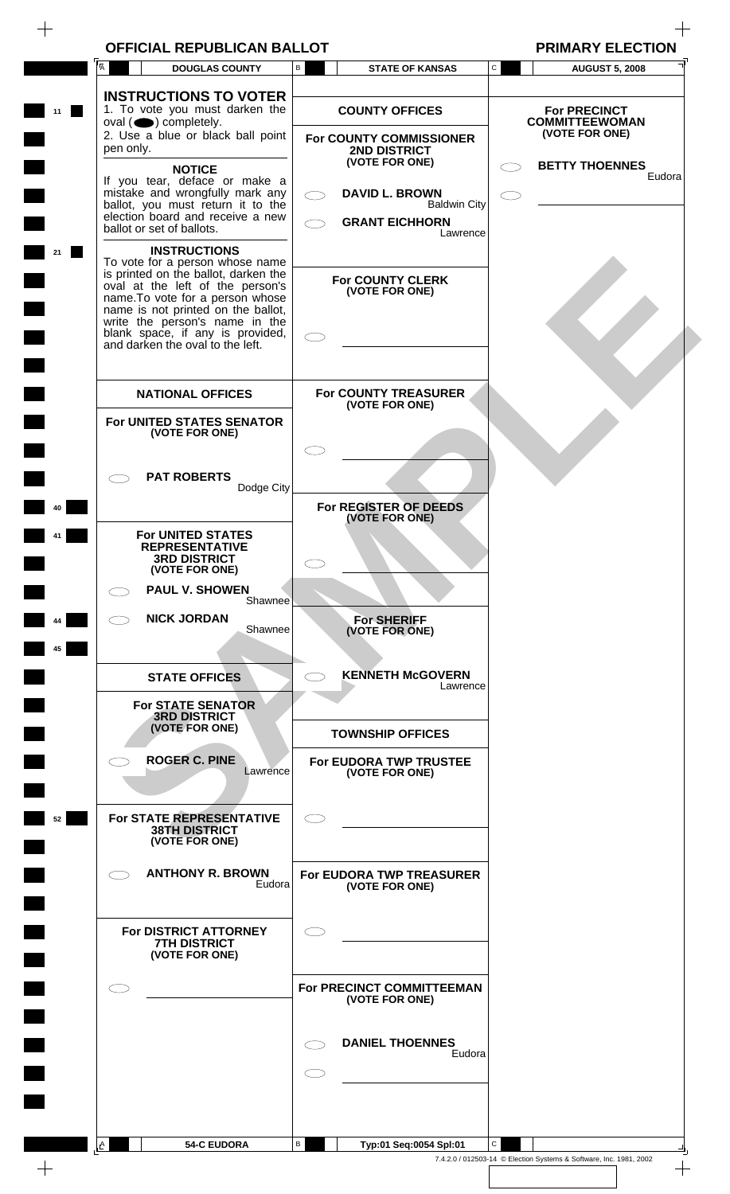# OFFICIAL REPUBLICAN BALLOT — PRIMARY ELECTION

DOUGLAS COUNTY — STATE OF KANSAS — AUGUST 5, 2008

## INSTRUCTIONS TO VOTER

1. To vote you must darken the oval (⬬) completely.
2. Use a blue or black ball point pen only.

**NOTICE**

If you tear, deface or make a mistake and wrongfully mark any ballot, you must return it to the election board and receive a new ballot or set of ballots.

**INSTRUCTIONS**

To vote for a person whose name is printed on the ballot, darken the oval at the left of the person's name. To vote for a person whose name is not printed on the ballot, write the person's name in the blank space, if any is provided, and darken the oval to the left.

## NATIONAL OFFICES

**For UNITED STATES SENATOR (VOTE FOR ONE)**

- ⬭ PAT ROBERTS — Dodge City

**For UNITED STATES REPRESENTATIVE 3RD DISTRICT (VOTE FOR ONE)**

- ⬭ PAUL V. SHOWEN — Shawnee
- ⬭ NICK JORDAN — Shawnee

## STATE OFFICES

**For STATE SENATOR 3RD DISTRICT (VOTE FOR ONE)**

- ⬭ ROGER C. PINE — Lawrence

**For STATE REPRESENTATIVE 38TH DISTRICT (VOTE FOR ONE)**

- ⬭ ANTHONY R. BROWN — Eudora

**For DISTRICT ATTORNEY 7TH DISTRICT (VOTE FOR ONE)**

- ⬭ ____________

## COUNTY OFFICES

**For COUNTY COMMISSIONER 2ND DISTRICT (VOTE FOR ONE)**

- ⬭ DAVID L. BROWN — Baldwin City
- ⬭ GRANT EICHHORN — Lawrence

**For COUNTY CLERK (VOTE FOR ONE)**

- ⬭ ____________

**For COUNTY TREASURER (VOTE FOR ONE)**

- ⬭ ____________

**For REGISTER OF DEEDS (VOTE FOR ONE)**

- ⬭ ____________

**For SHERIFF (VOTE FOR ONE)**

- ⬭ KENNETH McGOVERN — Lawrence

## TOWNSHIP OFFICES

**For EUDORA TWP TRUSTEE (VOTE FOR ONE)**

- ⬭ ____________

**For EUDORA TWP TREASURER (VOTE FOR ONE)**

- ⬭ ____________

**For PRECINCT COMMITTEEMAN (VOTE FOR ONE)**

- ⬭ DANIEL THOENNES — Eudora
- ⬭ ____________

**For PRECINCT COMMITTEEWOMAN (VOTE FOR ONE)**

- ⬭ BETTY THOENNES — Eudora
- ⬭ ____________

SAMPLE

54-C EUDORA — Typ:01 Seq:0054 Spl:01

7.4.2.0 / 012503-14 © Election Systems & Software, Inc. 1981, 2002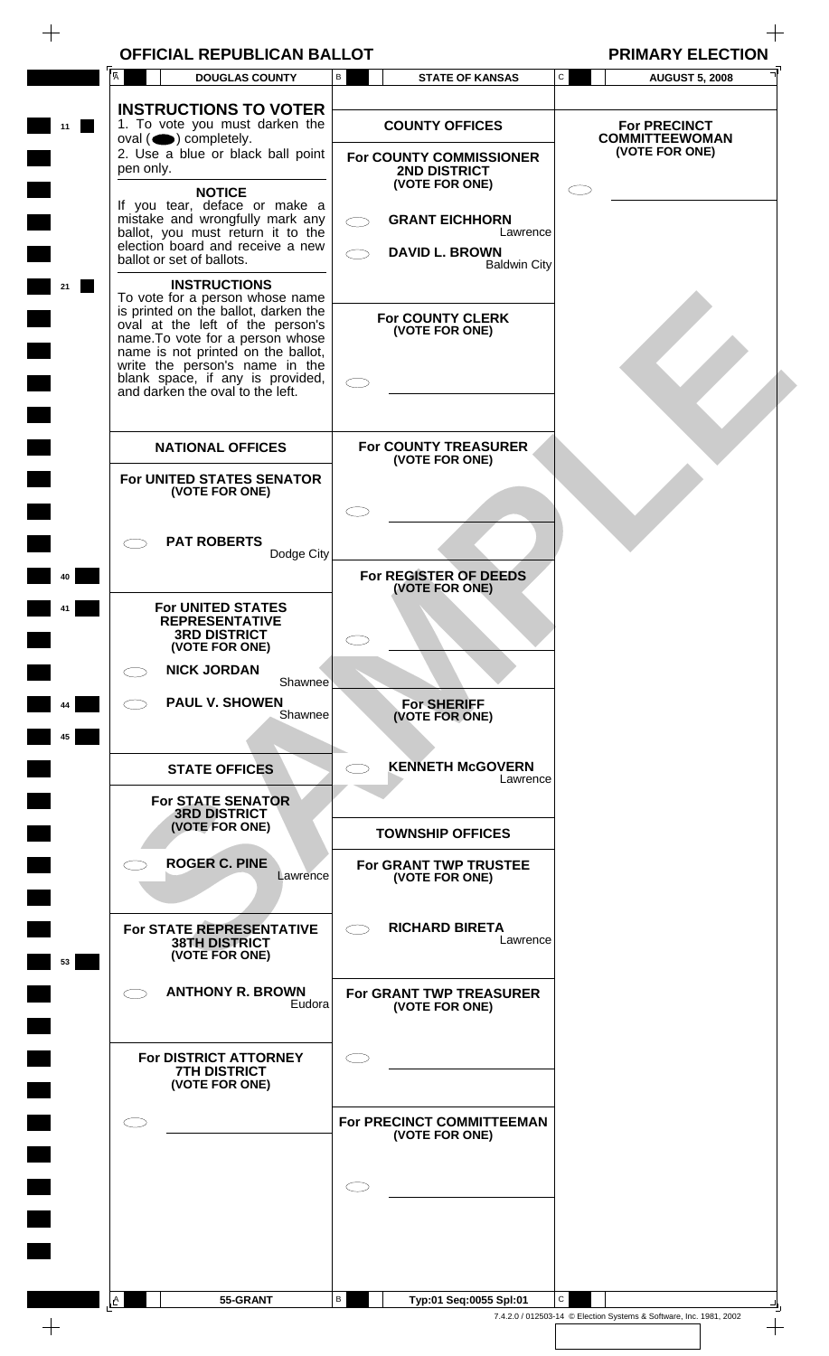# OFFICIAL REPUBLICAN BALLOT

**PRIMARY ELECTION**

| DOUGLAS COUNTY | STATE OF KANSAS | AUGUST 5, 2008 |
|---|---|---|

## INSTRUCTIONS TO VOTER

1. To vote you must darken the oval (⬬) completely.
2. Use a blue or black ball point pen only.

**NOTICE**

If you tear, deface or make a mistake and wrongfully mark any ballot, you must return it to the election board and receive a new ballot or set of ballots.

**INSTRUCTIONS**

To vote for a person whose name is printed on the ballot, darken the oval at the left of the person's name. To vote for a person whose name is not printed on the ballot, write the person's name in the blank space, if any is provided, and darken the oval to the left.

## NATIONAL OFFICES

**For UNITED STATES SENATOR**
(VOTE FOR ONE)

- ⬭ **PAT ROBERTS** — Dodge City

**For UNITED STATES REPRESENTATIVE 3RD DISTRICT**
(VOTE FOR ONE)

- ⬭ **NICK JORDAN** — Shawnee
- ⬭ **PAUL V. SHOWEN** — Shawnee

## STATE OFFICES

**For STATE SENATOR 3RD DISTRICT**
(VOTE FOR ONE)

- ⬭ **ROGER C. PINE** — Lawrence

**For STATE REPRESENTATIVE 38TH DISTRICT**
(VOTE FOR ONE)

- ⬭ **ANTHONY R. BROWN** — Eudora

**For DISTRICT ATTORNEY 7TH DISTRICT**
(VOTE FOR ONE)

- ⬭ ____________

## COUNTY OFFICES

**For COUNTY COMMISSIONER 2ND DISTRICT**
(VOTE FOR ONE)

- ⬭ **GRANT EICHHORN** — Lawrence
- ⬭ **DAVID L. BROWN** — Baldwin City

**For COUNTY CLERK**
(VOTE FOR ONE)

- ⬭ ____________

**For COUNTY TREASURER**
(VOTE FOR ONE)

- ⬭ ____________

**For REGISTER OF DEEDS**
(VOTE FOR ONE)

- ⬭ ____________

**For SHERIFF**
(VOTE FOR ONE)

- ⬭ **KENNETH McGOVERN** — Lawrence

## TOWNSHIP OFFICES

**For GRANT TWP TRUSTEE**
(VOTE FOR ONE)

- ⬭ **RICHARD BIRETA** — Lawrence

**For GRANT TWP TREASURER**
(VOTE FOR ONE)

- ⬭ ____________

**For PRECINCT COMMITTEEMAN**
(VOTE FOR ONE)

- ⬭ ____________

**For PRECINCT COMMITTEEWOMAN**
(VOTE FOR ONE)

- ⬭ ____________

SAMPLE

| 55-GRANT | Typ:01 Seq:0055 Spl:01 | |
|---|---|---|

7.4.2.0 / 012503-14 © Election Systems & Software, Inc. 1981, 2002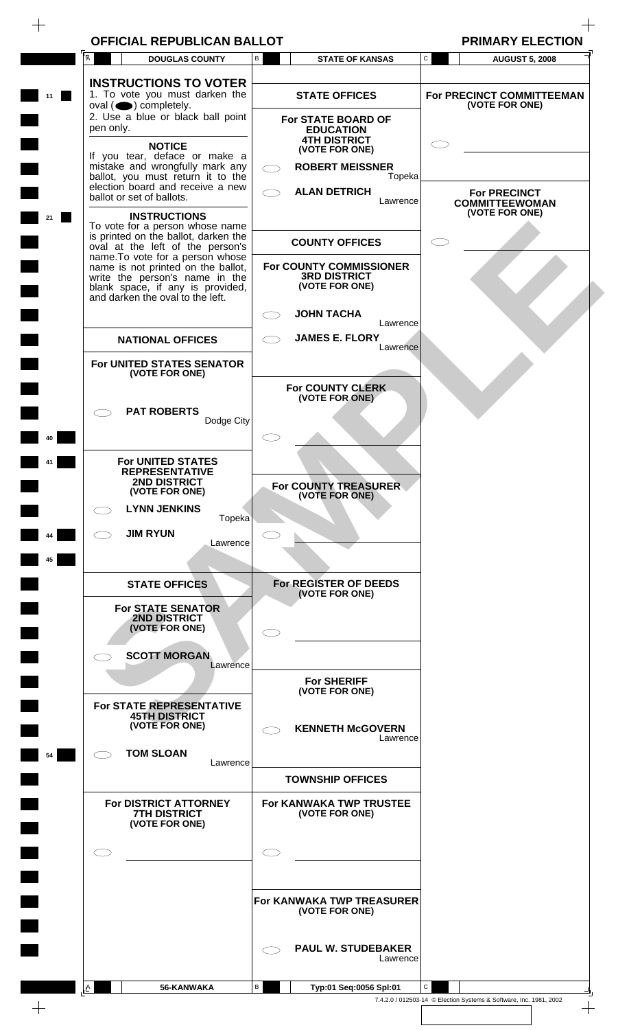# OFFICIAL REPUBLICAN BALLOT

# PRIMARY ELECTION

DOUGLAS COUNTY — STATE OF KANSAS — AUGUST 5, 2008

**INSTRUCTIONS TO VOTER**

1. To vote you must darken the oval ( ) completely.
2. Use a blue or black ball point pen only.

**NOTICE**

If you tear, deface or make a mistake and wrongfully mark any ballot, you must return it to the election board and receive a new ballot or set of ballots.

**INSTRUCTIONS**

To vote for a person whose name is printed on the ballot, darken the oval at the left of the person's name. To vote for a person whose name is not printed on the ballot, write the person's name in the blank space, if any is provided, and darken the oval to the left.

## NATIONAL OFFICES

**For UNITED STATES SENATOR**
(VOTE FOR ONE)

- PAT ROBERTS — Dodge City

**For UNITED STATES REPRESENTATIVE 2ND DISTRICT**
(VOTE FOR ONE)

- LYNN JENKINS — Topeka
- JIM RYUN — Lawrence

## STATE OFFICES

**For STATE SENATOR 2ND DISTRICT**
(VOTE FOR ONE)

- SCOTT MORGAN — Lawrence

**For STATE REPRESENTATIVE 45TH DISTRICT**
(VOTE FOR ONE)

- TOM SLOAN — Lawrence

**For DISTRICT ATTORNEY 7TH DISTRICT**
(VOTE FOR ONE)

- ______________

## STATE OFFICES

**For STATE BOARD OF EDUCATION 4TH DISTRICT**
(VOTE FOR ONE)

- ROBERT MEISSNER — Topeka
- ALAN DETRICH — Lawrence

## COUNTY OFFICES

**For COUNTY COMMISSIONER 3RD DISTRICT**
(VOTE FOR ONE)

- JOHN TACHA — Lawrence
- JAMES E. FLORY — Lawrence

**For COUNTY CLERK**
(VOTE FOR ONE)

- ______________

**For COUNTY TREASURER**
(VOTE FOR ONE)

- ______________

**For REGISTER OF DEEDS**
(VOTE FOR ONE)

- ______________

**For SHERIFF**
(VOTE FOR ONE)

- KENNETH McGOVERN — Lawrence

## TOWNSHIP OFFICES

**For KANWAKA TWP TRUSTEE**
(VOTE FOR ONE)

- ______________

**For KANWAKA TWP TREASURER**
(VOTE FOR ONE)

- PAUL W. STUDEBAKER — Lawrence

**For PRECINCT COMMITTEEMAN**
(VOTE FOR ONE)

- ______________

**For PRECINCT COMMITTEEWOMAN**
(VOTE FOR ONE)

- ______________

SAMPLE

56-KANWAKA — Typ:01 Seq:0056 Spl:01

7.4.2.0 / 012503-14 © Election Systems & Software, Inc. 1981, 2002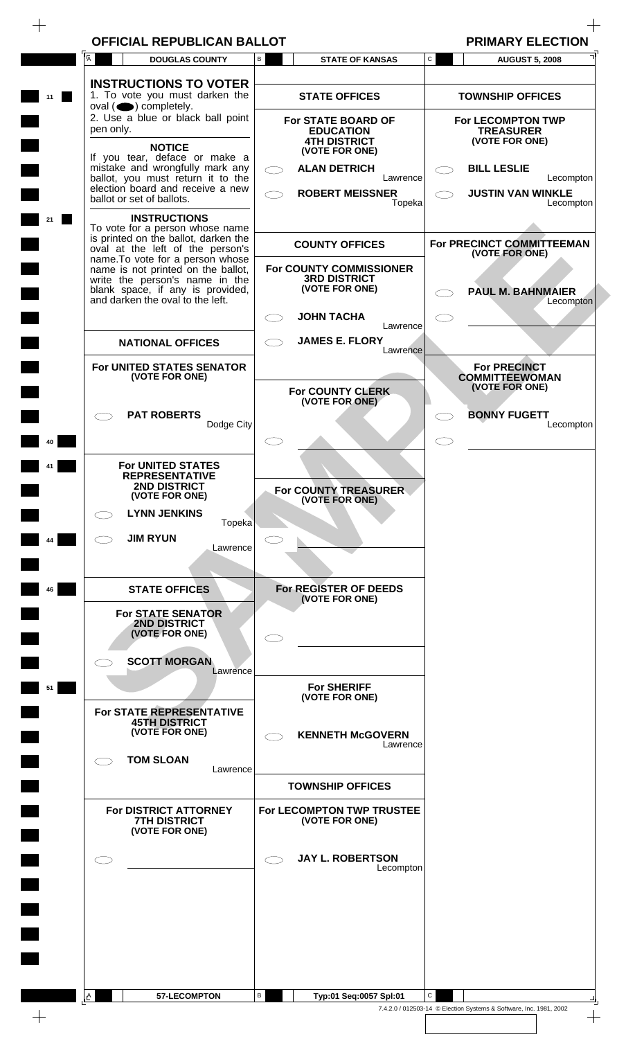# OFFICIAL REPUBLICAN BALLOT

# PRIMARY ELECTION

DOUGLAS COUNTY | STATE OF KANSAS | AUGUST 5, 2008

## INSTRUCTIONS TO VOTER

1. To vote you must darken the oval ( ) completely.
2. Use a blue or black ball point pen only.

**NOTICE**

If you tear, deface or make a mistake and wrongfully mark any ballot, you must return it to the election board and receive a new ballot or set of ballots.

**INSTRUCTIONS**

To vote for a person whose name is printed on the ballot, darken the oval at the left of the person's name. To vote for a person whose name is not printed on the ballot, write the person's name in the blank space, if any is provided, and darken the oval to the left.

## NATIONAL OFFICES

**For UNITED STATES SENATOR**
(VOTE FOR ONE)

- PAT ROBERTS — Dodge City
- ____________

**For UNITED STATES REPRESENTATIVE 2ND DISTRICT**
(VOTE FOR ONE)

- LYNN JENKINS — Topeka
- JIM RYUN — Lawrence

## STATE OFFICES

**For STATE SENATOR 2ND DISTRICT**
(VOTE FOR ONE)

- SCOTT MORGAN — Lawrence

**For STATE REPRESENTATIVE 45TH DISTRICT**
(VOTE FOR ONE)

- TOM SLOAN — Lawrence

**For DISTRICT ATTORNEY 7TH DISTRICT**
(VOTE FOR ONE)

- ____________

## STATE OFFICES

**For STATE BOARD OF EDUCATION 4TH DISTRICT**
(VOTE FOR ONE)

- ALAN DETRICH — Lawrence
- ROBERT MEISSNER — Topeka

## COUNTY OFFICES

**For COUNTY COMMISSIONER 3RD DISTRICT**
(VOTE FOR ONE)

- JOHN TACHA — Lawrence
- JAMES E. FLORY — Lawrence

**For COUNTY CLERK**
(VOTE FOR ONE)

- ____________

**For COUNTY TREASURER**
(VOTE FOR ONE)

- ____________

**For REGISTER OF DEEDS**
(VOTE FOR ONE)

- ____________

**For SHERIFF**
(VOTE FOR ONE)

- KENNETH McGOVERN — Lawrence

## TOWNSHIP OFFICES

**For LECOMPTON TWP TRUSTEE**
(VOTE FOR ONE)

- JAY L. ROBERTSON — Lecompton

## TOWNSHIP OFFICES

**For LECOMPTON TWP TREASURER**
(VOTE FOR ONE)

- BILL LESLIE — Lecompton
- JUSTIN VAN WINKLE — Lecompton

**For PRECINCT COMMITTEEMAN**
(VOTE FOR ONE)

- PAUL M. BAHNMAIER — Lecompton
- ____________

**For PRECINCT COMMITTEEWOMAN**
(VOTE FOR ONE)

- BONNY FUGETT — Lecompton
- ____________

SAMPLE

57-LECOMPTON | Typ:01 Seq:0057 Spl:01

7.4.2.0 / 012503-14 © Election Systems & Software, Inc. 1981, 2002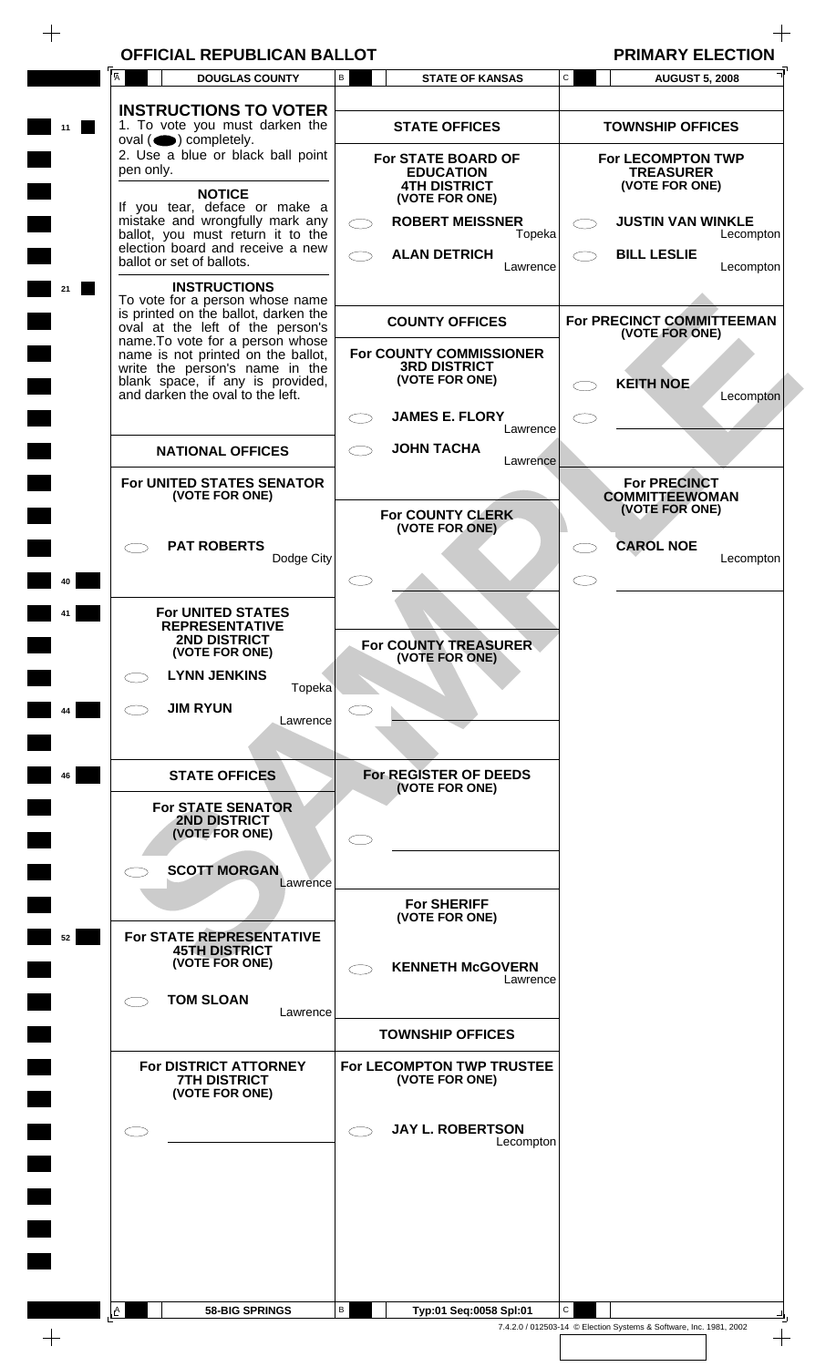# OFFICIAL REPUBLICAN BALLOT

# PRIMARY ELECTION

DOUGLAS COUNTY | STATE OF KANSAS | AUGUST 5, 2008

## INSTRUCTIONS TO VOTER

1. To vote you must darken the oval ( ) completely.
2. Use a blue or black ball point pen only.

**NOTICE**

If you tear, deface or make a mistake and wrongfully mark any ballot, you must return it to the election board and receive a new ballot or set of ballots.

**INSTRUCTIONS**

To vote for a person whose name is printed on the ballot, darken the oval at the left of the person's name.To vote for a person whose name is not printed on the ballot, write the person's name in the blank space, if any is provided, and darken the oval to the left.

## NATIONAL OFFICES

**For UNITED STATES SENATOR**
(VOTE FOR ONE)

- PAT ROBERTS — Dodge City
- ________

**For UNITED STATES REPRESENTATIVE 2ND DISTRICT**
(VOTE FOR ONE)

- LYNN JENKINS — Topeka
- JIM RYUN — Lawrence

## STATE OFFICES

**For STATE SENATOR 2ND DISTRICT**
(VOTE FOR ONE)

- SCOTT MORGAN — Lawrence

**For STATE REPRESENTATIVE 45TH DISTRICT**
(VOTE FOR ONE)

- TOM SLOAN — Lawrence

**For DISTRICT ATTORNEY 7TH DISTRICT**
(VOTE FOR ONE)

- ________

## STATE OFFICES

**For STATE BOARD OF EDUCATION 4TH DISTRICT**
(VOTE FOR ONE)

- ROBERT MEISSNER — Topeka
- ALAN DETRICH — Lawrence

## COUNTY OFFICES

**For COUNTY COMMISSIONER 3RD DISTRICT**
(VOTE FOR ONE)

- JAMES E. FLORY — Lawrence
- JOHN TACHA — Lawrence

**For COUNTY CLERK**
(VOTE FOR ONE)

- ________

**For COUNTY TREASURER**
(VOTE FOR ONE)

- ________

**For REGISTER OF DEEDS**
(VOTE FOR ONE)

- ________

**For SHERIFF**
(VOTE FOR ONE)

- KENNETH McGOVERN — Lawrence

## TOWNSHIP OFFICES

**For LECOMPTON TWP TRUSTEE**
(VOTE FOR ONE)

- JAY L. ROBERTSON — Lecompton

## TOWNSHIP OFFICES

**For LECOMPTON TWP TREASURER**
(VOTE FOR ONE)

- JUSTIN VAN WINKLE — Lecompton
- BILL LESLIE — Lecompton

**For PRECINCT COMMITTEEMAN**
(VOTE FOR ONE)

- KEITH NOE — Lecompton
- ________

**For PRECINCT COMMITTEEWOMAN**
(VOTE FOR ONE)

- CAROL NOE — Lecompton
- ________

SAMPLE

58-BIG SPRINGS | Typ:01 Seq:0058 Spl:01

7.4.2.0 / 012503-14 © Election Systems & Software, Inc. 1981, 2002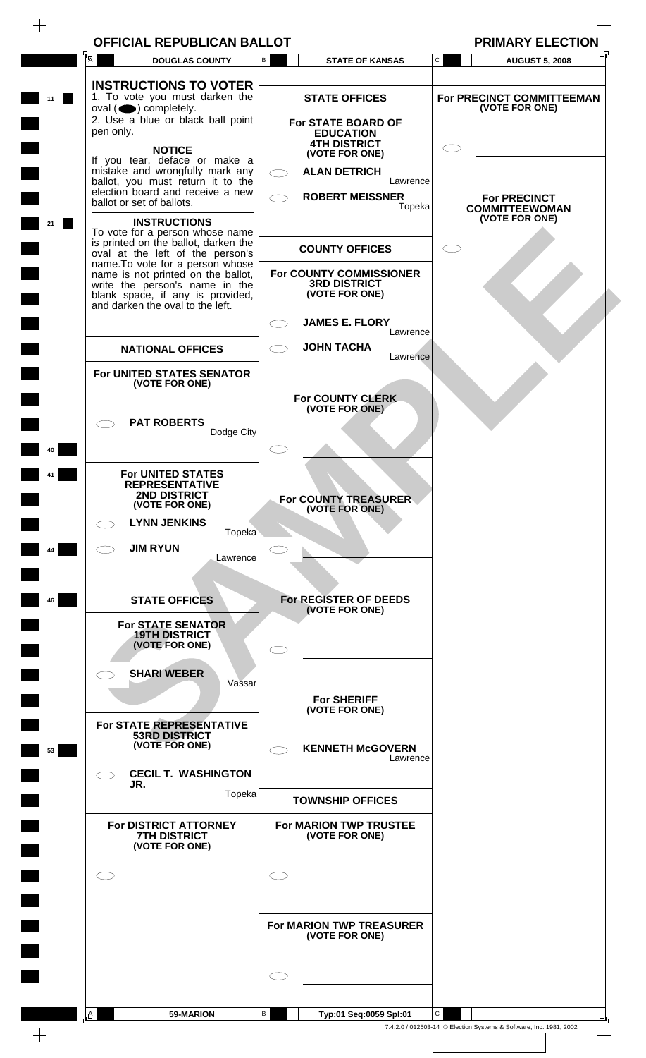# OFFICIAL REPUBLICAN BALLOT

# PRIMARY ELECTION

DOUGLAS COUNTY | STATE OF KANSAS | AUGUST 5, 2008

## INSTRUCTIONS TO VOTER

1. To vote you must darken the oval (⬬) completely.
2. Use a blue or black ball point pen only.

**NOTICE**

If you tear, deface or make a mistake and wrongfully mark any ballot, you must return it to the election board and receive a new ballot or set of ballots.

**INSTRUCTIONS**

To vote for a person whose name is printed on the ballot, darken the oval at the left of the person's name. To vote for a person whose name is not printed on the ballot, write the person's name in the blank space, if any is provided, and darken the oval to the left.

## NATIONAL OFFICES

**For UNITED STATES SENATOR** (VOTE FOR ONE)

- ⬭ PAT ROBERTS — Dodge City

**For UNITED STATES REPRESENTATIVE 2ND DISTRICT** (VOTE FOR ONE)

- ⬭ LYNN JENKINS — Topeka
- ⬭ JIM RYUN — Lawrence

## STATE OFFICES

**For STATE SENATOR 19TH DISTRICT** (VOTE FOR ONE)

- ⬭ SHARI WEBER — Vassar

**For STATE REPRESENTATIVE 53RD DISTRICT** (VOTE FOR ONE)

- ⬭ CECIL T. WASHINGTON JR. — Topeka

**For DISTRICT ATTORNEY 7TH DISTRICT** (VOTE FOR ONE)

- ⬭ ________________

## STATE OFFICES

**For STATE BOARD OF EDUCATION 4TH DISTRICT** (VOTE FOR ONE)

- ⬭ ALAN DETRICH — Lawrence
- ⬭ ROBERT MEISSNER — Topeka

## COUNTY OFFICES

**For COUNTY COMMISSIONER 3RD DISTRICT** (VOTE FOR ONE)

- ⬭ JAMES E. FLORY — Lawrence
- ⬭ JOHN TACHA — Lawrence

**For COUNTY CLERK** (VOTE FOR ONE)

- ⬭ ________________

**For COUNTY TREASURER** (VOTE FOR ONE)

- ⬭ ________________

**For REGISTER OF DEEDS** (VOTE FOR ONE)

- ⬭ ________________

**For SHERIFF** (VOTE FOR ONE)

- ⬭ KENNETH McGOVERN — Lawrence

## TOWNSHIP OFFICES

**For MARION TWP TRUSTEE** (VOTE FOR ONE)

- ⬭ ________________

**For MARION TWP TREASURER** (VOTE FOR ONE)

- ⬭ ________________

**For PRECINCT COMMITTEEMAN** (VOTE FOR ONE)

- ⬭ ________________

**For PRECINCT COMMITTEEWOMAN** (VOTE FOR ONE)

- ⬭ ________________

SAMPLE

59-MARION | Typ:01 Seq:0059 Spl:01

7.4.2.0 / 012503-14 © Election Systems & Software, Inc. 1981, 2002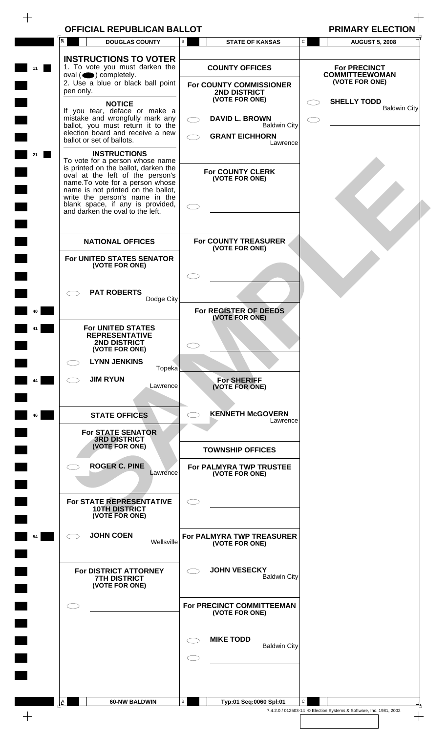# OFFICIAL REPUBLICAN BALLOT

# PRIMARY ELECTION

DOUGLAS COUNTY | STATE OF KANSAS | AUGUST 5, 2008

**INSTRUCTIONS TO VOTER**

1. To vote you must darken the oval ( ) completely.
2. Use a blue or black ball point pen only.

**NOTICE**

If you tear, deface or make a mistake and wrongfully mark any ballot, you must return it to the election board and receive a new ballot or set of ballots.

**INSTRUCTIONS**

To vote for a person whose name is printed on the ballot, darken the oval at the left of the person's name. To vote for a person whose name is not printed on the ballot, write the person's name in the blank space, if any is provided, and darken the oval to the left.

## NATIONAL OFFICES

**For UNITED STATES SENATOR**
(VOTE FOR ONE)

- PAT ROBERTS — Dodge City

**For UNITED STATES REPRESENTATIVE 2ND DISTRICT**
(VOTE FOR ONE)

- LYNN JENKINS — Topeka
- JIM RYUN — Lawrence

## STATE OFFICES

**For STATE SENATOR 3RD DISTRICT**
(VOTE FOR ONE)

- ROGER C. PINE — Lawrence

**For STATE REPRESENTATIVE 10TH DISTRICT**
(VOTE FOR ONE)

- JOHN COEN — Wellsville

**For DISTRICT ATTORNEY 7TH DISTRICT**
(VOTE FOR ONE)

- ______________

## COUNTY OFFICES

**For COUNTY COMMISSIONER 2ND DISTRICT**
(VOTE FOR ONE)

- DAVID L. BROWN — Baldwin City
- GRANT EICHHORN — Lawrence

**For COUNTY CLERK**
(VOTE FOR ONE)

- ______________

**For COUNTY TREASURER**
(VOTE FOR ONE)

- ______________

**For REGISTER OF DEEDS**
(VOTE FOR ONE)

- ______________

**For SHERIFF**
(VOTE FOR ONE)

- KENNETH McGOVERN — Lawrence

## TOWNSHIP OFFICES

**For PALMYRA TWP TRUSTEE**
(VOTE FOR ONE)

- ______________

**For PALMYRA TWP TREASURER**
(VOTE FOR ONE)

- JOHN VESECKY — Baldwin City

**For PRECINCT COMMITTEEMAN**
(VOTE FOR ONE)

- MIKE TODD — Baldwin City
- ______________

**For PRECINCT COMMITTEEWOMAN**
(VOTE FOR ONE)

- SHELLY TODD — Baldwin City
- ______________

SAMPLE

60-NW BALDWIN | Typ:01 Seq:0060 Spl:01

7.4.2.0 / 012503-14 © Election Systems & Software, Inc. 1981, 2002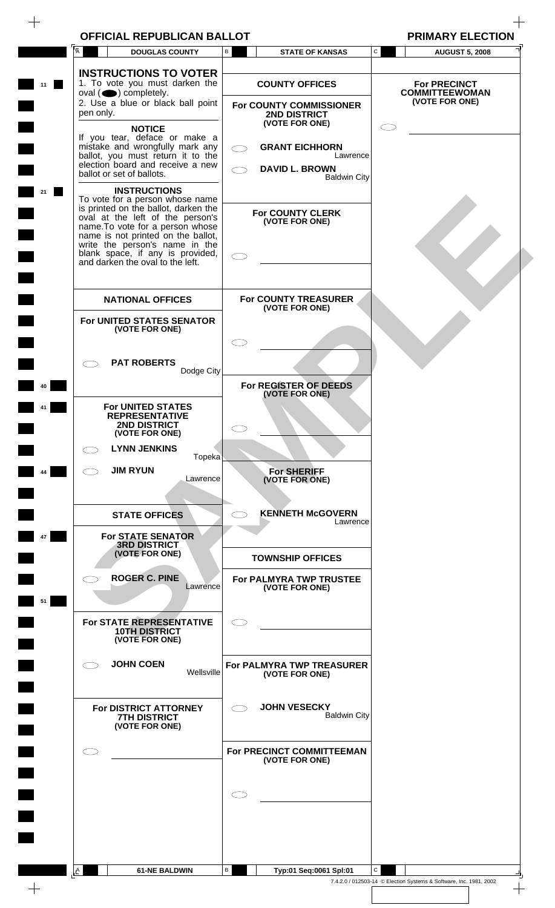# OFFICIAL REPUBLICAN BALLOT

# PRIMARY ELECTION

DOUGLAS COUNTY | STATE OF KANSAS | AUGUST 5, 2008

## INSTRUCTIONS TO VOTER

1. To vote you must darken the oval ( ⬬ ) completely.
2. Use a blue or black ball point pen only.

**NOTICE**

If you tear, deface or make a mistake and wrongfully mark any ballot, you must return it to the election board and receive a new ballot or set of ballots.

**INSTRUCTIONS**

To vote for a person whose name is printed on the ballot, darken the oval at the left of the person's name. To vote for a person whose name is not printed on the ballot, write the person's name in the blank space, if any is provided, and darken the oval to the left.

## NATIONAL OFFICES

**For UNITED STATES SENATOR**
**(VOTE FOR ONE)**

- ⬭ **PAT ROBERTS** Dodge City

**For UNITED STATES REPRESENTATIVE 2ND DISTRICT**
**(VOTE FOR ONE)**

- ⬭ **LYNN JENKINS** Topeka
- ⬭ **JIM RYUN** Lawrence

## STATE OFFICES

**For STATE SENATOR 3RD DISTRICT**
**(VOTE FOR ONE)**

- ⬭ **ROGER C. PINE** Lawrence

**For STATE REPRESENTATIVE 10TH DISTRICT**
**(VOTE FOR ONE)**

- ⬭ **JOHN COEN** Wellsville

**For DISTRICT ATTORNEY 7TH DISTRICT**
**(VOTE FOR ONE)**

- ⬭ ________________

## COUNTY OFFICES

**For COUNTY COMMISSIONER 2ND DISTRICT**
**(VOTE FOR ONE)**

- ⬭ **GRANT EICHHORN** Lawrence
- ⬭ **DAVID L. BROWN** Baldwin City

**For COUNTY CLERK**
**(VOTE FOR ONE)**

- ⬭ ________________

**For COUNTY TREASURER**
**(VOTE FOR ONE)**

- ⬭ ________________

**For REGISTER OF DEEDS**
**(VOTE FOR ONE)**

- ⬭ ________________

**For SHERIFF**
**(VOTE FOR ONE)**

- ⬭ **KENNETH McGOVERN** Lawrence

## TOWNSHIP OFFICES

**For PALMYRA TWP TRUSTEE**
**(VOTE FOR ONE)**

- ⬭ ________________

**For PALMYRA TWP TREASURER**
**(VOTE FOR ONE)**

- ⬭ **JOHN VESECKY** Baldwin City

**For PRECINCT COMMITTEEMAN**
**(VOTE FOR ONE)**

- ⬭ ________________

**For PRECINCT COMMITTEEWOMAN**
**(VOTE FOR ONE)**

- ⬭ ________________

SAMPLE

61-NE BALDWIN | Typ:01 Seq:0061 Spl:01

7.4.2.0 / 012503-14 © Election Systems & Software, Inc. 1981, 2002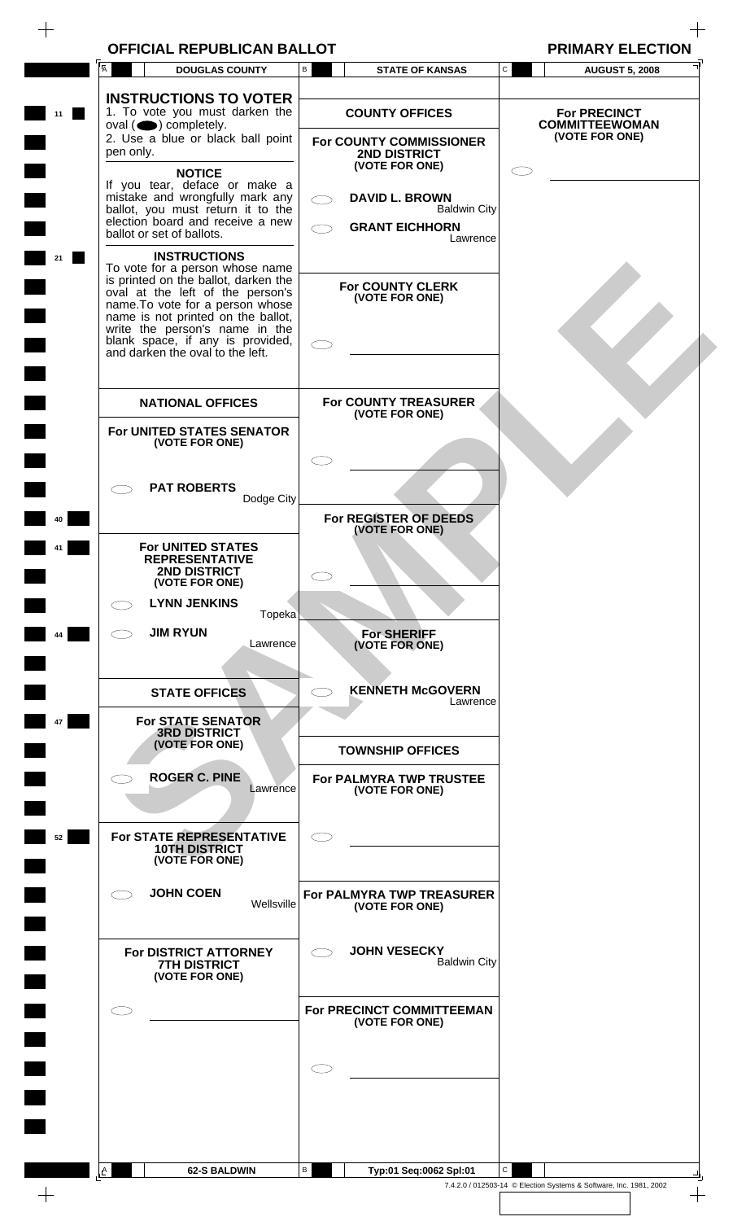# OFFICIAL REPUBLICAN BALLOT

# PRIMARY ELECTION

DOUGLAS COUNTY | STATE OF KANSAS | AUGUST 5, 2008

## INSTRUCTIONS TO VOTER

1. To vote you must darken the oval ( ) completely.
2. Use a blue or black ball point pen only.

**NOTICE**

If you tear, deface or make a mistake and wrongfully mark any ballot, you must return it to the election board and receive a new ballot or set of ballots.

**INSTRUCTIONS**

To vote for a person whose name is printed on the ballot, darken the oval at the left of the person's name. To vote for a person whose name is not printed on the ballot, write the person's name in the blank space, if any is provided, and darken the oval to the left.

## NATIONAL OFFICES

**For UNITED STATES SENATOR**
**(VOTE FOR ONE)**

- PAT ROBERTS — Dodge City

**For UNITED STATES REPRESENTATIVE 2ND DISTRICT**
**(VOTE FOR ONE)**

- LYNN JENKINS — Topeka
- JIM RYUN — Lawrence

## STATE OFFICES

**For STATE SENATOR 3RD DISTRICT**
**(VOTE FOR ONE)**

- ROGER C. PINE — Lawrence

**For STATE REPRESENTATIVE 10TH DISTRICT**
**(VOTE FOR ONE)**

- JOHN COEN — Wellsville

**For DISTRICT ATTORNEY 7TH DISTRICT**
**(VOTE FOR ONE)**

- ________________

## COUNTY OFFICES

**For COUNTY COMMISSIONER 2ND DISTRICT**
**(VOTE FOR ONE)**

- DAVID L. BROWN — Baldwin City
- GRANT EICHHORN — Lawrence

**For COUNTY CLERK**
**(VOTE FOR ONE)**

- ________________

**For COUNTY TREASURER**
**(VOTE FOR ONE)**

- ________________

**For REGISTER OF DEEDS**
**(VOTE FOR ONE)**

- ________________

**For SHERIFF**
**(VOTE FOR ONE)**

- KENNETH McGOVERN — Lawrence

## TOWNSHIP OFFICES

**For PALMYRA TWP TRUSTEE**
**(VOTE FOR ONE)**

- ________________

**For PALMYRA TWP TREASURER**
**(VOTE FOR ONE)**

- JOHN VESECKY — Baldwin City

**For PRECINCT COMMITTEEMAN**
**(VOTE FOR ONE)**

- ________________

**For PRECINCT COMMITTEEWOMAN**
**(VOTE FOR ONE)**

- ________________

SAMPLE

62-S BALDWIN | Typ:01 Seq:0062 Spl:01

7.4.2.0 / 012503-14 © Election Systems & Software, Inc. 1981, 2002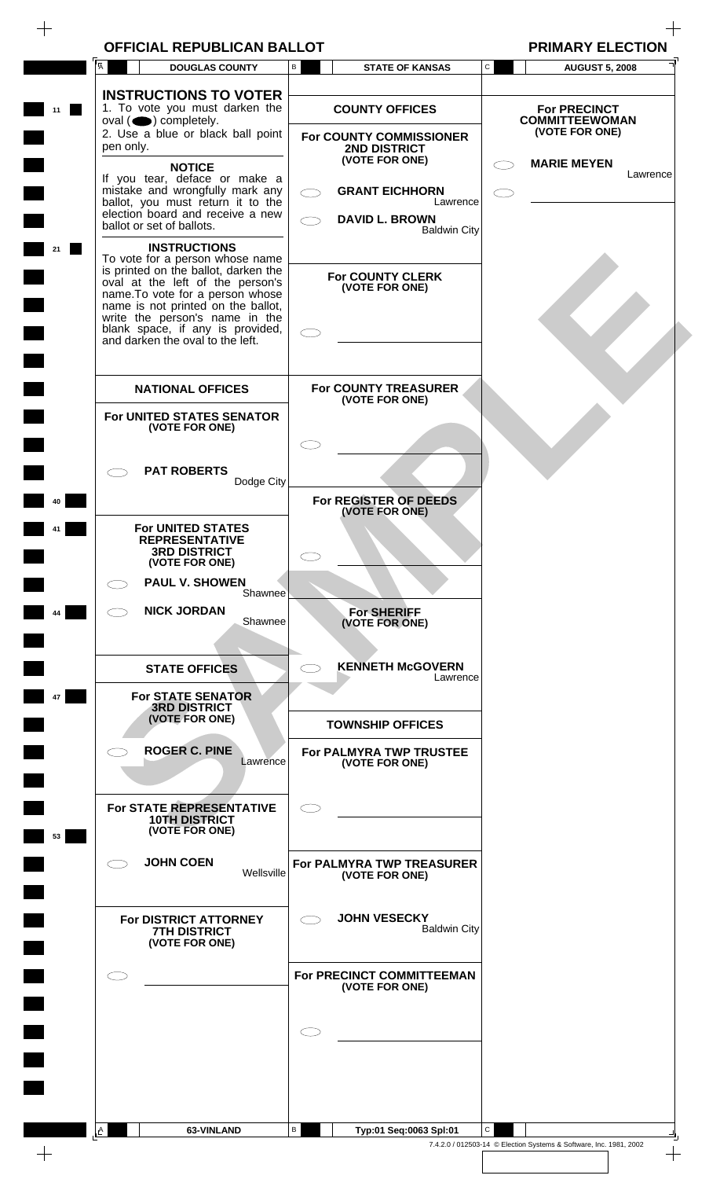# OFFICIAL REPUBLICAN BALLOT

# PRIMARY ELECTION

A DOUGLAS COUNTY | B STATE OF KANSAS | C AUGUST 5, 2008

## INSTRUCTIONS TO VOTER

1. To vote you must darken the oval (⬬) completely.
2. Use a blue or black ball point pen only.

**NOTICE**

If you tear, deface or make a mistake and wrongfully mark any ballot, you must return it to the election board and receive a new ballot or set of ballots.

**INSTRUCTIONS**

To vote for a person whose name is printed on the ballot, darken the oval at the left of the person's name. To vote for a person whose name is not printed on the ballot, write the person's name in the blank space, if any is provided, and darken the oval to the left.

## NATIONAL OFFICES

**For UNITED STATES SENATOR (VOTE FOR ONE)**

- ⬭ PAT ROBERTS — Dodge City

**For UNITED STATES REPRESENTATIVE 3RD DISTRICT (VOTE FOR ONE)**

- ⬭ PAUL V. SHOWEN — Shawnee
- ⬭ NICK JORDAN — Shawnee

## STATE OFFICES

**For STATE SENATOR 3RD DISTRICT (VOTE FOR ONE)**

- ⬭ ROGER C. PINE — Lawrence

**For STATE REPRESENTATIVE 10TH DISTRICT (VOTE FOR ONE)**

- ⬭ JOHN COEN — Wellsville

**For DISTRICT ATTORNEY 7TH DISTRICT (VOTE FOR ONE)**

- ⬭ ____________

## COUNTY OFFICES

**For COUNTY COMMISSIONER 2ND DISTRICT (VOTE FOR ONE)**

- ⬭ GRANT EICHHORN — Lawrence
- ⬭ DAVID L. BROWN — Baldwin City

**For COUNTY CLERK (VOTE FOR ONE)**

- ⬭ ____________

**For COUNTY TREASURER (VOTE FOR ONE)**

- ⬭ ____________

**For REGISTER OF DEEDS (VOTE FOR ONE)**

- ⬭ ____________

**For SHERIFF (VOTE FOR ONE)**

- ⬭ KENNETH McGOVERN — Lawrence

## TOWNSHIP OFFICES

**For PALMYRA TWP TRUSTEE (VOTE FOR ONE)**

- ⬭ ____________

**For PALMYRA TWP TREASURER (VOTE FOR ONE)**

- ⬭ JOHN VESECKY — Baldwin City

**For PRECINCT COMMITTEEMAN (VOTE FOR ONE)**

- ⬭ ____________

**For PRECINCT COMMITTEEWOMAN (VOTE FOR ONE)**

- ⬭ MARIE MEYEN — Lawrence
- ⬭ ____________

SAMPLE

A 63-VINLAND | B Typ:01 Seq:0063 Spl:01 | C

7.4.2.0 / 012503-14 © Election Systems & Software, Inc. 1981, 2002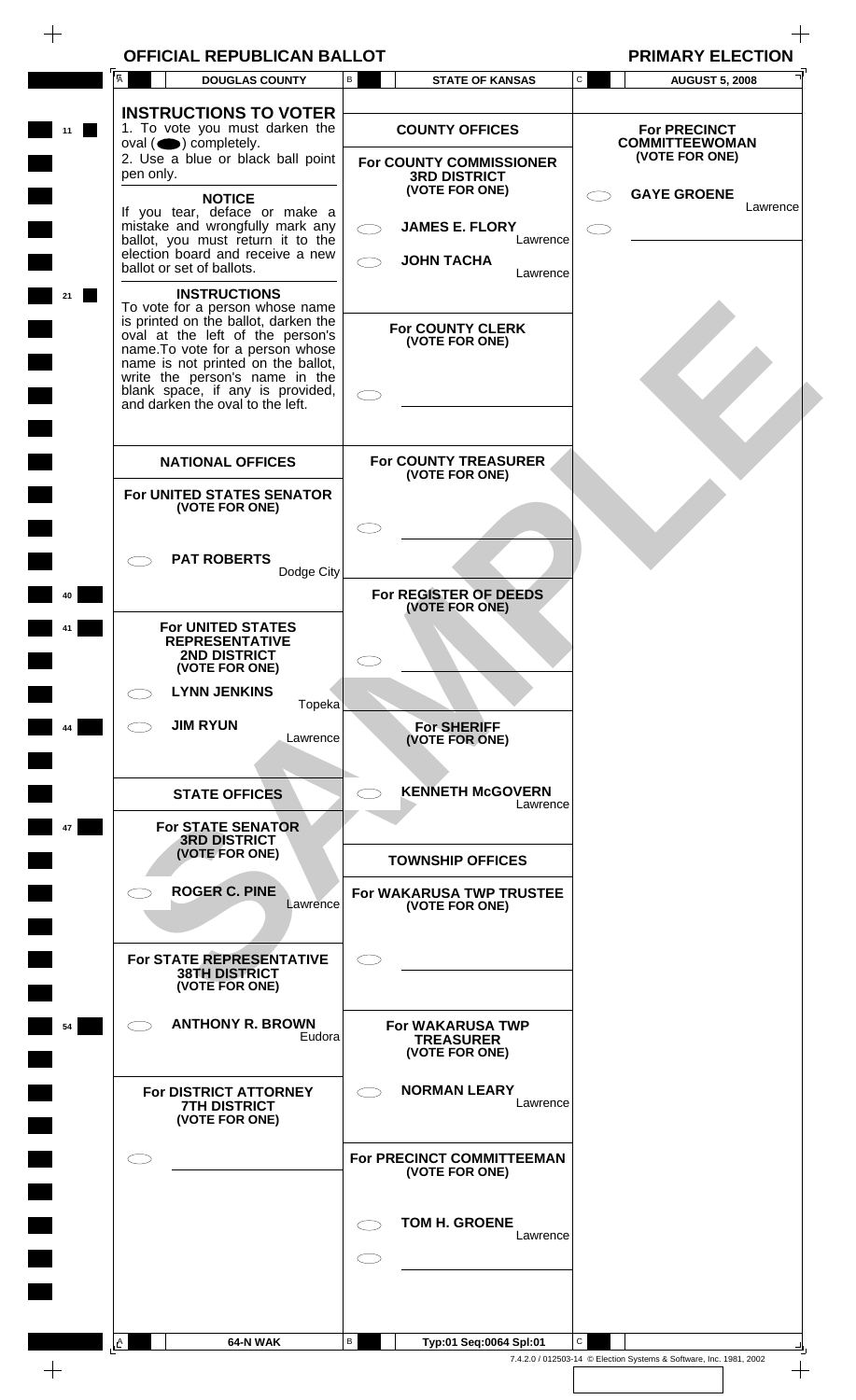# OFFICIAL REPUBLICAN BALLOT

# PRIMARY ELECTION

DOUGLAS COUNTY | STATE OF KANSAS | AUGUST 5, 2008

## INSTRUCTIONS TO VOTER

1. To vote you must darken the oval ( ) completely.
2. Use a blue or black ball point pen only.

**NOTICE**

If you tear, deface or make a mistake and wrongfully mark any ballot, you must return it to the election board and receive a new ballot or set of ballots.

**INSTRUCTIONS**

To vote for a person whose name is printed on the ballot, darken the oval at the left of the person's name. To vote for a person whose name is not printed on the ballot, write the person's name in the blank space, if any is provided, and darken the oval to the left.

## NATIONAL OFFICES

**For UNITED STATES SENATOR**
**(VOTE FOR ONE)**

- PAT ROBERTS — Dodge City

**For UNITED STATES REPRESENTATIVE 2ND DISTRICT**
**(VOTE FOR ONE)**

- LYNN JENKINS — Topeka
- JIM RYUN — Lawrence

## STATE OFFICES

**For STATE SENATOR 3RD DISTRICT**
**(VOTE FOR ONE)**

- ROGER C. PINE — Lawrence

**For STATE REPRESENTATIVE 38TH DISTRICT**
**(VOTE FOR ONE)**

- ANTHONY R. BROWN — Eudora

**For DISTRICT ATTORNEY 7TH DISTRICT**
**(VOTE FOR ONE)**

- ______________

## COUNTY OFFICES

**For COUNTY COMMISSIONER 3RD DISTRICT**
**(VOTE FOR ONE)**

- JAMES E. FLORY — Lawrence
- JOHN TACHA — Lawrence

**For COUNTY CLERK**
**(VOTE FOR ONE)**

- ______________

**For COUNTY TREASURER**
**(VOTE FOR ONE)**

- ______________

**For REGISTER OF DEEDS**
**(VOTE FOR ONE)**

- ______________

**For SHERIFF**
**(VOTE FOR ONE)**

- KENNETH McGOVERN — Lawrence

## TOWNSHIP OFFICES

**For WAKARUSA TWP TRUSTEE**
**(VOTE FOR ONE)**

- ______________

**For WAKARUSA TWP TREASURER**
**(VOTE FOR ONE)**

- NORMAN LEARY — Lawrence

**For PRECINCT COMMITTEEMAN**
**(VOTE FOR ONE)**

- TOM H. GROENE — Lawrence
- ______________

**For PRECINCT COMMITTEEWOMAN**
**(VOTE FOR ONE)**

- GAYE GROENE — Lawrence
- ______________

SAMPLE

64-N WAK | Typ:01 Seq:0064 Spl:01

7.4.2.0 / 012503-14 © Election Systems & Software, Inc. 1981, 2002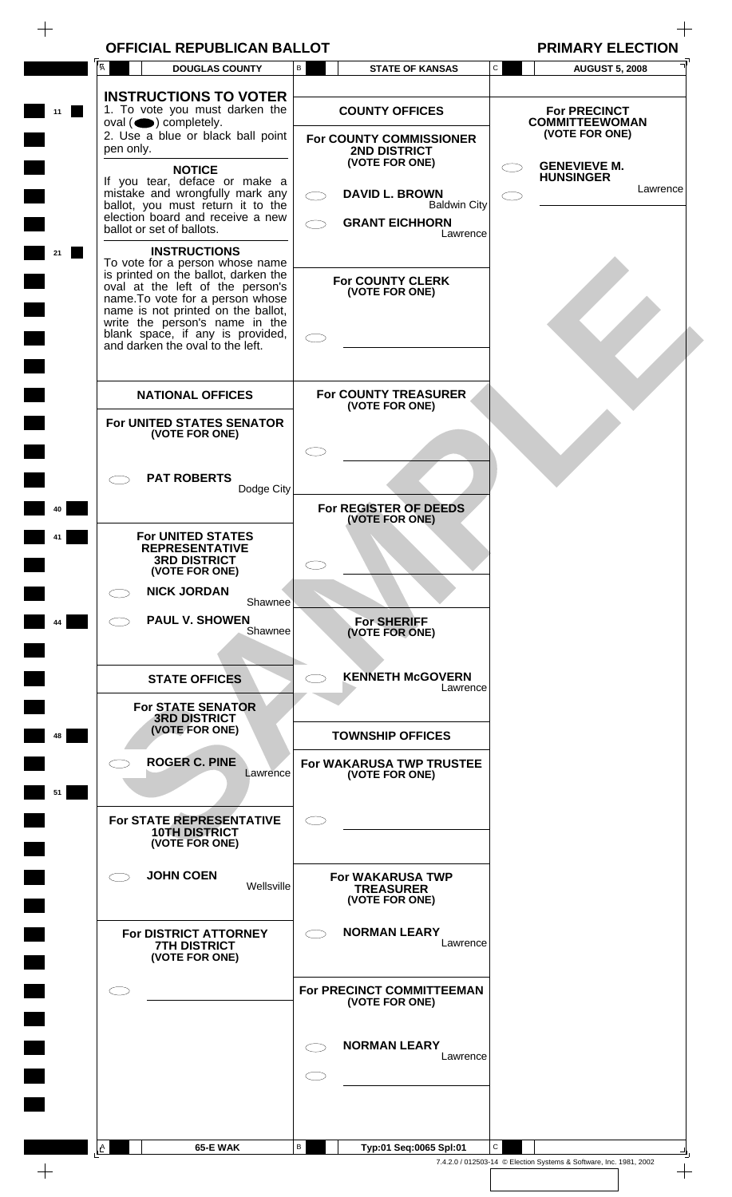# OFFICIAL REPUBLICAN BALLOT

# PRIMARY ELECTION

DOUGLAS COUNTY | STATE OF KANSAS | AUGUST 5, 2008

## INSTRUCTIONS TO VOTER

1. To vote you must darken the oval ( ) completely.
2. Use a blue or black ball point pen only.

**NOTICE**

If you tear, deface or make a mistake and wrongfully mark any ballot, you must return it to the election board and receive a new ballot or set of ballots.

**INSTRUCTIONS**

To vote for a person whose name is printed on the ballot, darken the oval at the left of the person's name. To vote for a person whose name is not printed on the ballot, write the person's name in the blank space, if any is provided, and darken the oval to the left.

## NATIONAL OFFICES

**For UNITED STATES SENATOR**
**(VOTE FOR ONE)**

- PAT ROBERTS — Dodge City

**For UNITED STATES REPRESENTATIVE 3RD DISTRICT**
**(VOTE FOR ONE)**

- NICK JORDAN — Shawnee
- PAUL V. SHOWEN — Shawnee

## STATE OFFICES

**For STATE SENATOR 3RD DISTRICT**
**(VOTE FOR ONE)**

- ROGER C. PINE — Lawrence

**For STATE REPRESENTATIVE 10TH DISTRICT**
**(VOTE FOR ONE)**

- JOHN COEN — Wellsville

**For DISTRICT ATTORNEY 7TH DISTRICT**
**(VOTE FOR ONE)**

- \_\_\_\_\_\_\_\_\_\_

## COUNTY OFFICES

**For COUNTY COMMISSIONER 2ND DISTRICT**
**(VOTE FOR ONE)**

- DAVID L. BROWN — Baldwin City
- GRANT EICHHORN — Lawrence

**For COUNTY CLERK**
**(VOTE FOR ONE)**

- \_\_\_\_\_\_\_\_\_\_

**For COUNTY TREASURER**
**(VOTE FOR ONE)**

- \_\_\_\_\_\_\_\_\_\_

**For REGISTER OF DEEDS**
**(VOTE FOR ONE)**

- \_\_\_\_\_\_\_\_\_\_

**For SHERIFF**
**(VOTE FOR ONE)**

- KENNETH McGOVERN — Lawrence

## TOWNSHIP OFFICES

**For WAKARUSA TWP TRUSTEE**
**(VOTE FOR ONE)**

- \_\_\_\_\_\_\_\_\_\_

**For WAKARUSA TWP TREASURER**
**(VOTE FOR ONE)**

- NORMAN LEARY — Lawrence

**For PRECINCT COMMITTEEMAN**
**(VOTE FOR ONE)**

- NORMAN LEARY — Lawrence
- \_\_\_\_\_\_\_\_\_\_

**For PRECINCT COMMITTEEWOMAN**
**(VOTE FOR ONE)**

- GENEVIEVE M. HUNSINGER — Lawrence
- \_\_\_\_\_\_\_\_\_\_

SAMPLE

65-E WAK | Typ:01 Seq:0065 Spl:01

7.4.2.0 / 012503-14 © Election Systems & Software, Inc. 1981, 2002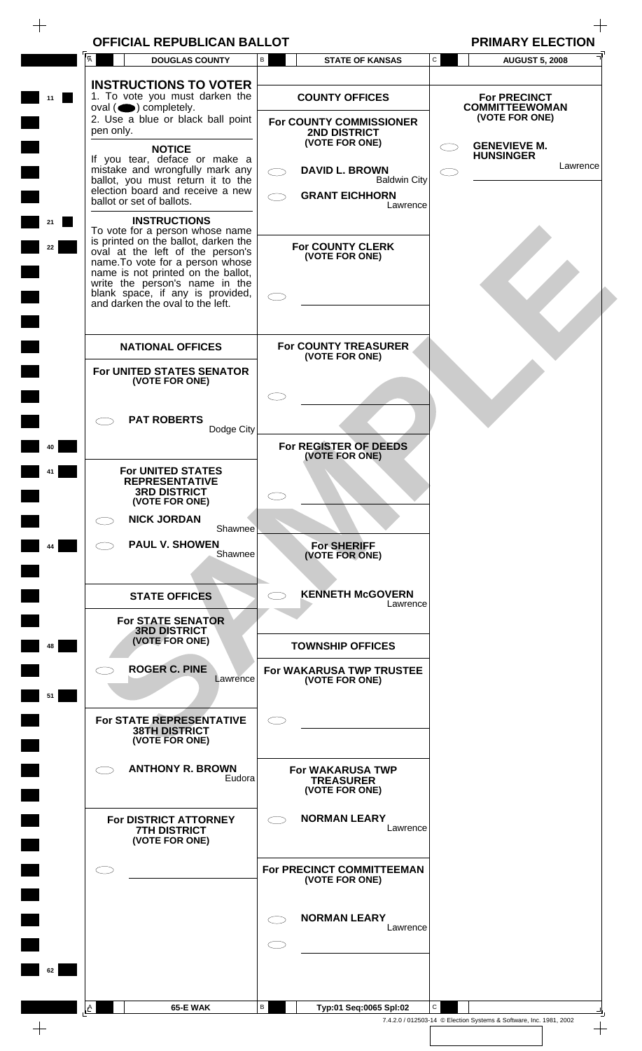# OFFICIAL REPUBLICAN BALLOT

# PRIMARY ELECTION

DOUGLAS COUNTY | STATE OF KANSAS | AUGUST 5, 2008

## INSTRUCTIONS TO VOTER

1. To vote you must darken the oval ( ⬬ ) completely.
2. Use a blue or black ball point pen only.

**NOTICE**

If you tear, deface or make a mistake and wrongfully mark any ballot, you must return it to the election board and receive a new ballot or set of ballots.

**INSTRUCTIONS**

To vote for a person whose name is printed on the ballot, darken the oval at the left of the person's name.To vote for a person whose name is not printed on the ballot, write the person's name in the blank space, if any is provided, and darken the oval to the left.

## NATIONAL OFFICES

### For UNITED STATES SENATOR
(VOTE FOR ONE)

- ⬭ PAT ROBERTS — Dodge City

### For UNITED STATES REPRESENTATIVE 3RD DISTRICT
(VOTE FOR ONE)

- ⬭ NICK JORDAN — Shawnee
- ⬭ PAUL V. SHOWEN — Shawnee

## STATE OFFICES

### For STATE SENATOR 3RD DISTRICT
(VOTE FOR ONE)

- ⬭ ROGER C. PINE — Lawrence

### For STATE REPRESENTATIVE 38TH DISTRICT
(VOTE FOR ONE)

- ⬭ ANTHONY R. BROWN — Eudora

### For DISTRICT ATTORNEY 7TH DISTRICT
(VOTE FOR ONE)

- ⬭ ____________

## COUNTY OFFICES

### For COUNTY COMMISSIONER 2ND DISTRICT
(VOTE FOR ONE)

- ⬭ DAVID L. BROWN — Baldwin City
- ⬭ GRANT EICHHORN — Lawrence

### For COUNTY CLERK
(VOTE FOR ONE)

- ⬭ ____________

### For COUNTY TREASURER
(VOTE FOR ONE)

- ⬭ ____________

### For REGISTER OF DEEDS
(VOTE FOR ONE)

- ⬭ ____________

### For SHERIFF
(VOTE FOR ONE)

- ⬭ KENNETH McGOVERN — Lawrence

## TOWNSHIP OFFICES

### For WAKARUSA TWP TRUSTEE
(VOTE FOR ONE)

- ⬭ ____________

### For WAKARUSA TWP TREASURER
(VOTE FOR ONE)

- ⬭ NORMAN LEARY — Lawrence

### For PRECINCT COMMITTEEMAN
(VOTE FOR ONE)

- ⬭ NORMAN LEARY — Lawrence
- ⬭ ____________

### For PRECINCT COMMITTEEWOMAN
(VOTE FOR ONE)

- ⬭ GENEVIEVE M. HUNSINGER — Lawrence
- ⬭ ____________

SAMPLE

65-E WAK | Typ:01 Seq:0065 Spl:02

7.4.2.0 / 012503-14 © Election Systems & Software, Inc. 1981, 2002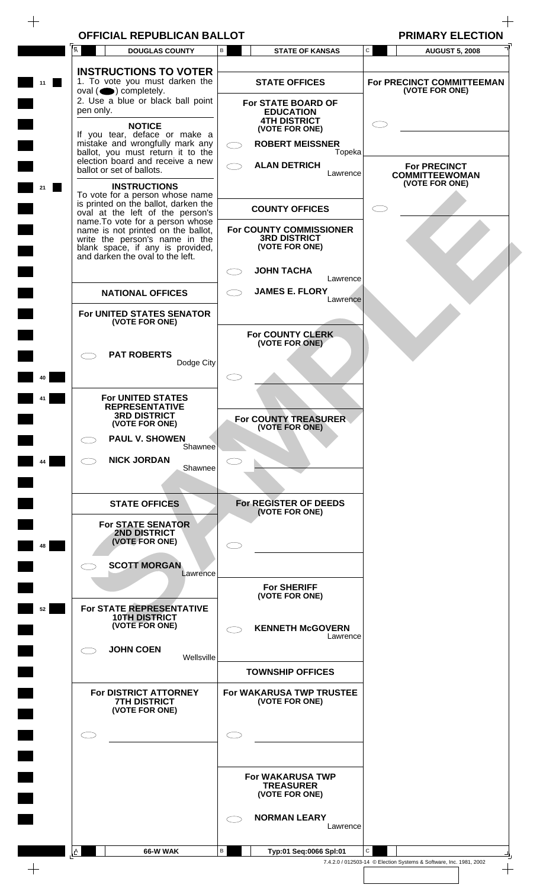# OFFICIAL REPUBLICAN BALLOT

# PRIMARY ELECTION

DOUGLAS COUNTY | STATE OF KANSAS | AUGUST 5, 2008

## INSTRUCTIONS TO VOTER

1. To vote you must darken the oval ( ) completely.
2. Use a blue or black ball point pen only.

**NOTICE**

If you tear, deface or make a mistake and wrongfully mark any ballot, you must return it to the election board and receive a new ballot or set of ballots.

**INSTRUCTIONS**

To vote for a person whose name is printed on the ballot, darken the oval at the left of the person's name. To vote for a person whose name is not printed on the ballot, write the person's name in the blank space, if any is provided, and darken the oval to the left.

## NATIONAL OFFICES

**For UNITED STATES SENATOR**
(VOTE FOR ONE)

- PAT ROBERTS — Dodge City

**For UNITED STATES REPRESENTATIVE 3RD DISTRICT**
(VOTE FOR ONE)

- PAUL V. SHOWEN — Shawnee
- NICK JORDAN — Shawnee

## STATE OFFICES

**For STATE SENATOR 2ND DISTRICT**
(VOTE FOR ONE)

- SCOTT MORGAN — Lawrence

**For STATE REPRESENTATIVE 10TH DISTRICT**
(VOTE FOR ONE)

- JOHN COEN — Wellsville

**For DISTRICT ATTORNEY 7TH DISTRICT**
(VOTE FOR ONE)

- ______________

## STATE OFFICES

**For STATE BOARD OF EDUCATION 4TH DISTRICT**
(VOTE FOR ONE)

- ROBERT MEISSNER — Topeka
- ALAN DETRICH — Lawrence

## COUNTY OFFICES

**For COUNTY COMMISSIONER 3RD DISTRICT**
(VOTE FOR ONE)

- JOHN TACHA — Lawrence
- JAMES E. FLORY — Lawrence

**For COUNTY CLERK**
(VOTE FOR ONE)

- ______________

**For COUNTY TREASURER**
(VOTE FOR ONE)

- ______________

**For REGISTER OF DEEDS**
(VOTE FOR ONE)

- ______________

**For SHERIFF**
(VOTE FOR ONE)

- KENNETH McGOVERN — Lawrence

## TOWNSHIP OFFICES

**For WAKARUSA TWP TRUSTEE**
(VOTE FOR ONE)

- ______________

**For WAKARUSA TWP TREASURER**
(VOTE FOR ONE)

- NORMAN LEARY — Lawrence

**For PRECINCT COMMITTEEMAN**
(VOTE FOR ONE)

- ______________

**For PRECINCT COMMITTEEWOMAN**
(VOTE FOR ONE)

- ______________

SAMPLE

66-W WAK | Typ:01 Seq:0066 Spl:01

7.4.2.0 / 012503-14 © Election Systems & Software, Inc. 1981, 2002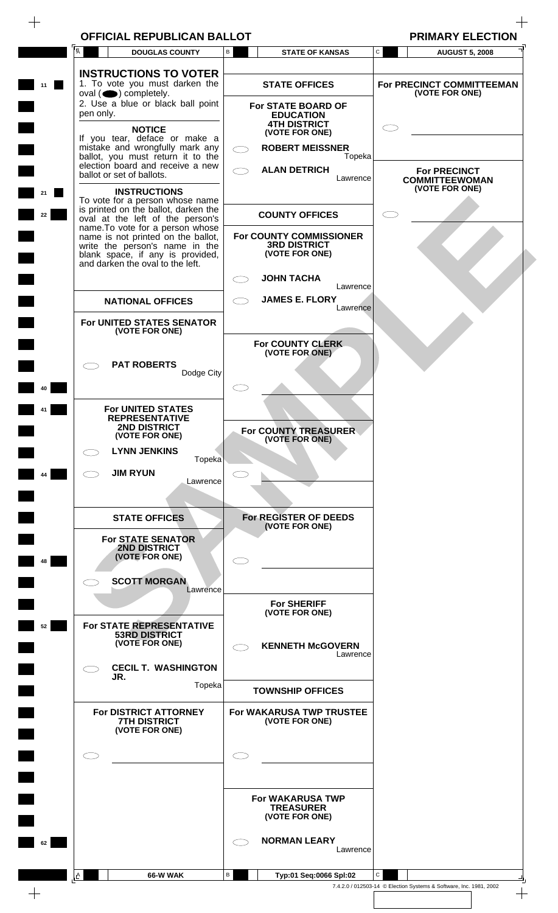# OFFICIAL REPUBLICAN BALLOT

# PRIMARY ELECTION

DOUGLAS COUNTY | STATE OF KANSAS | AUGUST 5, 2008

## INSTRUCTIONS TO VOTER

1. To vote you must darken the oval ( ) completely.
2. Use a blue or black ball point pen only.

**NOTICE**

If you tear, deface or make a mistake and wrongfully mark any ballot, you must return it to the election board and receive a new ballot or set of ballots.

**INSTRUCTIONS**

To vote for a person whose name is printed on the ballot, darken the oval at the left of the person's name. To vote for a person whose name is not printed on the ballot, write the person's name in the blank space, if any is provided, and darken the oval to the left.

## NATIONAL OFFICES

**For UNITED STATES SENATOR**
(VOTE FOR ONE)

- PAT ROBERTS — Dodge City

**For UNITED STATES REPRESENTATIVE 2ND DISTRICT**
(VOTE FOR ONE)

- LYNN JENKINS — Topeka
- JIM RYUN — Lawrence

## STATE OFFICES

**For STATE SENATOR 2ND DISTRICT**
(VOTE FOR ONE)

- SCOTT MORGAN — Lawrence

**For STATE REPRESENTATIVE 53RD DISTRICT**
(VOTE FOR ONE)

- CECIL T. WASHINGTON JR. — Topeka

**For DISTRICT ATTORNEY 7TH DISTRICT**
(VOTE FOR ONE)

- ______________

## STATE OFFICES

**For STATE BOARD OF EDUCATION 4TH DISTRICT**
(VOTE FOR ONE)

- ROBERT MEISSNER — Topeka
- ALAN DETRICH — Lawrence

## COUNTY OFFICES

**For COUNTY COMMISSIONER 3RD DISTRICT**
(VOTE FOR ONE)

- JOHN TACHA — Lawrence
- JAMES E. FLORY — Lawrence

**For COUNTY CLERK**
(VOTE FOR ONE)

- ______________

**For COUNTY TREASURER**
(VOTE FOR ONE)

- ______________

**For REGISTER OF DEEDS**
(VOTE FOR ONE)

- ______________

**For SHERIFF**
(VOTE FOR ONE)

- KENNETH McGOVERN — Lawrence

## TOWNSHIP OFFICES

**For WAKARUSA TWP TRUSTEE**
(VOTE FOR ONE)

- ______________

**For WAKARUSA TWP TREASURER**
(VOTE FOR ONE)

- NORMAN LEARY — Lawrence

**For PRECINCT COMMITTEEMAN**
(VOTE FOR ONE)

- ______________

**For PRECINCT COMMITTEEWOMAN**
(VOTE FOR ONE)

- ______________

SAMPLE

66-W WAK | Typ:01 Seq:0066 Spl:02

7.4.2.0 / 012503-14 © Election Systems & Software, Inc. 1981, 2002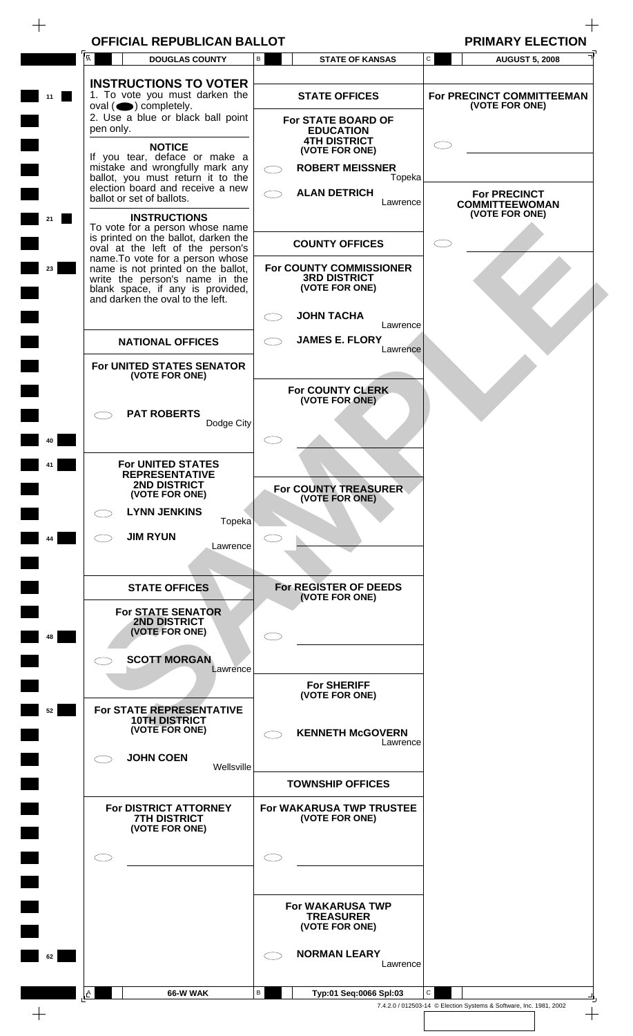# OFFICIAL REPUBLICAN BALLOT

# PRIMARY ELECTION

| DOUGLAS COUNTY | STATE OF KANSAS | AUGUST 5, 2008 |
|---|---|---|

## INSTRUCTIONS TO VOTER

1. To vote you must darken the oval (⬬) completely.
2. Use a blue or black ball point pen only.

**NOTICE**

If you tear, deface or make a mistake and wrongfully mark any ballot, you must return it to the election board and receive a new ballot or set of ballots.

**INSTRUCTIONS**

To vote for a person whose name is printed on the ballot, darken the oval at the left of the person's name. To vote for a person whose name is not printed on the ballot, write the person's name in the blank space, if any is provided, and darken the oval to the left.

## NATIONAL OFFICES

**For UNITED STATES SENATOR**
(VOTE FOR ONE)

- ⬭ PAT ROBERTS, Dodge City

**For UNITED STATES REPRESENTATIVE 2ND DISTRICT**
(VOTE FOR ONE)

- ⬭ LYNN JENKINS, Topeka
- ⬭ JIM RYUN, Lawrence

## STATE OFFICES

**For STATE SENATOR 2ND DISTRICT**
(VOTE FOR ONE)

- ⬭ SCOTT MORGAN, Lawrence

**For STATE REPRESENTATIVE 10TH DISTRICT**
(VOTE FOR ONE)

- ⬭ JOHN COEN, Wellsville

**For DISTRICT ATTORNEY 7TH DISTRICT**
(VOTE FOR ONE)

- ⬭ ____________

## STATE OFFICES

**For STATE BOARD OF EDUCATION 4TH DISTRICT**
(VOTE FOR ONE)

- ⬭ ROBERT MEISSNER, Topeka
- ⬭ ALAN DETRICH, Lawrence

## COUNTY OFFICES

**For COUNTY COMMISSIONER 3RD DISTRICT**
(VOTE FOR ONE)

- ⬭ JOHN TACHA, Lawrence
- ⬭ JAMES E. FLORY, Lawrence

**For COUNTY CLERK**
(VOTE FOR ONE)

- ⬭ ____________

**For COUNTY TREASURER**
(VOTE FOR ONE)

- ⬭ ____________

**For REGISTER OF DEEDS**
(VOTE FOR ONE)

- ⬭ ____________

**For SHERIFF**
(VOTE FOR ONE)

- ⬭ KENNETH McGOVERN, Lawrence

## TOWNSHIP OFFICES

**For WAKARUSA TWP TRUSTEE**
(VOTE FOR ONE)

- ⬭ ____________

**For WAKARUSA TWP TREASURER**
(VOTE FOR ONE)

- ⬭ NORMAN LEARY, Lawrence

**For PRECINCT COMMITTEEMAN**
(VOTE FOR ONE)

- ⬭ ____________

**For PRECINCT COMMITTEEWOMAN**
(VOTE FOR ONE)

- ⬭ ____________

SAMPLE

| 66-W WAK | Typ:01 Seq:0066 Spl:03 | |
|---|---|---|

7.4.2.0 / 012503-14 © Election Systems & Software, Inc. 1981, 2002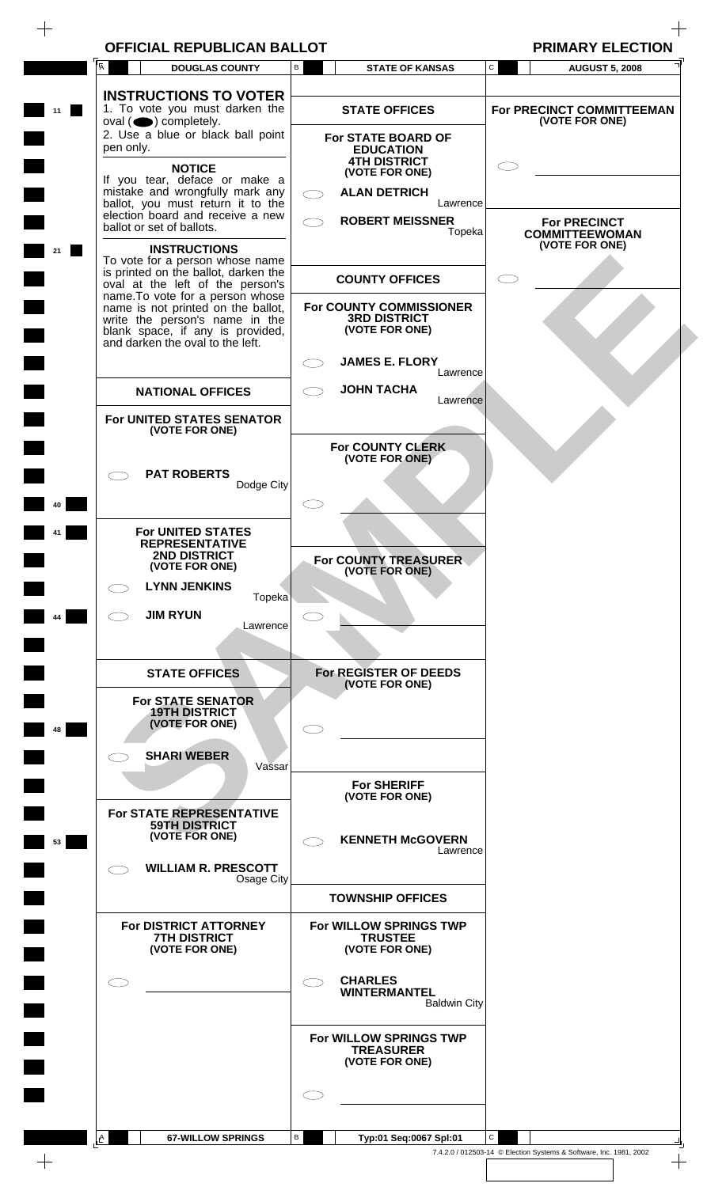# OFFICIAL REPUBLICAN BALLOT

# PRIMARY ELECTION

DOUGLAS COUNTY | STATE OF KANSAS | AUGUST 5, 2008

## INSTRUCTIONS TO VOTER

1. To vote you must darken the oval ( ) completely.
2. Use a blue or black ball point pen only.

**NOTICE**

If you tear, deface or make a mistake and wrongfully mark any ballot, you must return it to the election board and receive a new ballot or set of ballots.

**INSTRUCTIONS**

To vote for a person whose name is printed on the ballot, darken the oval at the left of the person's name. To vote for a person whose name is not printed on the ballot, write the person's name in the blank space, if any is provided, and darken the oval to the left.

## NATIONAL OFFICES

**For UNITED STATES SENATOR**
(VOTE FOR ONE)

- PAT ROBERTS — Dodge City

**For UNITED STATES REPRESENTATIVE 2ND DISTRICT**
(VOTE FOR ONE)

- LYNN JENKINS — Topeka
- JIM RYUN — Lawrence

## STATE OFFICES

**For STATE SENATOR 19TH DISTRICT**
(VOTE FOR ONE)

- SHARI WEBER — Vassar

**For STATE REPRESENTATIVE 59TH DISTRICT**
(VOTE FOR ONE)

- WILLIAM R. PRESCOTT — Osage City

**For DISTRICT ATTORNEY 7TH DISTRICT**
(VOTE FOR ONE)

- ______________

## STATE OFFICES

**For STATE BOARD OF EDUCATION 4TH DISTRICT**
(VOTE FOR ONE)

- ALAN DETRICH — Lawrence
- ROBERT MEISSNER — Topeka

## COUNTY OFFICES

**For COUNTY COMMISSIONER 3RD DISTRICT**
(VOTE FOR ONE)

- JAMES E. FLORY — Lawrence
- JOHN TACHA — Lawrence

**For COUNTY CLERK**
(VOTE FOR ONE)

- ______________

**For COUNTY TREASURER**
(VOTE FOR ONE)

- ______________

**For REGISTER OF DEEDS**
(VOTE FOR ONE)

- ______________

**For SHERIFF**
(VOTE FOR ONE)

- KENNETH McGOVERN — Lawrence

## TOWNSHIP OFFICES

**For WILLOW SPRINGS TWP TRUSTEE**
(VOTE FOR ONE)

- CHARLES WINTERMANTEL — Baldwin City

**For WILLOW SPRINGS TWP TREASURER**
(VOTE FOR ONE)

- ______________

**For PRECINCT COMMITTEEMAN**
(VOTE FOR ONE)

- ______________

**For PRECINCT COMMITTEEWOMAN**
(VOTE FOR ONE)

- ______________

SAMPLE

67-WILLOW SPRINGS | Typ:01 Seq:0067 Spl:01

7.4.2.0 / 012503-14 © Election Systems & Software, Inc. 1981, 2002